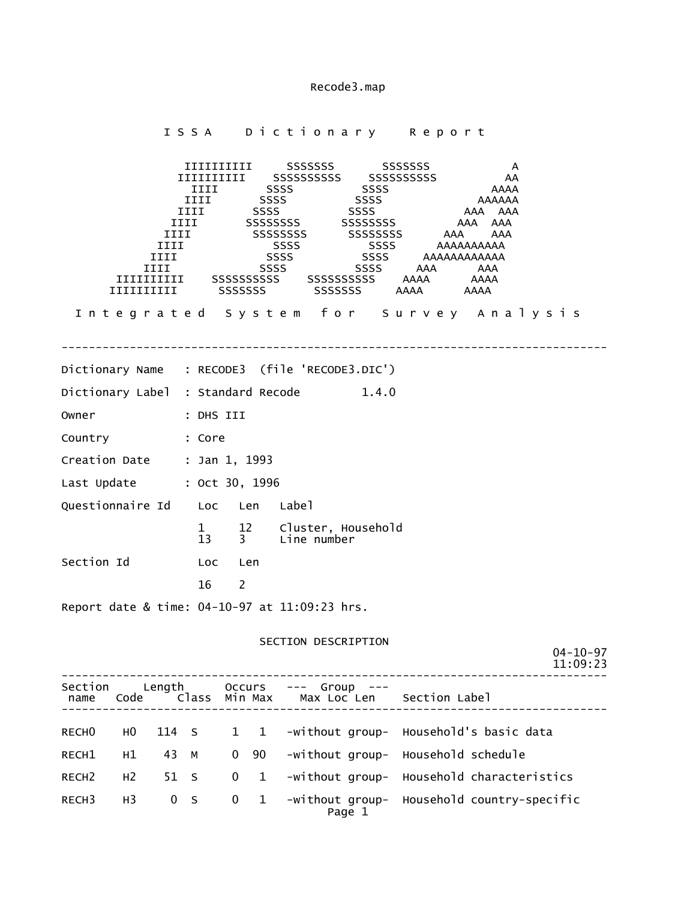Recode3.map

I S S A D i c t i o n a r y R e p o r t

```
           IIIIIIIIII     SSSSSSS       SSSSSSS           A
          IIIIIIIIII    SSSSSSSSSS    SSSSSSSSSS         AA
            IIII       SSSS          SSSS              AAAA
           IIII       SSSS          SSSS             AAAAAA
          IIII       SSSS          SSSS            AAA  AAA
         IIII       SSSSSSSS      SSSSSSSS        AAA  AAA
        IIII        SSSSSSSS      SSSSSSSS      AAA    AAA
       IIII            SSSS          SSSS      AAAAAAAAAA
      IIII            SSSS          SSSS     AAAAAAAAAAAA
     IIII            SSSS          SSSS     AAA      AAA
  IIIIIIIIII    SSSSSSSSSS    SSSSSSSSSS    AAAA      AAAA
 IIIIIIIIII      SSSSSSS       SSSSSSS     AAAA      AAAA
```

I n t e g r a t e d S y s t e m f o r S u r v e y A n a l y s i s

---

Dictionary Name : RECODE3 (file 'RECODE3.DIC')

Dictionary Label : Standard Recode 1.4.0

Owner : DHS III

Country : Core

Creation Date : Jan 1, 1993

Last Update : Oct 30, 1996

| Questionnaire Id | Loc | Len | Label |
|---|---|---|---|
| | 1 | 12 | Cluster, Household |
| | 13 | 3 | Line number |

| Section Id | Loc | Len |
|---|---|---|
| | 16 | 2 |

Report date & time: 04-10-97 at 11:09:23 hrs.

## SECTION DESCRIPTION

04-10-97
11:09:23

| Section name | Code | Length | Class | Occurs Min | Occurs Max | --- Group --- Max Loc Len | Section Label |
|---|---|---|---|---|---|---|---|
| RECH0 | H0 | 114 | S | 1 | 1 | -without group- | Household's basic data |
| RECH1 | H1 | 43 | M | 0 | 90 | -without group- | Household schedule |
| RECH2 | H2 | 51 | S | 0 | 1 | -without group- | Household characteristics |
| RECH3 | H3 | 0 | S | 0 | 1 | -without group- | Household country-specific |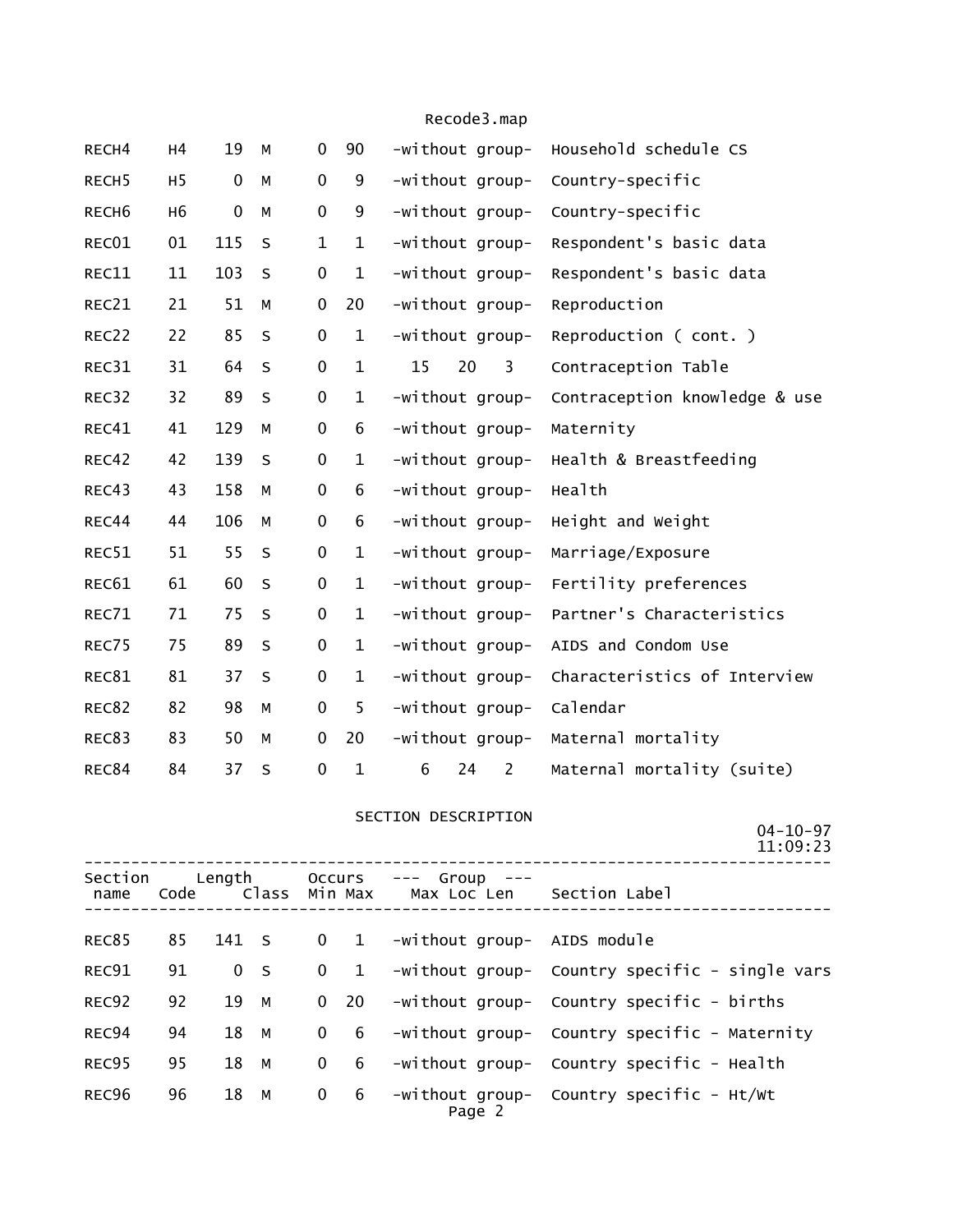| Section name | Code | Length | Class | Occurs Min | Occurs Max | Group Max | Group Loc | Group Len | Section Label |
|---|---|---|---|---|---|---|---|---|---|
| RECH4 | H4 | 19 | M | 0 | 90 | -without group- | | | Household schedule CS |
| RECH5 | H5 | 0 | M | 0 | 9 | -without group- | | | Country-specific |
| RECH6 | H6 | 0 | M | 0 | 9 | -without group- | | | Country-specific |
| REC01 | 01 | 115 | S | 1 | 1 | -without group- | | | Respondent's basic data |
| REC11 | 11 | 103 | S | 0 | 1 | -without group- | | | Respondent's basic data |
| REC21 | 21 | 51 | M | 0 | 20 | -without group- | | | Reproduction |
| REC22 | 22 | 85 | S | 0 | 1 | -without group- | | | Reproduction ( cont. ) |
| REC31 | 31 | 64 | S | 0 | 1 | 15 | 20 | 3 | Contraception Table |
| REC32 | 32 | 89 | S | 0 | 1 | -without group- | | | Contraception knowledge & use |
| REC41 | 41 | 129 | M | 0 | 6 | -without group- | | | Maternity |
| REC42 | 42 | 139 | S | 0 | 1 | -without group- | | | Health & Breastfeeding |
| REC43 | 43 | 158 | M | 0 | 6 | -without group- | | | Health |
| REC44 | 44 | 106 | M | 0 | 6 | -without group- | | | Height and Weight |
| REC51 | 51 | 55 | S | 0 | 1 | -without group- | | | Marriage/Exposure |
| REC61 | 61 | 60 | S | 0 | 1 | -without group- | | | Fertility preferences |
| REC71 | 71 | 75 | S | 0 | 1 | -without group- | | | Partner's Characteristics |
| REC75 | 75 | 89 | S | 0 | 1 | -without group- | | | AIDS and Condom Use |
| REC81 | 81 | 37 | S | 0 | 1 | -without group- | | | Characteristics of Interview |
| REC82 | 82 | 98 | M | 0 | 5 | -without group- | | | Calendar |
| REC83 | 83 | 50 | M | 0 | 20 | -without group- | | | Maternal mortality |
| REC84 | 84 | 37 | S | 0 | 1 | 6 | 24 | 2 | Maternal mortality (suite) |

SECTION DESCRIPTION

04-10-97
11:09:23

| Section name | Code | Length | Class | Occurs Min | Occurs Max | Group Max | Group Loc | Group Len | Section Label |
|---|---|---|---|---|---|---|---|---|---|
| REC85 | 85 | 141 | S | 0 | 1 | -without group- | | | AIDS module |
| REC91 | 91 | 0 | S | 0 | 1 | -without group- | | | Country specific - single vars |
| REC92 | 92 | 19 | M | 0 | 20 | -without group- | | | Country specific - births |
| REC94 | 94 | 18 | M | 0 | 6 | -without group- | | | Country specific - Maternity |
| REC95 | 95 | 18 | M | 0 | 6 | -without group- | | | Country specific - Health |
| REC96 | 96 | 18 | M | 0 | 6 | -without group- | | | Country specific - Ht/Wt |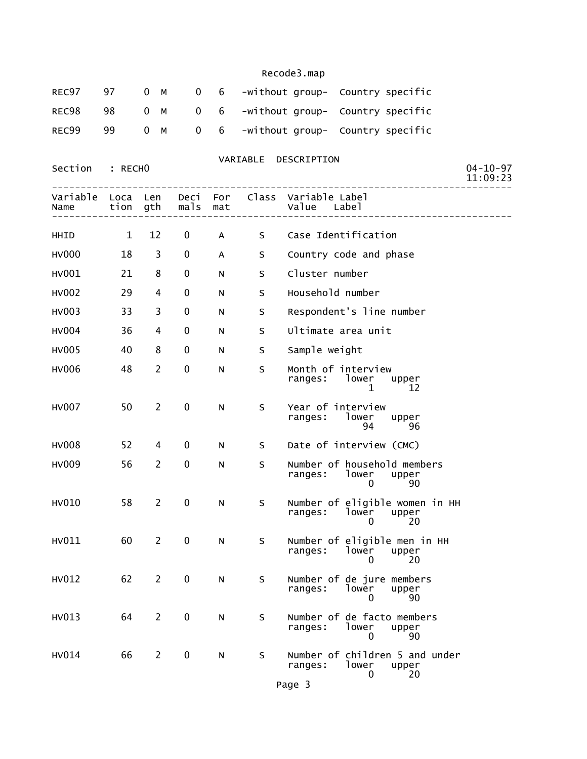| | | | | | | | |
|---|---|---|---|---|---|---|---|
| REC97 | 97 | 0 | M | 0 | 6 | -without group- | Country specific |
| REC98 | 98 | 0 | M | 0 | 6 | -without group- | Country specific |
| REC99 | 99 | 0 | M | 0 | 6 | -without group- | Country specific |

VARIABLE DESCRIPTION

Section : RECH0 04-10-97 11:09:23

| Variable Name | Location | Length | Decimals | Format | Class | Variable Label / Value Label |
|---|---|---|---|---|---|---|
| HHID | 1 | 12 | 0 | A | S | Case Identification |
| HV000 | 18 | 3 | 0 | A | S | Country code and phase |
| HV001 | 21 | 8 | 0 | N | S | Cluster number |
| HV002 | 29 | 4 | 0 | N | S | Household number |
| HV003 | 33 | 3 | 0 | N | S | Respondent's line number |
| HV004 | 36 | 4 | 0 | N | S | Ultimate area unit |
| HV005 | 40 | 8 | 0 | N | S | Sample weight |
| HV006 | 48 | 2 | 0 | N | S | Month of interview<br>ranges: lower 1 upper 12 |
| HV007 | 50 | 2 | 0 | N | S | Year of interview<br>ranges: lower 94 upper 96 |
| HV008 | 52 | 4 | 0 | N | S | Date of interview (CMC) |
| HV009 | 56 | 2 | 0 | N | S | Number of household members<br>ranges: lower 0 upper 90 |
| HV010 | 58 | 2 | 0 | N | S | Number of eligible women in HH<br>ranges: lower 0 upper 20 |
| HV011 | 60 | 2 | 0 | N | S | Number of eligible men in HH<br>ranges: lower 0 upper 20 |
| HV012 | 62 | 2 | 0 | N | S | Number of de jure members<br>ranges: lower 0 upper 90 |
| HV013 | 64 | 2 | 0 | N | S | Number of de facto members<br>ranges: lower 0 upper 90 |
| HV014 | 66 | 2 | 0 | N | S | Number of children 5 and under<br>ranges: lower 0 upper 20 |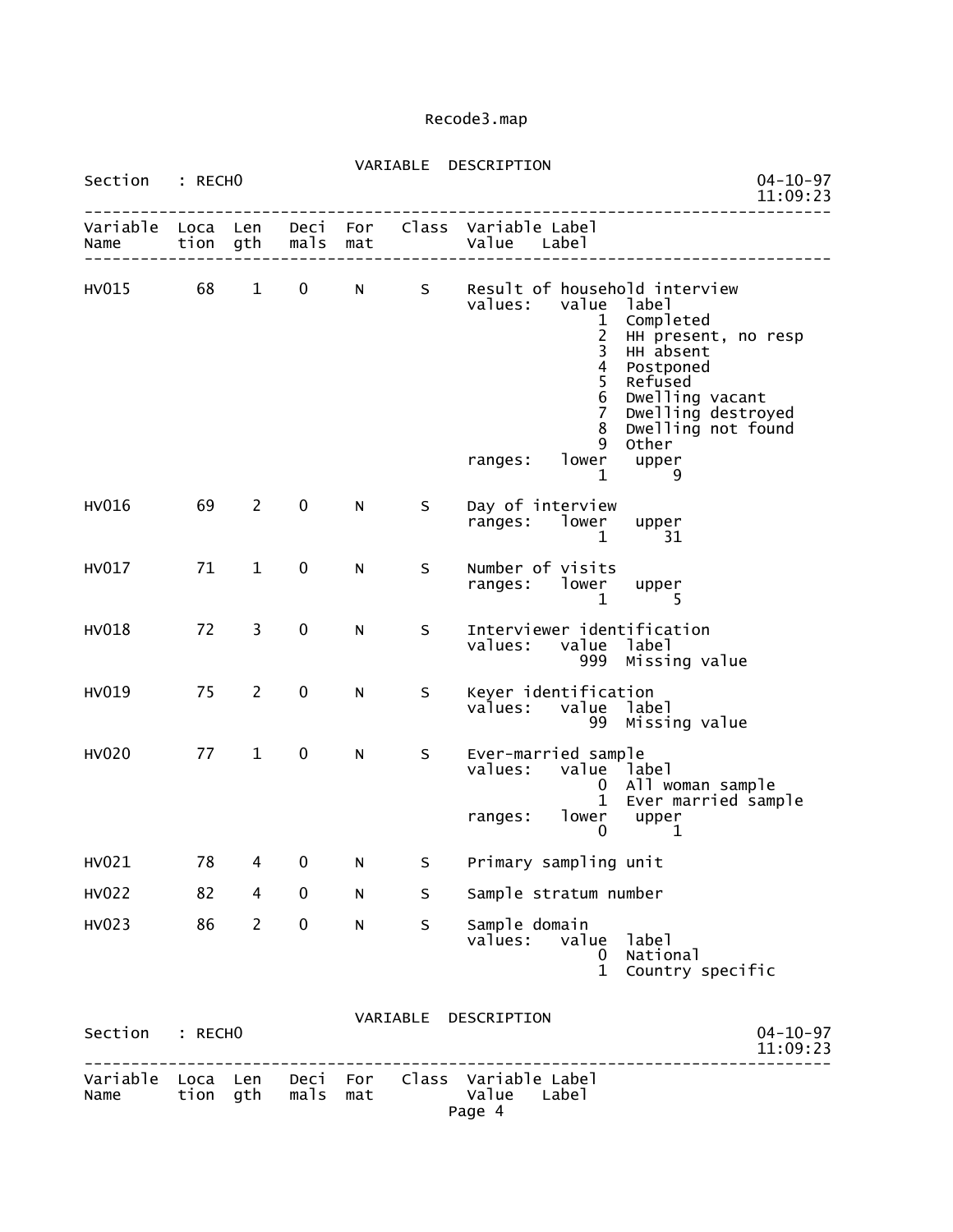# Recode3.map

## VARIABLE DESCRIPTION

Section : RECH0 — 04-10-97 11:09:23

| Variable Name | Location | Length | Decimals | Format | Class | Variable Label / Value Label |
|---|---|---|---|---|---|---|
| HV015 | 68 | 1 | 0 | N | S | Result of household interview |
| | | | | | | values: value label |
| | | | | | | 1 Completed |
| | | | | | | 2 HH present, no resp |
| | | | | | | 3 HH absent |
| | | | | | | 4 Postponed |
| | | | | | | 5 Refused |
| | | | | | | 6 Dwelling vacant |
| | | | | | | 7 Dwelling destroyed |
| | | | | | | 8 Dwelling not found |
| | | | | | | 9 Other |
| | | | | | | ranges: lower upper |
| | | | | | | 1 9 |
| HV016 | 69 | 2 | 0 | N | S | Day of interview |
| | | | | | | ranges: lower upper |
| | | | | | | 1 31 |
| HV017 | 71 | 1 | 0 | N | S | Number of visits |
| | | | | | | ranges: lower upper |
| | | | | | | 1 5 |
| HV018 | 72 | 3 | 0 | N | S | Interviewer identification |
| | | | | | | values: value label |
| | | | | | | 999 Missing value |
| HV019 | 75 | 2 | 0 | N | S | Keyer identification |
| | | | | | | values: value label |
| | | | | | | 99 Missing value |
| HV020 | 77 | 1 | 0 | N | S | Ever-married sample |
| | | | | | | values: value label |
| | | | | | | 0 All woman sample |
| | | | | | | 1 Ever married sample |
| | | | | | | ranges: lower upper |
| | | | | | | 0 1 |
| HV021 | 78 | 4 | 0 | N | S | Primary sampling unit |
| HV022 | 82 | 4 | 0 | N | S | Sample stratum number |
| HV023 | 86 | 2 | 0 | N | S | Sample domain |
| | | | | | | values: value label |
| | | | | | | 0 National |
| | | | | | | 1 Country specific |

## VARIABLE DESCRIPTION

Section : RECH0 — 04-10-97 11:09:23

| Variable Name | Location | Length | Decimals | Format | Class | Variable Label / Value Label |
|---|---|---|---|---|---|---|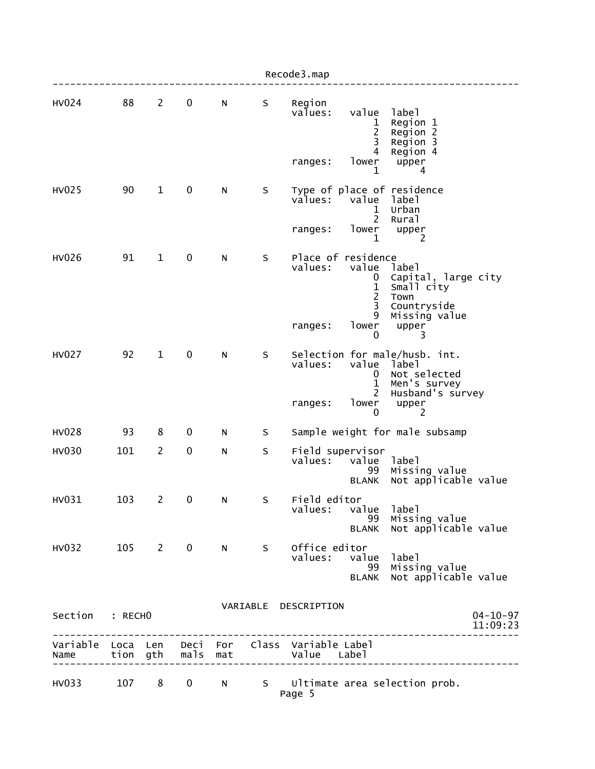| Variable Name | Location | Length | Decimals | Format | Class | Variable Label / Value Label |
|---|---|---|---|---|---|---|
| HV024 | 88 | 2 | 0 | N | S | Region |
| | | | | | | values: value label |
| | | | | | | 1 Region 1 |
| | | | | | | 2 Region 2 |
| | | | | | | 3 Region 3 |
| | | | | | | 4 Region 4 |
| | | | | | | ranges: lower 1 upper 4 |
| HV025 | 90 | 1 | 0 | N | S | Type of place of residence |
| | | | | | | values: value label |
| | | | | | | 1 Urban |
| | | | | | | 2 Rural |
| | | | | | | ranges: lower 1 upper 2 |
| HV026 | 91 | 1 | 0 | N | S | Place of residence |
| | | | | | | values: value label |
| | | | | | | 0 Capital, large city |
| | | | | | | 1 Small city |
| | | | | | | 2 Town |
| | | | | | | 3 Countryside |
| | | | | | | 9 Missing value |
| | | | | | | ranges: lower 0 upper 3 |
| HV027 | 92 | 1 | 0 | N | S | Selection for male/husb. int. |
| | | | | | | values: value label |
| | | | | | | 0 Not selected |
| | | | | | | 1 Men's survey |
| | | | | | | 2 Husband's survey |
| | | | | | | ranges: lower 0 upper 2 |
| HV028 | 93 | 8 | 0 | N | S | Sample weight for male subsamp |
| HV030 | 101 | 2 | 0 | N | S | Field supervisor |
| | | | | | | values: value label |
| | | | | | | 99 Missing value |
| | | | | | | BLANK Not applicable value |
| HV031 | 103 | 2 | 0 | N | S | Field editor |
| | | | | | | values: value label |
| | | | | | | 99 Missing value |
| | | | | | | BLANK Not applicable value |
| HV032 | 105 | 2 | 0 | N | S | Office editor |
| | | | | | | values: value label |
| | | | | | | 99 Missing value |
| | | | | | | BLANK Not applicable value |

VARIABLE DESCRIPTION

Section : RECH0

04-10-97
11:09:23

| Variable Name | Location | Length | Decimals | Format | Class | Variable Label / Value Label |
|---|---|---|---|---|---|---|
| HV033 | 107 | 8 | 0 | N | S | Ultimate area selection prob. |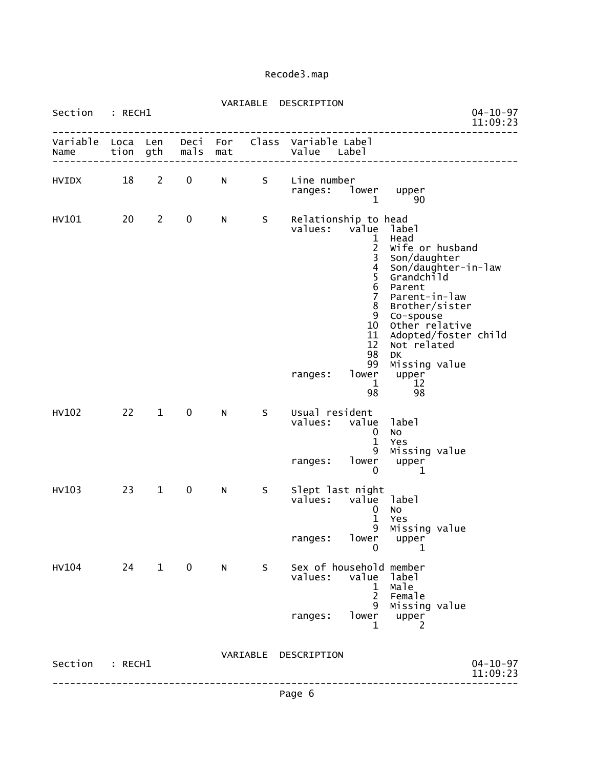Recode3.map

VARIABLE DESCRIPTION

Section : RECH1 — 04-10-97 11:09:23

| Variable Name | Location | Length | Decimals | Format | Class | Variable Label / Value Label |
|---|---|---|---|---|---|---|
| HVIDX | 18 | 2 | 0 | N | S | Line number |

```
ranges:   lower   upper
              1      90
```

| Variable Name | Location | Length | Decimals | Format | Class | Variable Label |
|---|---|---|---|---|---|---|
| HV101 | 20 | 2 | 0 | N | S | Relationship to head |

```
values:   value  label
              1  Head
              2  Wife or husband
              3  Son/daughter
              4  Son/daughter-in-law
              5  Grandchild
              6  Parent
              7  Parent-in-law
              8  Brother/sister
              9  Co-spouse
             10  Other relative
             11  Adopted/foster child
             12  Not related
             98  DK
             99  Missing value
ranges:   lower   upper
              1      12
             98      98
```

| Variable Name | Location | Length | Decimals | Format | Class | Variable Label |
|---|---|---|---|---|---|---|
| HV102 | 22 | 1 | 0 | N | S | Usual resident |

```
values:   value  label
              0  No
              1  Yes
              9  Missing value
ranges:   lower   upper
              0       1
```

| Variable Name | Location | Length | Decimals | Format | Class | Variable Label |
|---|---|---|---|---|---|---|
| HV103 | 23 | 1 | 0 | N | S | Slept last night |

```
values:   value  label
              0  No
              1  Yes
              9  Missing value
ranges:   lower   upper
              0       1
```

| Variable Name | Location | Length | Decimals | Format | Class | Variable Label |
|---|---|---|---|---|---|---|
| HV104 | 24 | 1 | 0 | N | S | Sex of household member |

```
values:   value  label
              1  Male
              2  Female
              9  Missing value
ranges:   lower   upper
              1       2
```

VARIABLE DESCRIPTION

Section : RECH1 — 04-10-97 11:09:23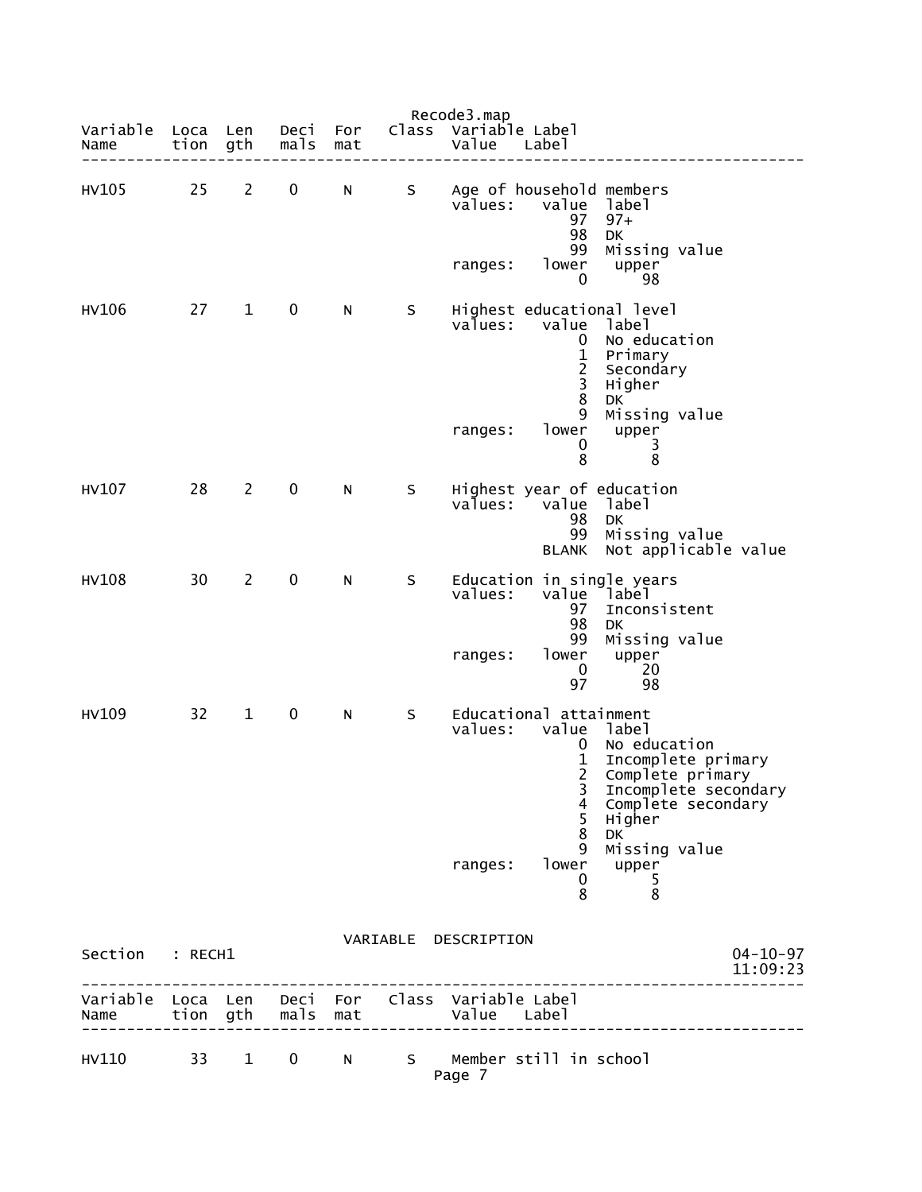Recode3.map

| Variable Name | Location | Length | Decimals | Format | Class | Variable Label / Value Label |
|---|---|---|---|---|---|---|

```
HV105      25    2    0    N    S    Age of household members
                                     values:   value  label
                                                  97  97+
                                                  98  DK
                                                  99  Missing value
                                     ranges:   lower   upper
                                                   0      98

HV106      27    1    0    N    S    Highest educational level
                                     values:   value  label
                                                   0  No education
                                                   1  Primary
                                                   2  Secondary
                                                   3  Higher
                                                   8  DK
                                                   9  Missing value
                                     ranges:   lower   upper
                                                   0       3
                                                   8       8

HV107      28    2    0    N    S    Highest year of education
                                     values:   value  label
                                                  98  DK
                                                  99  Missing value
                                               BLANK  Not applicable value

HV108      30    2    0    N    S    Education in single years
                                     values:   value  label
                                                  97  Inconsistent
                                                  98  DK
                                                  99  Missing value
                                     ranges:   lower   upper
                                                   0      20
                                                  97      98

HV109      32    1    0    N    S    Educational attainment
                                     values:   value  label
                                                   0  No education
                                                   1  Incomplete primary
                                                   2  Complete primary
                                                   3  Incomplete secondary
                                                   4  Complete secondary
                                                   5  Higher
                                                   8  DK
                                                   9  Missing value
                                     ranges:   lower   upper
                                                   0       5
                                                   8       8
```

VARIABLE DESCRIPTION

Section : RECH1 — 04-10-97 11:09:23

| Variable Name | Location | Length | Decimals | Format | Class | Variable Label / Value Label |
|---|---|---|---|---|---|---|
| HV110 | 33 | 1 | 0 | N | S | Member still in school |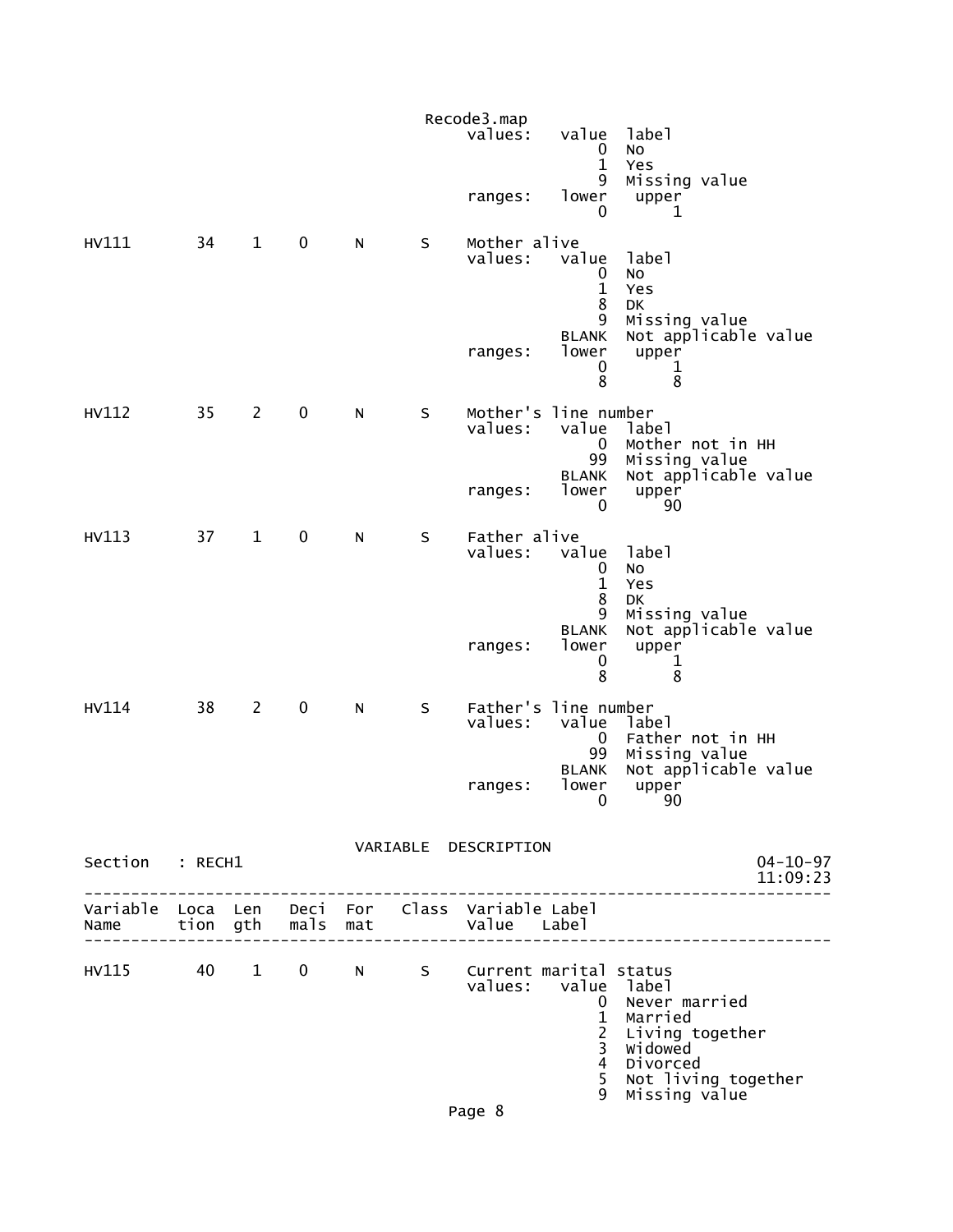Recode3.map

```
                                          values:   value  label
                                                        0  No
                                                        1  Yes
                                                        9  Missing value
                                          ranges:   lower   upper
                                                        0       1

HV111        34    1    0     N      S    Mother alive
                                          values:   value  label
                                                        0  No
                                                        1  Yes
                                                        8  DK
                                                        9  Missing value
                                                    BLANK  Not applicable value
                                          ranges:   lower   upper
                                                        0       1
                                                        8       8

HV112        35    2    0     N      S    Mother's line number
                                          values:   value  label
                                                        0  Mother not in HH
                                                       99  Missing value
                                                    BLANK  Not applicable value
                                          ranges:   lower   upper
                                                        0      90

HV113        37    1    0     N      S    Father alive
                                          values:   value  label
                                                        0  No
                                                        1  Yes
                                                        8  DK
                                                        9  Missing value
                                                    BLANK  Not applicable value
                                          ranges:   lower   upper
                                                        0       1
                                                        8       8

HV114        38    2    0     N      S    Father's line number
                                          values:   value  label
                                                        0  Father not in HH
                                                       99  Missing value
                                                    BLANK  Not applicable value
                                          ranges:   lower   upper
                                                        0      90
```

VARIABLE DESCRIPTION

Section : RECH1 04-10-97 11:09:23

```
-------------------------------------------------------------------------------
Variable  Loca  Len   Deci  For   Class  Variable Label
Name      tion  gth   mals  mat          Value    Label
-------------------------------------------------------------------------------

HV115        40    1    0     N      S    Current marital status
                                          values:   value  label
                                                        0  Never married
                                                        1  Married
                                                        2  Living together
                                                        3  Widowed
                                                        4  Divorced
                                                        5  Not living together
                                                        9  Missing value
```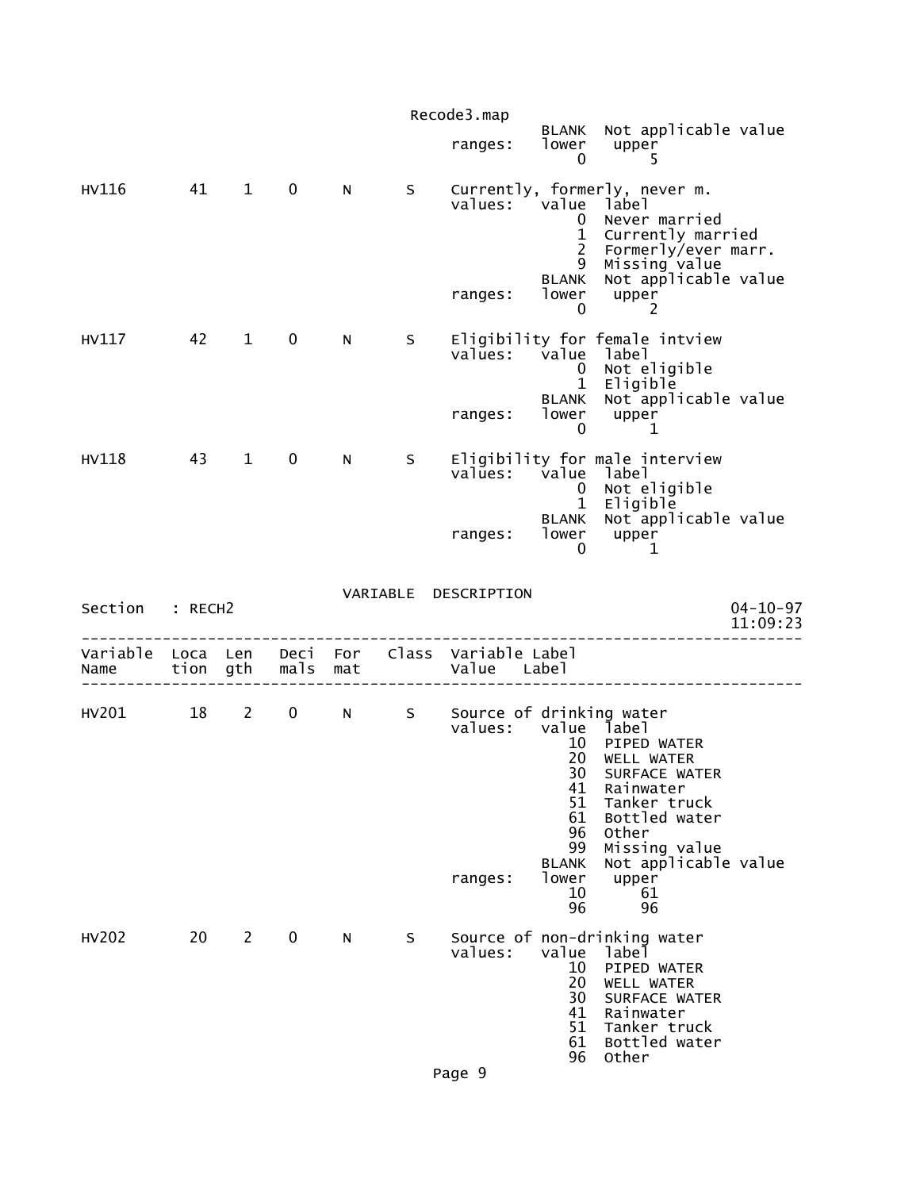```
                                                    BLANK  Not applicable value
                                          ranges:   lower   upper
                                                        0       5

HV116        41    1    0     N      S    Currently, formerly, never m.
                                          values:   value  label
                                                        0  Never married
                                                        1  Currently married
                                                        2  Formerly/ever marr.
                                                        9  Missing value
                                                    BLANK  Not applicable value
                                          ranges:   lower   upper
                                                        0       2

HV117        42    1    0     N      S    Eligibility for female intview
                                          values:   value  label
                                                        0  Not eligible
                                                        1  Eligible
                                                    BLANK  Not applicable value
                                          ranges:   lower   upper
                                                        0       1

HV118        43    1    0     N      S    Eligibility for male interview
                                          values:   value  label
                                                        0  Not eligible
                                                        1  Eligible
                                                    BLANK  Not applicable value
                                          ranges:   lower   upper
                                                        0       1


                              VARIABLE  DESCRIPTION
Section   : RECH2                                                          04-10-97
                                                                           11:09:23
-----------------------------------------------------------------------------------
Variable  Loca  Len   Deci  For   Class  Variable Label
Name      tion  gth   mals  mat          Value    Label
-----------------------------------------------------------------------------------

HV201        18    2    0     N      S    Source of drinking water
                                          values:   value  label
                                                       10  PIPED WATER
                                                       20  WELL WATER
                                                       30  SURFACE WATER
                                                       41  Rainwater
                                                       51  Tanker truck
                                                       61  Bottled water
                                                       96  Other
                                                       99  Missing value
                                                    BLANK  Not applicable value
                                          ranges:   lower   upper
                                                       10      61
                                                       96      96

HV202        20    2    0     N      S    Source of non-drinking water
                                          values:   value  label
                                                       10  PIPED WATER
                                                       20  WELL WATER
                                                       30  SURFACE WATER
                                                       41  Rainwater
                                                       51  Tanker truck
                                                       61  Bottled water
                                                       96  Other
```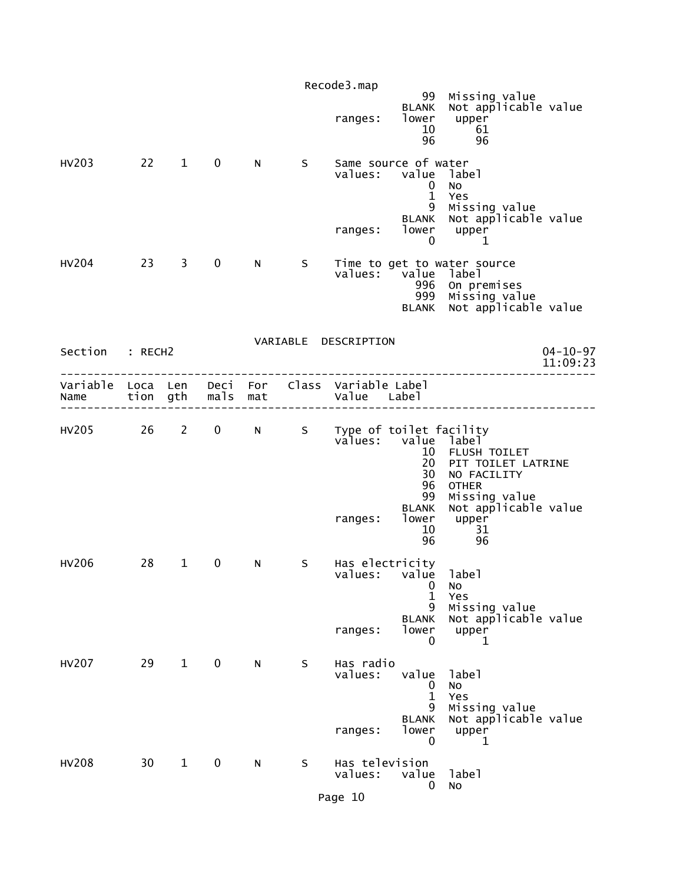```
                                                      99  Missing value
                                                   BLANK  Not applicable value
                                        ranges:    lower   upper
                                                      10      61
                                                      96      96

HV203         22    1    0     N      S     Same source of water
                                            values:   value  label
                                                          0  No
                                                          1  Yes
                                                          9  Missing value
                                                      BLANK  Not applicable value
                                            ranges:   lower   upper
                                                          0       1

HV204         23    3    0     N      S     Time to get to water source
                                            values:   value  label
                                                        996  On premises
                                                        999  Missing value
                                                      BLANK  Not applicable value
```

VARIABLE DESCRIPTION

Section : RECH2 04-10-97 11:09:23

```
--------------------------------------------------------------------------------
Variable  Loca  Len   Deci  For   Class  Variable Label
Name      tion  gth   mals  mat          Value   Label
--------------------------------------------------------------------------------

HV205         26    2    0     N      S     Type of toilet facility
                                            values:   value  label
                                                         10  FLUSH TOILET
                                                         20  PIT TOILET LATRINE
                                                         30  NO FACILITY
                                                         96  OTHER
                                                         99  Missing value
                                                      BLANK  Not applicable value
                                            ranges:   lower   upper
                                                         10      31
                                                         96      96

HV206         28    1    0     N      S     Has electricity
                                            values:   value  label
                                                          0  No
                                                          1  Yes
                                                          9  Missing value
                                                      BLANK  Not applicable value
                                            ranges:   lower   upper
                                                          0       1

HV207         29    1    0     N      S     Has radio
                                            values:   value  label
                                                          0  No
                                                          1  Yes
                                                          9  Missing value
                                                      BLANK  Not applicable value
                                            ranges:   lower   upper
                                                          0       1

HV208         30    1    0     N      S     Has television
                                            values:   value  label
                                                          0  No
```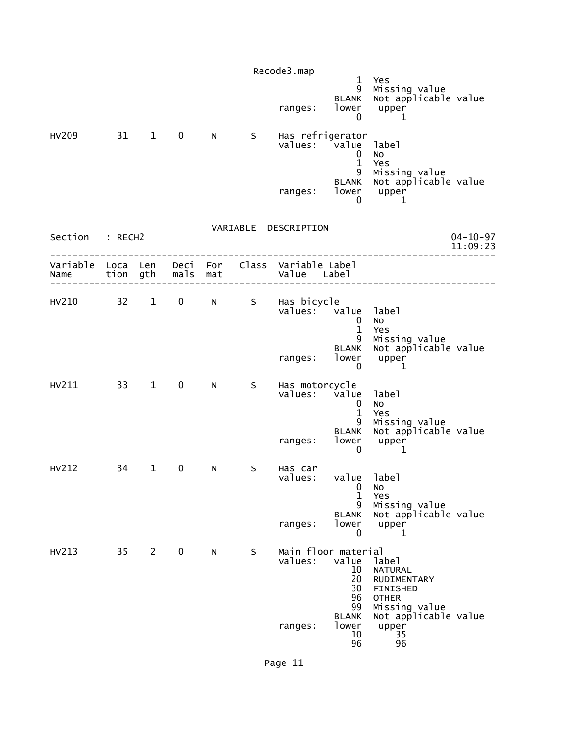```
                                                      1  Yes
                                                      9  Missing value
                                                  BLANK  Not applicable value
                                        ranges:   lower   upper
                                                      0       1

HV209        31    1    0     N      S    Has refrigerator
                                        values:   value  label
                                                      0  No
                                                      1  Yes
                                                      9  Missing value
                                                  BLANK  Not applicable value
                                        ranges:   lower   upper
                                                      0       1
```

VARIABLE DESCRIPTION

Section : RECH2 — 04-10-97 11:09:23

```
--------------------------------------------------------------------------------
Variable  Loca  Len   Deci  For   Class  Variable Label
Name      tion  gth   mals  mat          Value   Label
--------------------------------------------------------------------------------

HV210        32    1    0     N      S    Has bicycle
                                        values:   value  label
                                                      0  No
                                                      1  Yes
                                                      9  Missing value
                                                  BLANK  Not applicable value
                                        ranges:   lower   upper
                                                      0       1

HV211        33    1    0     N      S    Has motorcycle
                                        values:   value  label
                                                      0  No
                                                      1  Yes
                                                      9  Missing value
                                                  BLANK  Not applicable value
                                        ranges:   lower   upper
                                                      0       1

HV212        34    1    0     N      S    Has car
                                        values:   value  label
                                                      0  No
                                                      1  Yes
                                                      9  Missing value
                                                  BLANK  Not applicable value
                                        ranges:   lower   upper
                                                      0       1

HV213        35    2    0     N      S    Main floor material
                                        values:   value  label
                                                     10  NATURAL
                                                     20  RUDIMENTARY
                                                     30  FINISHED
                                                     96  OTHER
                                                     99  Missing value
                                                  BLANK  Not applicable value
                                        ranges:   lower   upper
                                                     10      35
                                                     96      96
```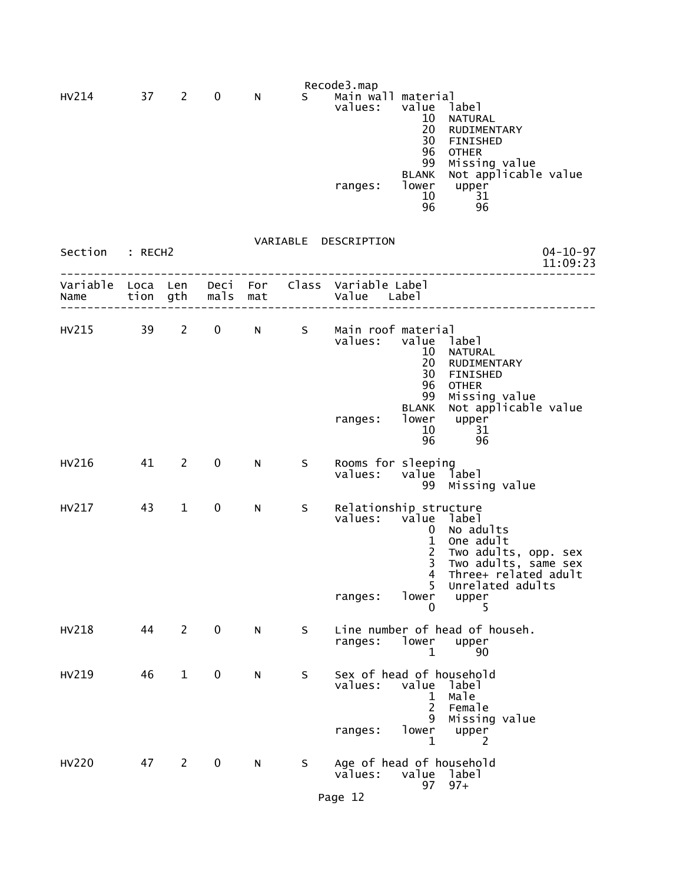```
HV214        37    2    0     N       S    Main wall material
                                           values:   value  label
                                                        10  NATURAL
                                                        20  RUDIMENTARY
                                                        30  FINISHED
                                                        96  OTHER
                                                        99  Missing value
                                                     BLANK  Not applicable value
                                           ranges:   lower   upper
                                                        10      31
                                                        96      96
```

VARIABLE DESCRIPTION

Section : RECH2

```
--------------------------------------------------------------------------------
Variable  Loca  Len   Deci  For    Class  Variable Label
Name      tion  gth   mals  mat           Value    Label
--------------------------------------------------------------------------------

HV215        39    2    0     N       S    Main roof material
                                           values:   value  label
                                                        10  NATURAL
                                                        20  RUDIMENTARY
                                                        30  FINISHED
                                                        96  OTHER
                                                        99  Missing value
                                                     BLANK  Not applicable value
                                           ranges:   lower   upper
                                                        10      31
                                                        96      96

HV216        41    2    0     N       S    Rooms for sleeping
                                           values:   value  label
                                                        99  Missing value

HV217        43    1    0     N       S    Relationship structure
                                           values:   value  label
                                                         0  No adults
                                                         1  One adult
                                                         2  Two adults, opp. sex
                                                         3  Two adults, same sex
                                                         4  Three+ related adult
                                                         5  Unrelated adults
                                           ranges:   lower   upper
                                                         0       5

HV218        44    2    0     N       S    Line number of head of househ.
                                           ranges:   lower   upper
                                                         1      90

HV219        46    1    0     N       S    Sex of head of household
                                           values:   value  label
                                                         1  Male
                                                         2  Female
                                                         9  Missing value
                                           ranges:   lower   upper
                                                         1       2

HV220        47    2    0     N       S    Age of head of household
                                           values:   value  label
                                                        97  97+
```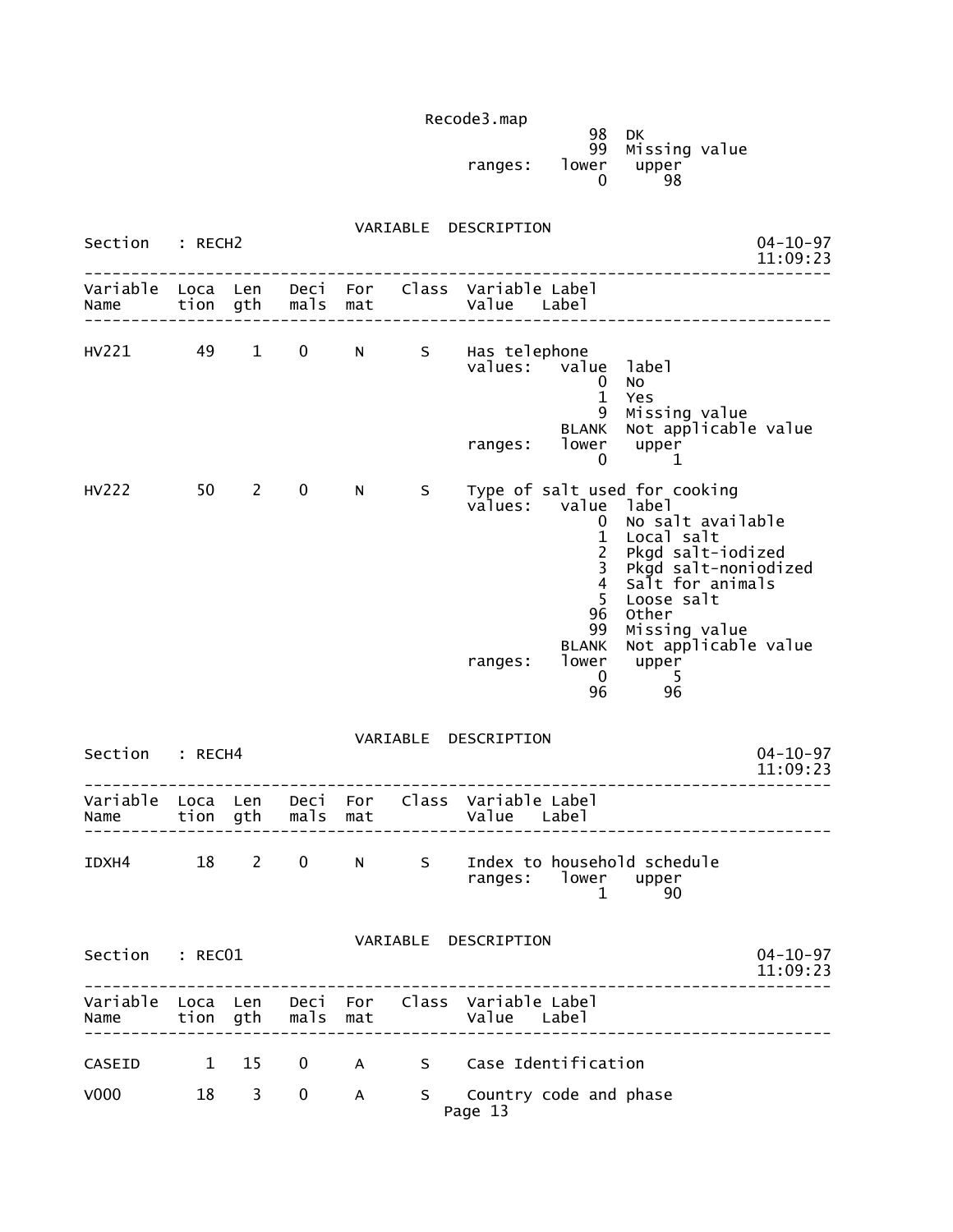```
                                        98  DK
                                        99  Missing value
                              ranges:   lower   upper
                                            0      98
```

```
                              VARIABLE  DESCRIPTION
Section   : RECH2                                                    04-10-97
                                                                     11:09:23
-----------------------------------------------------------------------------
Variable  Loca  Len   Deci  For   Class  Variable Label
Name      tion  gth   mals  mat          Value   Label
-----------------------------------------------------------------------------

HV221       49    1    0     N      S    Has telephone
                                         values:   value  label
                                                       0  No
                                                       1  Yes
                                                       9  Missing value
                                                   BLANK  Not applicable value
                                         ranges:   lower   upper
                                                       0       1

HV222       50    2    0     N      S    Type of salt used for cooking
                                         values:   value  label
                                                       0  No salt available
                                                       1  Local salt
                                                       2  Pkgd salt-iodized
                                                       3  Pkgd salt-noniodized
                                                       4  Salt for animals
                                                       5  Loose salt
                                                      96  Other
                                                      99  Missing value
                                                   BLANK  Not applicable value
                                         ranges:   lower   upper
                                                       0       5
                                                      96      96
```

```
                              VARIABLE  DESCRIPTION
Section   : RECH4                                                    04-10-97
                                                                     11:09:23
-----------------------------------------------------------------------------
Variable  Loca  Len   Deci  For   Class  Variable Label
Name      tion  gth   mals  mat          Value   Label
-----------------------------------------------------------------------------

IDXH4       18    2    0     N      S    Index to household schedule
                                         ranges:   lower   upper
                                                       1      90
```

```
                              VARIABLE  DESCRIPTION
Section   : REC01                                                    04-10-97
                                                                     11:09:23
-----------------------------------------------------------------------------
Variable  Loca  Len   Deci  For   Class  Variable Label
Name      tion  gth   mals  mat          Value   Label
-----------------------------------------------------------------------------

CASEID       1   15    0     A      S    Case Identification

V000        18    3    0     A      S    Country code and phase
```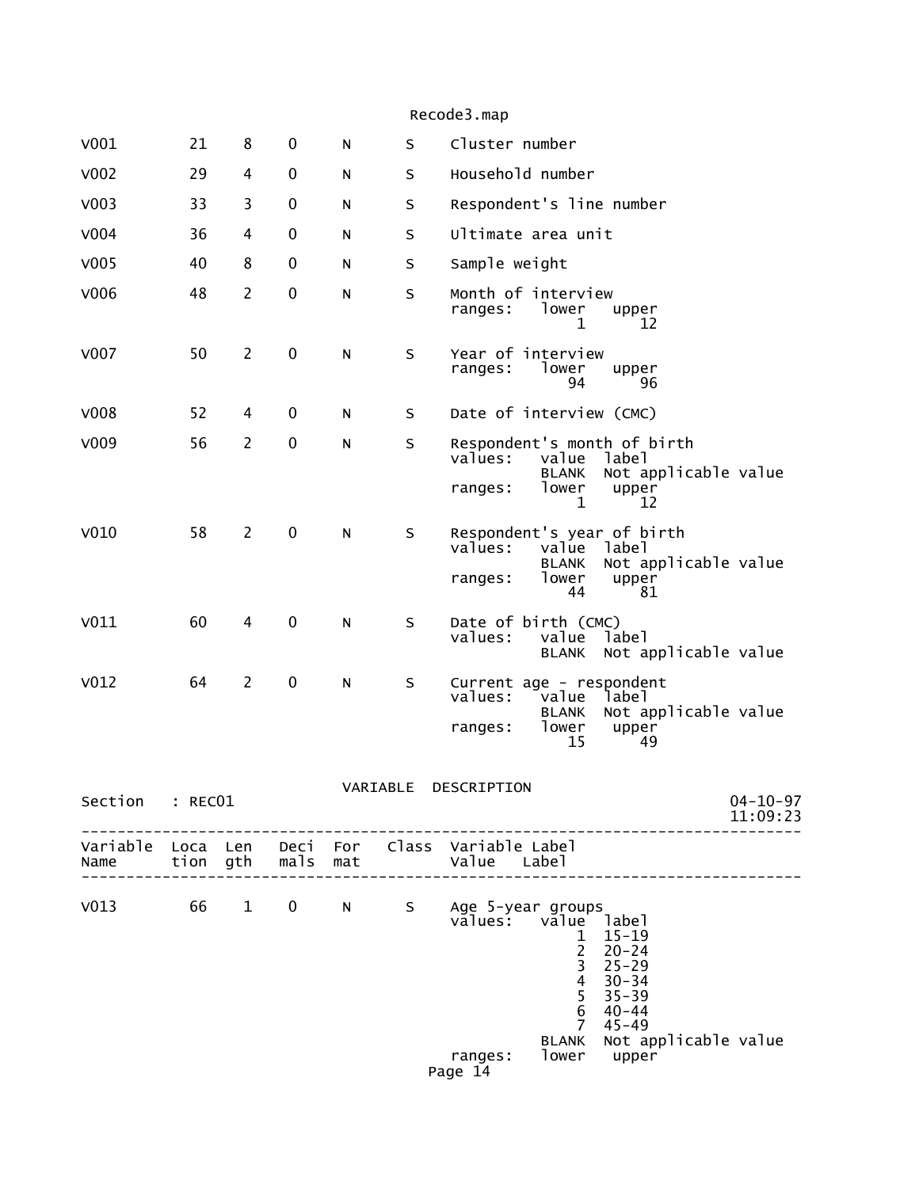| V001 | 21 | 8 | 0 | N | S | Cluster number |
|---|---|---|---|---|---|---|
| V002 | 29 | 4 | 0 | N | S | Household number |
| V003 | 33 | 3 | 0 | N | S | Respondent's line number |
| V004 | 36 | 4 | 0 | N | S | Ultimate area unit |
| V005 | 40 | 8 | 0 | N | S | Sample weight |
| V006 | 48 | 2 | 0 | N | S | Month of interview<br>ranges: lower upper<br>1 12 |
| V007 | 50 | 2 | 0 | N | S | Year of interview<br>ranges: lower upper<br>94 96 |
| V008 | 52 | 4 | 0 | N | S | Date of interview (CMC) |
| V009 | 56 | 2 | 0 | N | S | Respondent's month of birth<br>values: value label<br>BLANK Not applicable value<br>ranges: lower upper<br>1 12 |
| V010 | 58 | 2 | 0 | N | S | Respondent's year of birth<br>values: value label<br>BLANK Not applicable value<br>ranges: lower upper<br>44 81 |
| V011 | 60 | 4 | 0 | N | S | Date of birth (CMC)<br>values: value label<br>BLANK Not applicable value |
| V012 | 64 | 2 | 0 | N | S | Current age - respondent<br>values: value label<br>BLANK Not applicable value<br>ranges: lower upper<br>15 49 |

VARIABLE DESCRIPTION

Section : REC01 04-10-97 11:09:23

| Variable Name | Location | Length | Decimals | Format | Class | Variable Label / Value Label |
|---|---|---|---|---|---|---|
| V013 | 66 | 1 | 0 | N | S | Age 5-year groups<br>values: value label<br>1 15-19<br>2 20-24<br>3 25-29<br>4 30-34<br>5 35-39<br>6 40-44<br>7 45-49<br>BLANK Not applicable value<br>ranges: lower upper |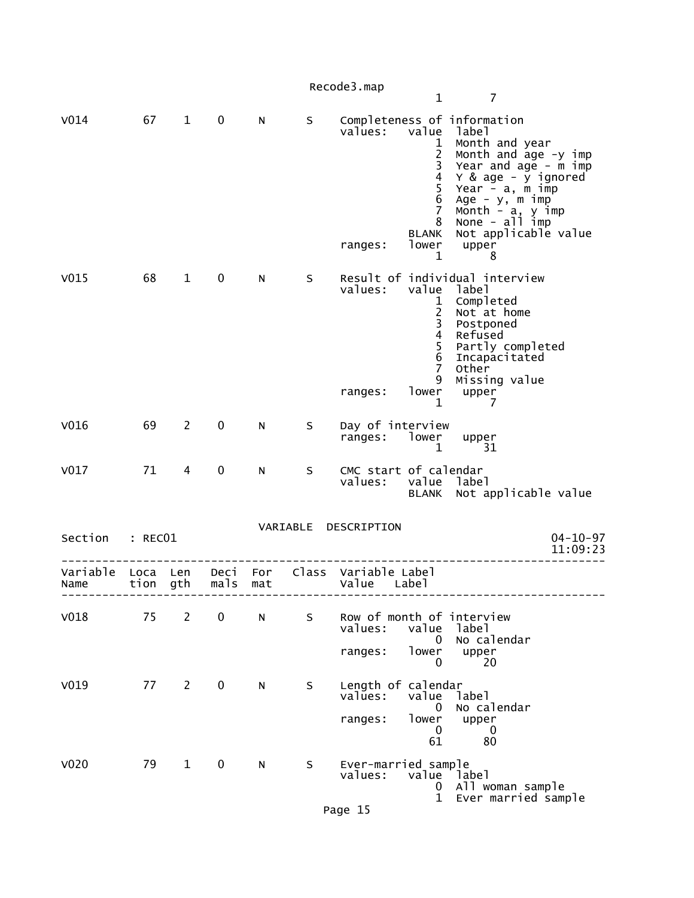```
                                                   1       7

V014         67    1    0      N       S     Completeness of information
                                             values:   value  label
                                                           1  Month and year
                                                           2  Month and age -y imp
                                                           3  Year and age - m imp
                                                           4  Y & age - y ignored
                                                           5  Year - a, m imp
                                                           6  Age - y, m imp
                                                           7  Month - a, y imp
                                                           8  None - all imp
                                                       BLANK  Not applicable value
                                             ranges:   lower   upper
                                                           1       8

V015         68    1    0      N       S     Result of individual interview
                                             values:   value  label
                                                           1  Completed
                                                           2  Not at home
                                                           3  Postponed
                                                           4  Refused
                                                           5  Partly completed
                                                           6  Incapacitated
                                                           7  Other
                                                           9  Missing value
                                             ranges:   lower   upper
                                                           1       7

V016         69    2    0      N       S     Day of interview
                                             ranges:   lower   upper
                                                           1      31

V017         71    4    0      N       S     CMC start of calendar
                                             values:   value  label
                                                       BLANK  Not applicable value


                                   VARIABLE  DESCRIPTION
Section   : REC01                                                               04-10-97
                                                                                11:09:23
--------------------------------------------------------------------------------------
Variable  Loca  Len    Deci  For    Class  Variable Label
Name      tion  gth    mals  mat           Value   Label
--------------------------------------------------------------------------------------

V018         75    2    0      N       S     Row of month of interview
                                             values:   value  label
                                                           0  No calendar
                                             ranges:   lower   upper
                                                           0      20

V019         77    2    0      N       S     Length of calendar
                                             values:   value  label
                                                           0  No calendar
                                             ranges:   lower   upper
                                                           0       0
                                                          61      80

V020         79    1    0      N       S     Ever-married sample
                                             values:   value  label
                                                           0  All woman sample
                                                           1  Ever married sample
```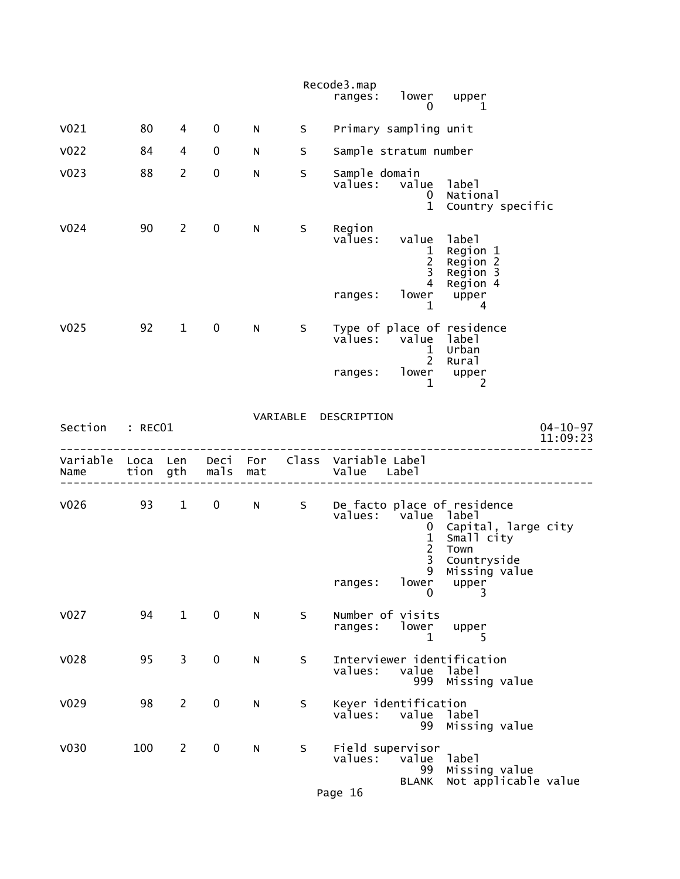```
                                                ranges:   lower   upper
                                                              0       1

V021          80    4    0     N      S    Primary sampling unit

V022          84    4    0     N      S    Sample stratum number

V023          88    2    0     N      S    Sample domain
                                           values:   value  label
                                                         0  National
                                                         1  Country specific

V024          90    2    0     N      S    Region
                                           values:   value  label
                                                         1  Region 1
                                                         2  Region 2
                                                         3  Region 3
                                                         4  Region 4
                                           ranges:   lower   upper
                                                         1       4

V025          92    1    0     N      S    Type of place of residence
                                           values:   value  label
                                                         1  Urban
                                                         2  Rural
                                           ranges:   lower   upper
                                                         1       2
```

VARIABLE DESCRIPTION

Section : REC01 — 04-10-97 11:09:23

```
-------------------------------------------------------------------------------
Variable  Loca  Len   Deci  For   Class  Variable Label
Name      tion  gth   mals  mat          Value   Label
-------------------------------------------------------------------------------

V026          93    1    0     N      S    De facto place of residence
                                           values:   value  label
                                                         0  Capital, large city
                                                         1  Small city
                                                         2  Town
                                                         3  Countryside
                                                         9  Missing value
                                           ranges:   lower   upper
                                                         0       3

V027          94    1    0     N      S    Number of visits
                                           ranges:   lower   upper
                                                         1       5

V028          95    3    0     N      S    Interviewer identification
                                           values:   value  label
                                                       999  Missing value

V029          98    2    0     N      S    Keyer identification
                                           values:   value  label
                                                        99  Missing value

V030         100    2    0     N      S    Field supervisor
                                           values:   value  label
                                                        99  Missing value
                                                     BLANK  Not applicable value
```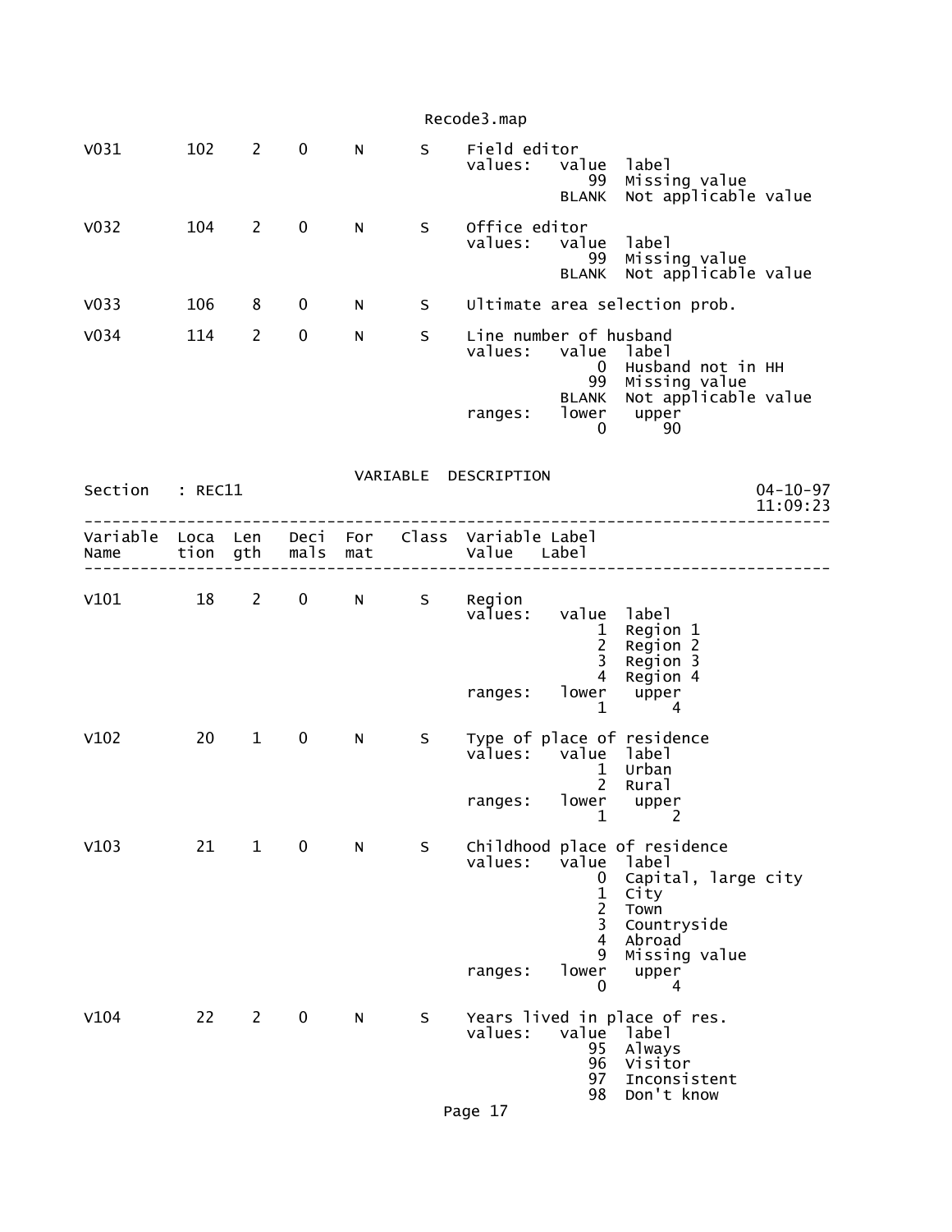```
V031       102    2    0      N       S     Field editor
                                            values:   value  label
                                                         99  Missing value
                                                      BLANK  Not applicable value

V032       104    2    0      N       S     Office editor
                                            values:   value  label
                                                         99  Missing value
                                                      BLANK  Not applicable value

V033       106    8    0      N       S     Ultimate area selection prob.

V034       114    2    0      N       S     Line number of husband
                                            values:   value  label
                                                          0  Husband not in HH
                                                         99  Missing value
                                                      BLANK  Not applicable value
                                            ranges:   lower   upper
                                                          0      90
```

VARIABLE DESCRIPTION

Section : REC11 &emsp; 04-10-97 11:09:23

```
--------------------------------------------------------------------------------
Variable  Loca  Len   Deci  For   Class  Variable Label
Name      tion  gth   mals  mat          Value    Label
--------------------------------------------------------------------------------

V101        18    2    0      N       S     Region
                                            values:   value  label
                                                          1  Region 1
                                                          2  Region 2
                                                          3  Region 3
                                                          4  Region 4
                                            ranges:   lower   upper
                                                          1       4

V102        20    1    0      N       S     Type of place of residence
                                            values:   value  label
                                                          1  Urban
                                                          2  Rural
                                            ranges:   lower   upper
                                                          1       2

V103        21    1    0      N       S     Childhood place of residence
                                            values:   value  label
                                                          0  Capital, large city
                                                          1  City
                                                          2  Town
                                                          3  Countryside
                                                          4  Abroad
                                                          9  Missing value
                                            ranges:   lower   upper
                                                          0       4

V104        22    2    0      N       S     Years lived in place of res.
                                            values:   value  label
                                                         95  Always
                                                         96  Visitor
                                                         97  Inconsistent
                                                         98  Don't know
```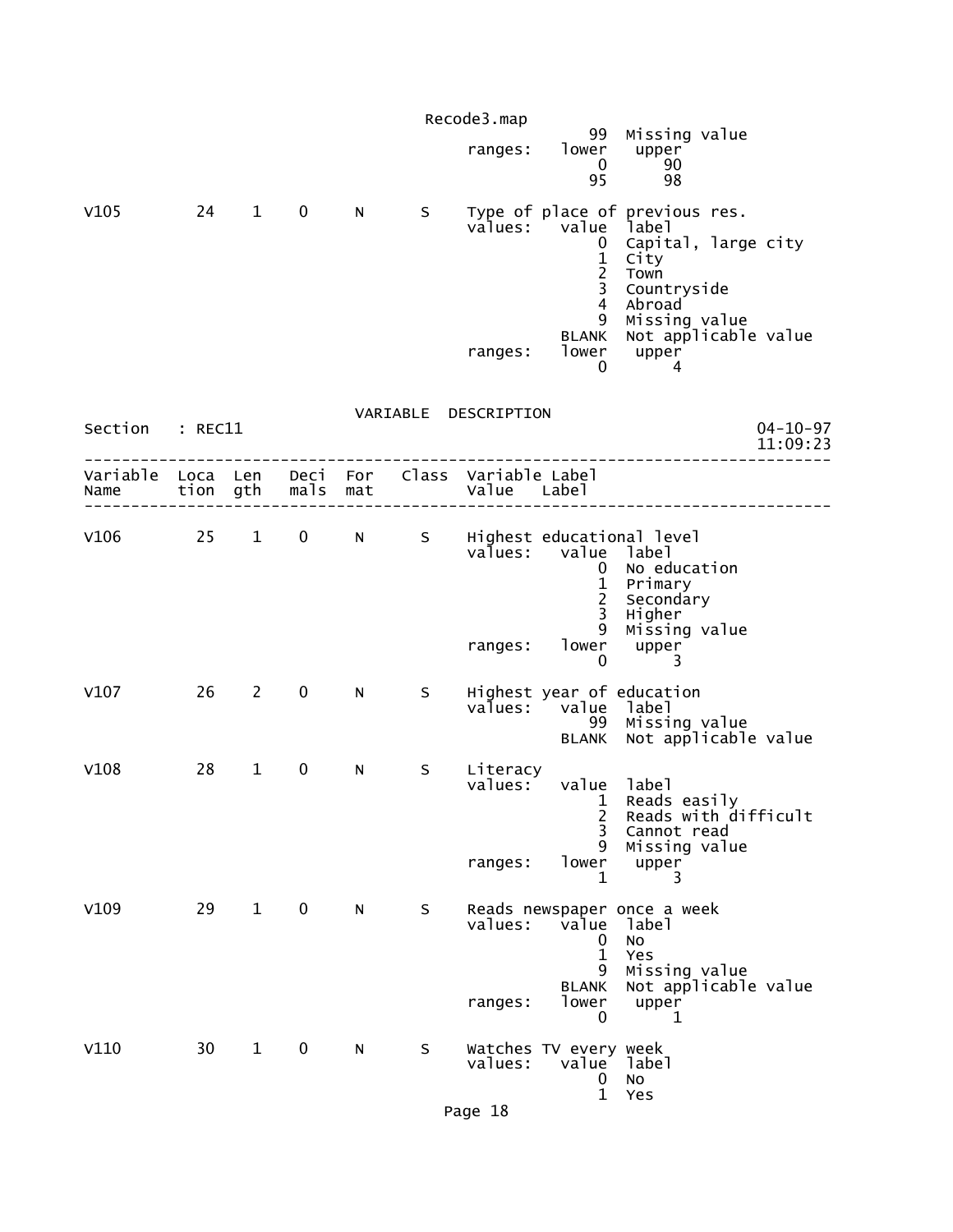```
                                              99  Missing value
                                   ranges:   lower   upper
                                              0       90
                                             95       98

V105        24   1    0    N     S    Type of place of previous res.
                                   values:   value  label
                                              0  Capital, large city
                                              1  City
                                              2  Town
                                              3  Countryside
                                              4  Abroad
                                              9  Missing value
                                          BLANK  Not applicable value
                                   ranges:   lower   upper
                                              0       4
```

VARIABLE DESCRIPTION

```
Section   : REC11                                                    04-10-97
                                                                     11:09:23
------------------------------------------------------------------------------
Variable  Loca  Len   Deci  For   Class  Variable Label
Name      tion  gth   mals  mat          Value    Label
------------------------------------------------------------------------------

V106        25   1    0    N     S    Highest educational level
                                   values:   value  label
                                              0  No education
                                              1  Primary
                                              2  Secondary
                                              3  Higher
                                              9  Missing value
                                   ranges:   lower   upper
                                              0       3

V107        26   2    0    N     S    Highest year of education
                                   values:   value  label
                                             99  Missing value
                                          BLANK  Not applicable value

V108        28   1    0    N     S    Literacy
                                   values:   value  label
                                              1  Reads easily
                                              2  Reads with difficult
                                              3  Cannot read
                                              9  Missing value
                                   ranges:   lower   upper
                                              1       3

V109        29   1    0    N     S    Reads newspaper once a week
                                   values:   value  label
                                              0  No
                                              1  Yes
                                              9  Missing value
                                          BLANK  Not applicable value
                                   ranges:   lower   upper
                                              0       1

V110        30   1    0    N     S    Watches TV every week
                                   values:   value  label
                                              0  No
                                              1  Yes
```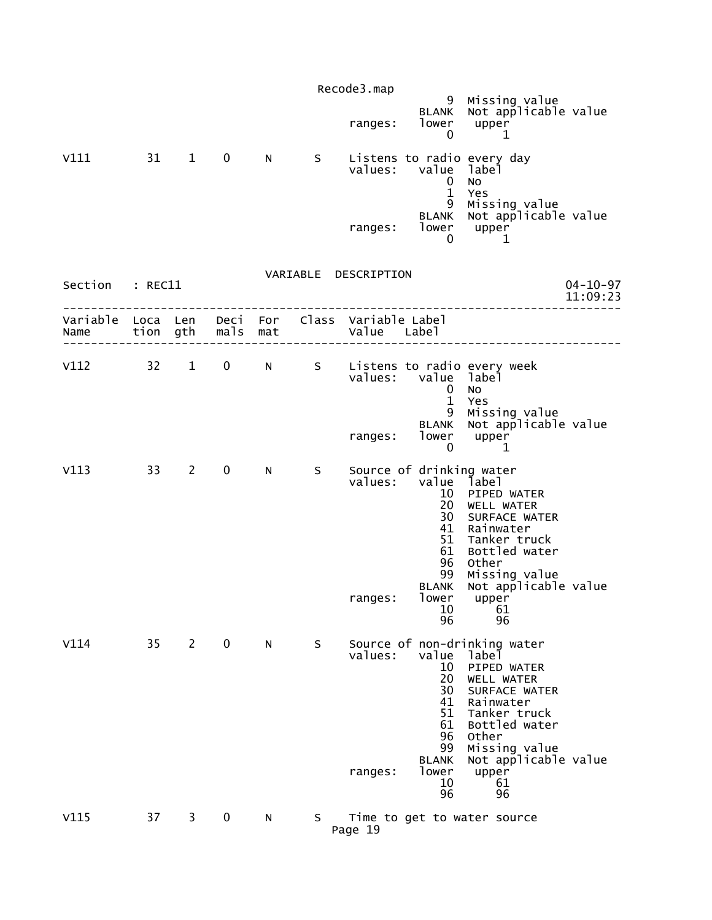```
                                                9  Missing value
                                            BLANK  Not applicable value
                                  ranges:   lower   upper
                                                0       1

V111        31    1    0     N      S    Listens to radio every day
                                  values:   value  label
                                                0  No
                                                1  Yes
                                                9  Missing value
                                            BLANK  Not applicable value
                                  ranges:   lower   upper
                                                0       1
```

VARIABLE DESCRIPTION

Section : REC11 — 04-10-97 11:09:23

```
--------------------------------------------------------------------------------
Variable  Loca  Len   Deci  For   Class  Variable Label
Name      tion  gth   mals  mat          Value    Label
--------------------------------------------------------------------------------

V112        32    1    0     N      S    Listens to radio every week
                                  values:   value  label
                                                0  No
                                                1  Yes
                                                9  Missing value
                                            BLANK  Not applicable value
                                  ranges:   lower   upper
                                                0       1

V113        33    2    0     N      S    Source of drinking water
                                  values:   value  label
                                               10  PIPED WATER
                                               20  WELL WATER
                                               30  SURFACE WATER
                                               41  Rainwater
                                               51  Tanker truck
                                               61  Bottled water
                                               96  Other
                                               99  Missing value
                                            BLANK  Not applicable value
                                  ranges:   lower   upper
                                               10      61
                                               96      96

V114        35    2    0     N      S    Source of non-drinking water
                                  values:   value  label
                                               10  PIPED WATER
                                               20  WELL WATER
                                               30  SURFACE WATER
                                               41  Rainwater
                                               51  Tanker truck
                                               61  Bottled water
                                               96  Other
                                               99  Missing value
                                            BLANK  Not applicable value
                                  ranges:   lower   upper
                                               10      61
                                               96      96

V115        37    3    0     N      S    Time to get to water source
```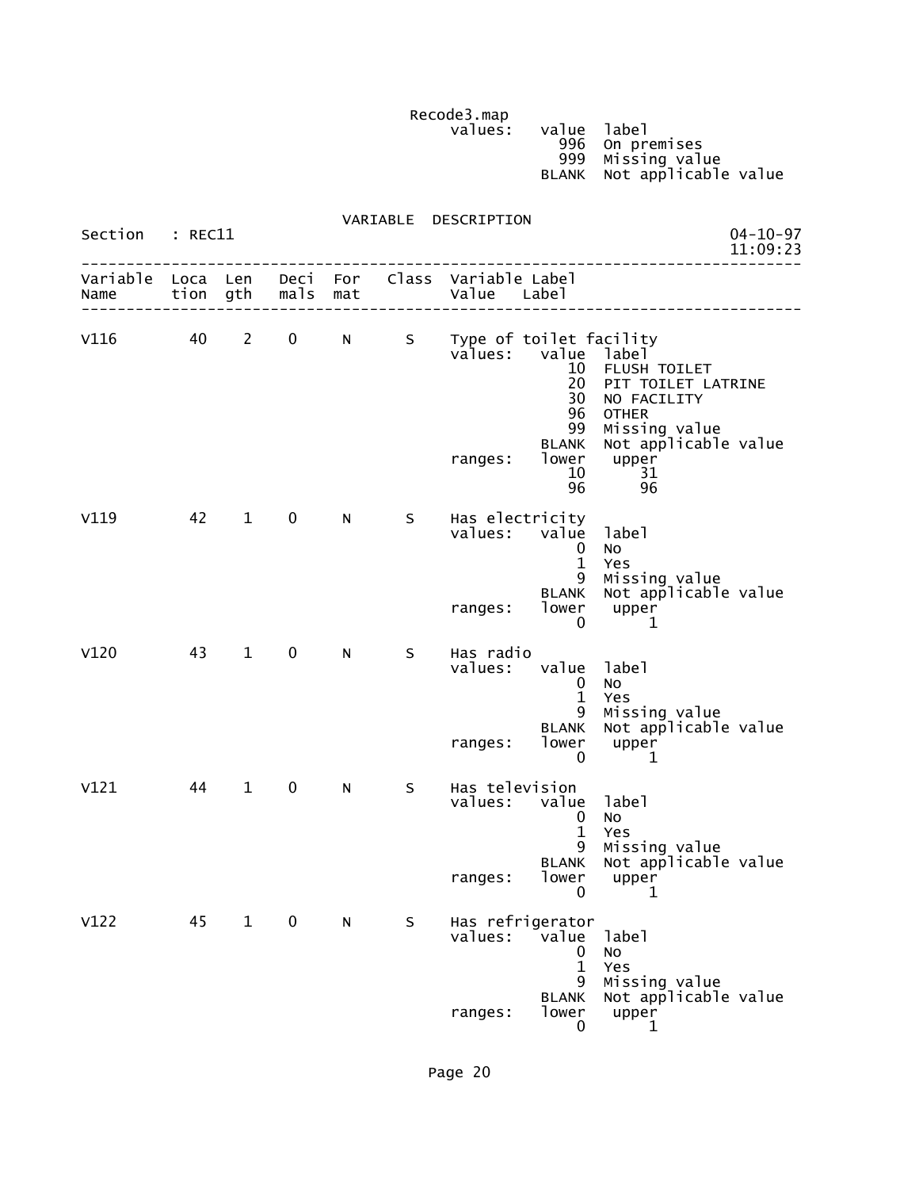Recode3.map
values:   value  label
996  On premises
999  Missing value
BLANK  Not applicable value

VARIABLE DESCRIPTION

Section : REC11

| Variable Name | Location | Length | Decimals | Format | Class | Variable Label Value | Label |
|---|---|---|---|---|---|---|---|
| V116 | 40 | 2 | 0 | N | S | Type of toilet facility | |
| | | | | | | values: value | label |
| | | | | | | 10 | FLUSH TOILET |
| | | | | | | 20 | PIT TOILET LATRINE |
| | | | | | | 30 | NO FACILITY |
| | | | | | | 96 | OTHER |
| | | | | | | 99 | Missing value |
| | | | | | | BLANK | Not applicable value |
| | | | | | | ranges: lower | upper |
| | | | | | | 10 | 31 |
| | | | | | | 96 | 96 |
| V119 | 42 | 1 | 0 | N | S | Has electricity | |
| | | | | | | values: value | label |
| | | | | | | 0 | No |
| | | | | | | 1 | Yes |
| | | | | | | 9 | Missing value |
| | | | | | | BLANK | Not applicable value |
| | | | | | | ranges: lower | upper |
| | | | | | | 0 | 1 |
| V120 | 43 | 1 | 0 | N | S | Has radio | |
| | | | | | | values: value | label |
| | | | | | | 0 | No |
| | | | | | | 1 | Yes |
| | | | | | | 9 | Missing value |
| | | | | | | BLANK | Not applicable value |
| | | | | | | ranges: lower | upper |
| | | | | | | 0 | 1 |
| V121 | 44 | 1 | 0 | N | S | Has television | |
| | | | | | | values: value | label |
| | | | | | | 0 | No |
| | | | | | | 1 | Yes |
| | | | | | | 9 | Missing value |
| | | | | | | BLANK | Not applicable value |
| | | | | | | ranges: lower | upper |
| | | | | | | 0 | 1 |
| V122 | 45 | 1 | 0 | N | S | Has refrigerator | |
| | | | | | | values: value | label |
| | | | | | | 0 | No |
| | | | | | | 1 | Yes |
| | | | | | | 9 | Missing value |
| | | | | | | BLANK | Not applicable value |
| | | | | | | ranges: lower | upper |
| | | | | | | 0 | 1 |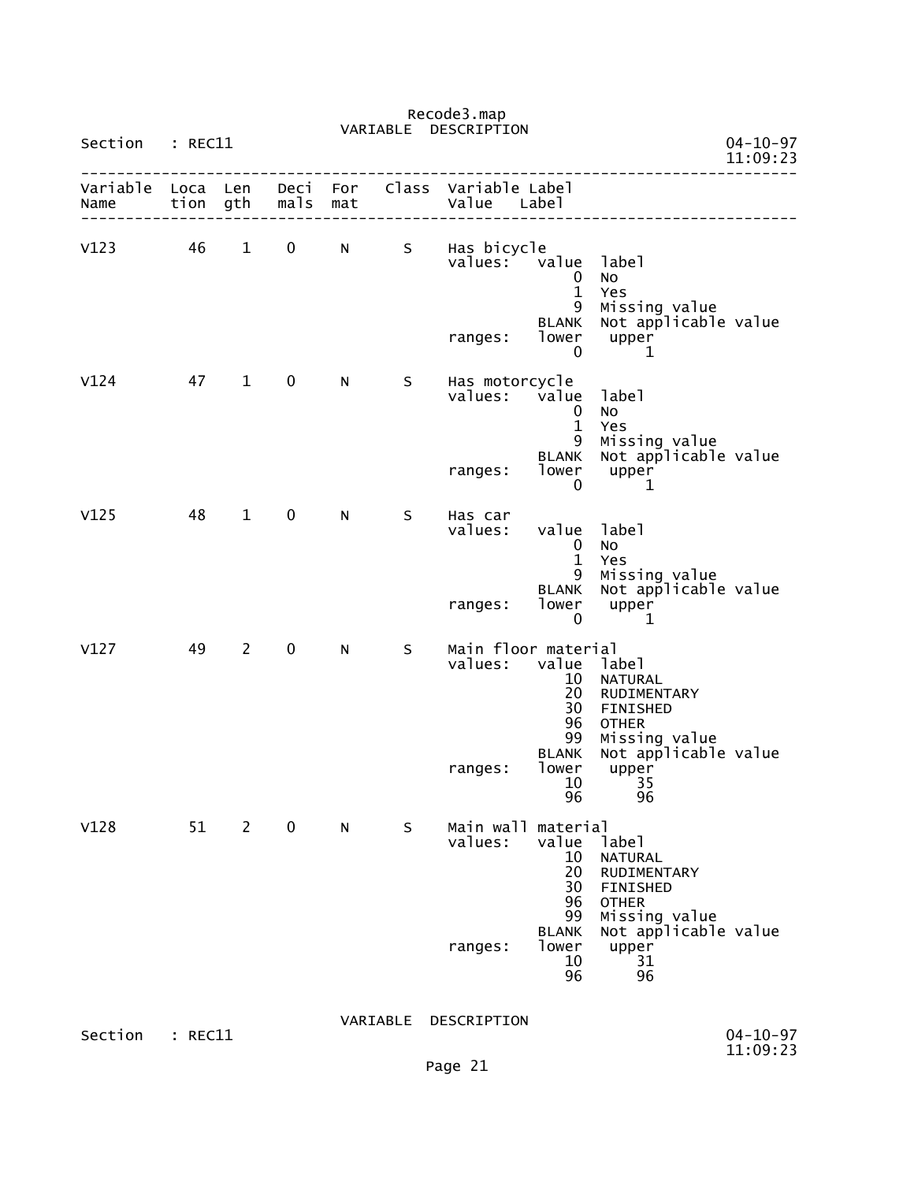Recode3.map

VARIABLE DESCRIPTION

Section : REC11

04-10-97
11:09:23

| Variable Name | Location | Length | Decimals | Format | Class | Variable Label / Value Label |
|---|---|---|---|---|---|---|
| V123 | 46 | 1 | 0 | N | S | Has bicycle |

```
values:   value  label
              0  No
              1  Yes
              9  Missing value
          BLANK  Not applicable value
ranges:   lower   upper
              0       1
```

| Variable Name | Location | Length | Decimals | Format | Class | Variable Label / Value Label |
|---|---|---|---|---|---|---|
| V124 | 47 | 1 | 0 | N | S | Has motorcycle |

```
values:   value  label
              0  No
              1  Yes
              9  Missing value
          BLANK  Not applicable value
ranges:   lower   upper
              0       1
```

| Variable Name | Location | Length | Decimals | Format | Class | Variable Label / Value Label |
|---|---|---|---|---|---|---|
| V125 | 48 | 1 | 0 | N | S | Has car |

```
values:   value  label
              0  No
              1  Yes
              9  Missing value
          BLANK  Not applicable value
ranges:   lower   upper
              0       1
```

| Variable Name | Location | Length | Decimals | Format | Class | Variable Label / Value Label |
|---|---|---|---|---|---|---|
| V127 | 49 | 2 | 0 | N | S | Main floor material |

```
values:   value  label
             10  NATURAL
             20  RUDIMENTARY
             30  FINISHED
             96  OTHER
             99  Missing value
          BLANK  Not applicable value
ranges:   lower   upper
             10      35
             96      96
```

| Variable Name | Location | Length | Decimals | Format | Class | Variable Label / Value Label |
|---|---|---|---|---|---|---|
| V128 | 51 | 2 | 0 | N | S | Main wall material |

```
values:   value  label
             10  NATURAL
             20  RUDIMENTARY
             30  FINISHED
             96  OTHER
             99  Missing value
          BLANK  Not applicable value
ranges:   lower   upper
             10      31
             96      96
```

VARIABLE DESCRIPTION

Section : REC11

04-10-97
11:09:23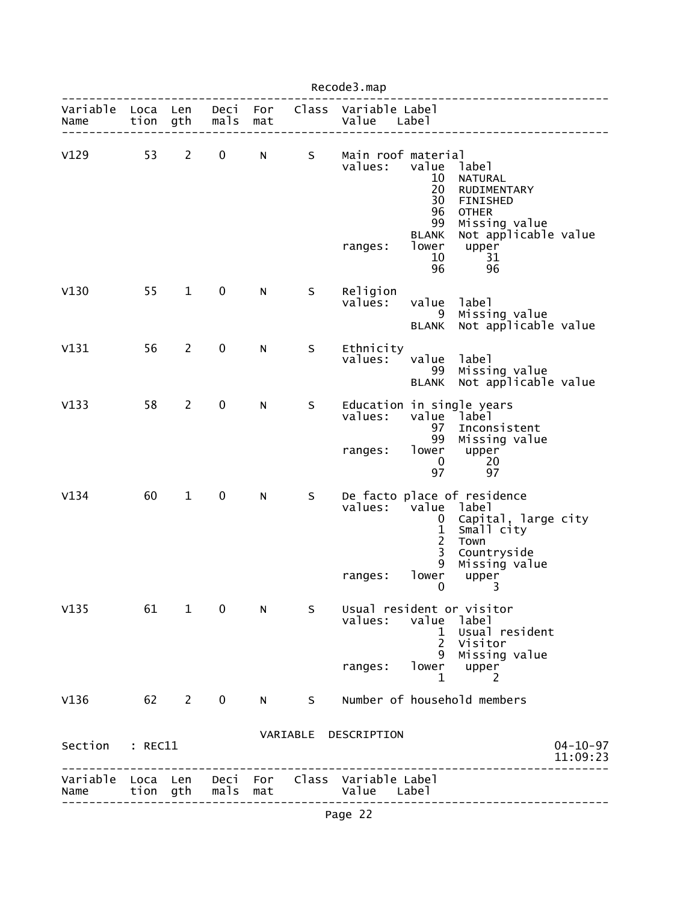| Variable Name | Location | Length | Decimals | Format | Class | Variable Label / Value Label |
|---|---|---|---|---|---|---|
| V129 | 53 | 2 | 0 | N | S | Main roof material |
| | | | | | | values: value label |
| | | | | | | 10 NATURAL |
| | | | | | | 20 RUDIMENTARY |
| | | | | | | 30 FINISHED |
| | | | | | | 96 OTHER |
| | | | | | | 99 Missing value |
| | | | | | | BLANK Not applicable value |
| | | | | | | ranges: lower upper |
| | | | | | | 10 31 |
| | | | | | | 96 96 |
| V130 | 55 | 1 | 0 | N | S | Religion |
| | | | | | | values: value label |
| | | | | | | 9 Missing value |
| | | | | | | BLANK Not applicable value |
| V131 | 56 | 2 | 0 | N | S | Ethnicity |
| | | | | | | values: value label |
| | | | | | | 99 Missing value |
| | | | | | | BLANK Not applicable value |
| V133 | 58 | 2 | 0 | N | S | Education in single years |
| | | | | | | values: value label |
| | | | | | | 97 Inconsistent |
| | | | | | | 99 Missing value |
| | | | | | | ranges: lower upper |
| | | | | | | 0 20 |
| | | | | | | 97 97 |
| V134 | 60 | 1 | 0 | N | S | De facto place of residence |
| | | | | | | values: value label |
| | | | | | | 0 Capital, large city |
| | | | | | | 1 Small city |
| | | | | | | 2 Town |
| | | | | | | 3 Countryside |
| | | | | | | 9 Missing value |
| | | | | | | ranges: lower upper |
| | | | | | | 0 3 |
| V135 | 61 | 1 | 0 | N | S | Usual resident or visitor |
| | | | | | | values: value label |
| | | | | | | 1 Usual resident |
| | | | | | | 2 Visitor |
| | | | | | | 9 Missing value |
| | | | | | | ranges: lower upper |
| | | | | | | 1 2 |
| V136 | 62 | 2 | 0 | N | S | Number of household members |

VARIABLE DESCRIPTION

Section : REC11 — 04-10-97 11:09:23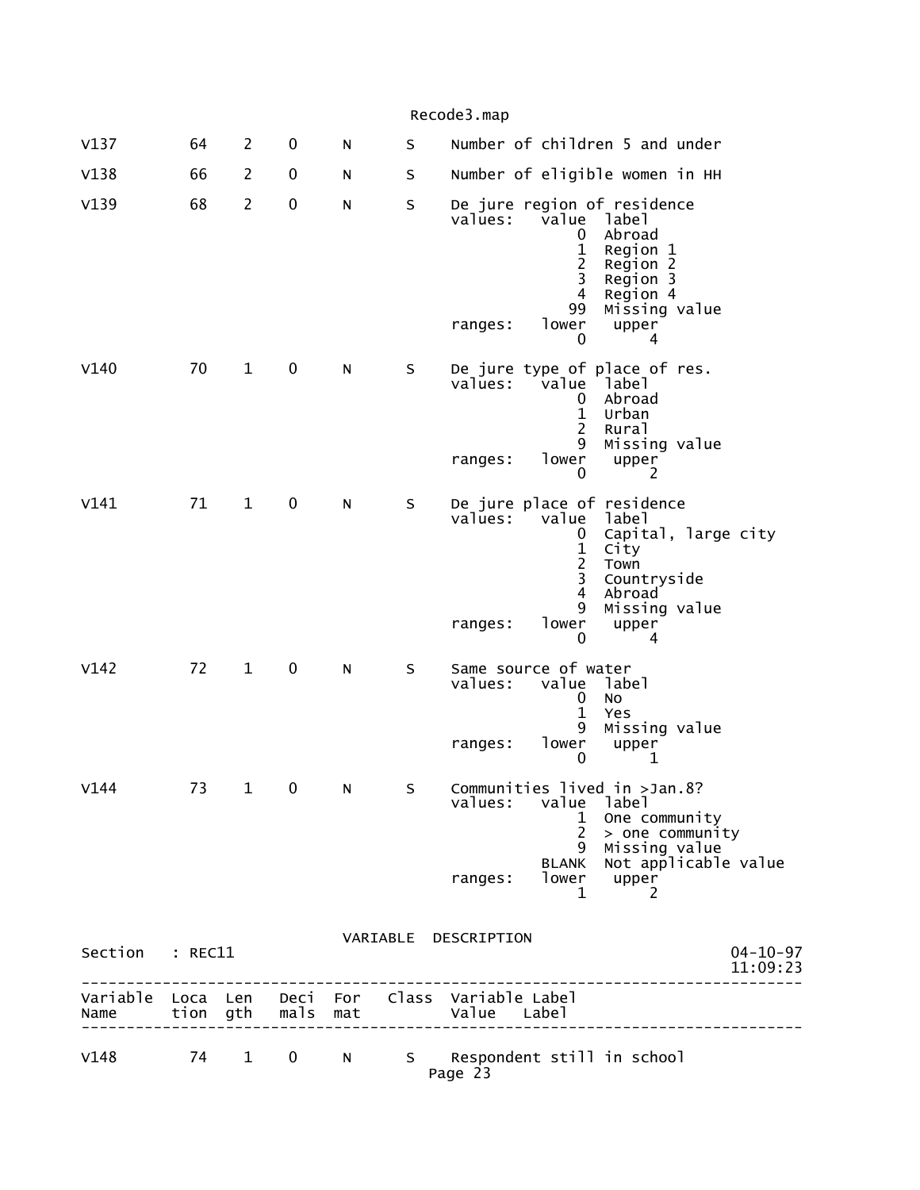```
V137        64    2    0    N      S    Number of children 5 and under

V138        66    2    0    N      S    Number of eligible women in HH

V139        68    2    0    N      S    De jure region of residence
                                         values:   value  label
                                                       0  Abroad
                                                       1  Region 1
                                                       2  Region 2
                                                       3  Region 3
                                                       4  Region 4
                                                      99  Missing value
                                         ranges:   lower   upper
                                                       0       4

V140        70    1    0    N      S    De jure type of place of res.
                                         values:   value  label
                                                       0  Abroad
                                                       1  Urban
                                                       2  Rural
                                                       9  Missing value
                                         ranges:   lower   upper
                                                       0       2

V141        71    1    0    N      S    De jure place of residence
                                         values:   value  label
                                                       0  Capital, large city
                                                       1  City
                                                       2  Town
                                                       3  Countryside
                                                       4  Abroad
                                                       9  Missing value
                                         ranges:   lower   upper
                                                       0       4

V142        72    1    0    N      S    Same source of water
                                         values:   value  label
                                                       0  No
                                                       1  Yes
                                                       9  Missing value
                                         ranges:   lower   upper
                                                       0       1

V144        73    1    0    N      S    Communities lived in >Jan.8?
                                         values:   value  label
                                                       1  One community
                                                       2  > one community
                                                       9  Missing value
                                                   BLANK  Not applicable value
                                         ranges:   lower   upper
                                                       1       2
```

VARIABLE DESCRIPTION

```
Section   : REC11                                                        04-10-97
                                                                         11:09:23
--------------------------------------------------------------------------------
Variable  Loca  Len   Deci  For   Class  Variable Label
Name      tion  gth   mals  mat          Value    Label
--------------------------------------------------------------------------------

V148        74    1    0    N      S    Respondent still in school
```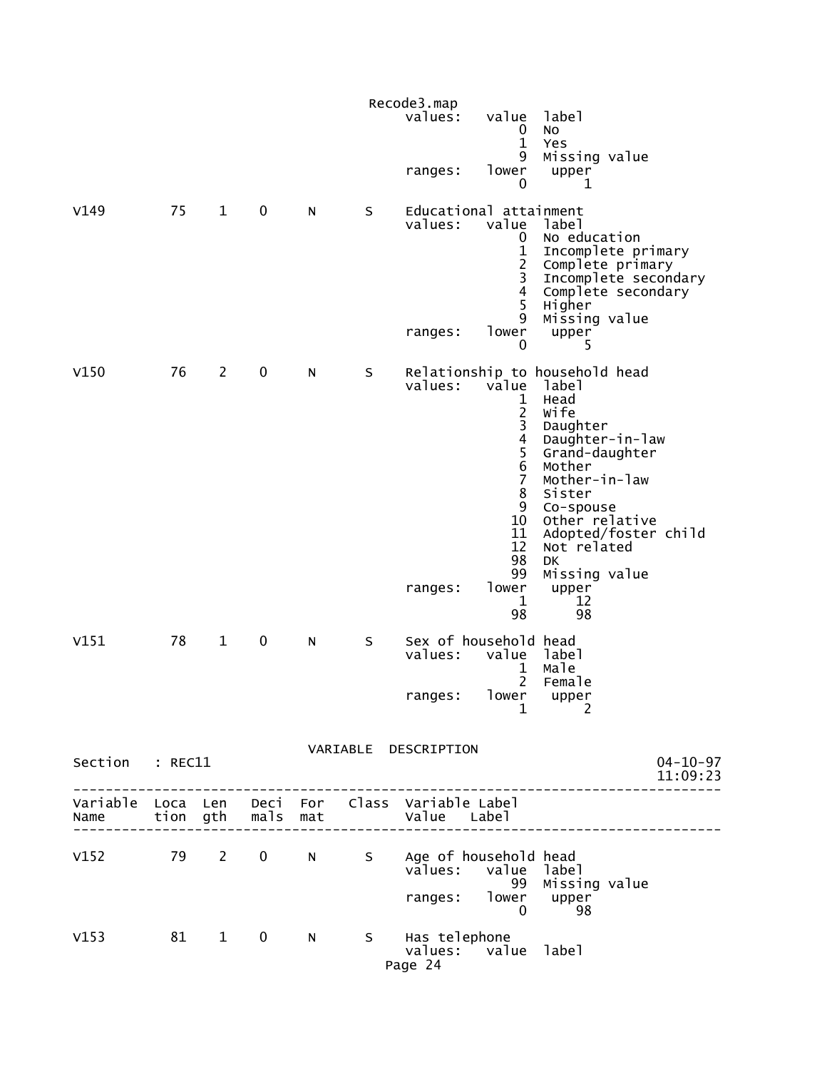Recode3.map

```
                                       values:   value  label
                                                     0  No
                                                     1  Yes
                                                     9  Missing value
                                       ranges:   lower   upper
                                                     0       1

V149        75    1    0     N      S    Educational attainment
                                       values:   value  label
                                                     0  No education
                                                     1  Incomplete primary
                                                     2  Complete primary
                                                     3  Incomplete secondary
                                                     4  Complete secondary
                                                     5  Higher
                                                     9  Missing value
                                       ranges:   lower   upper
                                                     0       5

V150        76    2    0     N      S    Relationship to household head
                                       values:   value  label
                                                     1  Head
                                                     2  Wife
                                                     3  Daughter
                                                     4  Daughter-in-law
                                                     5  Grand-daughter
                                                     6  Mother
                                                     7  Mother-in-law
                                                     8  Sister
                                                     9  Co-spouse
                                                    10  Other relative
                                                    11  Adopted/foster child
                                                    12  Not related
                                                    98  DK
                                                    99  Missing value
                                       ranges:   lower   upper
                                                     1      12
                                                    98      98

V151        78    1    0     N      S    Sex of household head
                                       values:   value  label
                                                     1  Male
                                                     2  Female
                                       ranges:   lower   upper
                                                     1       2
```

VARIABLE DESCRIPTION

Section : REC11 04-10-97 11:09:23

```
--------------------------------------------------------------------------------
Variable  Loca  Len   Deci  For    Class  Variable Label
Name      tion  gth   mals  mat           Value   Label
--------------------------------------------------------------------------------

V152        79    2    0     N      S    Age of household head
                                       values:   value  label
                                                    99  Missing value
                                       ranges:   lower   upper
                                                     0      98

V153        81    1    0     N      S    Has telephone
                                       values:   value  label
```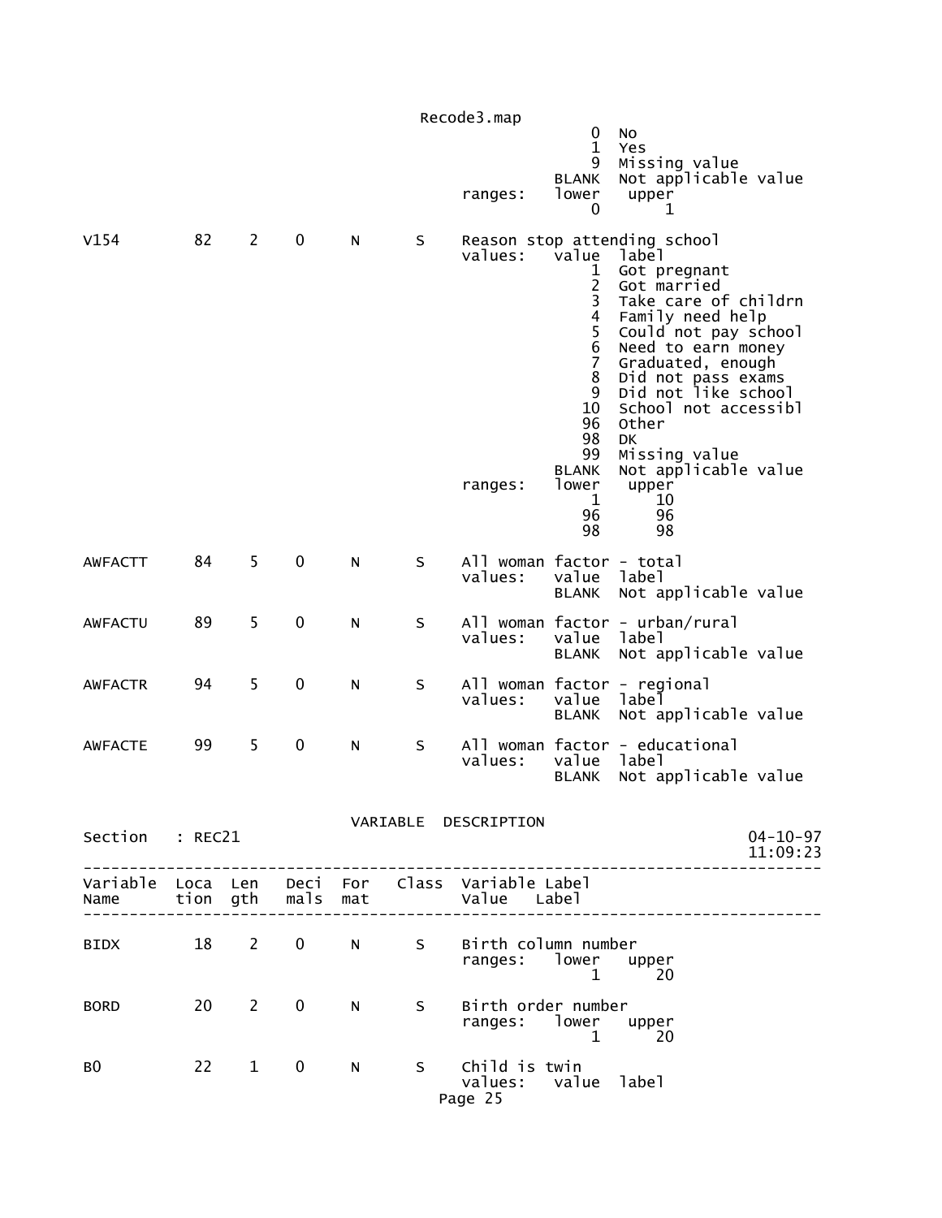```
                                                      0  No
                                                      1  Yes
                                                      9  Missing value
                                                  BLANK  Not applicable value
                                      ranges:     lower   upper
                                                      0       1

V154         82    2    0     N       S    Reason stop attending school
                                           values:   value  label
                                                      1  Got pregnant
                                                      2  Got married
                                                      3  Take care of childrn
                                                      4  Family need help
                                                      5  Could not pay school
                                                      6  Need to earn money
                                                      7  Graduated, enough
                                                      8  Did not pass exams
                                                      9  Did not like school
                                                     10  School not accessibl
                                                     96  Other
                                                     98  DK
                                                     99  Missing value
                                                  BLANK  Not applicable value
                                           ranges:    lower   upper
                                                      1      10
                                                     96      96
                                                     98      98

AWFACTT      84    5    0     N       S    All woman factor - total
                                           values:   value  label
                                                  BLANK  Not applicable value

AWFACTU      89    5    0     N       S    All woman factor - urban/rural
                                           values:   value  label
                                                  BLANK  Not applicable value

AWFACTR      94    5    0     N       S    All woman factor - regional
                                           values:   value  label
                                                  BLANK  Not applicable value

AWFACTE      99    5    0     N       S    All woman factor - educational
                                           values:   value  label
                                                  BLANK  Not applicable value


                                  VARIABLE  DESCRIPTION
Section   : REC21                                                        04-10-97
                                                                         11:09:23
---------------------------------------------------------------------------------
Variable  Loca  Len   Deci  For   Class  Variable Label
Name      tion  gth   mals  mat          Value    Label
---------------------------------------------------------------------------------

BIDX         18    2    0     N       S    Birth column number
                                           ranges:    lower   upper
                                                      1      20

BORD         20    2    0     N       S    Birth order number
                                           ranges:    lower   upper
                                                      1      20

B0           22    1    0     N       S    Child is twin
                                           values:   value  label
```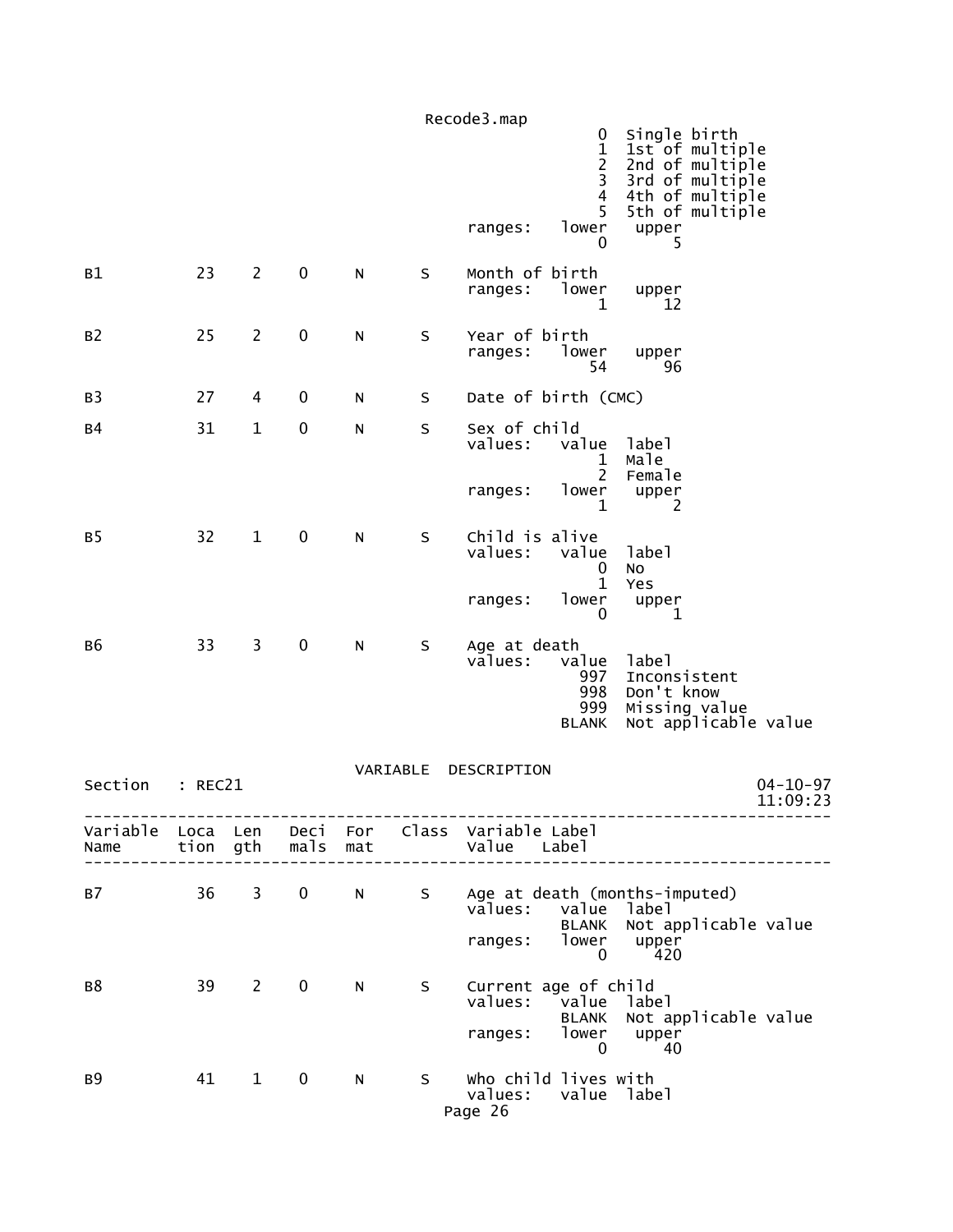| Value | Label |
|---|---|
| 0 | Single birth |
| 1 | 1st of multiple |
| 2 | 2nd of multiple |
| 3 | 3rd of multiple |
| 4 | 4th of multiple |
| 5 | 5th of multiple |

ranges: lower 0, upper 5

| Variable Name | Location | Length | Decimals | Format | Class | Variable Label / Values |
|---|---|---|---|---|---|---|
| B1 | 23 | 2 | 0 | N | S | Month of birth<br>ranges: lower 1, upper 12 |
| B2 | 25 | 2 | 0 | N | S | Year of birth<br>ranges: lower 54, upper 96 |
| B3 | 27 | 4 | 0 | N | S | Date of birth (CMC) |
| B4 | 31 | 1 | 0 | N | S | Sex of child<br>values: 1 Male; 2 Female<br>ranges: lower 1, upper 2 |
| B5 | 32 | 1 | 0 | N | S | Child is alive<br>values: 0 No; 1 Yes<br>ranges: lower 0, upper 1 |
| B6 | 33 | 3 | 0 | N | S | Age at death<br>values: 997 Inconsistent; 998 Don't know; 999 Missing value; BLANK Not applicable value |

VARIABLE DESCRIPTION

Section : REC21 — 04-10-97 11:09:23

| Variable Name | Location | Length | Decimals | Format | Class | Variable Label / Values |
|---|---|---|---|---|---|---|
| B7 | 36 | 3 | 0 | N | S | Age at death (months-imputed)<br>values: BLANK Not applicable value<br>ranges: lower 0, upper 420 |
| B8 | 39 | 2 | 0 | N | S | Current age of child<br>values: BLANK Not applicable value<br>ranges: lower 0, upper 40 |
| B9 | 41 | 1 | 0 | N | S | Who child lives with<br>values: value label |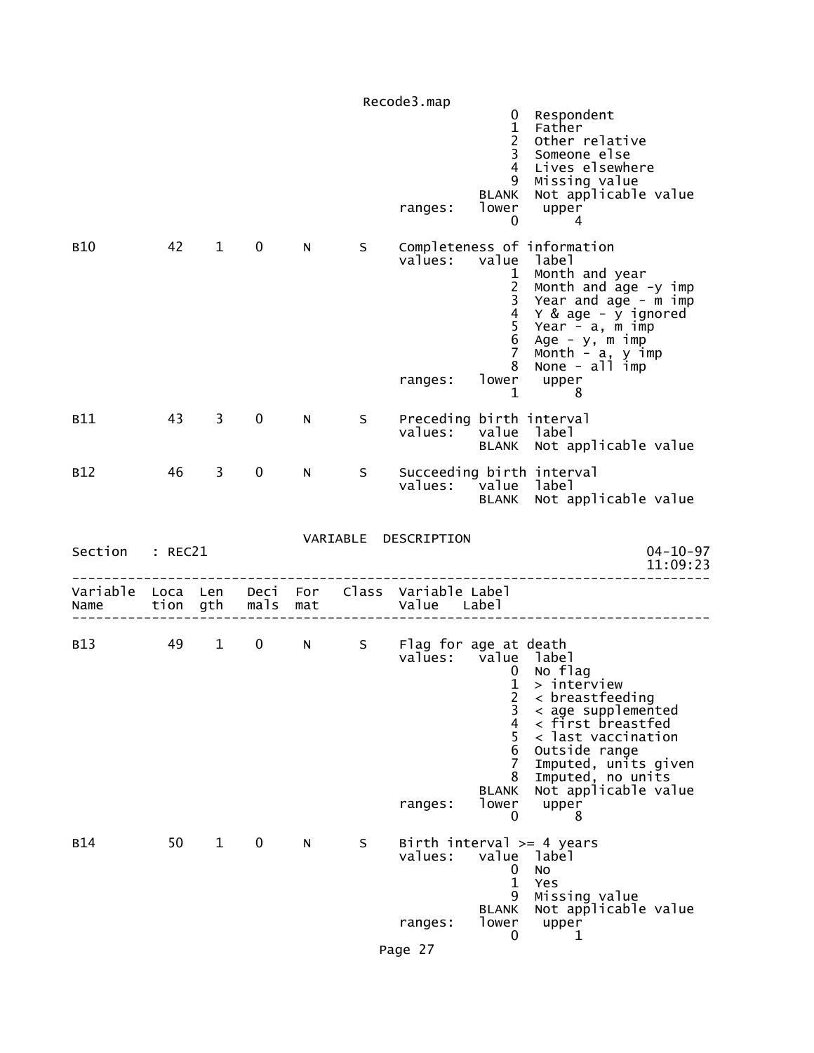```
                                                   0  Respondent
                                                   1  Father
                                                   2  Other relative
                                                   3  Someone else
                                                   4  Lives elsewhere
                                                   9  Missing value
                                               BLANK  Not applicable value
                                     ranges:   lower   upper
                                                   0       4

B10         42   1   0    N     S    Completeness of information
                                     values:   value  label
                                                   1  Month and year
                                                   2  Month and age -y imp
                                                   3  Year and age - m imp
                                                   4  Y & age - y ignored
                                                   5  Year - a, m imp
                                                   6  Age - y, m imp
                                                   7  Month - a, y imp
                                                   8  None - all imp
                                     ranges:   lower   upper
                                                   1       8

B11         43   3   0    N     S    Preceding birth interval
                                     values:   value  label
                                               BLANK  Not applicable value

B12         46   3   0    N     S    Succeeding birth interval
                                     values:   value  label
                                               BLANK  Not applicable value
```

VARIABLE DESCRIPTION

```
Section   : REC21                                                          04-10-97
                                                                           11:09:23
-----------------------------------------------------------------------------------
Variable  Loca  Len   Deci  For   Class  Variable Label
Name      tion  gth   mals  mat          Value   Label
-----------------------------------------------------------------------------------

B13         49   1   0    N     S    Flag for age at death
                                     values:   value  label
                                                   0  No flag
                                                   1  > interview
                                                   2  < breastfeeding
                                                   3  < age supplemented
                                                   4  < first breastfed
                                                   5  < last vaccination
                                                   6  Outside range
                                                   7  Imputed, units given
                                                   8  Imputed, no units
                                               BLANK  Not applicable value
                                     ranges:   lower   upper
                                                   0       8

B14         50   1   0    N     S    Birth interval >= 4 years
                                     values:   value  label
                                                   0  No
                                                   1  Yes
                                                   9  Missing value
                                               BLANK  Not applicable value
                                     ranges:   lower   upper
                                                   0       1
```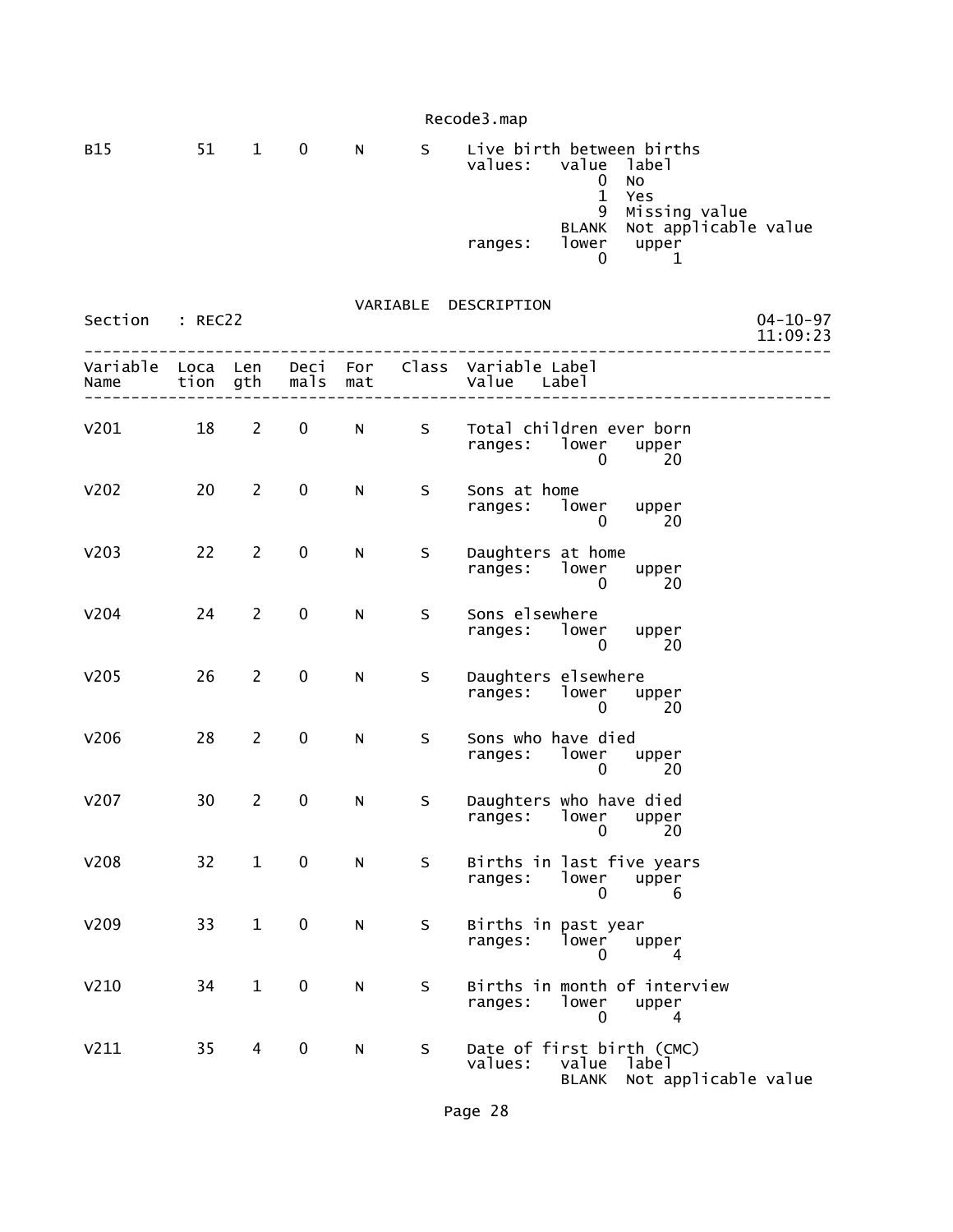| Variable Name | Location | Length | Decimals | Format | Class | Variable Label / Value Label |
|---|---|---|---|---|---|---|
| B15 | 51 | 1 | 0 | N | S | Live birth between births |

```
values:   value  label
              0  No
              1  Yes
              9  Missing value
          BLANK  Not applicable value
ranges:   lower   upper
              0       1
```

## VARIABLE DESCRIPTION

Section : REC22 — 04-10-97 11:09:23

| Variable Name | Location | Length | Decimals | Format | Class | Variable Label |
|---|---|---|---|---|---|---|
| V201 | 18 | 2 | 0 | N | S | Total children ever born<br>ranges: lower 0, upper 20 |
| V202 | 20 | 2 | 0 | N | S | Sons at home<br>ranges: lower 0, upper 20 |
| V203 | 22 | 2 | 0 | N | S | Daughters at home<br>ranges: lower 0, upper 20 |
| V204 | 24 | 2 | 0 | N | S | Sons elsewhere<br>ranges: lower 0, upper 20 |
| V205 | 26 | 2 | 0 | N | S | Daughters elsewhere<br>ranges: lower 0, upper 20 |
| V206 | 28 | 2 | 0 | N | S | Sons who have died<br>ranges: lower 0, upper 20 |
| V207 | 30 | 2 | 0 | N | S | Daughters who have died<br>ranges: lower 0, upper 20 |
| V208 | 32 | 1 | 0 | N | S | Births in last five years<br>ranges: lower 0, upper 6 |
| V209 | 33 | 1 | 0 | N | S | Births in past year<br>ranges: lower 0, upper 4 |
| V210 | 34 | 1 | 0 | N | S | Births in month of interview<br>ranges: lower 0, upper 4 |
| V211 | 35 | 4 | 0 | N | S | Date of first birth (CMC)<br>values: value label<br>BLANK Not applicable value |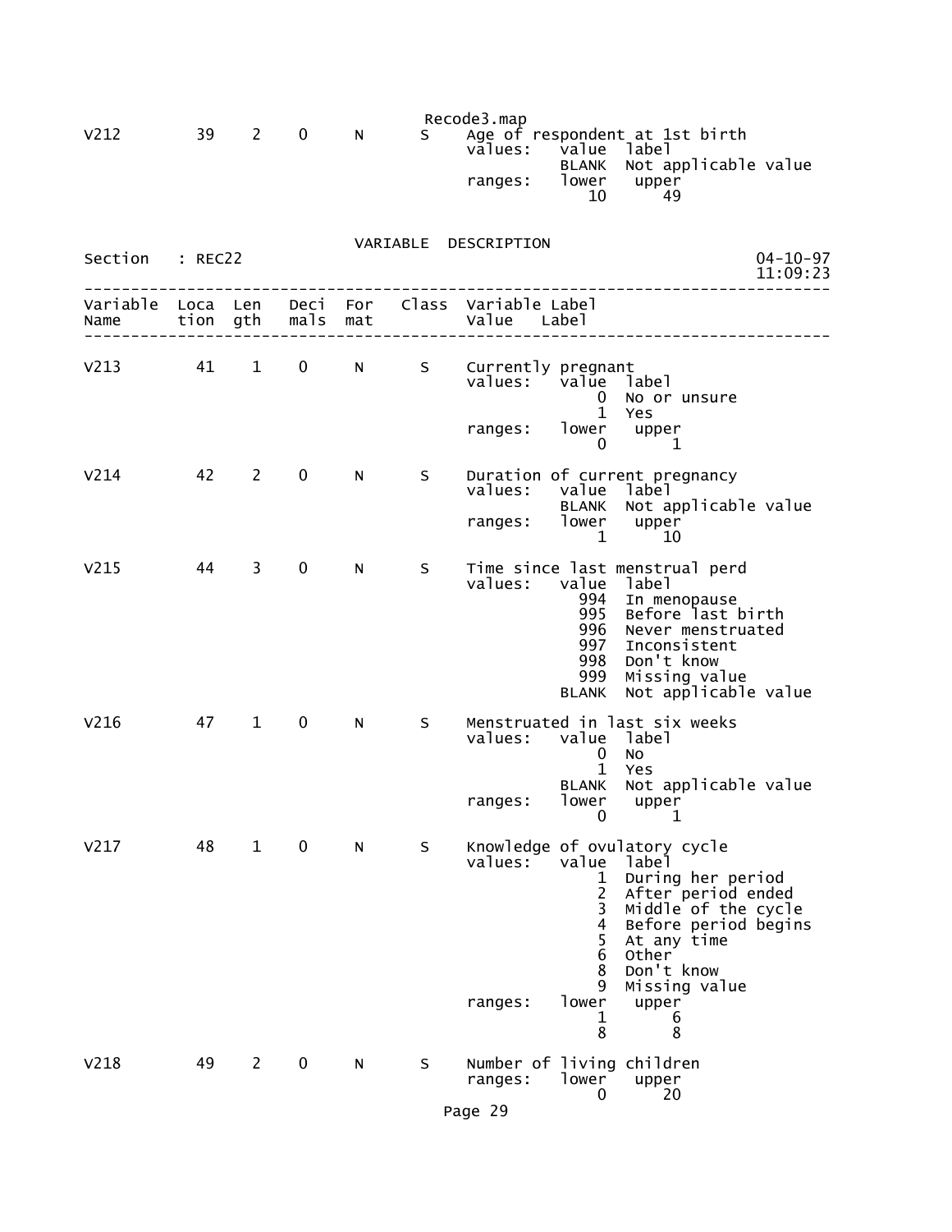Recode3.map

```
V212         39    2    0     N       S    Age of respondent at 1st birth
                                           values:   value  label
                                                     BLANK  Not applicable value
                                           ranges:   lower   upper
                                                        10      49
```

VARIABLE DESCRIPTION

Section : REC22 — 04-10-97 11:09:23

```
-------------------------------------------------------------------------------
Variable  Loca  Len   Deci  For   Class  Variable Label
Name      tion  gth   mals  mat          Value   Label
-------------------------------------------------------------------------------

V213         41    1    0     N       S    Currently pregnant
                                           values:   value  label
                                                         0  No or unsure
                                                         1  Yes
                                           ranges:   lower   upper
                                                         0       1

V214         42    2    0     N       S    Duration of current pregnancy
                                           values:   value  label
                                                     BLANK  Not applicable value
                                           ranges:   lower   upper
                                                         1      10

V215         44    3    0     N       S    Time since last menstrual perd
                                           values:   value  label
                                                       994  In menopause
                                                       995  Before last birth
                                                       996  Never menstruated
                                                       997  Inconsistent
                                                       998  Don't know
                                                       999  Missing value
                                                     BLANK  Not applicable value

V216         47    1    0     N       S    Menstruated in last six weeks
                                           values:   value  label
                                                         0  No
                                                         1  Yes
                                                     BLANK  Not applicable value
                                           ranges:   lower   upper
                                                         0       1

V217         48    1    0     N       S    Knowledge of ovulatory cycle
                                           values:   value  label
                                                         1  During her period
                                                         2  After period ended
                                                         3  Middle of the cycle
                                                         4  Before period begins
                                                         5  At any time
                                                         6  Other
                                                         8  Don't know
                                                         9  Missing value
                                           ranges:   lower   upper
                                                         1       6
                                                         8       8

V218         49    2    0     N       S    Number of living children
                                           ranges:   lower   upper
                                                         0      20
```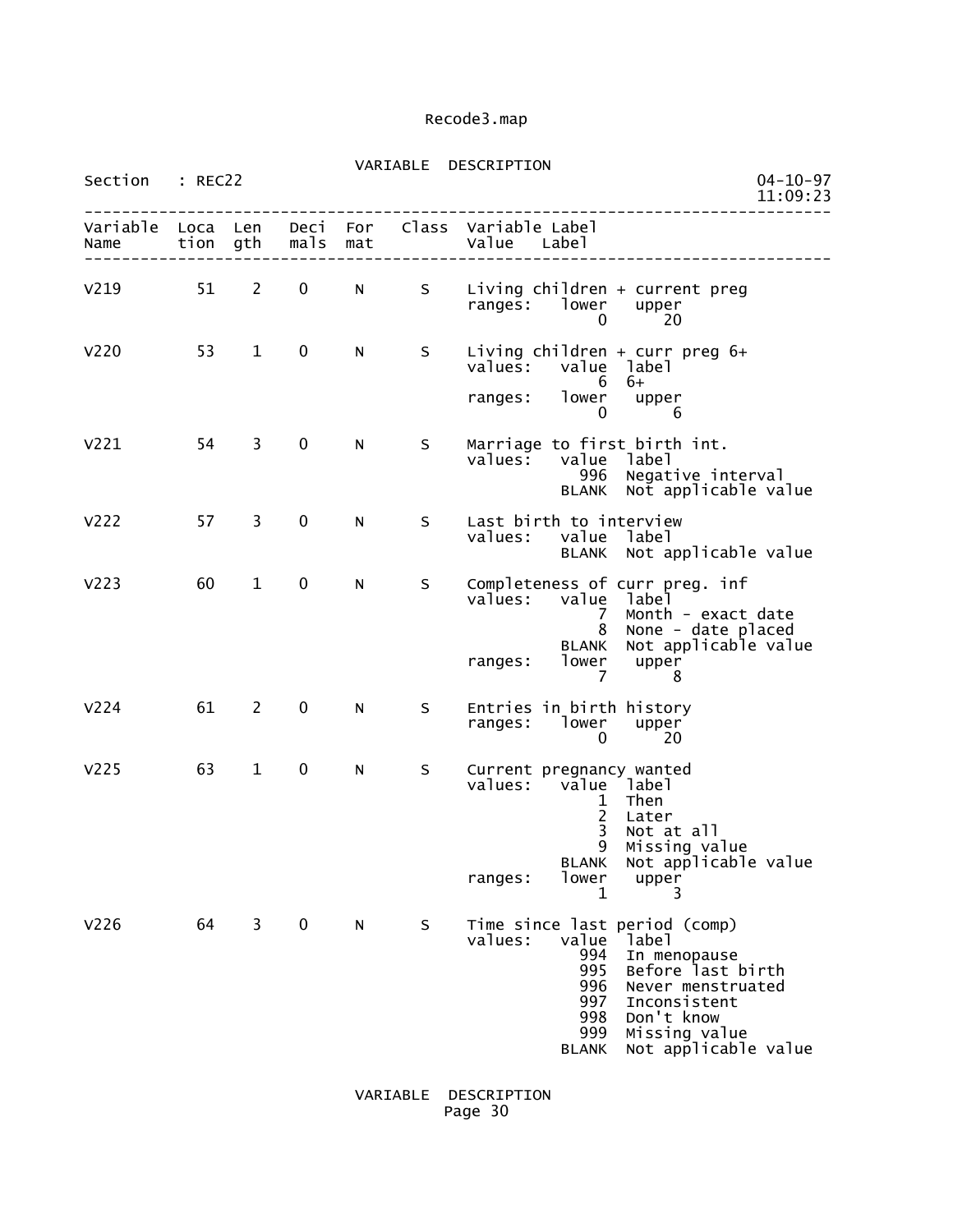VARIABLE DESCRIPTION

Section : REC22

04-10-97
11:09:23

```
--------------------------------------------------------------------------------
Variable  Loca  Len   Deci  For    Class  Variable Label
Name      tion  gth   mals  mat           Value   Label
--------------------------------------------------------------------------------

V219        51    2    0     N       S    Living children + current preg
                                          ranges:   lower   upper
                                                        0      20

V220        53    1    0     N       S    Living children + curr preg 6+
                                          values:   value  label
                                                        6  6+
                                          ranges:   lower   upper
                                                        0       6

V221        54    3    0     N       S    Marriage to first birth int.
                                          values:   value  label
                                                      996  Negative interval
                                                    BLANK  Not applicable value

V222        57    3    0     N       S    Last birth to interview
                                          values:   value  label
                                                    BLANK  Not applicable value

V223        60    1    0     N       S    Completeness of curr preg. inf
                                          values:   value  label
                                                        7  Month - exact date
                                                        8  None - date placed
                                                    BLANK  Not applicable value
                                          ranges:   lower   upper
                                                        7       8

V224        61    2    0     N       S    Entries in birth history
                                          ranges:   lower   upper
                                                        0      20

V225        63    1    0     N       S    Current pregnancy wanted
                                          values:   value  label
                                                        1  Then
                                                        2  Later
                                                        3  Not at all
                                                        9  Missing value
                                                    BLANK  Not applicable value
                                          ranges:   lower   upper
                                                        1       3

V226        64    3    0     N       S    Time since last period (comp)
                                          values:   value  label
                                                      994  In menopause
                                                      995  Before last birth
                                                      996  Never menstruated
                                                      997  Inconsistent
                                                      998  Don't know
                                                      999  Missing value
                                                    BLANK  Not applicable value
```

VARIABLE DESCRIPTION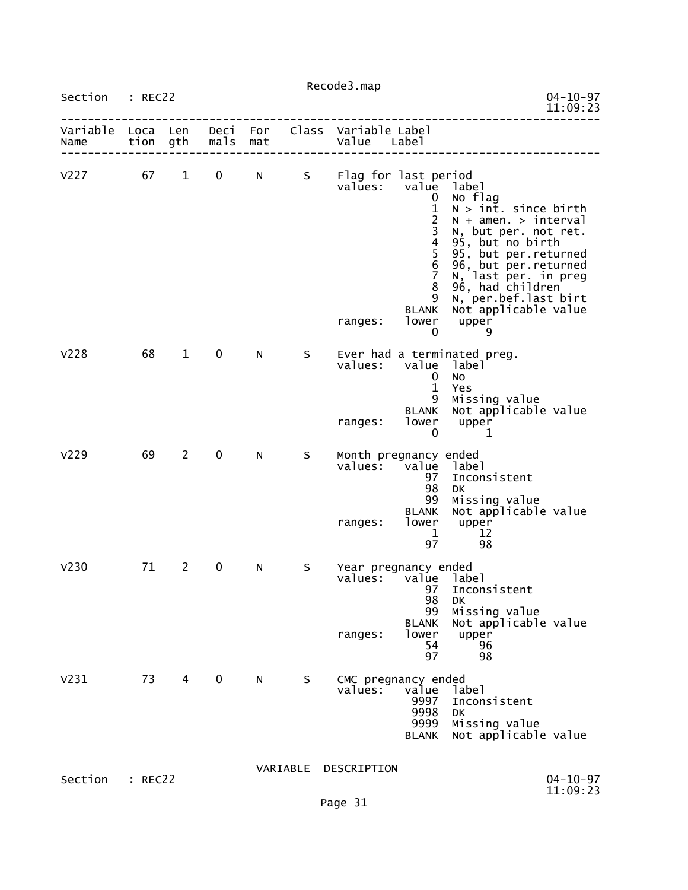Section : REC22

| Variable Name | Location | Length | Decimals | Format | Class | Variable Label |
|---|---|---|---|---|---|---|
| V227 | 67 | 1 | 0 | N | S | Flag for last period |
| V228 | 68 | 1 | 0 | N | S | Ever had a terminated preg. |
| V229 | 69 | 2 | 0 | N | S | Month pregnancy ended |
| V230 | 71 | 2 | 0 | N | S | Year pregnancy ended |
| V231 | 73 | 4 | 0 | N | S | CMC pregnancy ended |

**V227 — Flag for last period**

values:

| value | label |
|---|---|
| 0 | No flag |
| 1 | N > int. since birth |
| 2 | N + amen. > interval |
| 3 | N, but per. not ret. |
| 4 | 95, but no birth |
| 5 | 95, but per.returned |
| 6 | 96, but per.returned |
| 7 | N, last per. in preg |
| 8 | 96, had children |
| 9 | N, per.bef.last birt |
| BLANK | Not applicable value |

ranges:

| lower | upper |
|---|---|
| 0 | 9 |

**V228 — Ever had a terminated preg.**

values:

| value | label |
|---|---|
| 0 | No |
| 1 | Yes |
| 9 | Missing value |
| BLANK | Not applicable value |

ranges:

| lower | upper |
|---|---|
| 0 | 1 |

**V229 — Month pregnancy ended**

values:

| value | label |
|---|---|
| 97 | Inconsistent |
| 98 | DK |
| 99 | Missing value |
| BLANK | Not applicable value |

ranges:

| lower | upper |
|---|---|
| 1 | 12 |
| 97 | 98 |

**V230 — Year pregnancy ended**

values:

| value | label |
|---|---|
| 97 | Inconsistent |
| 98 | DK |
| 99 | Missing value |
| BLANK | Not applicable value |

ranges:

| lower | upper |
|---|---|
| 54 | 96 |
| 97 | 98 |

**V231 — CMC pregnancy ended**

values:

| value | label |
|---|---|
| 9997 | Inconsistent |
| 9998 | DK |
| 9999 | Missing value |
| BLANK | Not applicable value |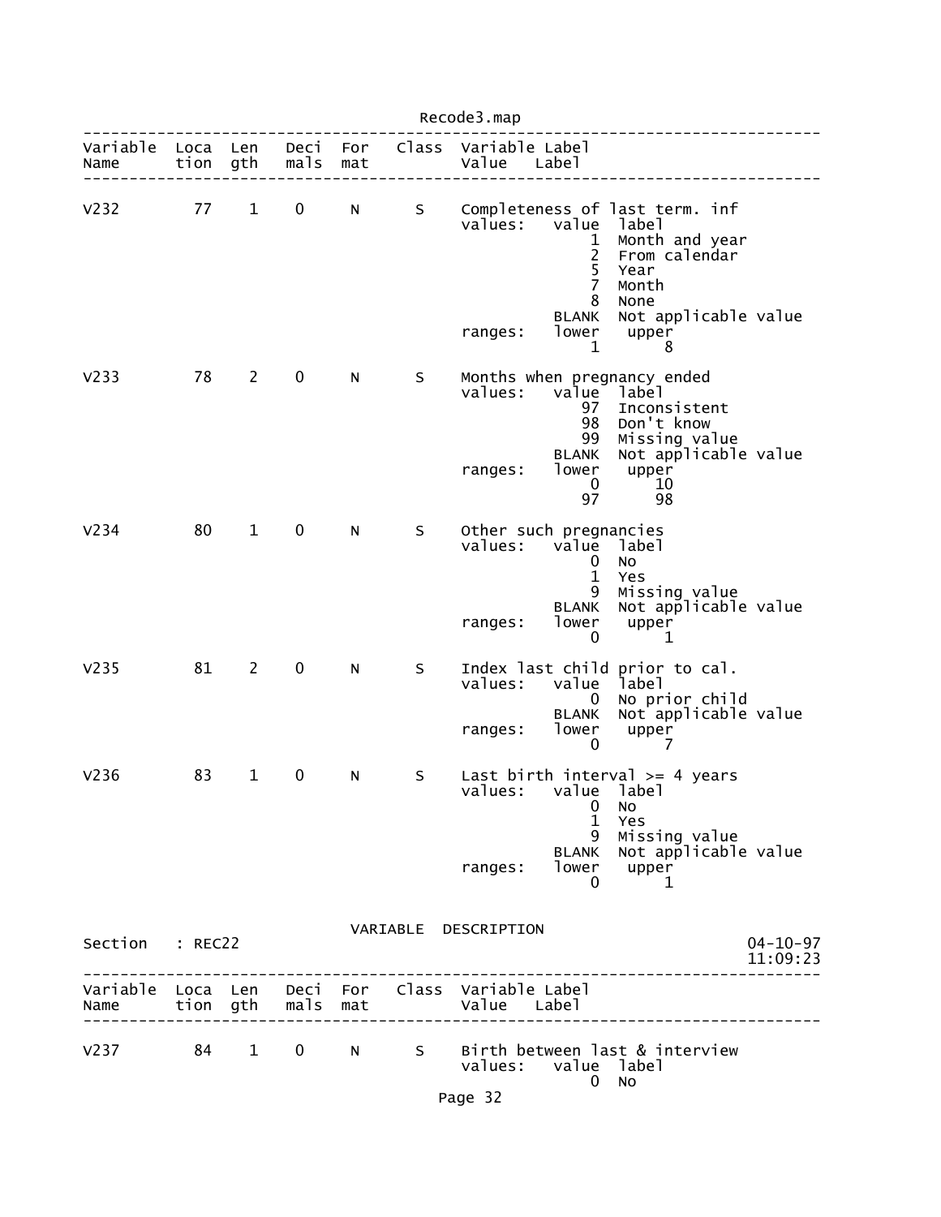| Variable Name | Location | Length | Decimals | Format | Class | Variable Label / Value Label |
|---|---|---|---|---|---|---|
| V232 | 77 | 1 | 0 | N | S | Completeness of last term. inf |

```
values:   value  label
              1  Month and year
              2  From calendar
              5  Year
              7  Month
              8  None
          BLANK  Not applicable value
ranges:   lower   upper
              1       8
```

| Variable Name | Location | Length | Decimals | Format | Class | Variable Label / Value Label |
|---|---|---|---|---|---|---|
| V233 | 78 | 2 | 0 | N | S | Months when pregnancy ended |

```
values:   value  label
             97  Inconsistent
             98  Don't know
             99  Missing value
          BLANK  Not applicable value
ranges:   lower   upper
              0      10
             97      98
```

| Variable Name | Location | Length | Decimals | Format | Class | Variable Label / Value Label |
|---|---|---|---|---|---|---|
| V234 | 80 | 1 | 0 | N | S | Other such pregnancies |

```
values:   value  label
              0  No
              1  Yes
              9  Missing value
          BLANK  Not applicable value
ranges:   lower   upper
              0       1
```

| Variable Name | Location | Length | Decimals | Format | Class | Variable Label / Value Label |
|---|---|---|---|---|---|---|
| V235 | 81 | 2 | 0 | N | S | Index last child prior to cal. |

```
values:   value  label
              0  No prior child
          BLANK  Not applicable value
ranges:   lower   upper
              0       7
```

| Variable Name | Location | Length | Decimals | Format | Class | Variable Label / Value Label |
|---|---|---|---|---|---|---|
| V236 | 83 | 1 | 0 | N | S | Last birth interval >= 4 years |

```
values:   value  label
              0  No
              1  Yes
              9  Missing value
          BLANK  Not applicable value
ranges:   lower   upper
              0       1
```

VARIABLE DESCRIPTION

Section : REC22 — 04-10-97 11:09:23

| Variable Name | Location | Length | Decimals | Format | Class | Variable Label / Value Label |
|---|---|---|---|---|---|---|
| V237 | 84 | 1 | 0 | N | S | Birth between last & interview |

```
values:   value  label
              0  No
```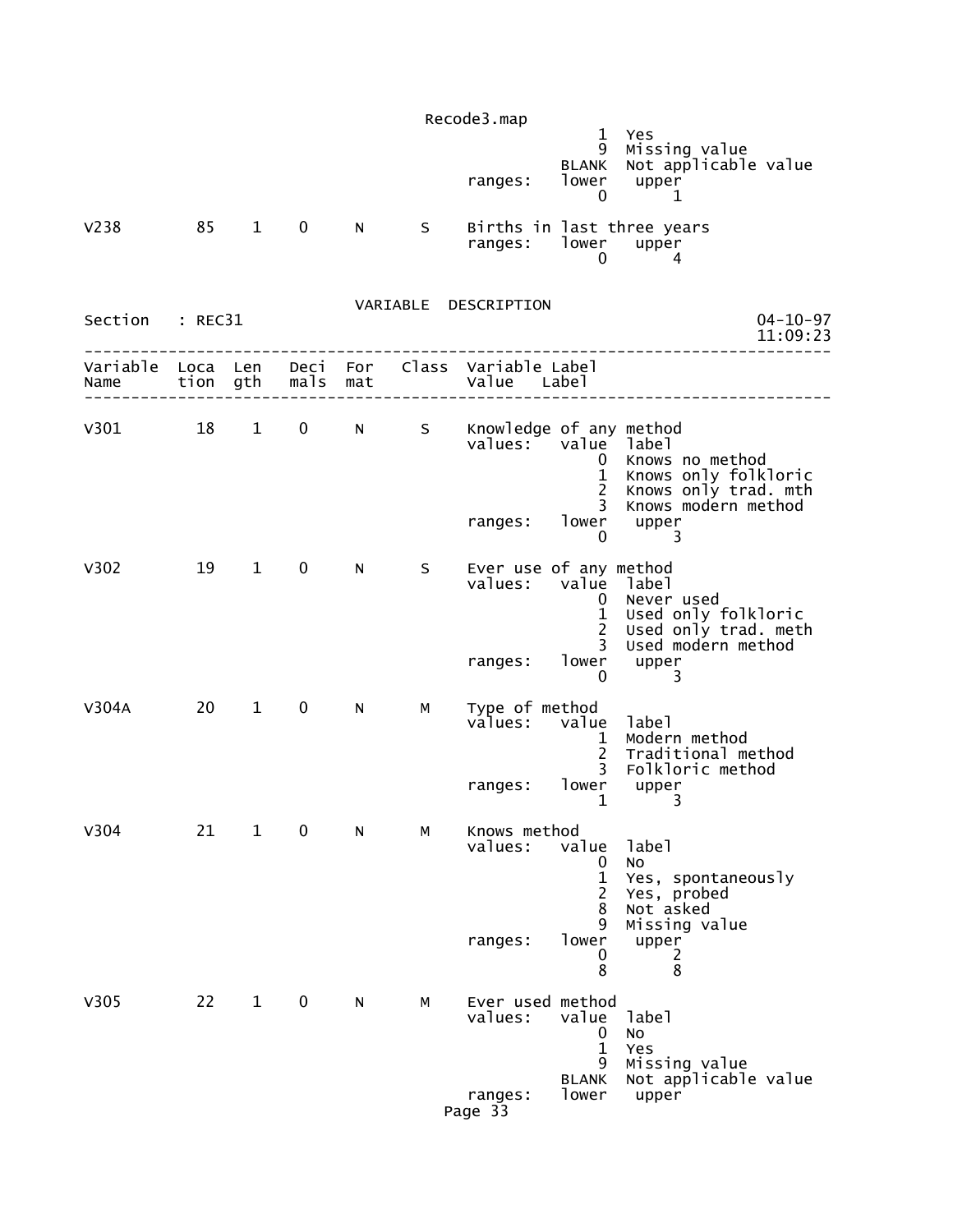```
                                                       1  Yes
                                                       9  Missing value
                                                   BLANK  Not applicable value
                                        ranges:    lower    upper
                                                       0        1

V238         85    1    0    N      S    Births in last three years
                                        ranges:    lower    upper
                                                       0        4
```

VARIABLE DESCRIPTION

```
Section   : REC31                                                      04-10-97
                                                                       11:09:23
--------------------------------------------------------------------------------
Variable  Loca  Len   Deci  For   Class  Variable Label
Name      tion  gth   mals  mat          Value    Label
--------------------------------------------------------------------------------

V301         18    1    0    N      S    Knowledge of any method
                                        values:    value  label
                                                       0  Knows no method
                                                       1  Knows only folkloric
                                                       2  Knows only trad. mth
                                                       3  Knows modern method
                                        ranges:    lower    upper
                                                       0        3

V302         19    1    0    N      S    Ever use of any method
                                        values:    value  label
                                                       0  Never used
                                                       1  Used only folkloric
                                                       2  Used only trad. meth
                                                       3  Used modern method
                                        ranges:    lower    upper
                                                       0        3

V304A        20    1    0    N      M    Type of method
                                        values:    value  label
                                                       1  Modern method
                                                       2  Traditional method
                                                       3  Folkloric method
                                        ranges:    lower    upper
                                                       1        3

V304         21    1    0    N      M    Knows method
                                        values:    value  label
                                                       0  No
                                                       1  Yes, spontaneously
                                                       2  Yes, probed
                                                       8  Not asked
                                                       9  Missing value
                                        ranges:    lower    upper
                                                       0        2
                                                       8        8

V305         22    1    0    N      M    Ever used method
                                        values:    value  label
                                                       0  No
                                                       1  Yes
                                                       9  Missing value
                                                   BLANK  Not applicable value
                                        ranges:    lower    upper
```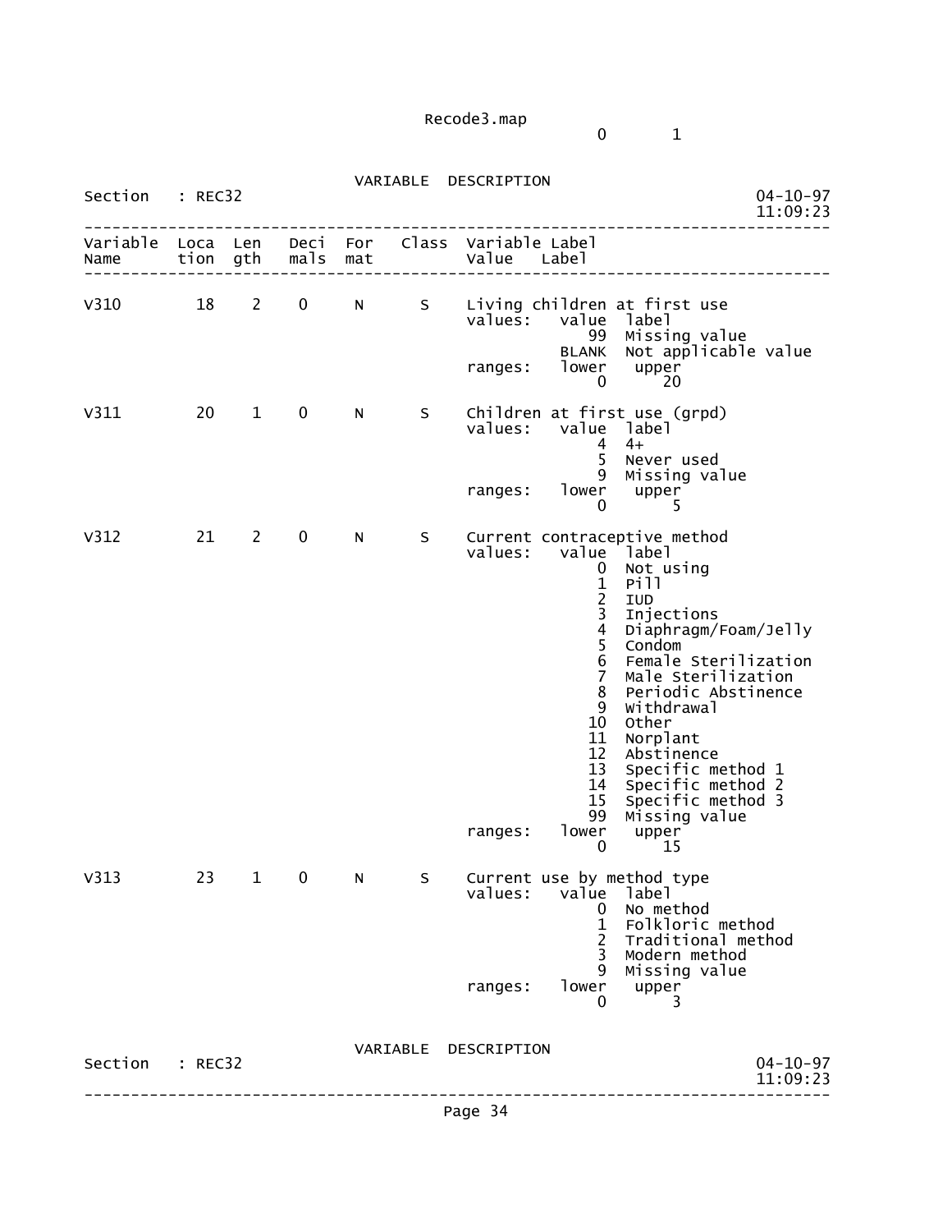Recode3.map
0 1

VARIABLE DESCRIPTION

Section : REC32 04-10-97 11:09:23

| Variable Name | Location | Length | Decimals | Format | Class | Variable Label / Value Label |
|---|---|---|---|---|---|---|
| V310 | 18 | 2 | 0 | N | S | Living children at first use |
| | | | | | | values: value label |
| | | | | | | 99 Missing value |
| | | | | | | BLANK Not applicable value |
| | | | | | | ranges: lower upper |
| | | | | | | 0 20 |
| V311 | 20 | 1 | 0 | N | S | Children at first use (grpd) |
| | | | | | | values: value label |
| | | | | | | 4 4+ |
| | | | | | | 5 Never used |
| | | | | | | 9 Missing value |
| | | | | | | ranges: lower upper |
| | | | | | | 0 5 |
| V312 | 21 | 2 | 0 | N | S | Current contraceptive method |
| | | | | | | values: value label |
| | | | | | | 0 Not using |
| | | | | | | 1 Pill |
| | | | | | | 2 IUD |
| | | | | | | 3 Injections |
| | | | | | | 4 Diaphragm/Foam/Jelly |
| | | | | | | 5 Condom |
| | | | | | | 6 Female Sterilization |
| | | | | | | 7 Male Sterilization |
| | | | | | | 8 Periodic Abstinence |
| | | | | | | 9 Withdrawal |
| | | | | | | 10 Other |
| | | | | | | 11 Norplant |
| | | | | | | 12 Abstinence |
| | | | | | | 13 Specific method 1 |
| | | | | | | 14 Specific method 2 |
| | | | | | | 15 Specific method 3 |
| | | | | | | 99 Missing value |
| | | | | | | ranges: lower upper |
| | | | | | | 0 15 |
| V313 | 23 | 1 | 0 | N | S | Current use by method type |
| | | | | | | values: value label |
| | | | | | | 0 No method |
| | | | | | | 1 Folkloric method |
| | | | | | | 2 Traditional method |
| | | | | | | 3 Modern method |
| | | | | | | 9 Missing value |
| | | | | | | ranges: lower upper |
| | | | | | | 0 3 |

VARIABLE DESCRIPTION

Section : REC32 04-10-97 11:09:23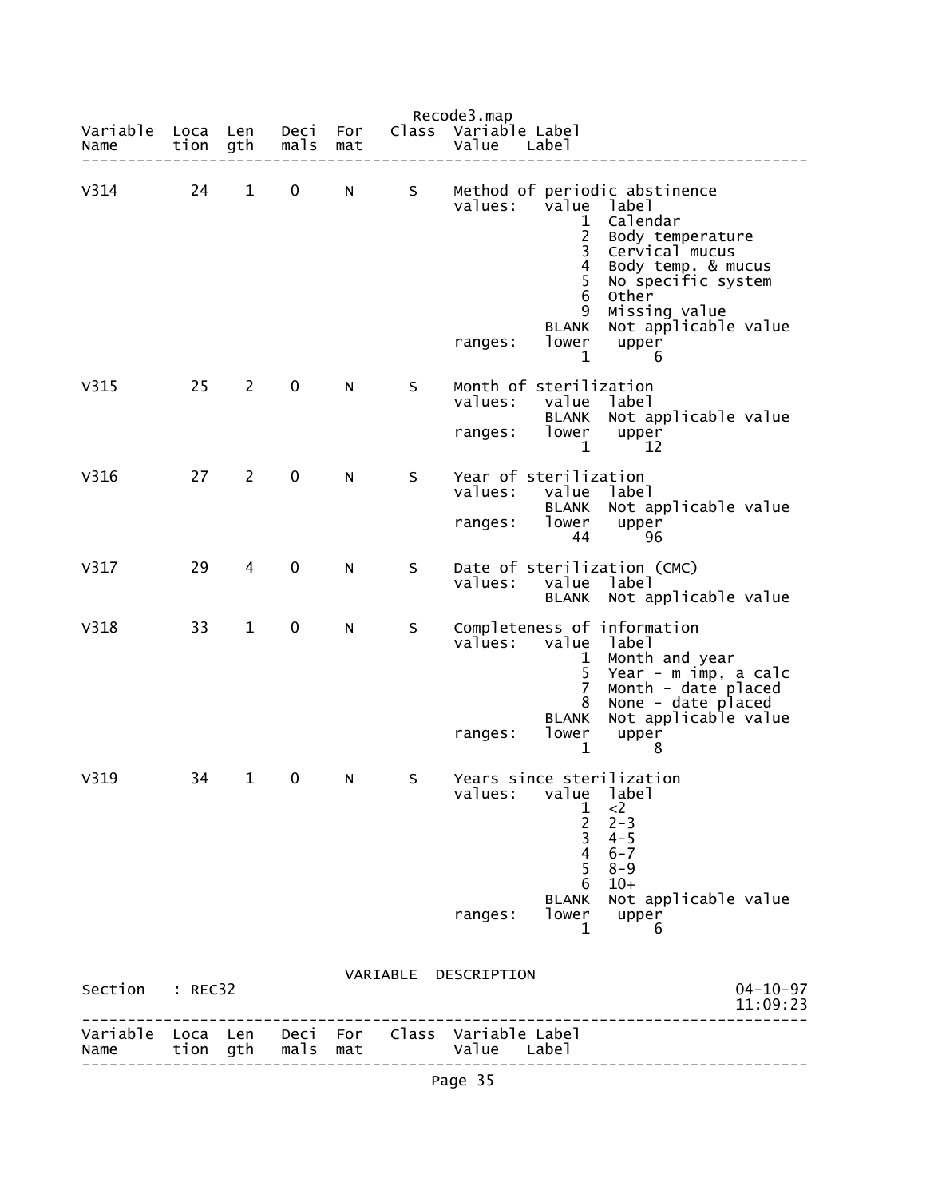Recode3.map

| Variable Name | Location | Length | Decimals | Format | Class | Variable Label / Value Label |
|---|---|---|---|---|---|---|
| V314 | 24 | 1 | 0 | N | S | Method of periodic abstinence |
| | | | | | | values: value label |
| | | | | | | 1 Calendar |
| | | | | | | 2 Body temperature |
| | | | | | | 3 Cervical mucus |
| | | | | | | 4 Body temp. & mucus |
| | | | | | | 5 No specific system |
| | | | | | | 6 Other |
| | | | | | | 9 Missing value |
| | | | | | | BLANK Not applicable value |
| | | | | | | ranges: lower 1 upper 6 |
| V315 | 25 | 2 | 0 | N | S | Month of sterilization |
| | | | | | | values: value label |
| | | | | | | BLANK Not applicable value |
| | | | | | | ranges: lower 1 upper 12 |
| V316 | 27 | 2 | 0 | N | S | Year of sterilization |
| | | | | | | values: value label |
| | | | | | | BLANK Not applicable value |
| | | | | | | ranges: lower 44 upper 96 |
| V317 | 29 | 4 | 0 | N | S | Date of sterilization (CMC) |
| | | | | | | values: value label |
| | | | | | | BLANK Not applicable value |
| V318 | 33 | 1 | 0 | N | S | Completeness of information |
| | | | | | | values: value label |
| | | | | | | 1 Month and year |
| | | | | | | 5 Year - m imp, a calc |
| | | | | | | 7 Month - date placed |
| | | | | | | 8 None - date placed |
| | | | | | | BLANK Not applicable value |
| | | | | | | ranges: lower 1 upper 8 |
| V319 | 34 | 1 | 0 | N | S | Years since sterilization |
| | | | | | | values: value label |
| | | | | | | 1 <2 |
| | | | | | | 2 2-3 |
| | | | | | | 3 4-5 |
| | | | | | | 4 6-7 |
| | | | | | | 5 8-9 |
| | | | | | | 6 10+ |
| | | | | | | BLANK Not applicable value |
| | | | | | | ranges: lower 1 upper 6 |

VARIABLE DESCRIPTION

Section : REC32 04-10-97 11:09:23

| Variable Name | Location | Length | Decimals | Format | Class | Variable Label / Value Label |
|---|---|---|---|---|---|---|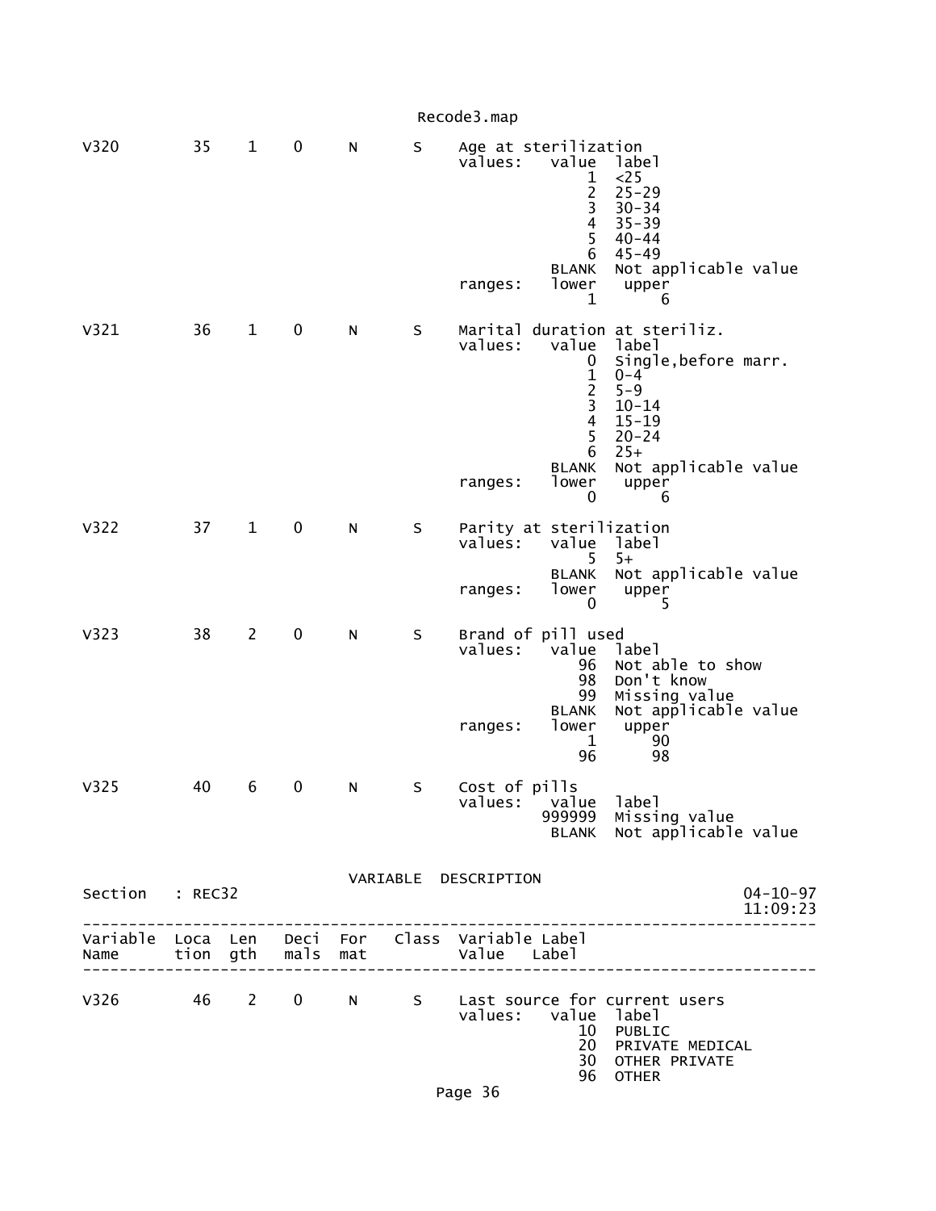| Variable Name | Location | Length | Decimals | Format | Class | Variable Label / Value | Label |
|---|---|---|---|---|---|---|---|
| V320 | 35 | 1 | 0 | N | S | Age at sterilization | |
| | | | | | | values: value | label |
| | | | | | | 1 | <25 |
| | | | | | | 2 | 25-29 |
| | | | | | | 3 | 30-34 |
| | | | | | | 4 | 35-39 |
| | | | | | | 5 | 40-44 |
| | | | | | | 6 | 45-49 |
| | | | | | | BLANK | Not applicable value |
| | | | | | | ranges: lower | upper |
| | | | | | | 1 | 6 |
| V321 | 36 | 1 | 0 | N | S | Marital duration at steriliz. | |
| | | | | | | values: value | label |
| | | | | | | 0 | Single,before marr. |
| | | | | | | 1 | 0-4 |
| | | | | | | 2 | 5-9 |
| | | | | | | 3 | 10-14 |
| | | | | | | 4 | 15-19 |
| | | | | | | 5 | 20-24 |
| | | | | | | 6 | 25+ |
| | | | | | | BLANK | Not applicable value |
| | | | | | | ranges: lower | upper |
| | | | | | | 0 | 6 |
| V322 | 37 | 1 | 0 | N | S | Parity at sterilization | |
| | | | | | | values: value | label |
| | | | | | | 5 | 5+ |
| | | | | | | BLANK | Not applicable value |
| | | | | | | ranges: lower | upper |
| | | | | | | 0 | 5 |
| V323 | 38 | 2 | 0 | N | S | Brand of pill used | |
| | | | | | | values: value | label |
| | | | | | | 96 | Not able to show |
| | | | | | | 98 | Don't know |
| | | | | | | 99 | Missing value |
| | | | | | | BLANK | Not applicable value |
| | | | | | | ranges: lower | upper |
| | | | | | | 1 | 90 |
| | | | | | | 96 | 98 |
| V325 | 40 | 6 | 0 | N | S | Cost of pills | |
| | | | | | | values: value | label |
| | | | | | | 999999 | Missing value |
| | | | | | | BLANK | Not applicable value |

VARIABLE DESCRIPTION

Section : REC32 — 04-10-97 11:09:23

| Variable Name | Location | Length | Decimals | Format | Class | Variable Label / Value | Label |
|---|---|---|---|---|---|---|---|
| V326 | 46 | 2 | 0 | N | S | Last source for current users | |
| | | | | | | values: value | label |
| | | | | | | 10 | PUBLIC |
| | | | | | | 20 | PRIVATE MEDICAL |
| | | | | | | 30 | OTHER PRIVATE |
| | | | | | | 96 | OTHER |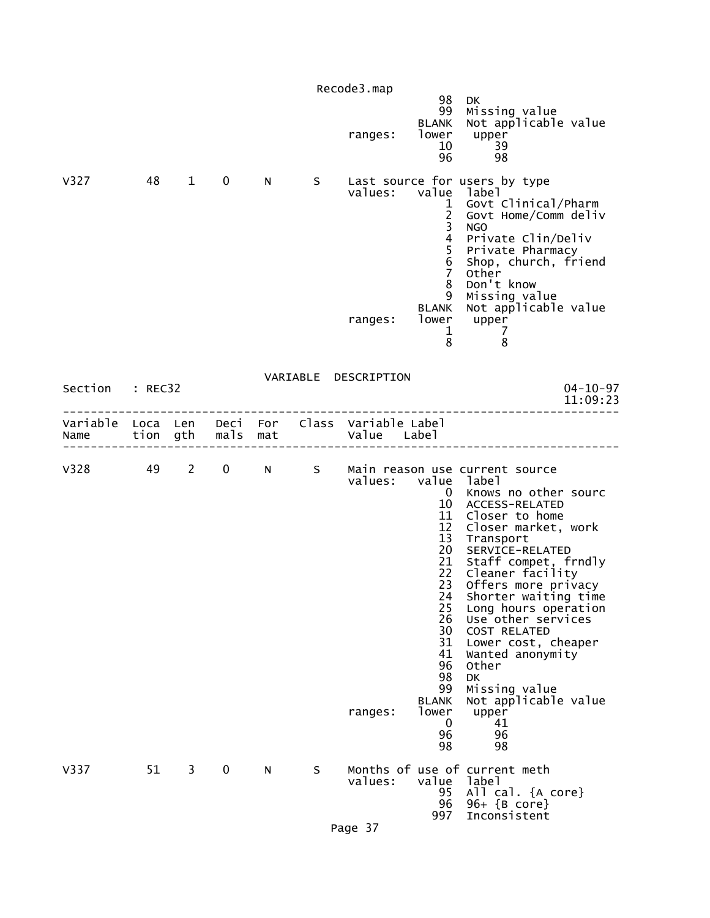```
                                                     98  DK
                                                     99  Missing value
                                                  BLANK  Not applicable value
                                       ranges:    lower   upper
                                                     10      39
                                                     96      98

V327        48    1    0     N      S    Last source for users by type
                                         values:   value  label
                                                      1  Govt Clinical/Pharm
                                                      2  Govt Home/Comm deliv
                                                      3  NGO
                                                      4  Private Clin/Deliv
                                                      5  Private Pharmacy
                                                      6  Shop, church, friend
                                                      7  Other
                                                      8  Don't know
                                                      9  Missing value
                                                  BLANK  Not applicable value
                                         ranges:   lower   upper
                                                      1       7
                                                      8       8
```

VARIABLE DESCRIPTION

```
Section   : REC32                                                        04-10-97
                                                                         11:09:23
---------------------------------------------------------------------------------
Variable  Loca  Len   Deci  For   Class  Variable Label
Name      tion  gth   mals  mat          Value    Label
---------------------------------------------------------------------------------

V328        49    2    0     N      S    Main reason use current source
                                         values:   value  label
                                                      0  Knows no other sourc
                                                     10  ACCESS-RELATED
                                                     11  Closer to home
                                                     12  Closer market, work
                                                     13  Transport
                                                     20  SERVICE-RELATED
                                                     21  Staff compet, frndly
                                                     22  Cleaner facility
                                                     23  Offers more privacy
                                                     24  Shorter waiting time
                                                     25  Long hours operation
                                                     26  Use other services
                                                     30  COST RELATED
                                                     31  Lower cost, cheaper
                                                     41  Wanted anonymity
                                                     96  Other
                                                     98  DK
                                                     99  Missing value
                                                  BLANK  Not applicable value
                                         ranges:   lower   upper
                                                      0      41
                                                     96      96
                                                     98      98

V337        51    3    0     N      S    Months of use of current meth
                                         values:   value  label
                                                     95  All cal. {A core}
                                                     96  96+ {B core}
                                                    997  Inconsistent
```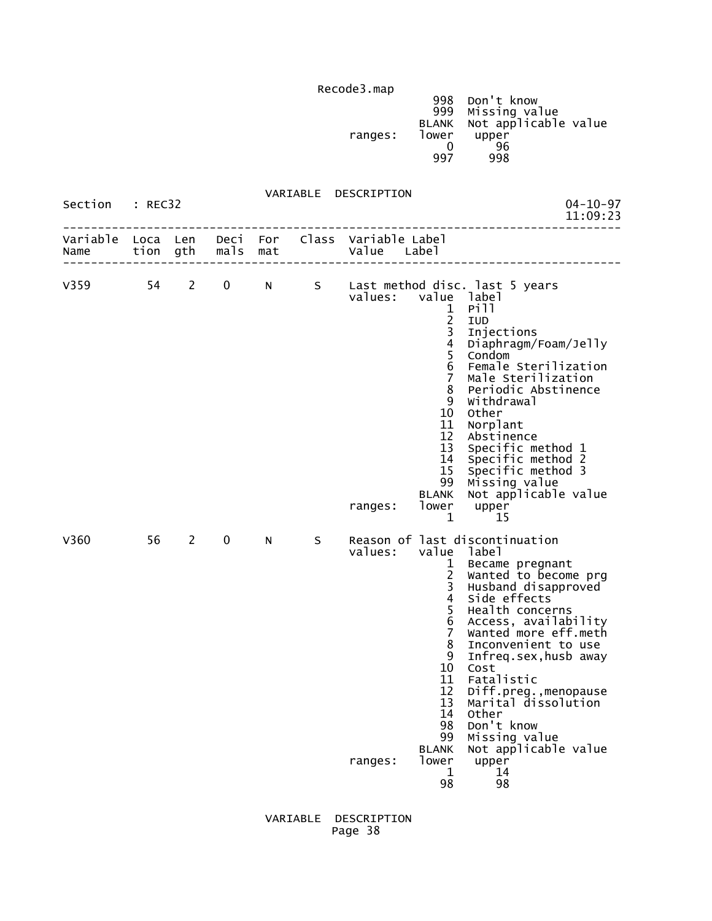```
                                          998  Don't know
                                          999  Missing value
                                        BLANK  Not applicable value
                               ranges:  lower   upper
                                            0      96
                                          997     998

                       VARIABLE  DESCRIPTION
Section   : REC32                                                04-10-97
                                                                 11:09:23
--------------------------------------------------------------------------------
Variable  Loca  Len   Deci  For   Class  Variable Label
Name      tion  gth   mals  mat          Value    Label
--------------------------------------------------------------------------------

V359        54    2    0     N      S    Last method disc. last 5 years
                                         values:   value  label
                                                       1  Pill
                                                       2  IUD
                                                       3  Injections
                                                       4  Diaphragm/Foam/Jelly
                                                       5  Condom
                                                       6  Female Sterilization
                                                       7  Male Sterilization
                                                       8  Periodic Abstinence
                                                       9  Withdrawal
                                                      10  Other
                                                      11  Norplant
                                                      12  Abstinence
                                                      13  Specific method 1
                                                      14  Specific method 2
                                                      15  Specific method 3
                                                      99  Missing value
                                                   BLANK  Not applicable value
                                         ranges:   lower   upper
                                                       1      15

V360        56    2    0     N      S    Reason of last discontinuation
                                         values:   value  label
                                                       1  Became pregnant
                                                       2  Wanted to become prg
                                                       3  Husband disapproved
                                                       4  Side effects
                                                       5  Health concerns
                                                       6  Access, availability
                                                       7  Wanted more eff.meth
                                                       8  Inconvenient to use
                                                       9  Infreq.sex,husb away
                                                      10  Cost
                                                      11  Fatalistic
                                                      12  Diff.preg.,menopause
                                                      13  Marital dissolution
                                                      14  Other
                                                      98  Don't know
                                                      99  Missing value
                                                   BLANK  Not applicable value
                                         ranges:   lower   upper
                                                       1      14
                                                      98      98

                       VARIABLE  DESCRIPTION
```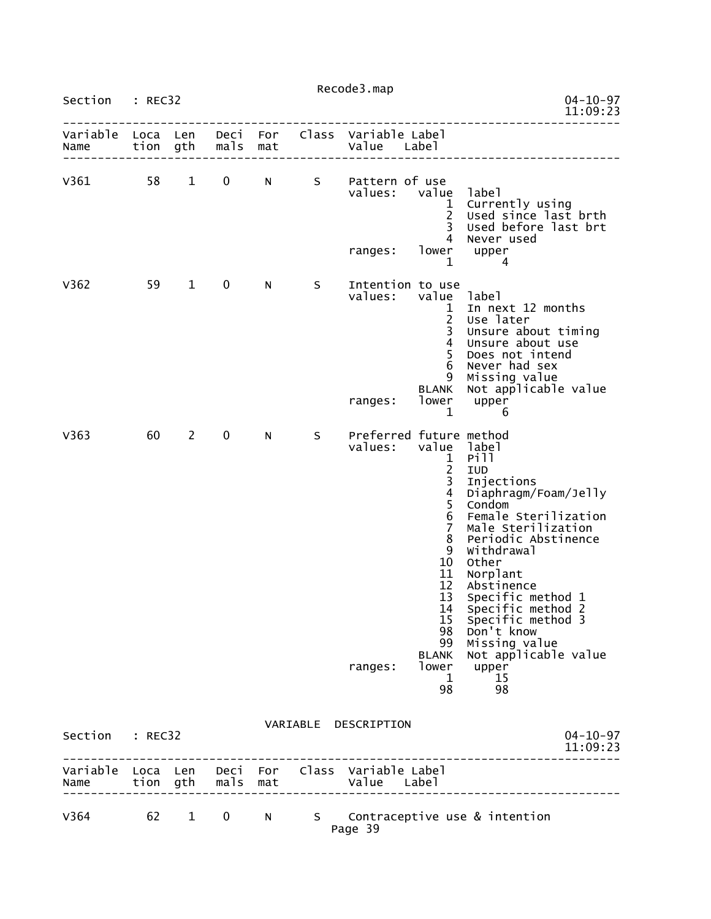Section : REC32

| Variable Name | Location | Length | Decimals | Format | Class | Variable Label / Value Label |
|---|---|---|---|---|---|---|
| V361 | 58 | 1 | 0 | N | S | Pattern of use |

values:

| value | label |
|---|---|
| 1 | Currently using |
| 2 | Used since last brth |
| 3 | Used before last brt |
| 4 | Never used |

ranges:

| lower | upper |
|---|---|
| 1 | 4 |

| Variable Name | Location | Length | Decimals | Format | Class | Variable Label / Value Label |
|---|---|---|---|---|---|---|
| V362 | 59 | 1 | 0 | N | S | Intention to use |

values:

| value | label |
|---|---|
| 1 | In next 12 months |
| 2 | Use later |
| 3 | Unsure about timing |
| 4 | Unsure about use |
| 5 | Does not intend |
| 6 | Never had sex |
| 9 | Missing value |
| BLANK | Not applicable value |

ranges:

| lower | upper |
|---|---|
| 1 | 6 |

| Variable Name | Location | Length | Decimals | Format | Class | Variable Label / Value Label |
|---|---|---|---|---|---|---|
| V363 | 60 | 2 | 0 | N | S | Preferred future method |

values:

| value | label |
|---|---|
| 1 | Pill |
| 2 | IUD |
| 3 | Injections |
| 4 | Diaphragm/Foam/Jelly |
| 5 | Condom |
| 6 | Female Sterilization |
| 7 | Male Sterilization |
| 8 | Periodic Abstinence |
| 9 | Withdrawal |
| 10 | Other |
| 11 | Norplant |
| 12 | Abstinence |
| 13 | Specific method 1 |
| 14 | Specific method 2 |
| 15 | Specific method 3 |
| 98 | Don't know |
| 99 | Missing value |
| BLANK | Not applicable value |

ranges:

| lower | upper |
|---|---|
| 1 | 15 |
| 98 | 98 |

VARIABLE DESCRIPTION

Section : REC32

| Variable Name | Location | Length | Decimals | Format | Class | Variable Label / Value Label |
|---|---|---|---|---|---|---|
| V364 | 62 | 1 | 0 | N | S | Contraceptive use & intention |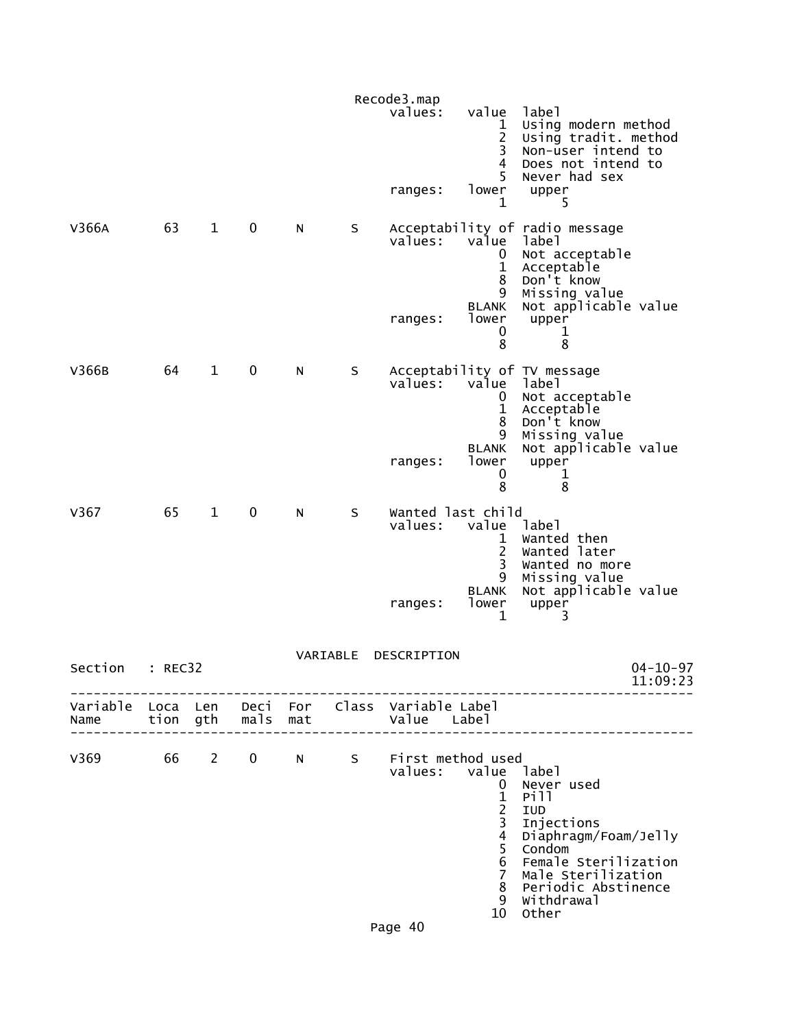```
                                             Recode3.map
                                                 values:   value  label
                                                               1  Using modern method
                                                               2  Using tradit. method
                                                               3  Non-user intend to
                                                               4  Does not intend to
                                                               5  Never had sex
                                                 ranges:   lower   upper
                                                               1       5

V366A        63    1    0     N       S     Acceptability of radio message
                                                 values:   value  label
                                                               0  Not acceptable
                                                               1  Acceptable
                                                               8  Don't know
                                                               9  Missing value
                                                           BLANK  Not applicable value
                                                 ranges:   lower   upper
                                                               0       1
                                                               8       8

V366B        64    1    0     N       S     Acceptability of TV message
                                                 values:   value  label
                                                               0  Not acceptable
                                                               1  Acceptable
                                                               8  Don't know
                                                               9  Missing value
                                                           BLANK  Not applicable value
                                                 ranges:   lower   upper
                                                               0       1
                                                               8       8

V367         65    1    0     N       S     Wanted last child
                                                 values:   value  label
                                                               1  Wanted then
                                                               2  Wanted later
                                                               3  Wanted no more
                                                               9  Missing value
                                                           BLANK  Not applicable value
                                                 ranges:   lower   upper
                                                               1       3
```

VARIABLE DESCRIPTION

```
Section   : REC32                                                        04-10-97
                                                                         11:09:23
---------------------------------------------------------------------------------
Variable  Loca  Len   Deci  For   Class  Variable Label
Name      tion  gth   mals  mat          Value    Label
---------------------------------------------------------------------------------

V369         66    2    0     N       S     First method used
                                                 values:   value  label
                                                               0  Never used
                                                               1  Pill
                                                               2  IUD
                                                               3  Injections
                                                               4  Diaphragm/Foam/Jelly
                                                               5  Condom
                                                               6  Female Sterilization
                                                               7  Male Sterilization
                                                               8  Periodic Abstinence
                                                               9  Withdrawal
                                                              10  Other
```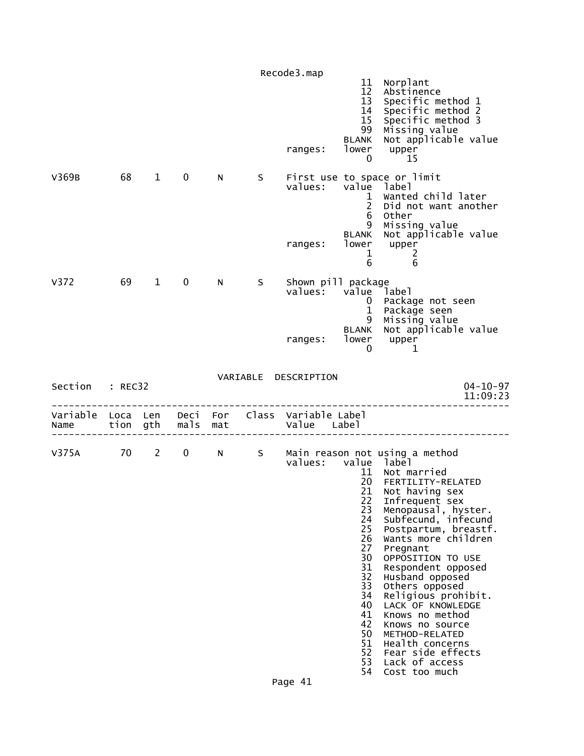```
                                                     11  Norplant
                                                     12  Abstinence
                                                     13  Specific method 1
                                                     14  Specific method 2
                                                     15  Specific method 3
                                                     99  Missing value
                                                  BLANK  Not applicable value
                                       ranges:    lower   upper
                                                      0      15

V369B        68    1    0     N      S    First use to space or limit
                                       values:    value  label
                                                      1  Wanted child later
                                                      2  Did not want another
                                                      6  Other
                                                      9  Missing value
                                                  BLANK  Not applicable value
                                       ranges:    lower   upper
                                                      1       2
                                                      6       6

V372         69    1    0     N      S    Shown pill package
                                       values:    value  label
                                                      0  Package not seen
                                                      1  Package seen
                                                      9  Missing value
                                                  BLANK  Not applicable value
                                       ranges:    lower   upper
                                                      0       1
```

VARIABLE DESCRIPTION

Section : REC32 04-10-97 11:09:23

```
------------------------------------------------------------------------------
Variable  Loca  Len   Deci  For   Class  Variable Label
Name      tion  gth   mals  mat          Value   Label
------------------------------------------------------------------------------

V375A        70    2    0     N      S    Main reason not using a method
                                       values:    value  label
                                                     11  Not married
                                                     20  FERTILITY-RELATED
                                                     21  Not having sex
                                                     22  Infrequent sex
                                                     23  Menopausal, hyster.
                                                     24  Subfecund, infecund
                                                     25  Postpartum, breastf.
                                                     26  Wants more children
                                                     27  Pregnant
                                                     30  OPPOSITION TO USE
                                                     31  Respondent opposed
                                                     32  Husband opposed
                                                     33  Others opposed
                                                     34  Religious prohibit.
                                                     40  LACK OF KNOWLEDGE
                                                     41  Knows no method
                                                     42  Knows no source
                                                     50  METHOD-RELATED
                                                     51  Health concerns
                                                     52  Fear side effects
                                                     53  Lack of access
                                                     54  Cost too much
```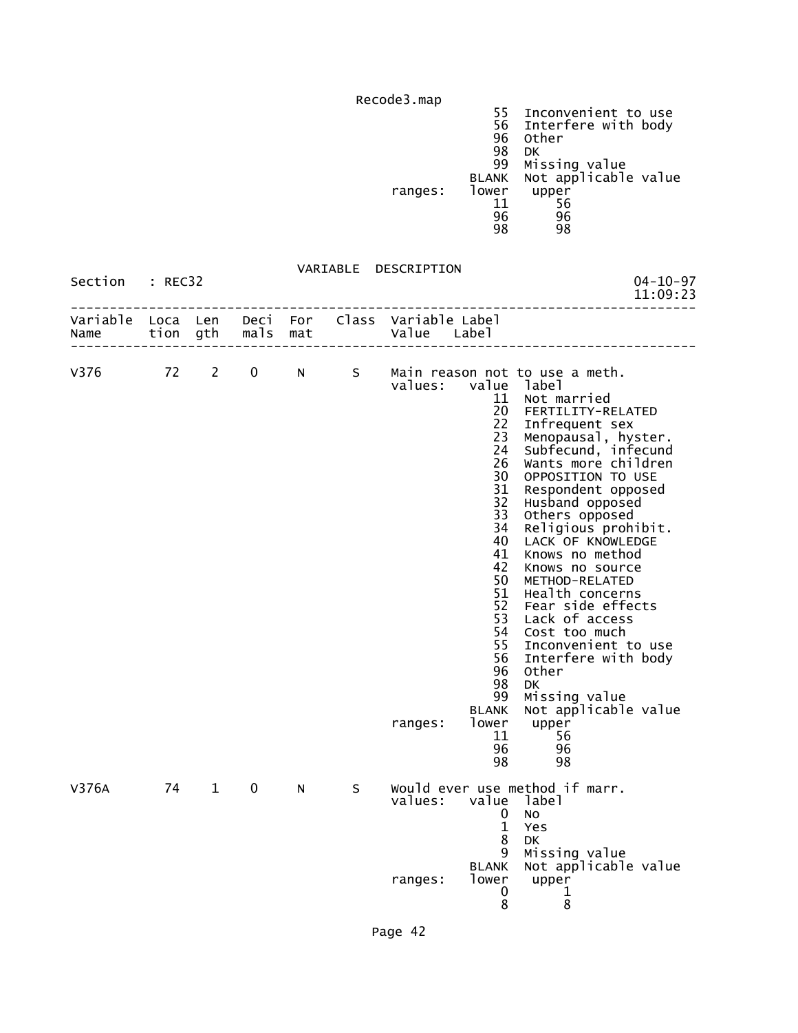```
                                                    55  Inconvenient to use
                                                    56  Interfere with body
                                                    96  Other
                                                    98  DK
                                                    99  Missing value
                                                 BLANK  Not applicable value
                                       ranges:   lower   upper
                                                    11      56
                                                    96      96
                                                    98      98
```

VARIABLE DESCRIPTION

Section : REC32 04-10-97 11:09:23

```
-----------------------------------------------------------------------------
Variable  Loca  Len   Deci  For   Class  Variable Label
Name      tion  gth   mals  mat          Value   Label
-----------------------------------------------------------------------------

V376        72    2    0     N      S    Main reason not to use a meth.
                                         values:   value  label
                                                    11  Not married
                                                    20  FERTILITY-RELATED
                                                    22  Infrequent sex
                                                    23  Menopausal, hyster.
                                                    24  Subfecund, infecund
                                                    26  Wants more children
                                                    30  OPPOSITION TO USE
                                                    31  Respondent opposed
                                                    32  Husband opposed
                                                    33  Others opposed
                                                    34  Religious prohibit.
                                                    40  LACK OF KNOWLEDGE
                                                    41  Knows no method
                                                    42  Knows no source
                                                    50  METHOD-RELATED
                                                    51  Health concerns
                                                    52  Fear side effects
                                                    53  Lack of access
                                                    54  Cost too much
                                                    55  Inconvenient to use
                                                    56  Interfere with body
                                                    96  Other
                                                    98  DK
                                                    99  Missing value
                                                 BLANK  Not applicable value
                                       ranges:   lower   upper
                                                    11      56
                                                    96      96
                                                    98      98

V376A       74    1    0     N      S    Would ever use method if marr.
                                         values:   value  label
                                                     0  No
                                                     1  Yes
                                                     8  DK
                                                     9  Missing value
                                                 BLANK  Not applicable value
                                       ranges:   lower   upper
                                                     0       1
                                                     8       8
```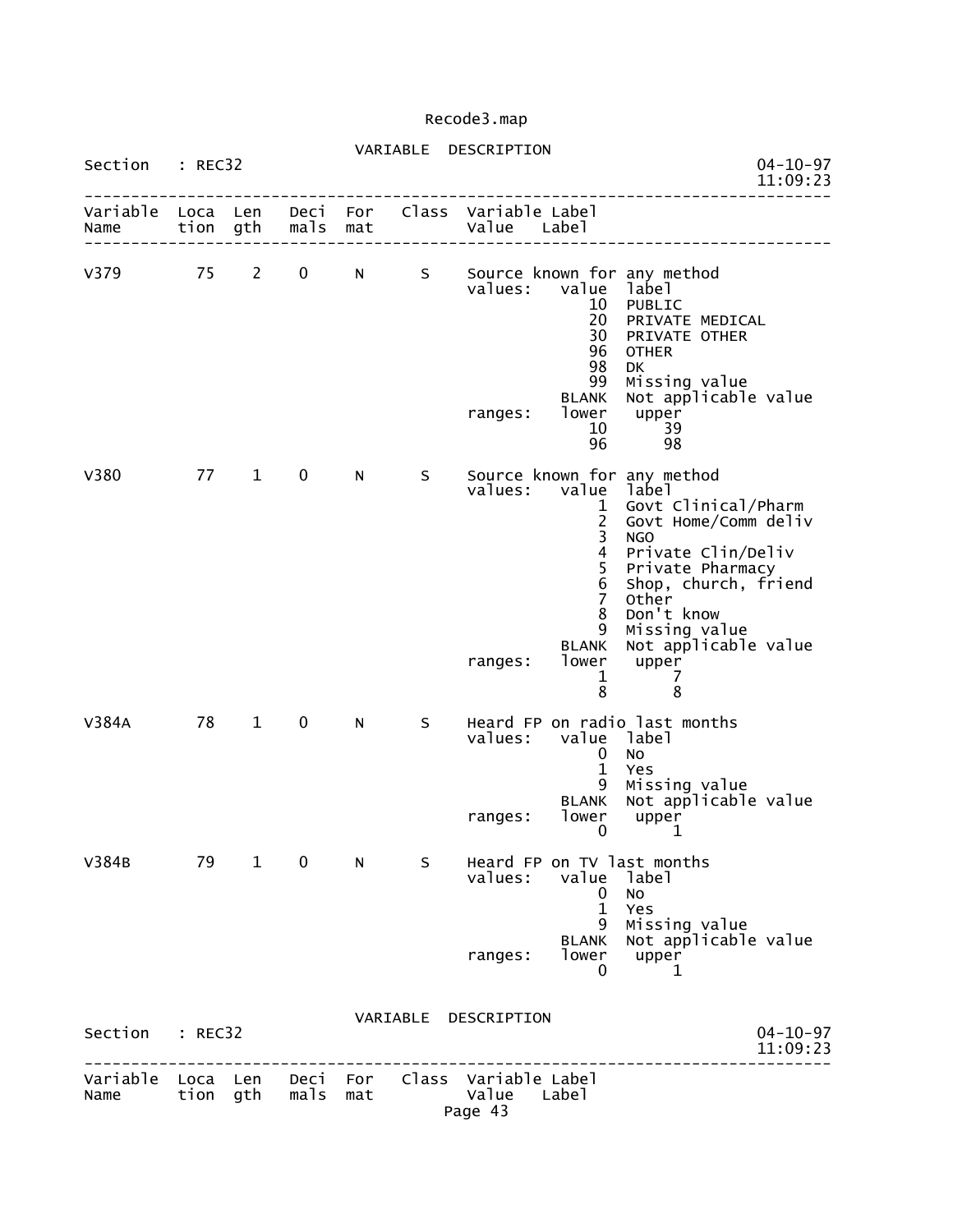Recode3.map

VARIABLE DESCRIPTION

Section : REC32 04-10-97 11:09:23

```
------------------------------------------------------------------------------
Variable  Loca  Len   Deci  For    Class  Variable Label
Name      tion  gth   mals  mat           Value   Label
------------------------------------------------------------------------------

V379        75    2    0     N      S     Source known for any method
                                          values:   value  label
                                                       10  PUBLIC
                                                       20  PRIVATE MEDICAL
                                                       30  PRIVATE OTHER
                                                       96  OTHER
                                                       98  DK
                                                       99  Missing value
                                                    BLANK  Not applicable value
                                          ranges:   lower   upper
                                                       10      39
                                                       96      98

V380        77    1    0     N      S     Source known for any method
                                          values:   value  label
                                                        1  Govt Clinical/Pharm
                                                        2  Govt Home/Comm deliv
                                                        3  NGO
                                                        4  Private Clin/Deliv
                                                        5  Private Pharmacy
                                                        6  Shop, church, friend
                                                        7  Other
                                                        8  Don't know
                                                        9  Missing value
                                                    BLANK  Not applicable value
                                          ranges:   lower   upper
                                                        1       7
                                                        8       8

V384A       78    1    0     N      S     Heard FP on radio last months
                                          values:   value  label
                                                        0  No
                                                        1  Yes
                                                        9  Missing value
                                                    BLANK  Not applicable value
                                          ranges:   lower   upper
                                                        0       1

V384B       79    1    0     N      S     Heard FP on TV last months
                                          values:   value  label
                                                        0  No
                                                        1  Yes
                                                        9  Missing value
                                                    BLANK  Not applicable value
                                          ranges:   lower   upper
                                                        0       1
```

VARIABLE DESCRIPTION

Section : REC32 04-10-97 11:09:23

```
------------------------------------------------------------------------------
Variable  Loca  Len   Deci  For    Class  Variable Label
Name      tion  gth   mals  mat           Value   Label
```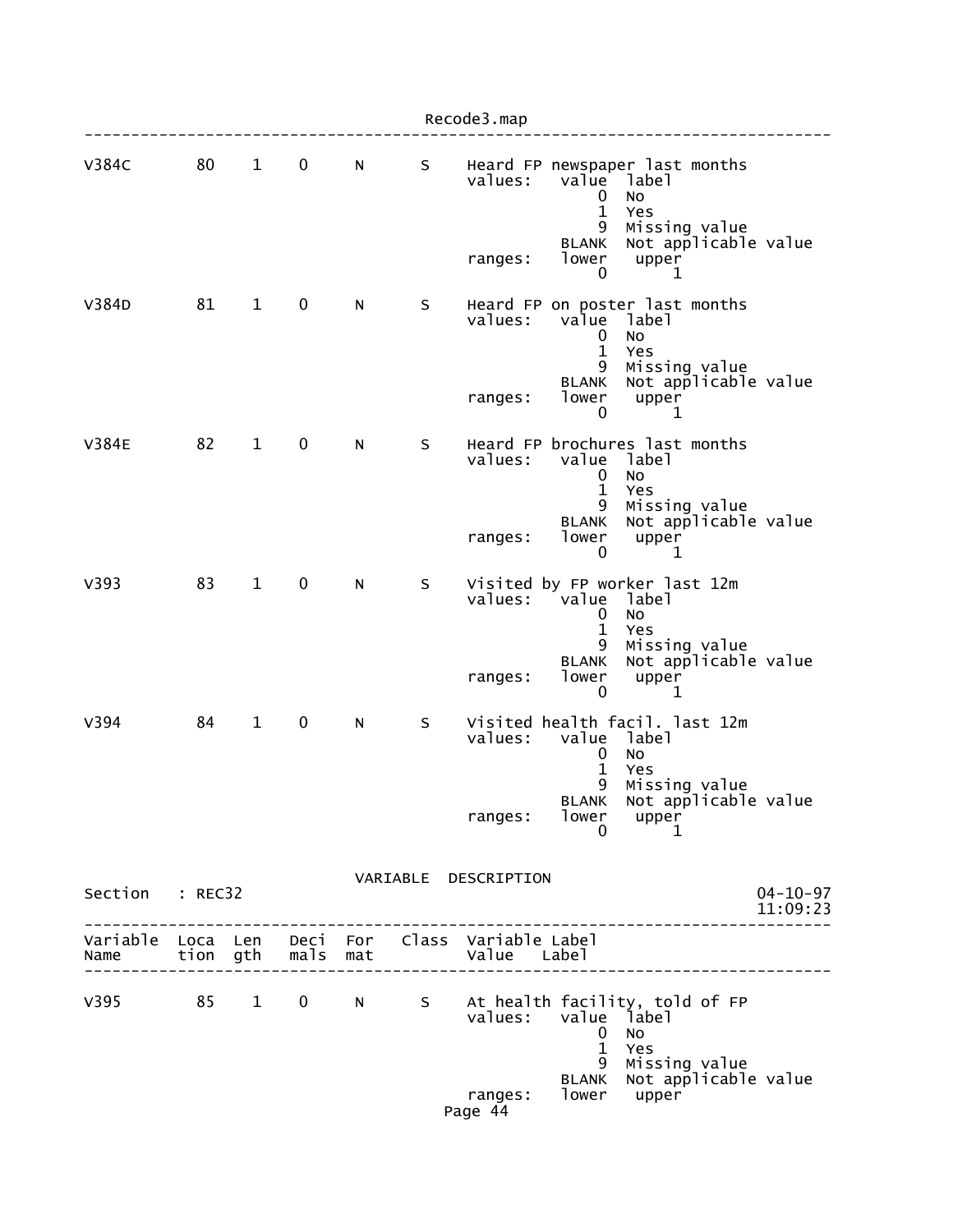```
V384C        80    1    0     N      S     Heard FP newspaper last months
                                           values:   value  label
                                                         0  No
                                                         1  Yes
                                                         9  Missing value
                                                     BLANK  Not applicable value
                                           ranges:   lower   upper
                                                         0       1

V384D        81    1    0     N      S     Heard FP on poster last months
                                           values:   value  label
                                                         0  No
                                                         1  Yes
                                                         9  Missing value
                                                     BLANK  Not applicable value
                                           ranges:   lower   upper
                                                         0       1

V384E        82    1    0     N      S     Heard FP brochures last months
                                           values:   value  label
                                                         0  No
                                                         1  Yes
                                                         9  Missing value
                                                     BLANK  Not applicable value
                                           ranges:   lower   upper
                                                         0       1

V393         83    1    0     N      S     Visited by FP worker last 12m
                                           values:   value  label
                                                         0  No
                                                         1  Yes
                                                         9  Missing value
                                                     BLANK  Not applicable value
                                           ranges:   lower   upper
                                                         0       1

V394         84    1    0     N      S     Visited health facil. last 12m
                                           values:   value  label
                                                         0  No
                                                         1  Yes
                                                         9  Missing value
                                                     BLANK  Not applicable value
                                           ranges:   lower   upper
                                                         0       1
```

VARIABLE DESCRIPTION

Section : REC32 04-10-97 11:09:23

```
Variable  Loca  Len   Deci  For   Class  Variable Label
Name      tion  gth   mals  mat          Value    Label
--------------------------------------------------------------------------------

V395         85    1    0     N      S     At health facility, told of FP
                                           values:   value  label
                                                         0  No
                                                         1  Yes
                                                         9  Missing value
                                                     BLANK  Not applicable value
                                           ranges:   lower   upper
```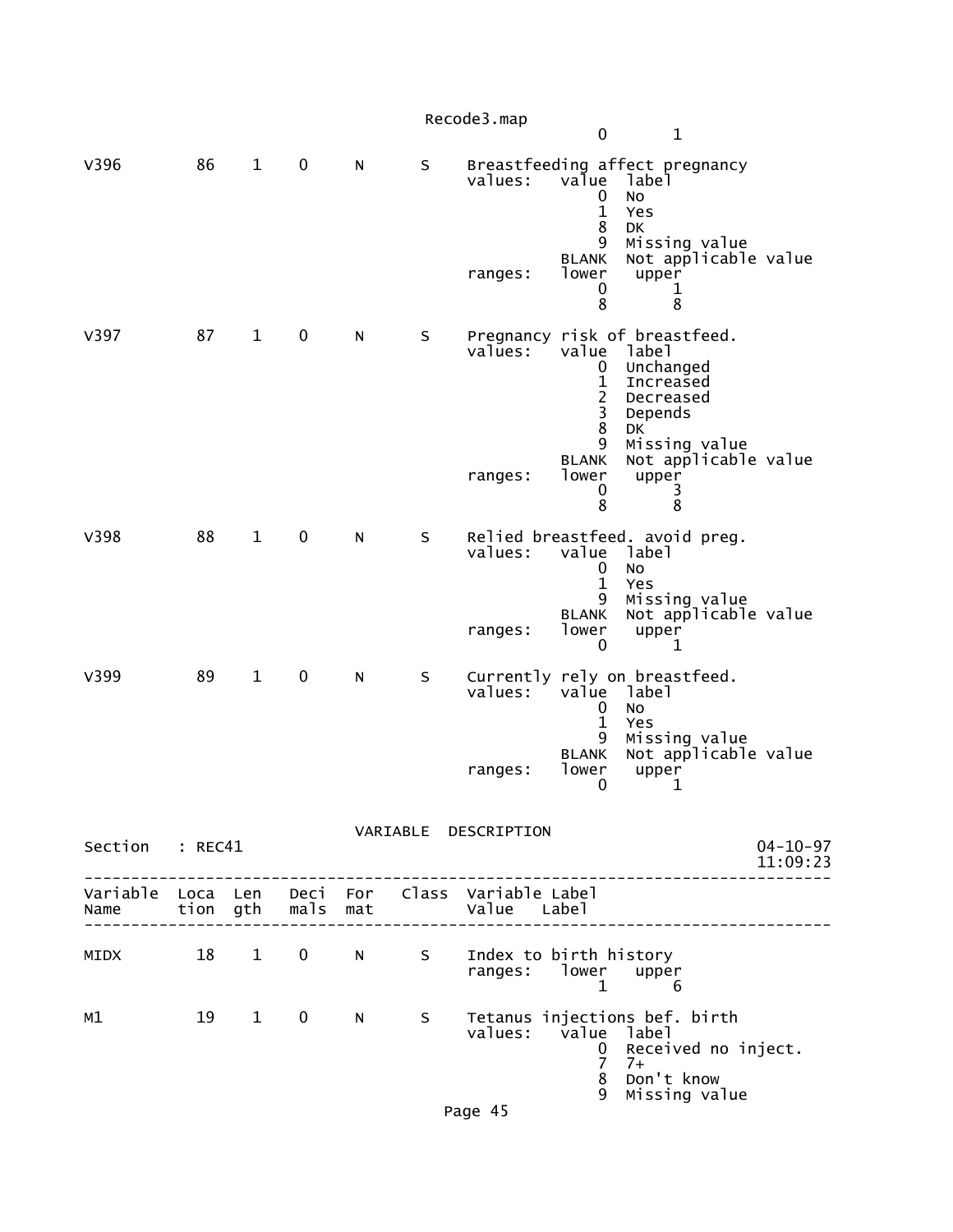```
                                                  0       1

V396         86    1    0     N      S    Breastfeeding affect pregnancy
                                          values:   value  label
                                                        0  No
                                                        1  Yes
                                                        8  DK
                                                        9  Missing value
                                                    BLANK  Not applicable value
                                          ranges:   lower   upper
                                                        0       1
                                                        8       8

V397         87    1    0     N      S    Pregnancy risk of breastfeed.
                                          values:   value  label
                                                        0  Unchanged
                                                        1  Increased
                                                        2  Decreased
                                                        3  Depends
                                                        8  DK
                                                        9  Missing value
                                                    BLANK  Not applicable value
                                          ranges:   lower   upper
                                                        0       3
                                                        8       8

V398         88    1    0     N      S    Relied breastfeed. avoid preg.
                                          values:   value  label
                                                        0  No
                                                        1  Yes
                                                        9  Missing value
                                                    BLANK  Not applicable value
                                          ranges:   lower   upper
                                                        0       1

V399         89    1    0     N      S    Currently rely on breastfeed.
                                          values:   value  label
                                                        0  No
                                                        1  Yes
                                                        9  Missing value
                                                    BLANK  Not applicable value
                                          ranges:   lower   upper
                                                        0       1


                              VARIABLE  DESCRIPTION
Section   : REC41                                                      04-10-97
                                                                       11:09:23
-------------------------------------------------------------------------------
Variable  Loca  Len   Deci  For   Class  Variable Label
Name      tion  gth   mals  mat          Value   Label
-------------------------------------------------------------------------------

MIDX         18    1    0     N      S    Index to birth history
                                          ranges:   lower   upper
                                                        1       6

M1           19    1    0     N      S    Tetanus injections bef. birth
                                          values:   value  label
                                                        0  Received no inject.
                                                        7  7+
                                                        8  Don't know
                                                        9  Missing value
```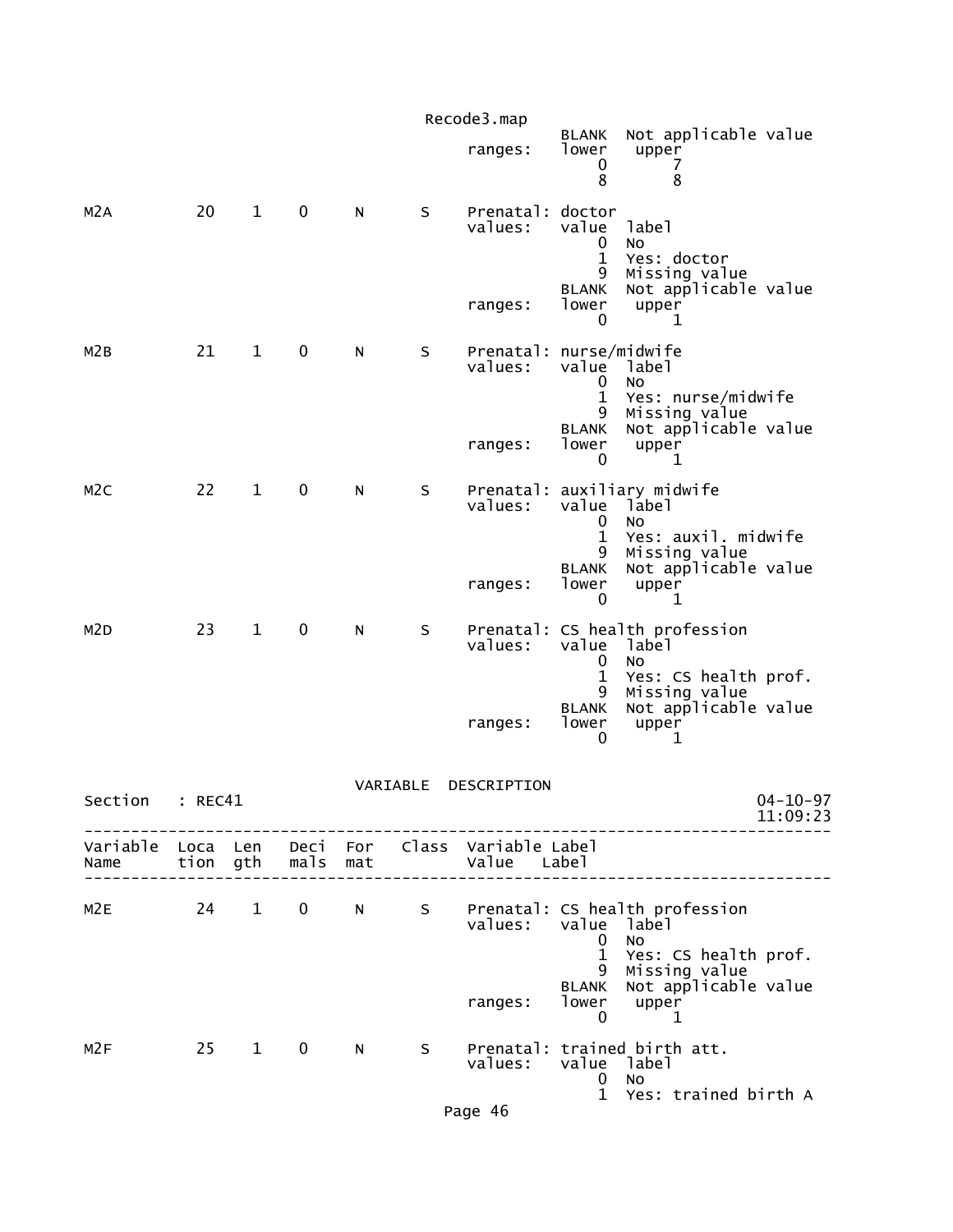```
                                                  BLANK  Not applicable value
                                        ranges:   lower   upper
                                                      0       7
                                                      8       8

M2A          20    1    0     N      S    Prenatal: doctor
                                        values:   value  label
                                                      0  No
                                                      1  Yes: doctor
                                                      9  Missing value
                                                  BLANK  Not applicable value
                                        ranges:   lower   upper
                                                      0       1

M2B          21    1    0     N      S    Prenatal: nurse/midwife
                                        values:   value  label
                                                      0  No
                                                      1  Yes: nurse/midwife
                                                      9  Missing value
                                                  BLANK  Not applicable value
                                        ranges:   lower   upper
                                                      0       1

M2C          22    1    0     N      S    Prenatal: auxiliary midwife
                                        values:   value  label
                                                      0  No
                                                      1  Yes: auxil. midwife
                                                      9  Missing value
                                                  BLANK  Not applicable value
                                        ranges:   lower   upper
                                                      0       1

M2D          23    1    0     N      S    Prenatal: CS health profession
                                        values:   value  label
                                                      0  No
                                                      1  Yes: CS health prof.
                                                      9  Missing value
                                                  BLANK  Not applicable value
                                        ranges:   lower   upper
                                                      0       1


                                   VARIABLE  DESCRIPTION
Section    : REC41                                                        04-10-97
                                                                          11:09:23
-------------------------------------------------------------------------------------
Variable  Loca  Len   Deci  For   Class  Variable Label
Name      tion  gth   mals  mat          Value    Label
-------------------------------------------------------------------------------------

M2E          24    1    0     N      S    Prenatal: CS health profession
                                        values:   value  label
                                                      0  No
                                                      1  Yes: CS health prof.
                                                      9  Missing value
                                                  BLANK  Not applicable value
                                        ranges:   lower   upper
                                                      0       1

M2F          25    1    0     N      S    Prenatal: trained birth att.
                                        values:   value  label
                                                      0  No
                                                      1  Yes: trained birth A
```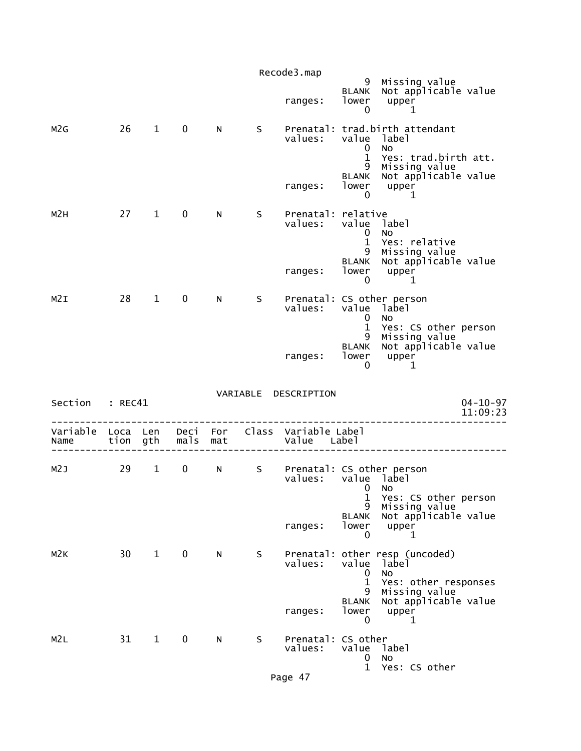```
                                                   9  Missing value
                                               BLANK  Not applicable value
                                    ranges:    lower   upper
                                                   0       1

M2G         26    1    0    N     S    Prenatal: trad.birth attendant
                                    values:    value  label
                                                   0  No
                                                   1  Yes: trad.birth att.
                                                   9  Missing value
                                               BLANK  Not applicable value
                                    ranges:    lower   upper
                                                   0       1

M2H         27    1    0    N     S    Prenatal: relative
                                    values:    value  label
                                                   0  No
                                                   1  Yes: relative
                                                   9  Missing value
                                               BLANK  Not applicable value
                                    ranges:    lower   upper
                                                   0       1

M2I         28    1    0    N     S    Prenatal: CS other person
                                    values:    value  label
                                                   0  No
                                                   1  Yes: CS other person
                                                   9  Missing value
                                               BLANK  Not applicable value
                                    ranges:    lower   upper
                                                   0       1

                              VARIABLE  DESCRIPTION
Section   : REC41                                                       04-10-97
                                                                        11:09:23
--------------------------------------------------------------------------------
Variable  Loca  Len   Deci  For   Class  Variable Label
Name      tion  gth   mals  mat          Value    Label
--------------------------------------------------------------------------------

M2J         29    1    0    N     S    Prenatal: CS other person
                                    values:    value  label
                                                   0  No
                                                   1  Yes: CS other person
                                                   9  Missing value
                                               BLANK  Not applicable value
                                    ranges:    lower   upper
                                                   0       1

M2K         30    1    0    N     S    Prenatal: other resp (uncoded)
                                    values:    value  label
                                                   0  No
                                                   1  Yes: other responses
                                                   9  Missing value
                                               BLANK  Not applicable value
                                    ranges:    lower   upper
                                                   0       1

M2L         31    1    0    N     S    Prenatal: CS other
                                    values:    value  label
                                                   0  No
                                                   1  Yes: CS other
```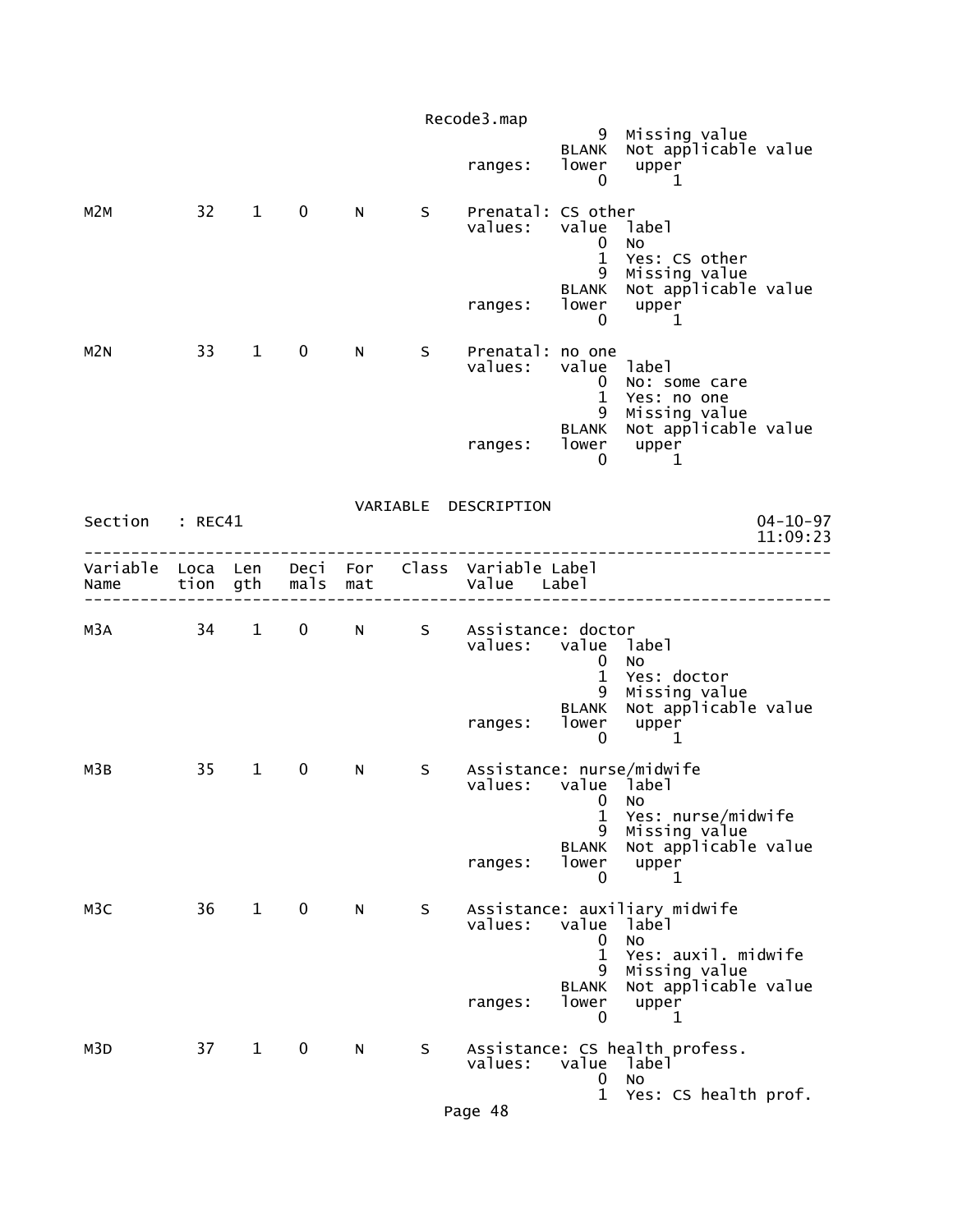```
                                                       9  Missing value
                                                   BLANK  Not applicable value
                                          ranges:  lower   upper
                                                       0       1

M2M         32    1    0    N      S    Prenatal: CS other
                                        values:   value  label
                                                       0  No
                                                       1  Yes: CS other
                                                       9  Missing value
                                                   BLANK  Not applicable value
                                          ranges:  lower   upper
                                                       0       1

M2N         33    1    0    N      S    Prenatal: no one
                                        values:   value  label
                                                       0  No: some care
                                                       1  Yes: no one
                                                       9  Missing value
                                                   BLANK  Not applicable value
                                          ranges:  lower   upper
                                                       0       1


                              VARIABLE  DESCRIPTION
Section   : REC41                                                          04-10-97
                                                                           11:09:23
-----------------------------------------------------------------------------------
Variable  Loca  Len   Deci  For    Class  Variable Label
Name      tion  gth   mals  mat           Value   Label
-----------------------------------------------------------------------------------

M3A         34    1    0    N      S    Assistance: doctor
                                        values:   value  label
                                                       0  No
                                                       1  Yes: doctor
                                                       9  Missing value
                                                   BLANK  Not applicable value
                                          ranges:  lower   upper
                                                       0       1

M3B         35    1    0    N      S    Assistance: nurse/midwife
                                        values:   value  label
                                                       0  No
                                                       1  Yes: nurse/midwife
                                                       9  Missing value
                                                   BLANK  Not applicable value
                                          ranges:  lower   upper
                                                       0       1

M3C         36    1    0    N      S    Assistance: auxiliary midwife
                                        values:   value  label
                                                       0  No
                                                       1  Yes: auxil. midwife
                                                       9  Missing value
                                                   BLANK  Not applicable value
                                          ranges:  lower   upper
                                                       0       1

M3D         37    1    0    N      S    Assistance: CS health profess.
                                        values:   value  label
                                                       0  No
                                                       1  Yes: CS health prof.
```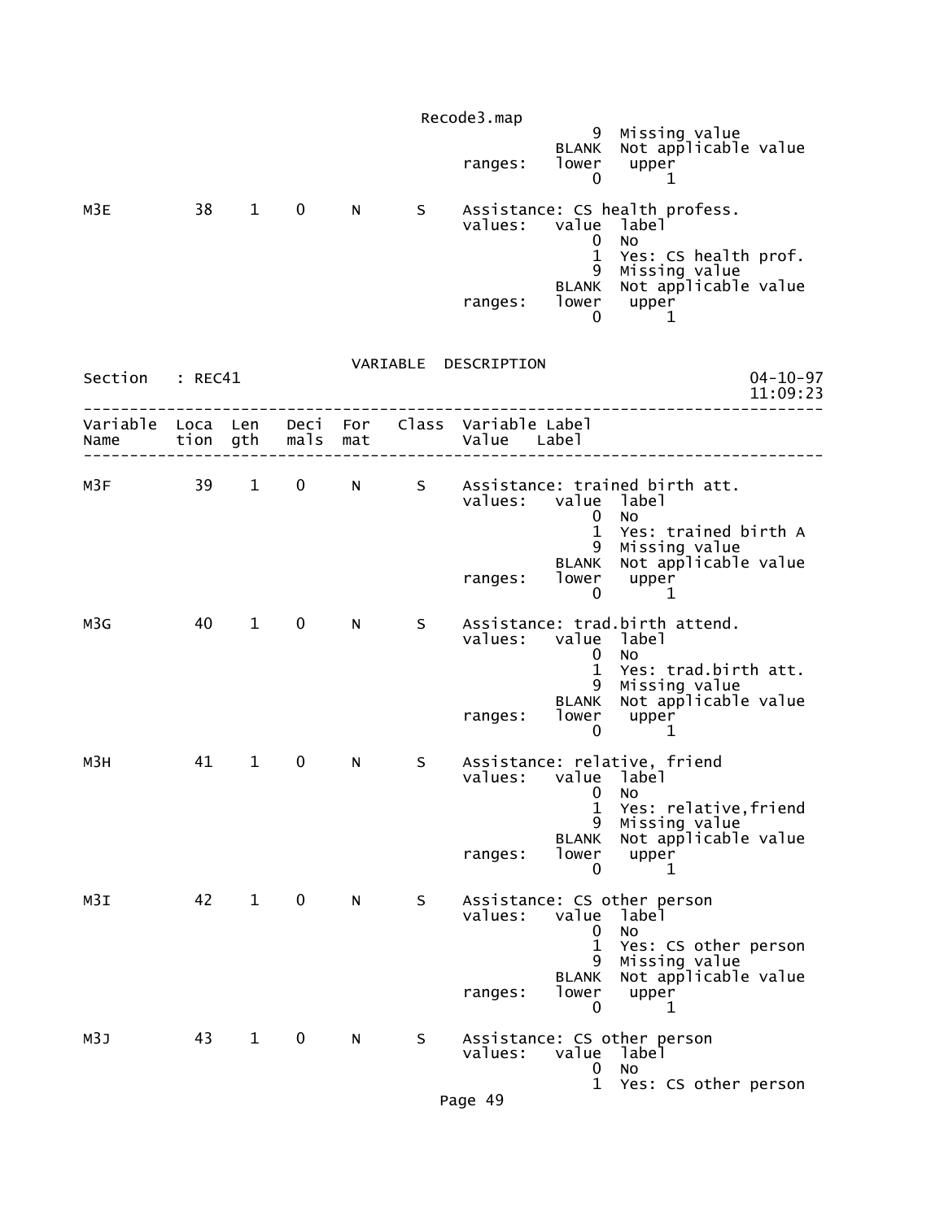```
                                                    9  Missing value
                                                BLANK  Not applicable value
                                      ranges:   lower   upper
                                                    0       1

M3E         38    1    0     N      S     Assistance: CS health profess.
                                      values:   value  label
                                                    0  No
                                                    1  Yes: CS health prof.
                                                    9  Missing value
                                                BLANK  Not applicable value
                                      ranges:   lower   upper
                                                    0       1
```

VARIABLE DESCRIPTION

Section : REC41 — 04-10-97 11:09:23

```
--------------------------------------------------------------------------------
Variable  Loca  Len   Deci  For   Class  Variable Label
Name      tion  gth   mals  mat          Value   Label
--------------------------------------------------------------------------------

M3F         39    1    0     N      S     Assistance: trained birth att.
                                      values:   value  label
                                                    0  No
                                                    1  Yes: trained birth A
                                                    9  Missing value
                                                BLANK  Not applicable value
                                      ranges:   lower   upper
                                                    0       1

M3G         40    1    0     N      S     Assistance: trad.birth attend.
                                      values:   value  label
                                                    0  No
                                                    1  Yes: trad.birth att.
                                                    9  Missing value
                                                BLANK  Not applicable value
                                      ranges:   lower   upper
                                                    0       1

M3H         41    1    0     N      S     Assistance: relative, friend
                                      values:   value  label
                                                    0  No
                                                    1  Yes: relative,friend
                                                    9  Missing value
                                                BLANK  Not applicable value
                                      ranges:   lower   upper
                                                    0       1

M3I         42    1    0     N      S     Assistance: CS other person
                                      values:   value  label
                                                    0  No
                                                    1  Yes: CS other person
                                                    9  Missing value
                                                BLANK  Not applicable value
                                      ranges:   lower   upper
                                                    0       1

M3J         43    1    0     N      S     Assistance: CS other person
                                      values:   value  label
                                                    0  No
                                                    1  Yes: CS other person
```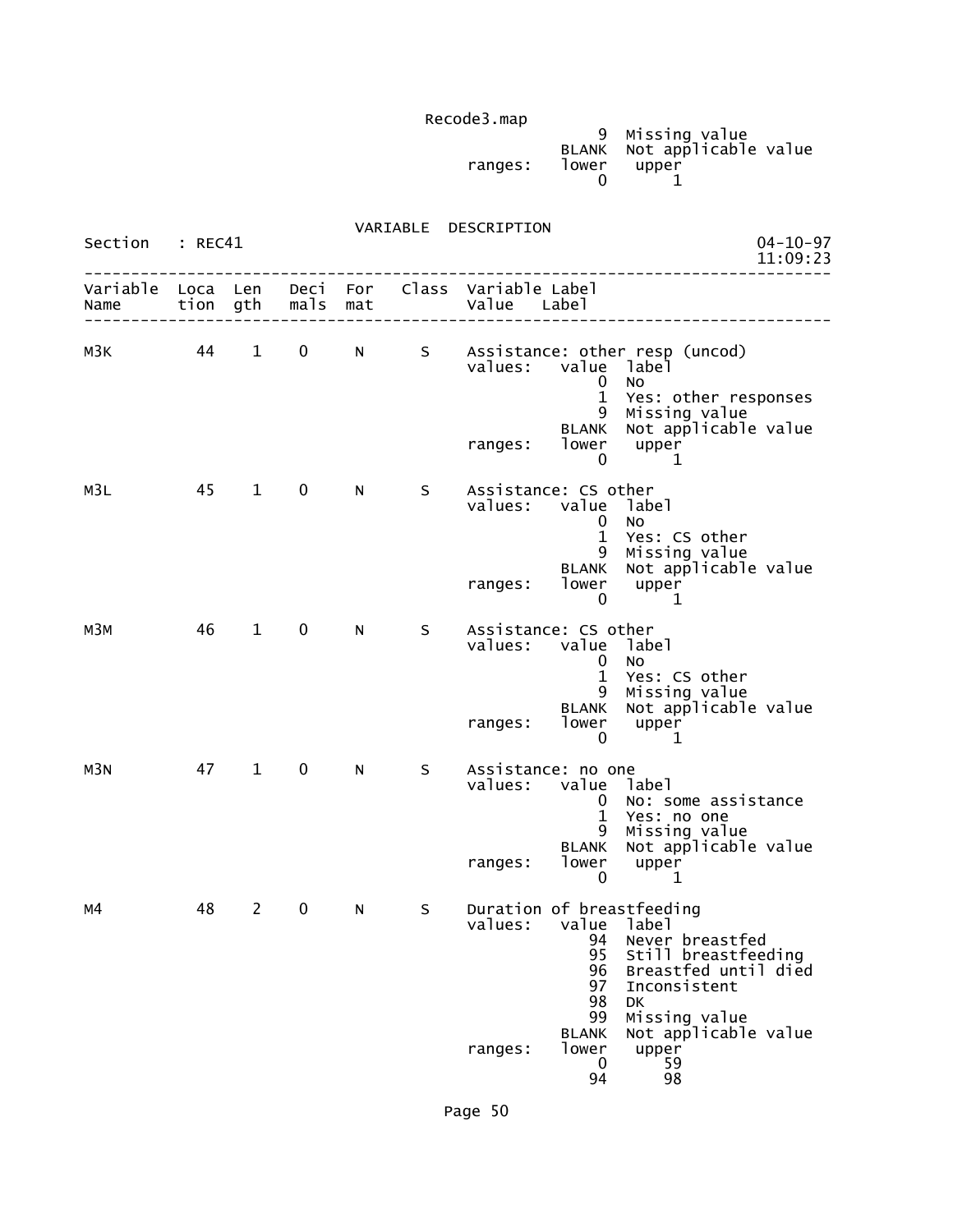```
                                         9  Missing value
                                     BLANK  Not applicable value
                             ranges:   lower   upper
                                         0       1
```

VARIABLE DESCRIPTION

Section : REC41

04-10-97 11:09:23

```
---------------------------------------------------------------------------------
Variable  Loca  Len   Deci  For   Class  Variable Label
Name      tion  gth   mals  mat          Value   Label
---------------------------------------------------------------------------------

M3K         44    1     0    N      S    Assistance: other resp (uncod)
                                         values:   value  label
                                                       0  No
                                                       1  Yes: other responses
                                                       9  Missing value
                                                   BLANK  Not applicable value
                                         ranges:   lower   upper
                                                       0       1

M3L         45    1     0    N      S    Assistance: CS other
                                         values:   value  label
                                                       0  No
                                                       1  Yes: CS other
                                                       9  Missing value
                                                   BLANK  Not applicable value
                                         ranges:   lower   upper
                                                       0       1

M3M         46    1     0    N      S    Assistance: CS other
                                         values:   value  label
                                                       0  No
                                                       1  Yes: CS other
                                                       9  Missing value
                                                   BLANK  Not applicable value
                                         ranges:   lower   upper
                                                       0       1

M3N         47    1     0    N      S    Assistance: no one
                                         values:   value  label
                                                       0  No: some assistance
                                                       1  Yes: no one
                                                       9  Missing value
                                                   BLANK  Not applicable value
                                         ranges:   lower   upper
                                                       0       1

M4          48    2     0    N      S    Duration of breastfeeding
                                         values:   value  label
                                                      94  Never breastfed
                                                      95  Still breastfeeding
                                                      96  Breastfed until died
                                                      97  Inconsistent
                                                      98  DK
                                                      99  Missing value
                                                   BLANK  Not applicable value
                                         ranges:   lower   upper
                                                       0      59
                                                      94      98
```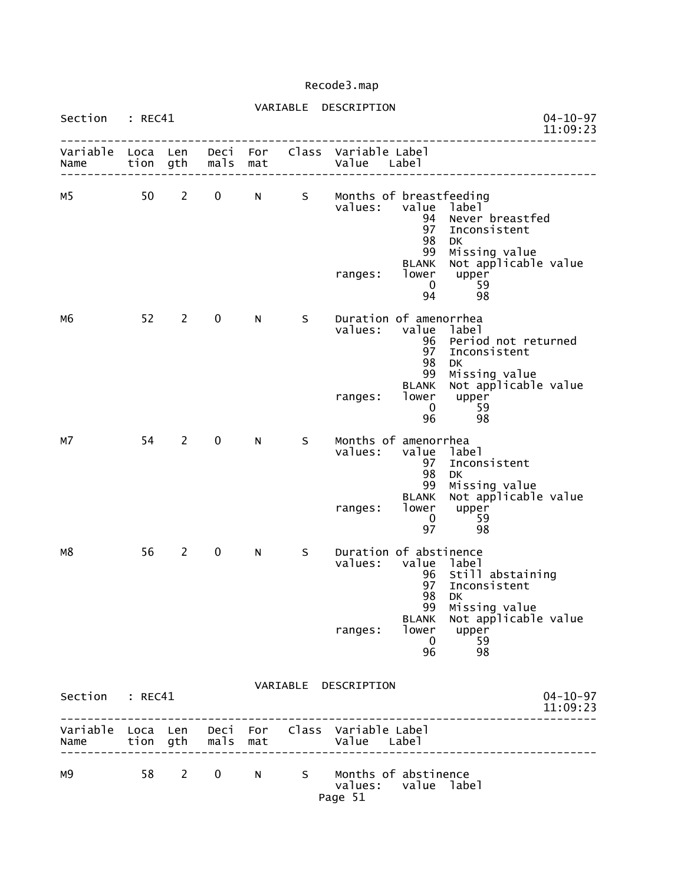Recode3.map

VARIABLE DESCRIPTION

Section : REC41 04-10-97 11:09:23

```
---------------------------------------------------------------------------------
Variable  Loca  Len   Deci  For   Class  Variable Label
Name      tion  gth   mals  mat          Value   Label
---------------------------------------------------------------------------------

M5          50    2    0     N      S    Months of breastfeeding
                                         values:   value  label
                                                      94  Never breastfed
                                                      97  Inconsistent
                                                      98  DK
                                                      99  Missing value
                                                   BLANK  Not applicable value
                                         ranges:   lower   upper
                                                       0      59
                                                      94      98

M6          52    2    0     N      S    Duration of amenorrhea
                                         values:   value  label
                                                      96  Period not returned
                                                      97  Inconsistent
                                                      98  DK
                                                      99  Missing value
                                                   BLANK  Not applicable value
                                         ranges:   lower   upper
                                                       0      59
                                                      96      98

M7          54    2    0     N      S    Months of amenorrhea
                                         values:   value  label
                                                      97  Inconsistent
                                                      98  DK
                                                      99  Missing value
                                                   BLANK  Not applicable value
                                         ranges:   lower   upper
                                                       0      59
                                                      97      98

M8          56    2    0     N      S    Duration of abstinence
                                         values:   value  label
                                                      96  Still abstaining
                                                      97  Inconsistent
                                                      98  DK
                                                      99  Missing value
                                                   BLANK  Not applicable value
                                         ranges:   lower   upper
                                                       0      59
                                                      96      98
```

VARIABLE DESCRIPTION

Section : REC41 04-10-97 11:09:23

```
---------------------------------------------------------------------------------
Variable  Loca  Len   Deci  For   Class  Variable Label
Name      tion  gth   mals  mat          Value   Label
---------------------------------------------------------------------------------

M9          58    2    0     N      S    Months of abstinence
                                         values:   value  label
```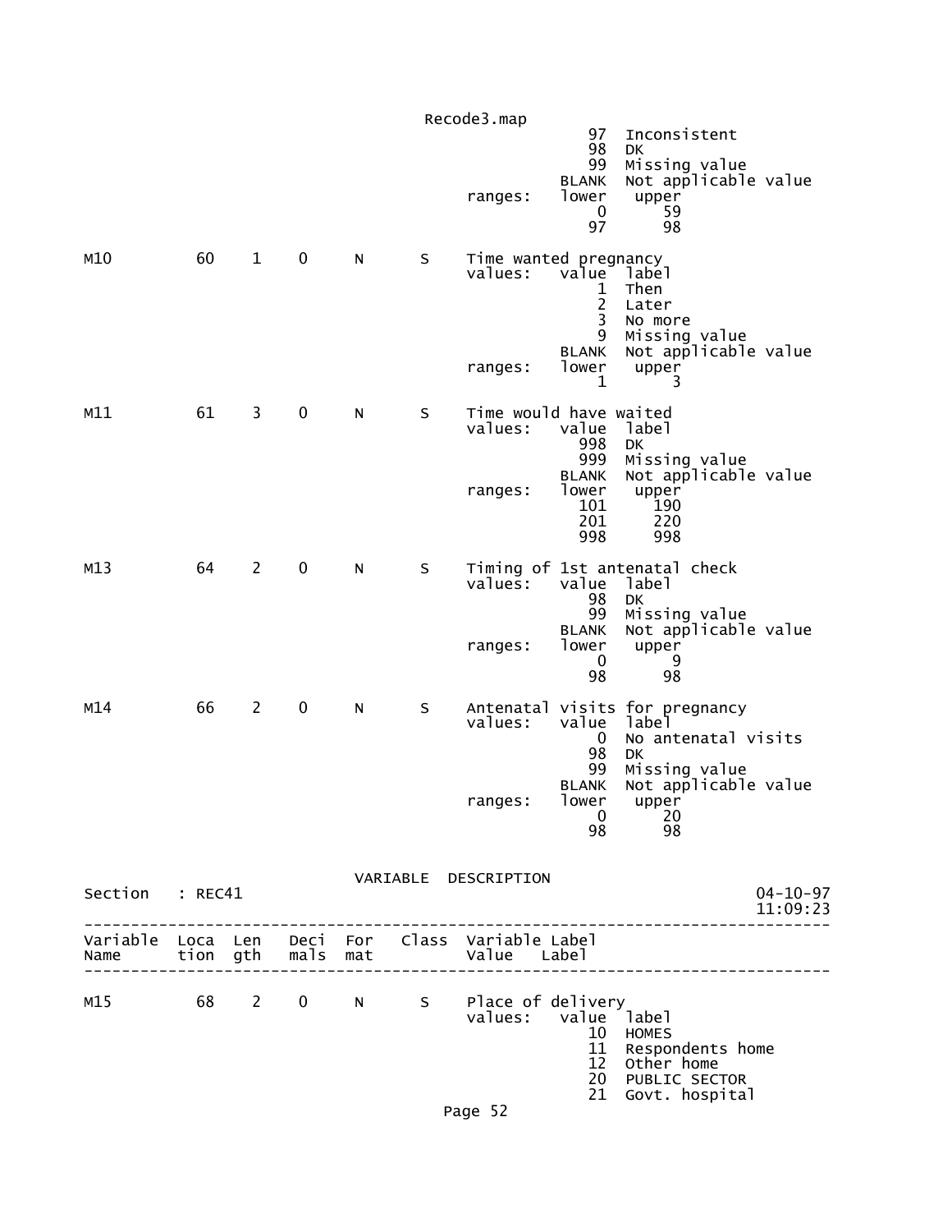```
                                                  97  Inconsistent
                                                  98  DK
                                                  99  Missing value
                                               BLANK  Not applicable value
                                     ranges:   lower   upper
                                                   0      59
                                                  97      98

M10          60    1    0     N      S    Time wanted pregnancy
                                     values:   value  label
                                                   1  Then
                                                   2  Later
                                                   3  No more
                                                   9  Missing value
                                               BLANK  Not applicable value
                                     ranges:   lower   upper
                                                   1       3

M11          61    3    0     N      S    Time would have waited
                                     values:   value  label
                                                 998  DK
                                                 999  Missing value
                                               BLANK  Not applicable value
                                     ranges:   lower   upper
                                                 101     190
                                                 201     220
                                                 998     998

M13          64    2    0     N      S    Timing of 1st antenatal check
                                     values:   value  label
                                                  98  DK
                                                  99  Missing value
                                               BLANK  Not applicable value
                                     ranges:   lower   upper
                                                   0       9
                                                  98      98

M14          66    2    0     N      S    Antenatal visits for pregnancy
                                     values:   value  label
                                                   0  No antenatal visits
                                                  98  DK
                                                  99  Missing value
                                               BLANK  Not applicable value
                                     ranges:   lower   upper
                                                   0      20
                                                  98      98
```

VARIABLE DESCRIPTION

```
Section   : REC41                                                      04-10-97
                                                                       11:09:23
--------------------------------------------------------------------------------
Variable  Loca  Len   Deci  For   Class  Variable Label
Name      tion  gth   mals  mat          Value    Label
--------------------------------------------------------------------------------

M15          68    2    0     N      S    Place of delivery
                                     values:   value  label
                                                  10  HOMES
                                                  11  Respondents home
                                                  12  Other home
                                                  20  PUBLIC SECTOR
                                                  21  Govt. hospital
```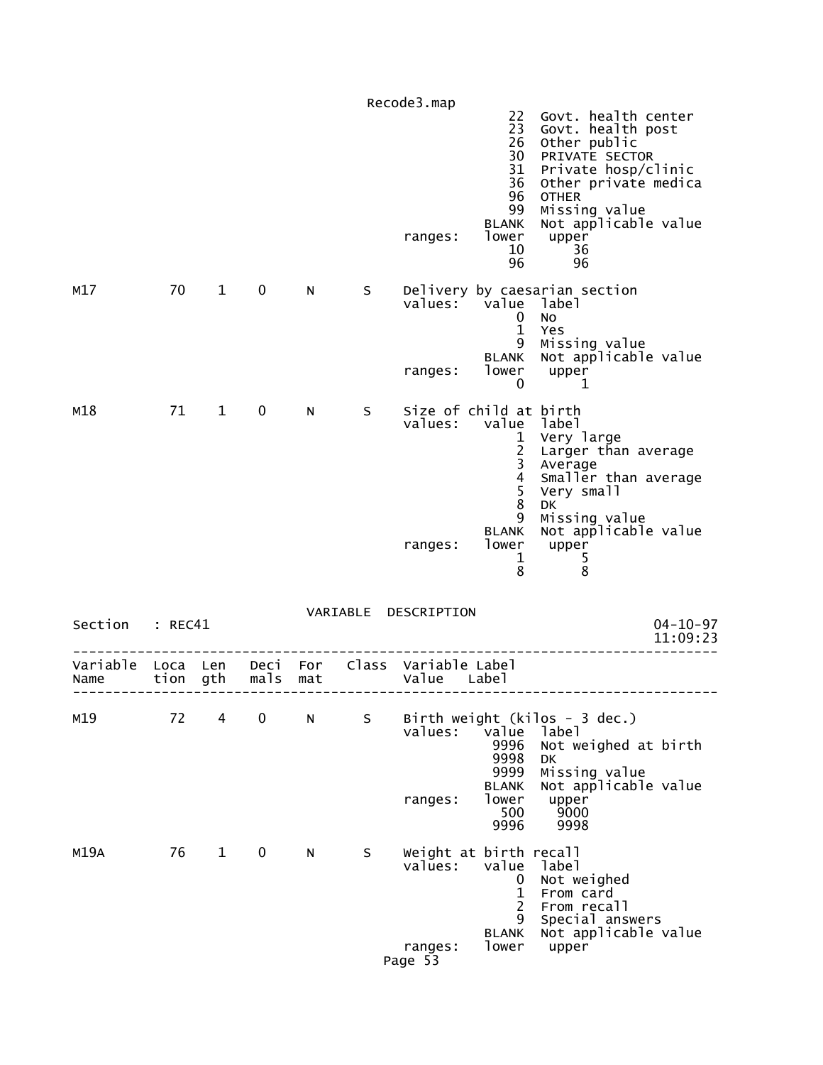```
                                                    22  Govt. health center
                                                    23  Govt. health post
                                                    26  Other public
                                                    30  PRIVATE SECTOR
                                                    31  Private hosp/clinic
                                                    36  Other private medica
                                                    96  OTHER
                                                    99  Missing value
                                                 BLANK  Not applicable value
                                      ranges:    lower   upper
                                                    10      36
                                                    96      96

M17          70    1    0    N      S    Delivery by caesarian section
                                      values:    value  label
                                                     0  No
                                                     1  Yes
                                                     9  Missing value
                                                 BLANK  Not applicable value
                                      ranges:    lower   upper
                                                     0       1

M18          71    1    0    N      S    Size of child at birth
                                      values:    value  label
                                                     1  Very large
                                                     2  Larger than average
                                                     3  Average
                                                     4  Smaller than average
                                                     5  Very small
                                                     8  DK
                                                     9  Missing value
                                                 BLANK  Not applicable value
                                      ranges:    lower   upper
                                                     1       5
                                                     8       8
```

```
                              VARIABLE  DESCRIPTION
Section   : REC41                                                        04-10-97
                                                                         11:09:23
---------------------------------------------------------------------------------
Variable  Loca  Len   Deci  For   Class  Variable Label
Name      tion  gth   mals  mat          Value   Label
---------------------------------------------------------------------------------

M19          72    4    0    N      S    Birth weight (kilos - 3 dec.)
                                      values:    value  label
                                                  9996  Not weighed at birth
                                                  9998  DK
                                                  9999  Missing value
                                                 BLANK  Not applicable value
                                      ranges:    lower   upper
                                                   500    9000
                                                  9996    9998

M19A         76    1    0    N      S    Weight at birth recall
                                      values:    value  label
                                                     0  Not weighed
                                                     1  From card
                                                     2  From recall
                                                     9  Special answers
                                                 BLANK  Not applicable value
                                      ranges:    lower   upper
```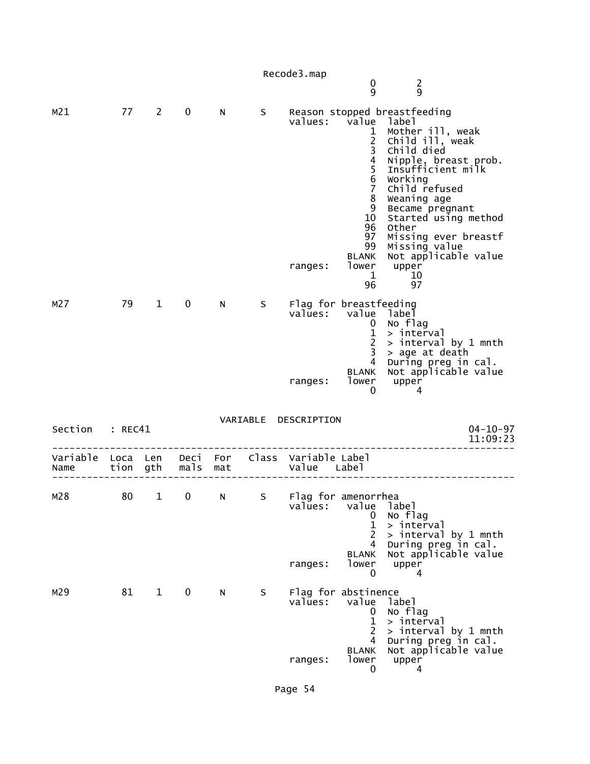```
                                                  0        2
                                                  9        9

M21         77    2    0     N      S    Reason stopped breastfeeding
                                          values:   value  label
                                                        1  Mother ill, weak
                                                        2  Child ill, weak
                                                        3  Child died
                                                        4  Nipple, breast prob.
                                                        5  Insufficient milk
                                                        6  Working
                                                        7  Child refused
                                                        8  Weaning age
                                                        9  Became pregnant
                                                       10  Started using method
                                                       96  Other
                                                       97  Missing ever breastf
                                                       99  Missing value
                                                    BLANK  Not applicable value
                                          ranges:   lower   upper
                                                        1      10
                                                       96      97

M27         79    1    0     N      S    Flag for breastfeeding
                                          values:   value  label
                                                        0  No flag
                                                        1  > interval
                                                        2  > interval by 1 mnth
                                                        3  > age at death
                                                        4  During preg in cal.
                                                    BLANK  Not applicable value
                                          ranges:   lower   upper
                                                        0       4
```

VARIABLE DESCRIPTION

```
Section   : REC41                                                      04-10-97
                                                                       11:09:23
--------------------------------------------------------------------------------
Variable  Loca  Len   Deci  For   Class  Variable Label
Name      tion  gth   mals  mat          Value   Label
--------------------------------------------------------------------------------

M28         80    1    0     N      S    Flag for amenorrhea
                                          values:   value  label
                                                        0  No flag
                                                        1  > interval
                                                        2  > interval by 1 mnth
                                                        4  During preg in cal.
                                                    BLANK  Not applicable value
                                          ranges:   lower   upper
                                                        0       4

M29         81    1    0     N      S    Flag for abstinence
                                          values:   value  label
                                                        0  No flag
                                                        1  > interval
                                                        2  > interval by 1 mnth
                                                        4  During preg in cal.
                                                    BLANK  Not applicable value
                                          ranges:   lower   upper
                                                        0       4
```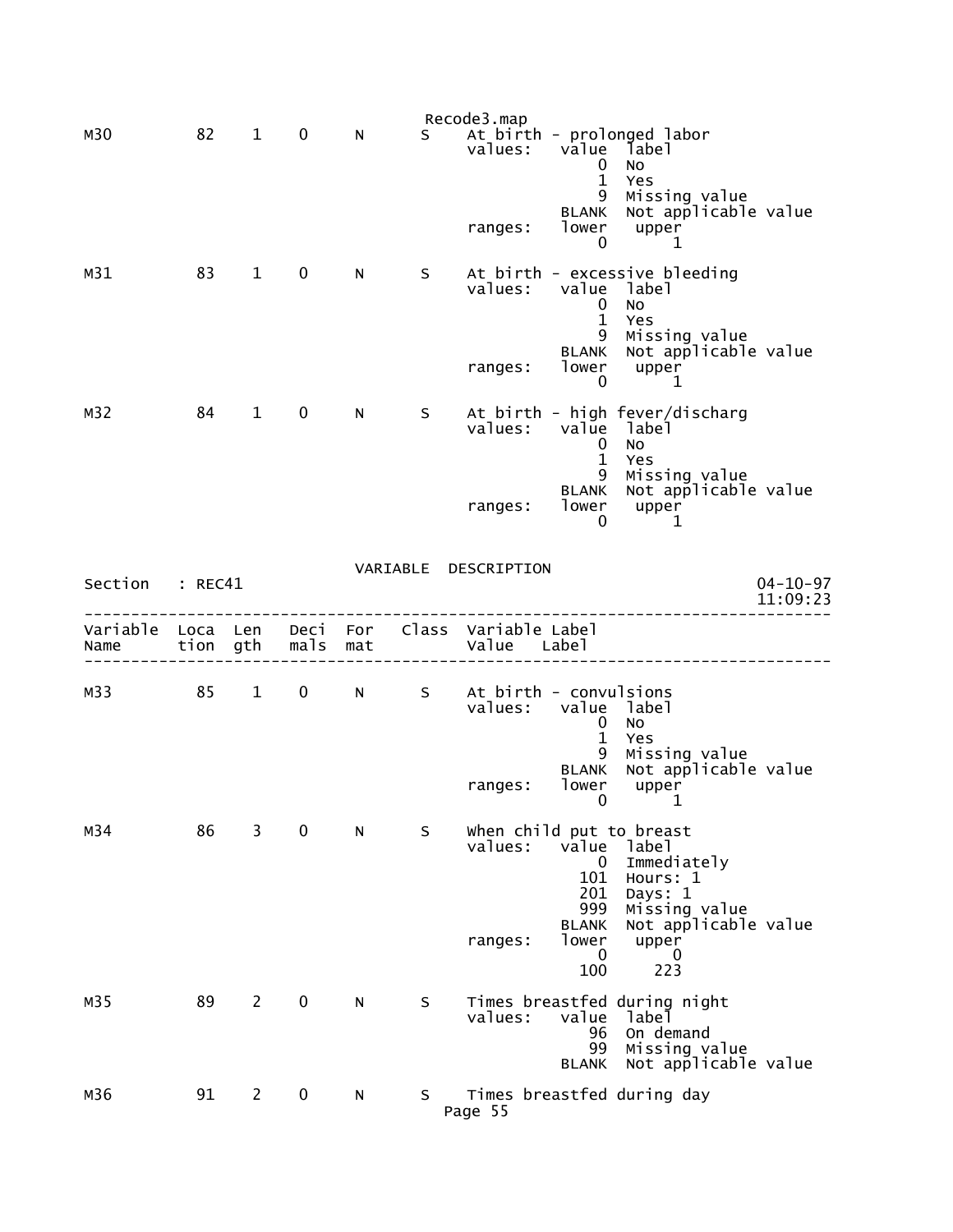```
M30          82    1    0     N       S    At birth - prolonged labor
                                           values:   value  label
                                                         0  No
                                                         1  Yes
                                                         9  Missing value
                                                     BLANK  Not applicable value
                                           ranges:   lower   upper
                                                         0       1

M31          83    1    0     N       S    At birth - excessive bleeding
                                           values:   value  label
                                                         0  No
                                                         1  Yes
                                                         9  Missing value
                                                     BLANK  Not applicable value
                                           ranges:   lower   upper
                                                         0       1

M32          84    1    0     N       S    At birth - high fever/discharg
                                           values:   value  label
                                                         0  No
                                                         1  Yes
                                                         9  Missing value
                                                     BLANK  Not applicable value
                                           ranges:   lower   upper
                                                         0       1
```

VARIABLE DESCRIPTION

```
Section   : REC41                                                        04-10-97
                                                                         11:09:23
---------------------------------------------------------------------------------
Variable  Loca  Len   Deci  For    Class  Variable Label
Name      tion  gth   mals  mat           Value    Label
---------------------------------------------------------------------------------

M33          85    1    0     N       S    At birth - convulsions
                                           values:   value  label
                                                         0  No
                                                         1  Yes
                                                         9  Missing value
                                                     BLANK  Not applicable value
                                           ranges:   lower   upper
                                                         0       1

M34          86    3    0     N       S    When child put to breast
                                           values:   value  label
                                                         0  Immediately
                                                       101  Hours: 1
                                                       201  Days: 1
                                                       999  Missing value
                                                     BLANK  Not applicable value
                                           ranges:   lower   upper
                                                         0       0
                                                       100     223

M35          89    2    0     N       S    Times breastfed during night
                                           values:   value  label
                                                        96  On demand
                                                        99  Missing value
                                                     BLANK  Not applicable value

M36          91    2    0     N       S    Times breastfed during day
```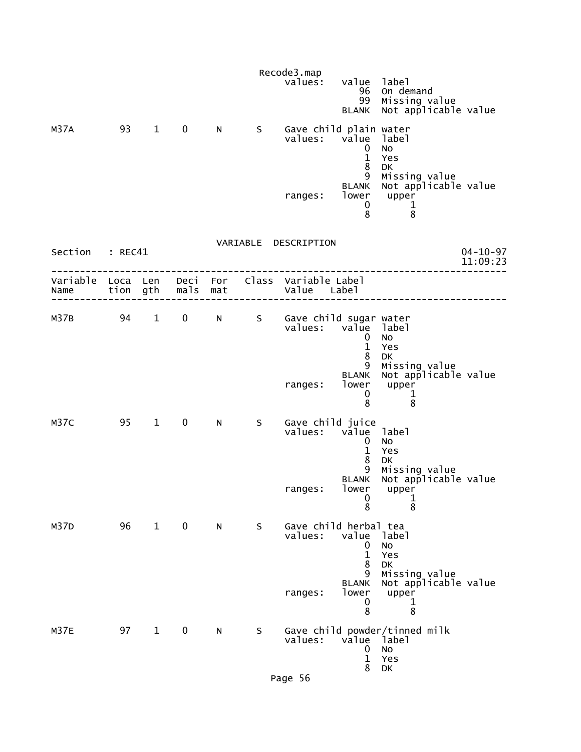```
                                             values:   value  label
                                                          96  On demand
                                                          99  Missing value
                                                       BLANK  Not applicable value

M37A         93    1    0     N      S    Gave child plain water
                                             values:   value  label
                                                           0  No
                                                           1  Yes
                                                           8  DK
                                                           9  Missing value
                                                       BLANK  Not applicable value
                                             ranges:   lower   upper
                                                           0       1
                                                           8       8
```

VARIABLE DESCRIPTION

```
Section   : REC41                                                       04-10-97
                                                                        11:09:23
--------------------------------------------------------------------------------
Variable  Loca  Len   Deci  For   Class  Variable Label
Name      tion  gth   mals  mat          Value    Label
--------------------------------------------------------------------------------

M37B         94    1    0     N      S    Gave child sugar water
                                             values:   value  label
                                                           0  No
                                                           1  Yes
                                                           8  DK
                                                           9  Missing value
                                                       BLANK  Not applicable value
                                             ranges:   lower   upper
                                                           0       1
                                                           8       8

M37C         95    1    0     N      S    Gave child juice
                                             values:   value  label
                                                           0  No
                                                           1  Yes
                                                           8  DK
                                                           9  Missing value
                                                       BLANK  Not applicable value
                                             ranges:   lower   upper
                                                           0       1
                                                           8       8

M37D         96    1    0     N      S    Gave child herbal tea
                                             values:   value  label
                                                           0  No
                                                           1  Yes
                                                           8  DK
                                                           9  Missing value
                                                       BLANK  Not applicable value
                                             ranges:   lower   upper
                                                           0       1
                                                           8       8

M37E         97    1    0     N      S    Gave child powder/tinned milk
                                             values:   value  label
                                                           0  No
                                                           1  Yes
                                                           8  DK
```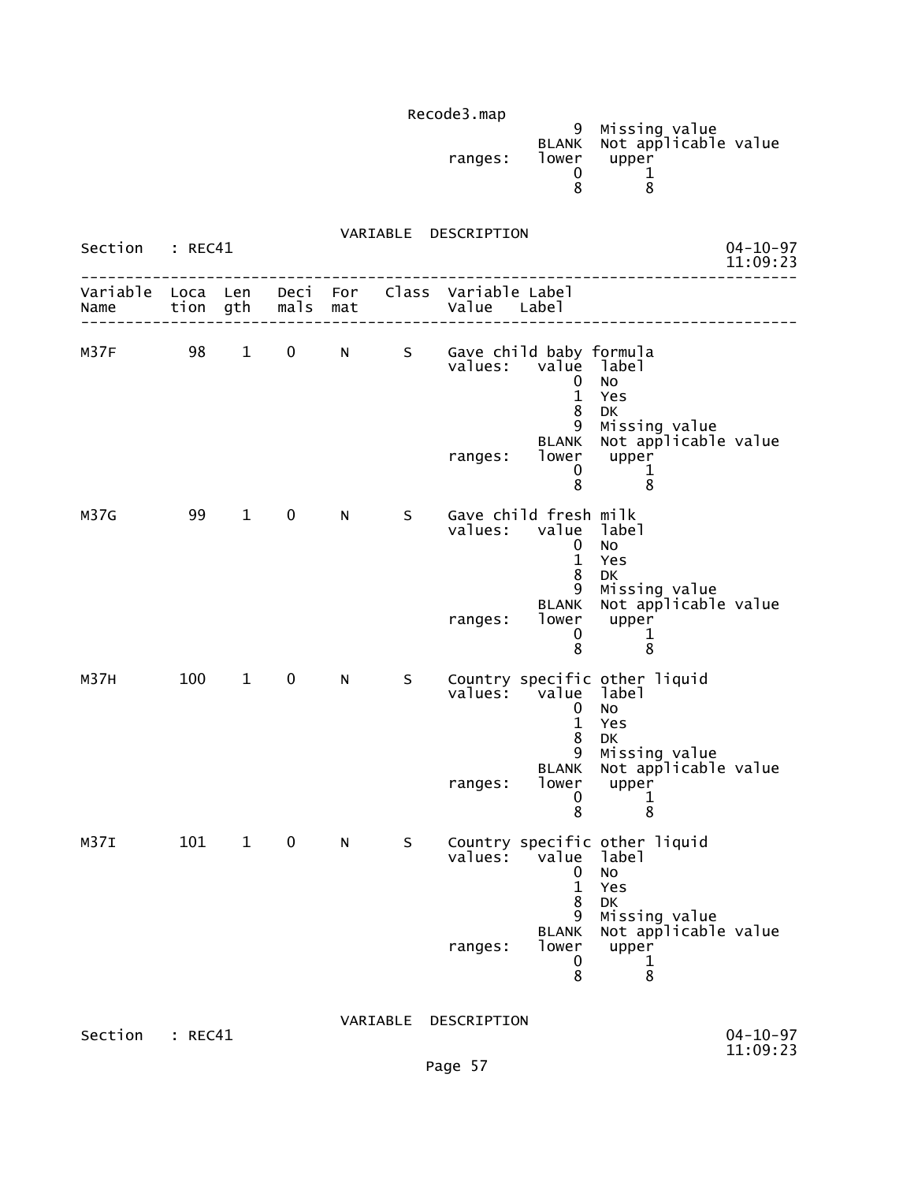```
                                   9  Missing value
                               BLANK  Not applicable value
                     ranges:   lower   upper
                                   0       1
                                   8       8
```

VARIABLE DESCRIPTION

Section : REC41                                                    04-10-97 11:09:23

```
-------------------------------------------------------------------------------
Variable  Loca  Len   Deci  For   Class  Variable Label
Name      tion  gth   mals  mat          Value   Label
-------------------------------------------------------------------------------

M37F        98    1    0     N      S    Gave child baby formula
                                         values:   value  label
                                                       0  No
                                                       1  Yes
                                                       8  DK
                                                       9  Missing value
                                                   BLANK  Not applicable value
                                         ranges:   lower   upper
                                                       0       1
                                                       8       8

M37G        99    1    0     N      S    Gave child fresh milk
                                         values:   value  label
                                                       0  No
                                                       1  Yes
                                                       8  DK
                                                       9  Missing value
                                                   BLANK  Not applicable value
                                         ranges:   lower   upper
                                                       0       1
                                                       8       8

M37H       100    1    0     N      S    Country specific other liquid
                                         values:   value  label
                                                       0  No
                                                       1  Yes
                                                       8  DK
                                                       9  Missing value
                                                   BLANK  Not applicable value
                                         ranges:   lower   upper
                                                       0       1
                                                       8       8

M37I       101    1    0     N      S    Country specific other liquid
                                         values:   value  label
                                                       0  No
                                                       1  Yes
                                                       8  DK
                                                       9  Missing value
                                                   BLANK  Not applicable value
                                         ranges:   lower   upper
                                                       0       1
                                                       8       8
```

VARIABLE DESCRIPTION

Section : REC41                                                    04-10-97 11:09:23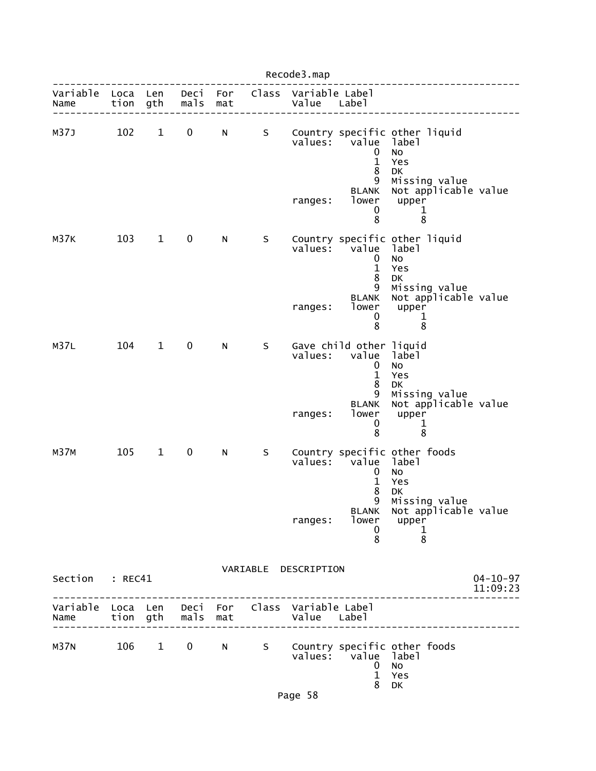| Variable Name | Location | Length | Decimals | Format | Class | Variable Label / Value Label |
|---|---|---|---|---|---|---|
| M37J | 102 | 1 | 0 | N | S | Country specific other liquid |

```
values:   value  label
              0  No
              1  Yes
              8  DK
              9  Missing value
          BLANK  Not applicable value
ranges:   lower   upper
              0       1
              8       8
```

| Variable Name | Location | Length | Decimals | Format | Class | Variable Label / Value Label |
|---|---|---|---|---|---|---|
| M37K | 103 | 1 | 0 | N | S | Country specific other liquid |

```
values:   value  label
              0  No
              1  Yes
              8  DK
              9  Missing value
          BLANK  Not applicable value
ranges:   lower   upper
              0       1
              8       8
```

| Variable Name | Location | Length | Decimals | Format | Class | Variable Label / Value Label |
|---|---|---|---|---|---|---|
| M37L | 104 | 1 | 0 | N | S | Gave child other liquid |

```
values:   value  label
              0  No
              1  Yes
              8  DK
              9  Missing value
          BLANK  Not applicable value
ranges:   lower   upper
              0       1
              8       8
```

| Variable Name | Location | Length | Decimals | Format | Class | Variable Label / Value Label |
|---|---|---|---|---|---|---|
| M37M | 105 | 1 | 0 | N | S | Country specific other foods |

```
values:   value  label
              0  No
              1  Yes
              8  DK
              9  Missing value
          BLANK  Not applicable value
ranges:   lower   upper
              0       1
              8       8
```

VARIABLE DESCRIPTION

Section : REC41 — 04-10-97 11:09:23

| Variable Name | Location | Length | Decimals | Format | Class | Variable Label / Value Label |
|---|---|---|---|---|---|---|
| M37N | 106 | 1 | 0 | N | S | Country specific other foods |

```
values:   value  label
              0  No
              1  Yes
              8  DK
```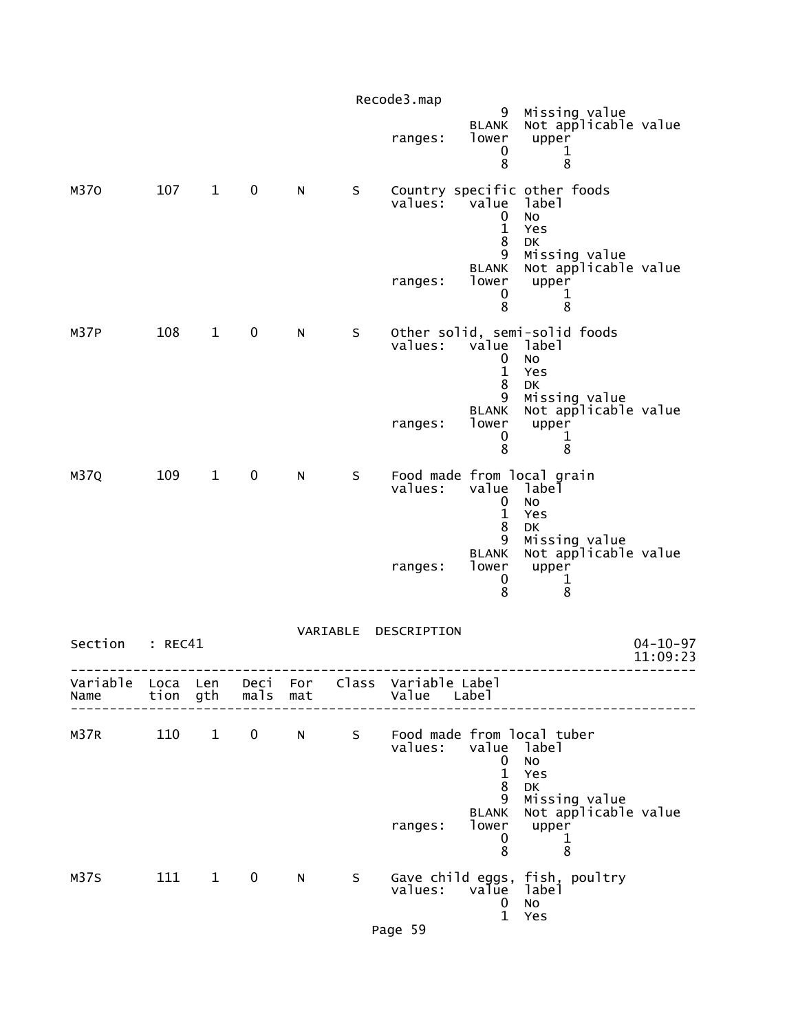```
                                                   9  Missing value
                                               BLANK  Not applicable value
                                     ranges:   lower   upper
                                                   0       1
                                                   8       8

M37O       107    1    0     N      S    Country specific other foods
                                     values:   value  label
                                                   0  No
                                                   1  Yes
                                                   8  DK
                                                   9  Missing value
                                               BLANK  Not applicable value
                                     ranges:   lower   upper
                                                   0       1
                                                   8       8

M37P       108    1    0     N      S    Other solid, semi-solid foods
                                     values:   value  label
                                                   0  No
                                                   1  Yes
                                                   8  DK
                                                   9  Missing value
                                               BLANK  Not applicable value
                                     ranges:   lower   upper
                                                   0       1
                                                   8       8

M37Q       109    1    0     N      S    Food made from local grain
                                     values:   value  label
                                                   0  No
                                                   1  Yes
                                                   8  DK
                                                   9  Missing value
                                               BLANK  Not applicable value
                                     ranges:   lower   upper
                                                   0       1
                                                   8       8


                                  VARIABLE  DESCRIPTION
Section   : REC41                                                          04-10-97
                                                                           11:09:23
-------------------------------------------------------------------------------------
Variable  Loca  Len   Deci  For   Class  Variable Label
Name      tion  gth   mals  mat          Value    Label
-------------------------------------------------------------------------------------

M37R       110    1    0     N      S    Food made from local tuber
                                     values:   value  label
                                                   0  No
                                                   1  Yes
                                                   8  DK
                                                   9  Missing value
                                               BLANK  Not applicable value
                                     ranges:   lower   upper
                                                   0       1
                                                   8       8

M37S       111    1    0     N      S    Gave child eggs, fish, poultry
                                     values:   value  label
                                                   0  No
                                                   1  Yes
```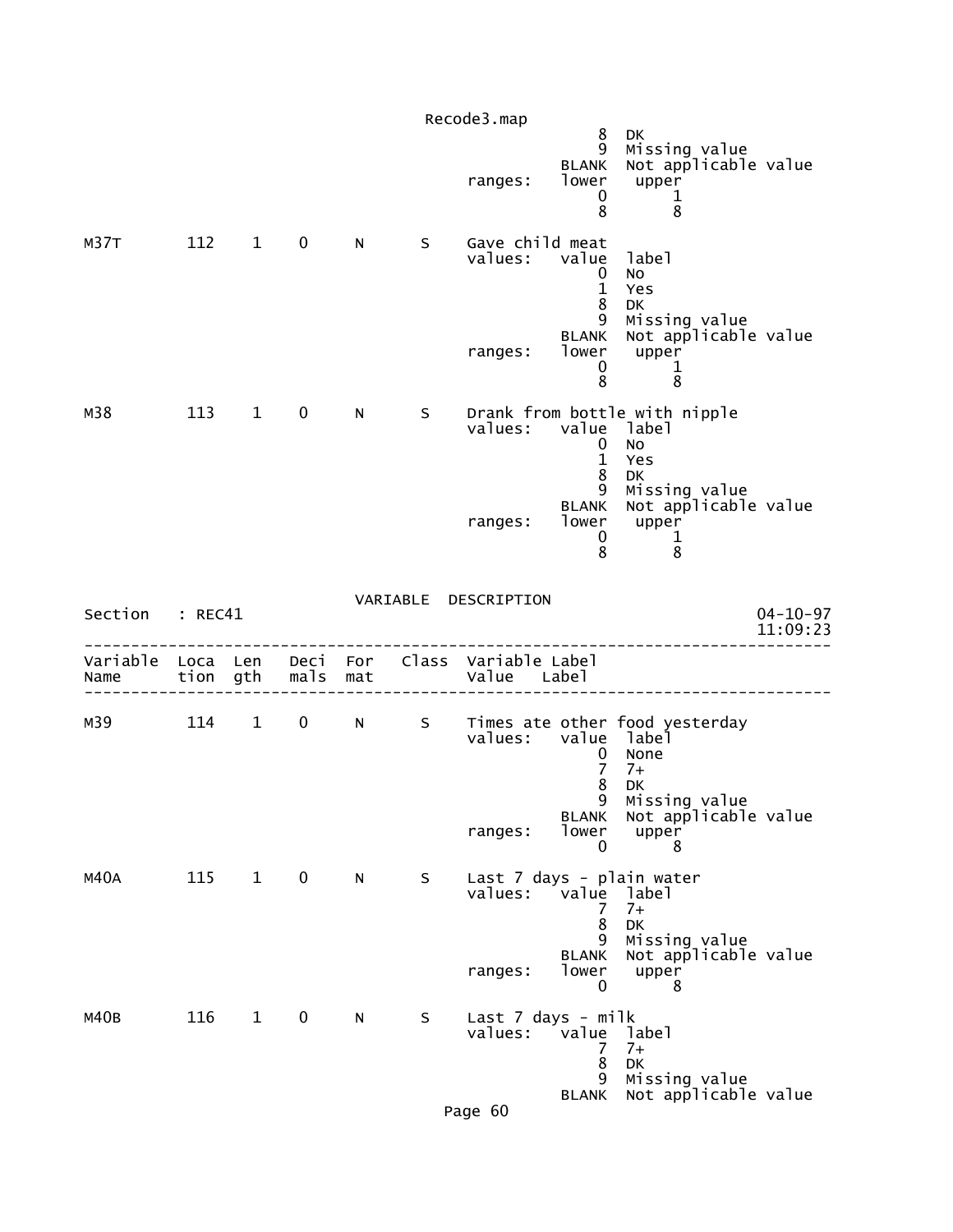```
                                                8   DK
                                                9   Missing value
                                            BLANK   Not applicable value
                                 ranges:    lower    upper
                                                0        1
                                                8        8

M37T        112    1    0     N      S     Gave child meat
                                 values:    value   label
                                                0   No
                                                1   Yes
                                                8   DK
                                                9   Missing value
                                            BLANK   Not applicable value
                                 ranges:    lower    upper
                                                0        1
                                                8        8

M38         113    1    0     N      S     Drank from bottle with nipple
                                 values:    value   label
                                                0   No
                                                1   Yes
                                                8   DK
                                                9   Missing value
                                            BLANK   Not applicable value
                                 ranges:    lower    upper
                                                0        1
                                                8        8
```

VARIABLE DESCRIPTION

Section : REC41 — 04-10-97 11:09:23

```
--------------------------------------------------------------------------------
Variable  Loca  Len   Deci  For   Class  Variable Label
Name      tion  gth   mals  mat          Value    Label
--------------------------------------------------------------------------------

M39         114    1    0     N      S     Times ate other food yesterday
                                 values:    value   label
                                                0   None
                                                7   7+
                                                8   DK
                                                9   Missing value
                                            BLANK   Not applicable value
                                 ranges:    lower    upper
                                                0        8

M40A        115    1    0     N      S     Last 7 days - plain water
                                 values:    value   label
                                                7   7+
                                                8   DK
                                                9   Missing value
                                            BLANK   Not applicable value
                                 ranges:    lower    upper
                                                0        8

M40B        116    1    0     N      S     Last 7 days - milk
                                 values:    value   label
                                                7   7+
                                                8   DK
                                                9   Missing value
                                            BLANK   Not applicable value
```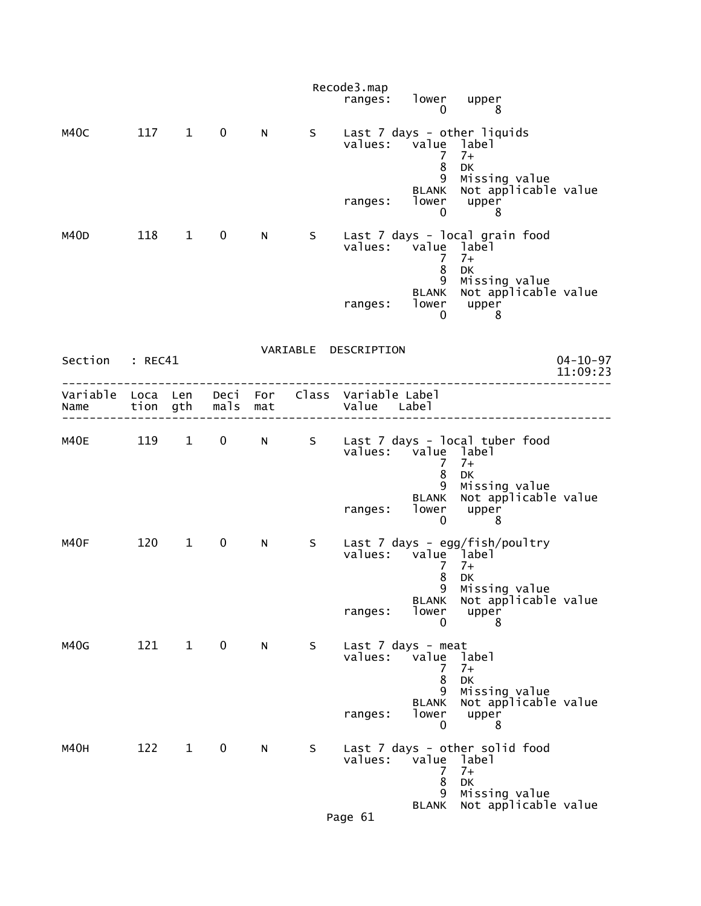```
                                            Recode3.map
                                                 ranges:   lower   upper
                                                               0       8

M40C        117    1    0     N       S     Last 7 days - other liquids
                                                 values:   value  label
                                                               7  7+
                                                               8  DK
                                                               9  Missing value
                                                           BLANK  Not applicable value
                                                 ranges:   lower   upper
                                                               0       8

M40D        118    1    0     N       S     Last 7 days - local grain food
                                                 values:   value  label
                                                               7  7+
                                                               8  DK
                                                               9  Missing value
                                                           BLANK  Not applicable value
                                                 ranges:   lower   upper
                                                               0       8
```

VARIABLE DESCRIPTION

```
Section   : REC41                                                          04-10-97
                                                                           11:09:23
-----------------------------------------------------------------------------------
Variable  Loca  Len   Deci  For   Class  Variable Label
Name      tion  gth   mals  mat          Value    Label
-----------------------------------------------------------------------------------

M40E        119    1    0     N       S     Last 7 days - local tuber food
                                                 values:   value  label
                                                               7  7+
                                                               8  DK
                                                               9  Missing value
                                                           BLANK  Not applicable value
                                                 ranges:   lower   upper
                                                               0       8

M40F        120    1    0     N       S     Last 7 days - egg/fish/poultry
                                                 values:   value  label
                                                               7  7+
                                                               8  DK
                                                               9  Missing value
                                                           BLANK  Not applicable value
                                                 ranges:   lower   upper
                                                               0       8

M40G        121    1    0     N       S     Last 7 days - meat
                                                 values:   value  label
                                                               7  7+
                                                               8  DK
                                                               9  Missing value
                                                           BLANK  Not applicable value
                                                 ranges:   lower   upper
                                                               0       8

M40H        122    1    0     N       S     Last 7 days - other solid food
                                                 values:   value  label
                                                               7  7+
                                                               8  DK
                                                               9  Missing value
                                                           BLANK  Not applicable value
```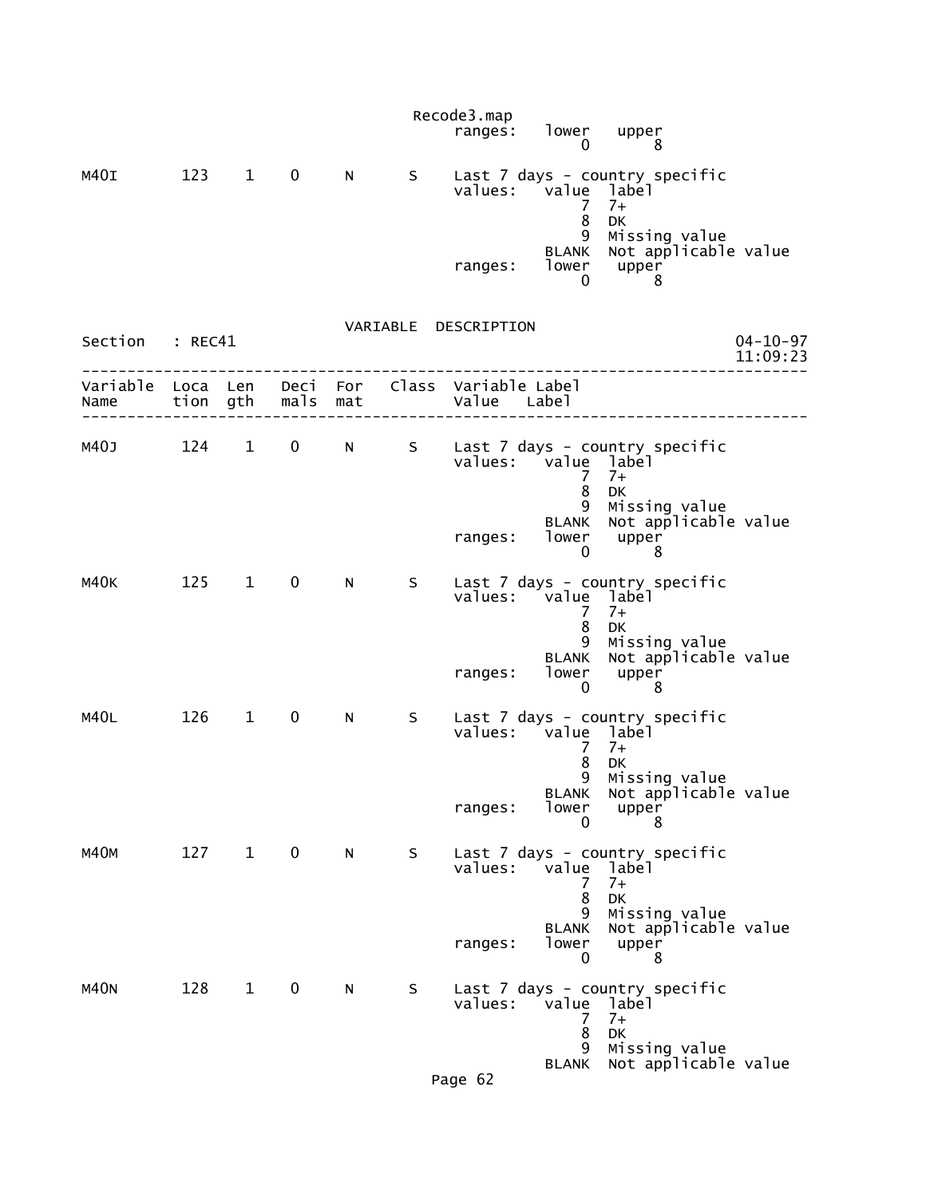```
                                             ranges:   lower   upper
                                                          0       8

M40I       123    1    0     N      S    Last 7 days - country specific
                                         values:   value  label
                                                      7   7+
                                                      8   DK
                                                      9   Missing value
                                                  BLANK   Not applicable value
                                         ranges:   lower   upper
                                                      0       8
```

VARIABLE DESCRIPTION

Section : REC41 04-10-97 11:09:23

```
--------------------------------------------------------------------------------
Variable  Loca  Len   Deci  For   Class  Variable Label
Name      tion  gth   mals  mat          Value   Label
--------------------------------------------------------------------------------

M40J       124    1    0     N      S    Last 7 days - country specific
                                         values:   value  label
                                                      7   7+
                                                      8   DK
                                                      9   Missing value
                                                  BLANK   Not applicable value
                                         ranges:   lower   upper
                                                      0       8

M40K       125    1    0     N      S    Last 7 days - country specific
                                         values:   value  label
                                                      7   7+
                                                      8   DK
                                                      9   Missing value
                                                  BLANK   Not applicable value
                                         ranges:   lower   upper
                                                      0       8

M40L       126    1    0     N      S    Last 7 days - country specific
                                         values:   value  label
                                                      7   7+
                                                      8   DK
                                                      9   Missing value
                                                  BLANK   Not applicable value
                                         ranges:   lower   upper
                                                      0       8

M40M       127    1    0     N      S    Last 7 days - country specific
                                         values:   value  label
                                                      7   7+
                                                      8   DK
                                                      9   Missing value
                                                  BLANK   Not applicable value
                                         ranges:   lower   upper
                                                      0       8

M40N       128    1    0     N      S    Last 7 days - country specific
                                         values:   value  label
                                                      7   7+
                                                      8   DK
                                                      9   Missing value
                                                  BLANK   Not applicable value
```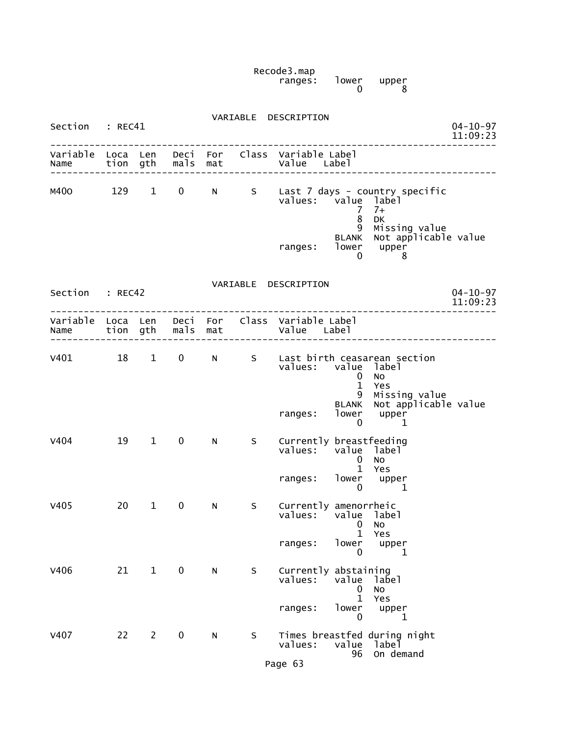Recode3.map
```
                                       ranges:   lower   upper
                                                     0       8
```

VARIABLE DESCRIPTION

```
Section   : REC41                                                          04-10-97
                                                                           11:09:23
-------------------------------------------------------------------------------------
Variable  Loca  Len   Deci  For   Class  Variable Label
Name      tion  gth   mals  mat          Value   Label
-------------------------------------------------------------------------------------

M40O       129    1    0     N      S    Last 7 days - country specific
                                         values:   value  label
                                                       7  7+
                                                       8  DK
                                                       9  Missing value
                                                   BLANK  Not applicable value
                                         ranges:   lower   upper
                                                       0       8
```

VARIABLE DESCRIPTION

```
Section   : REC42                                                          04-10-97
                                                                           11:09:23
-------------------------------------------------------------------------------------
Variable  Loca  Len   Deci  For   Class  Variable Label
Name      tion  gth   mals  mat          Value   Label
-------------------------------------------------------------------------------------

V401        18    1    0     N      S    Last birth ceasarean section
                                         values:   value  label
                                                       0  No
                                                       1  Yes
                                                       9  Missing value
                                                   BLANK  Not applicable value
                                         ranges:   lower   upper
                                                       0       1

V404        19    1    0     N      S    Currently breastfeeding
                                         values:   value  label
                                                       0  No
                                                       1  Yes
                                         ranges:   lower   upper
                                                       0       1

V405        20    1    0     N      S    Currently amenorrheic
                                         values:   value  label
                                                       0  No
                                                       1  Yes
                                         ranges:   lower   upper
                                                       0       1

V406        21    1    0     N      S    Currently abstaining
                                         values:   value  label
                                                       0  No
                                                       1  Yes
                                         ranges:   lower   upper
                                                       0       1

V407        22    2    0     N      S    Times breastfed during night
                                         values:   value  label
                                                      96  On demand
```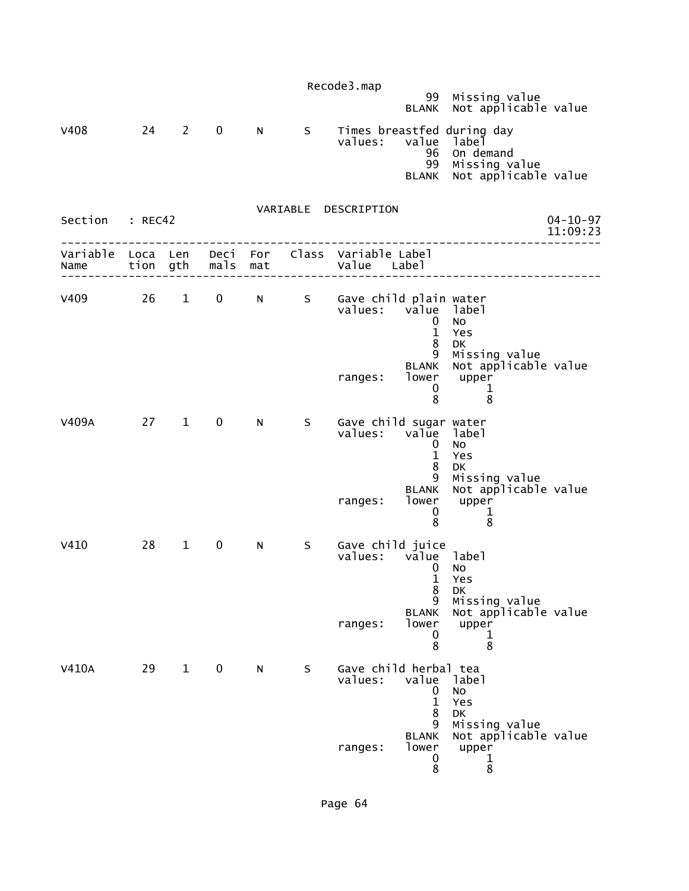```
                 99  Missing value
              BLANK  Not applicable value

V408        24   2    0     N      S    Times breastfed during day
                                        values:   value  label
                                                     96  On demand
                                                     99  Missing value
                                                  BLANK  Not applicable value
```

VARIABLE DESCRIPTION

```
Section   : REC42                                                         04-10-97
                                                                          11:09:23
----------------------------------------------------------------------------------
Variable  Loca  Len   Deci  For    Class  Variable Label
Name      tion  gth   mals  mat           Value    Label
----------------------------------------------------------------------------------

V409        26   1    0     N      S    Gave child plain water
                                        values:   value  label
                                                      0  No
                                                      1  Yes
                                                      8  DK
                                                      9  Missing value
                                                  BLANK  Not applicable value
                                        ranges:   lower   upper
                                                      0       1
                                                      8       8

V409A       27   1    0     N      S    Gave child sugar water
                                        values:   value  label
                                                      0  No
                                                      1  Yes
                                                      8  DK
                                                      9  Missing value
                                                  BLANK  Not applicable value
                                        ranges:   lower   upper
                                                      0       1
                                                      8       8

V410        28   1    0     N      S    Gave child juice
                                        values:   value  label
                                                      0  No
                                                      1  Yes
                                                      8  DK
                                                      9  Missing value
                                                  BLANK  Not applicable value
                                        ranges:   lower   upper
                                                      0       1
                                                      8       8

V410A       29   1    0     N      S    Gave child herbal tea
                                        values:   value  label
                                                      0  No
                                                      1  Yes
                                                      8  DK
                                                      9  Missing value
                                                  BLANK  Not applicable value
                                        ranges:   lower   upper
                                                      0       1
                                                      8       8
```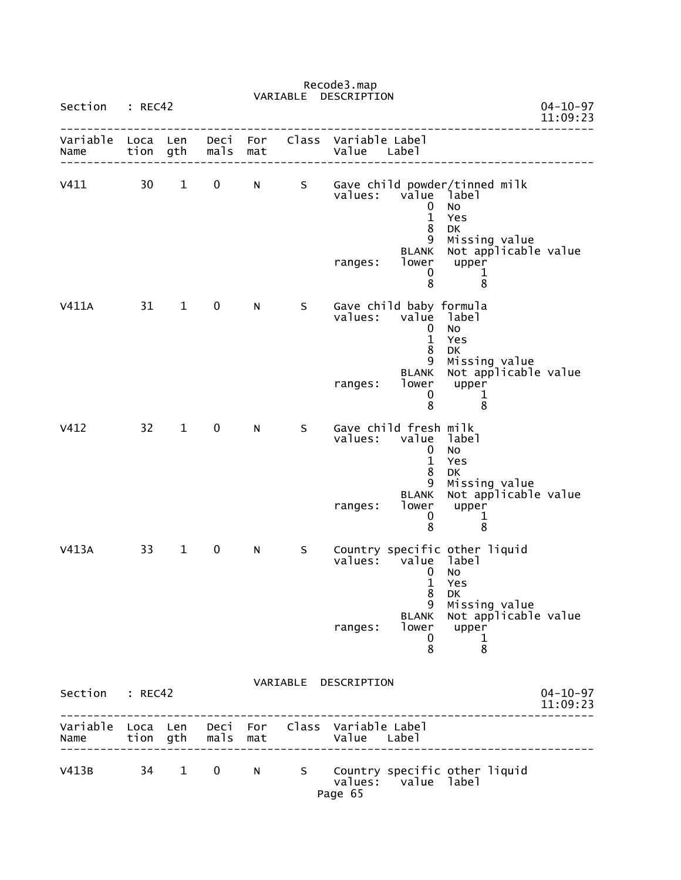Recode3.map

VARIABLE DESCRIPTION

Section : REC42 04-10-97 11:09:23

```
--------------------------------------------------------------------------------
Variable  Loca  Len   Deci  For    Class  Variable Label
Name      tion  gth   mals  mat           Value    Label
--------------------------------------------------------------------------------

V411        30    1    0     N       S    Gave child powder/tinned milk
                                          values:   value  label
                                                        0  No
                                                        1  Yes
                                                        8  DK
                                                        9  Missing value
                                                    BLANK  Not applicable value
                                          ranges:   lower   upper
                                                        0       1
                                                        8       8

V411A       31    1    0     N       S    Gave child baby formula
                                          values:   value  label
                                                        0  No
                                                        1  Yes
                                                        8  DK
                                                        9  Missing value
                                                    BLANK  Not applicable value
                                          ranges:   lower   upper
                                                        0       1
                                                        8       8

V412        32    1    0     N       S    Gave child fresh milk
                                          values:   value  label
                                                        0  No
                                                        1  Yes
                                                        8  DK
                                                        9  Missing value
                                                    BLANK  Not applicable value
                                          ranges:   lower   upper
                                                        0       1
                                                        8       8

V413A       33    1    0     N       S    Country specific other liquid
                                          values:   value  label
                                                        0  No
                                                        1  Yes
                                                        8  DK
                                                        9  Missing value
                                                    BLANK  Not applicable value
                                          ranges:   lower   upper
                                                        0       1
                                                        8       8
```

VARIABLE DESCRIPTION

Section : REC42 04-10-97 11:09:23

```
--------------------------------------------------------------------------------
Variable  Loca  Len   Deci  For    Class  Variable Label
Name      tion  gth   mals  mat           Value    Label
--------------------------------------------------------------------------------

V413B       34    1    0     N       S    Country specific other liquid
                                          values:   value  label
```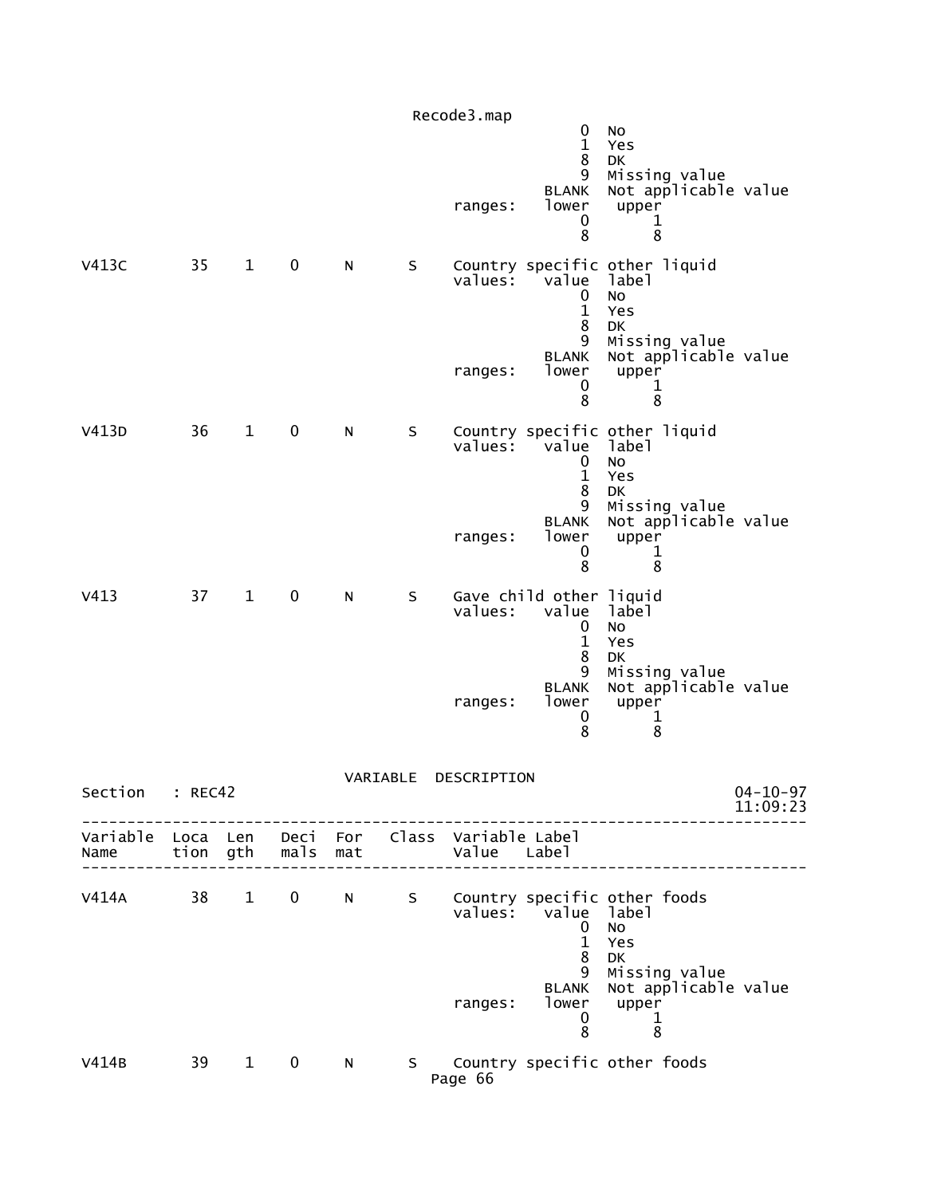```
                                                      0   No
                                                      1   Yes
                                                      8   DK
                                                      9   Missing value
                                                  BLANK   Not applicable value
                                       ranges:    lower    upper
                                                      0        1
                                                      8        8

V413C        35    1    0     N      S    Country specific other liquid
                                       values:    value   label
                                                      0   No
                                                      1   Yes
                                                      8   DK
                                                      9   Missing value
                                                  BLANK   Not applicable value
                                       ranges:    lower    upper
                                                      0        1
                                                      8        8

V413D        36    1    0     N      S    Country specific other liquid
                                       values:    value   label
                                                      0   No
                                                      1   Yes
                                                      8   DK
                                                      9   Missing value
                                                  BLANK   Not applicable value
                                       ranges:    lower    upper
                                                      0        1
                                                      8        8

V413         37    1    0     N      S    Gave child other liquid
                                       values:    value   label
                                                      0   No
                                                      1   Yes
                                                      8   DK
                                                      9   Missing value
                                                  BLANK   Not applicable value
                                       ranges:    lower    upper
                                                      0        1
                                                      8        8

                              VARIABLE  DESCRIPTION
Section    : REC42                                                    04-10-97
                                                                      11:09:23
------------------------------------------------------------------------------
Variable  Loca  Len   Deci  For   Class  Variable Label
Name      tion  gth   mals  mat          Value    Label
------------------------------------------------------------------------------

V414A        38    1    0     N      S    Country specific other foods
                                       values:    value   label
                                                      0   No
                                                      1   Yes
                                                      8   DK
                                                      9   Missing value
                                                  BLANK   Not applicable value
                                       ranges:    lower    upper
                                                      0        1
                                                      8        8

V414B        39    1    0     N      S    Country specific other foods
```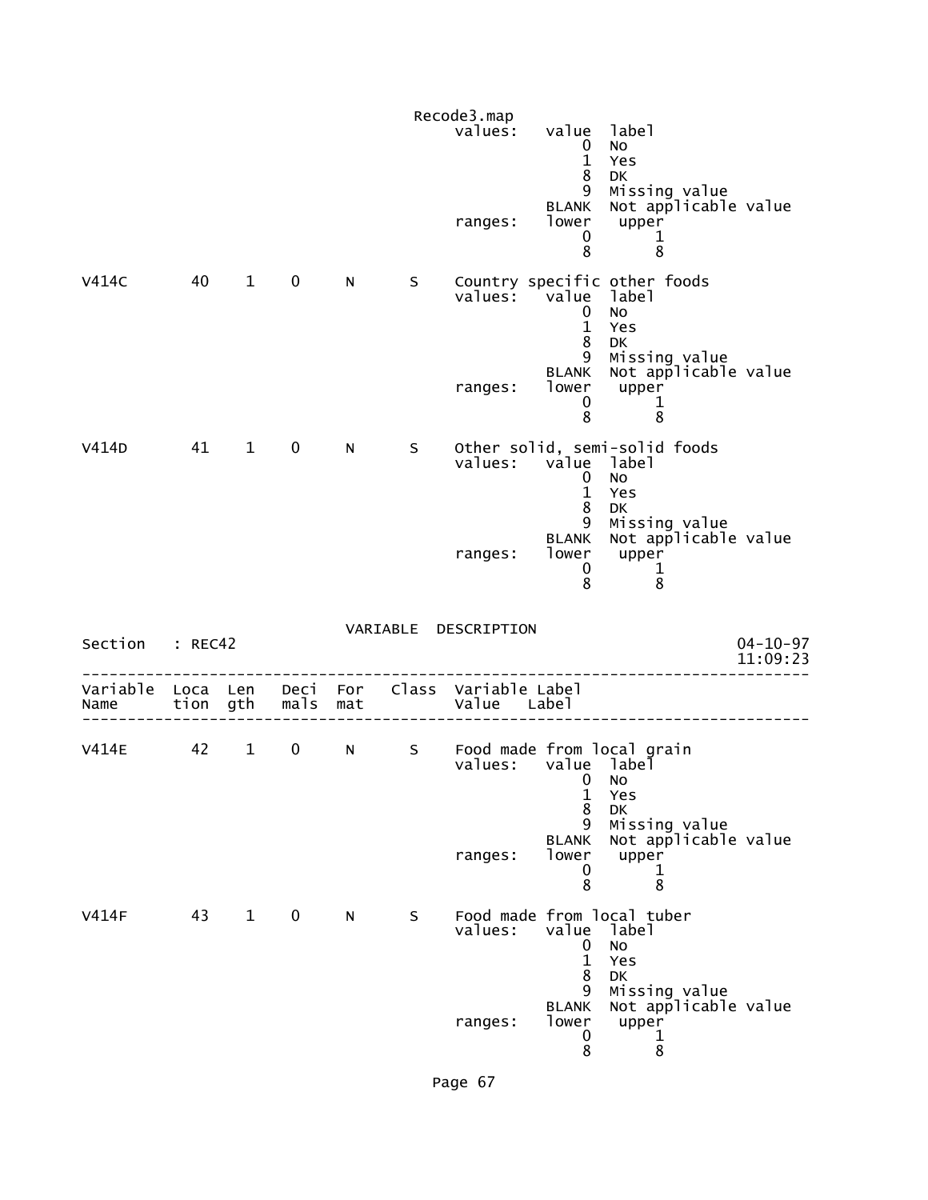Recode3.map

```
                                       values:   value  label
                                                     0  No
                                                     1  Yes
                                                     8  DK
                                                     9  Missing value
                                                 BLANK  Not applicable value
                                       ranges:   lower   upper
                                                     0       1
                                                     8       8

V414C        40    1    0     N      S    Country specific other foods
                                       values:   value  label
                                                     0  No
                                                     1  Yes
                                                     8  DK
                                                     9  Missing value
                                                 BLANK  Not applicable value
                                       ranges:   lower   upper
                                                     0       1
                                                     8       8

V414D        41    1    0     N      S    Other solid, semi-solid foods
                                       values:   value  label
                                                     0  No
                                                     1  Yes
                                                     8  DK
                                                     9  Missing value
                                                 BLANK  Not applicable value
                                       ranges:   lower   upper
                                                     0       1
                                                     8       8
```

VARIABLE DESCRIPTION

Section : REC42 — 04-10-97 11:09:23

```
--------------------------------------------------------------------------------
Variable  Loca  Len   Deci  For   Class  Variable Label
Name      tion  gth   mals  mat          Value    Label
--------------------------------------------------------------------------------

V414E        42    1    0     N      S    Food made from local grain
                                       values:   value  label
                                                     0  No
                                                     1  Yes
                                                     8  DK
                                                     9  Missing value
                                                 BLANK  Not applicable value
                                       ranges:   lower   upper
                                                     0       1
                                                     8       8

V414F        43    1    0     N      S    Food made from local tuber
                                       values:   value  label
                                                     0  No
                                                     1  Yes
                                                     8  DK
                                                     9  Missing value
                                                 BLANK  Not applicable value
                                       ranges:   lower   upper
                                                     0       1
                                                     8       8
```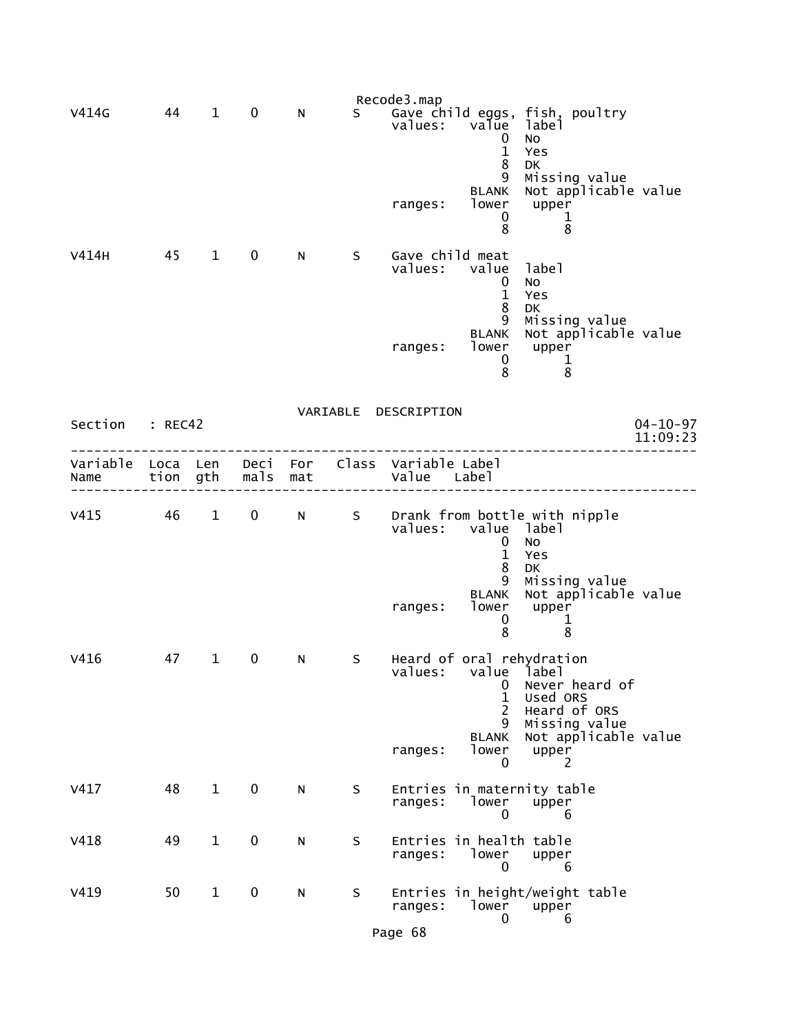```
V414G       44    1    0     N       S    Gave child eggs, fish, poultry
                                          values:   value  label
                                                        0  No
                                                        1  Yes
                                                        8  DK
                                                        9  Missing value
                                                    BLANK  Not applicable value
                                          ranges:   lower   upper
                                                        0       1
                                                        8       8

V414H       45    1    0     N       S    Gave child meat
                                          values:   value  label
                                                        0  No
                                                        1  Yes
                                                        8  DK
                                                        9  Missing value
                                                    BLANK  Not applicable value
                                          ranges:   lower   upper
                                                        0       1
                                                        8       8
```

VARIABLE DESCRIPTION

```
Section   : REC42                                                        04-10-97
                                                                         11:09:23
--------------------------------------------------------------------------------
Variable  Loca  Len   Deci  For    Class  Variable Label
Name      tion  gth   mals  mat           Value   Label
--------------------------------------------------------------------------------

V415        46    1    0     N       S    Drank from bottle with nipple
                                          values:   value  label
                                                        0  No
                                                        1  Yes
                                                        8  DK
                                                        9  Missing value
                                                    BLANK  Not applicable value
                                          ranges:   lower   upper
                                                        0       1
                                                        8       8

V416        47    1    0     N       S    Heard of oral rehydration
                                          values:   value  label
                                                        0  Never heard of
                                                        1  Used ORS
                                                        2  Heard of ORS
                                                        9  Missing value
                                                    BLANK  Not applicable value
                                          ranges:   lower   upper
                                                        0       2

V417        48    1    0     N       S    Entries in maternity table
                                          ranges:   lower   upper
                                                        0       6

V418        49    1    0     N       S    Entries in health table
                                          ranges:   lower   upper
                                                        0       6

V419        50    1    0     N       S    Entries in height/weight table
                                          ranges:   lower   upper
                                                        0       6
```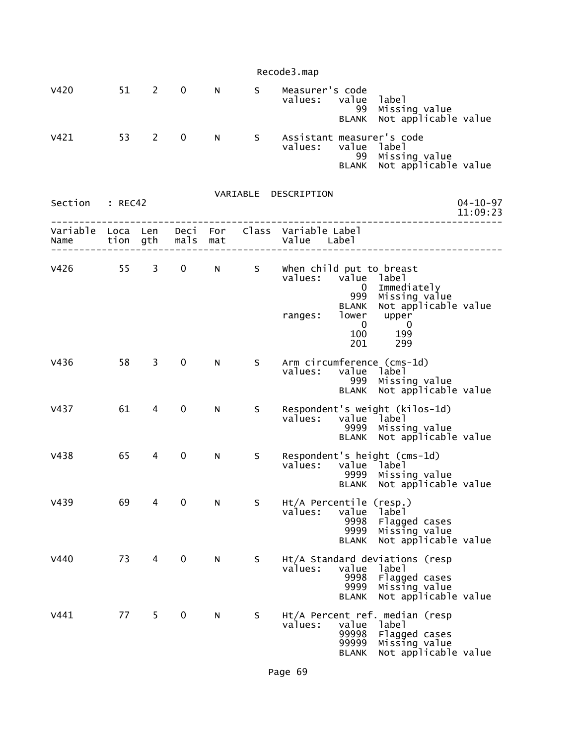```
V420         51    2    0     N      S     Measurer's code
                                           values:   value  label
                                                        99  Missing value
                                                     BLANK  Not applicable value

V421         53    2    0     N      S     Assistant measurer's code
                                           values:   value  label
                                                        99  Missing value
                                                     BLANK  Not applicable value
```

VARIABLE DESCRIPTION

Section : REC42 — 04-10-97 11:09:23

```
-------------------------------------------------------------------------------
Variable  Loca  Len   Deci  For   Class  Variable Label
Name      tion  gth   mals  mat          Value   Label
-------------------------------------------------------------------------------

V426         55    3    0     N      S     When child put to breast
                                           values:   value  label
                                                         0  Immediately
                                                       999  Missing value
                                                     BLANK  Not applicable value
                                           ranges:   lower   upper
                                                         0       0
                                                       100     199
                                                       201     299

V436         58    3    0     N      S     Arm circumference (cms-1d)
                                           values:   value  label
                                                       999  Missing value
                                                     BLANK  Not applicable value

V437         61    4    0     N      S     Respondent's weight (kilos-1d)
                                           values:   value  label
                                                      9999  Missing value
                                                     BLANK  Not applicable value

V438         65    4    0     N      S     Respondent's height (cms-1d)
                                           values:   value  label
                                                      9999  Missing value
                                                     BLANK  Not applicable value

V439         69    4    0     N      S     Ht/A Percentile (resp.)
                                           values:   value  label
                                                      9998  Flagged cases
                                                      9999  Missing value
                                                     BLANK  Not applicable value

V440         73    4    0     N      S     Ht/A Standard deviations (resp
                                           values:   value  label
                                                      9998  Flagged cases
                                                      9999  Missing value
                                                     BLANK  Not applicable value

V441         77    5    0     N      S     Ht/A Percent ref. median (resp
                                           values:   value  label
                                                     99998  Flagged cases
                                                     99999  Missing value
                                                     BLANK  Not applicable value
```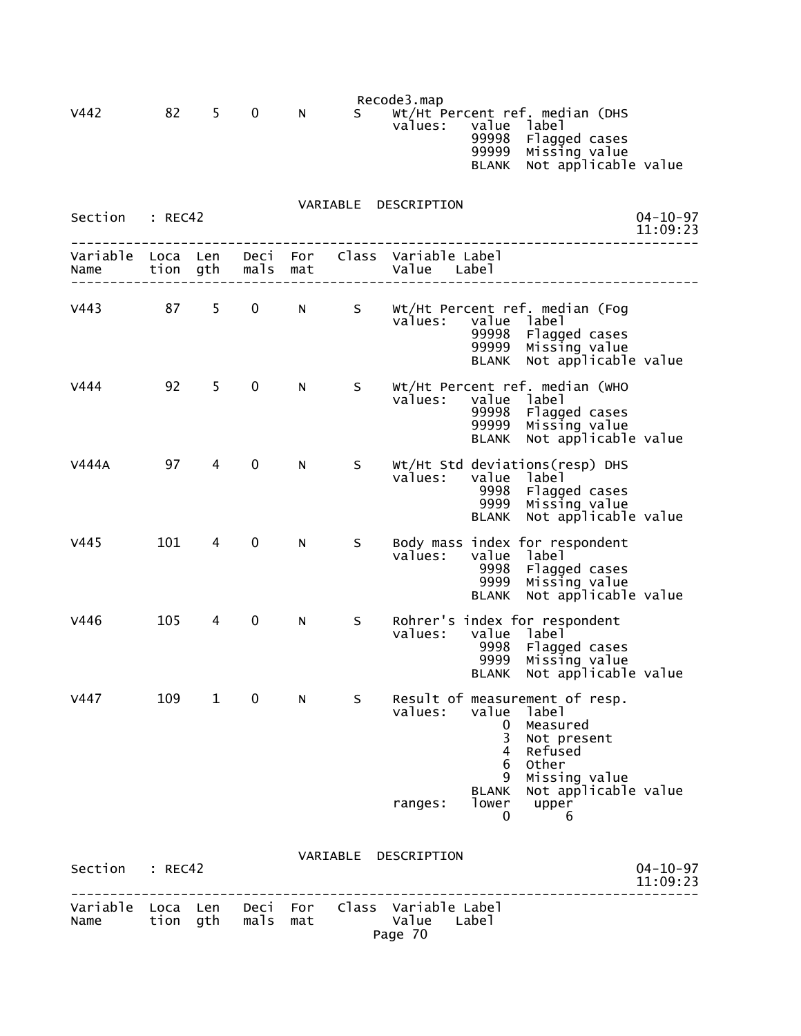```
V442         82    5    0     N       S    Wt/Ht Percent ref. median (DHS
                                           values:   value  label
                                                     99998  Flagged cases
                                                     99999  Missing value
                                                     BLANK  Not applicable value
```

VARIABLE DESCRIPTION

Section : REC42 04-10-97 11:09:23

```
--------------------------------------------------------------------------------
Variable  Loca  Len   Deci  For   Class  Variable Label
Name      tion  gth   mals  mat          Value    Label
--------------------------------------------------------------------------------

V443         87    5    0     N       S    Wt/Ht Percent ref. median (Fog
                                           values:   value  label
                                                     99998  Flagged cases
                                                     99999  Missing value
                                                     BLANK  Not applicable value

V444         92    5    0     N       S    Wt/Ht Percent ref. median (WHO
                                           values:   value  label
                                                     99998  Flagged cases
                                                     99999  Missing value
                                                     BLANK  Not applicable value

V444A        97    4    0     N       S    Wt/Ht Std deviations(resp) DHS
                                           values:   value  label
                                                      9998  Flagged cases
                                                      9999  Missing value
                                                     BLANK  Not applicable value

V445        101    4    0     N       S    Body mass index for respondent
                                           values:   value  label
                                                      9998  Flagged cases
                                                      9999  Missing value
                                                     BLANK  Not applicable value

V446        105    4    0     N       S    Rohrer's index for respondent
                                           values:   value  label
                                                      9998  Flagged cases
                                                      9999  Missing value
                                                     BLANK  Not applicable value

V447        109    1    0     N       S    Result of measurement of resp.
                                           values:   value  label
                                                         0  Measured
                                                         3  Not present
                                                         4  Refused
                                                         6  Other
                                                         9  Missing value
                                                     BLANK  Not applicable value
                                           ranges:   lower   upper
                                                         0       6
```

VARIABLE DESCRIPTION

Section : REC42 04-10-97 11:09:23

```
--------------------------------------------------------------------------------
Variable  Loca  Len   Deci  For   Class  Variable Label
Name      tion  gth   mals  mat          Value    Label
```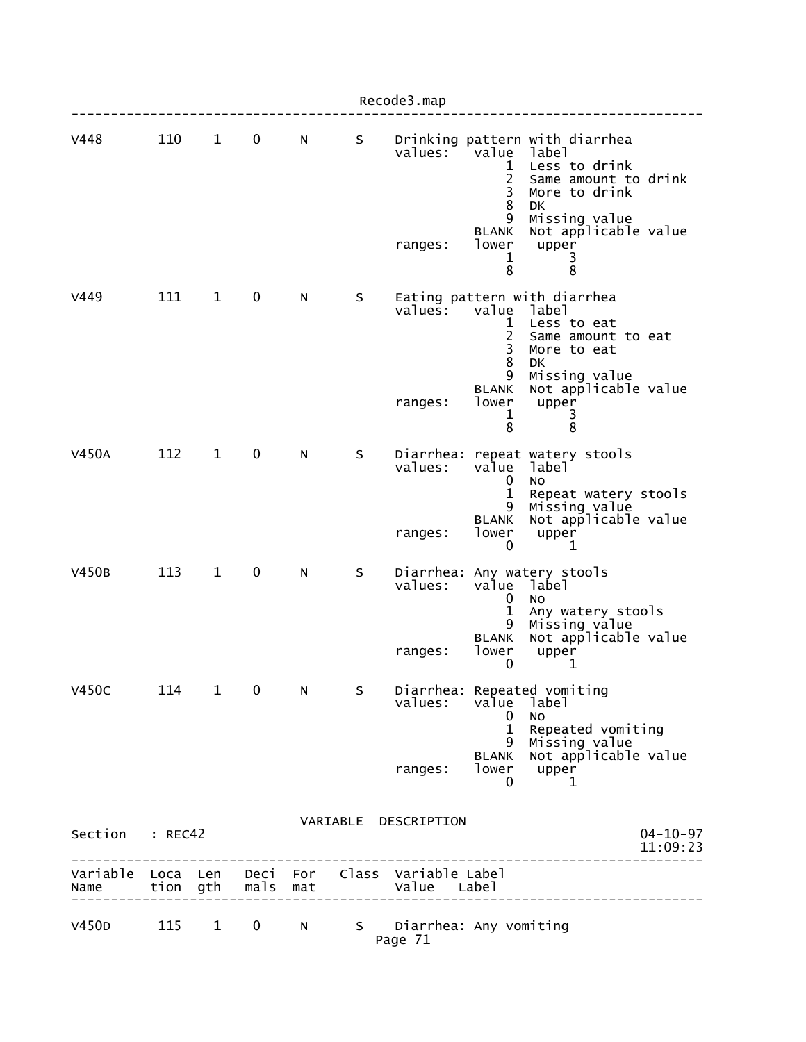```
V448        110    1    0     N      S     Drinking pattern with diarrhea
                                           values:   value  label
                                                         1  Less to drink
                                                         2  Same amount to drink
                                                         3  More to drink
                                                         8  DK
                                                         9  Missing value
                                                     BLANK  Not applicable value
                                           ranges:   lower   upper
                                                         1       3
                                                         8       8

V449        111    1    0     N      S     Eating pattern with diarrhea
                                           values:   value  label
                                                         1  Less to eat
                                                         2  Same amount to eat
                                                         3  More to eat
                                                         8  DK
                                                         9  Missing value
                                                     BLANK  Not applicable value
                                           ranges:   lower   upper
                                                         1       3
                                                         8       8

V450A       112    1    0     N      S     Diarrhea: repeat watery stools
                                           values:   value  label
                                                         0  No
                                                         1  Repeat watery stools
                                                         9  Missing value
                                                     BLANK  Not applicable value
                                           ranges:   lower   upper
                                                         0       1

V450B       113    1    0     N      S     Diarrhea: Any watery stools
                                           values:   value  label
                                                         0  No
                                                         1  Any watery stools
                                                         9  Missing value
                                                     BLANK  Not applicable value
                                           ranges:   lower   upper
                                                         0       1

V450C       114    1    0     N      S     Diarrhea: Repeated vomiting
                                           values:   value  label
                                                         0  No
                                                         1  Repeated vomiting
                                                         9  Missing value
                                                     BLANK  Not applicable value
                                           ranges:   lower   upper
                                                         0       1

                                 VARIABLE  DESCRIPTION
Section   : REC42                                                             04-10-97
                                                                              11:09:23
-------------------------------------------------------------------------------------
Variable  Loca  Len   Deci  For   Class  Variable Label
Name      tion  gth   mals  mat          Value    Label
-------------------------------------------------------------------------------------

V450D       115    1    0     N      S     Diarrhea: Any vomiting
```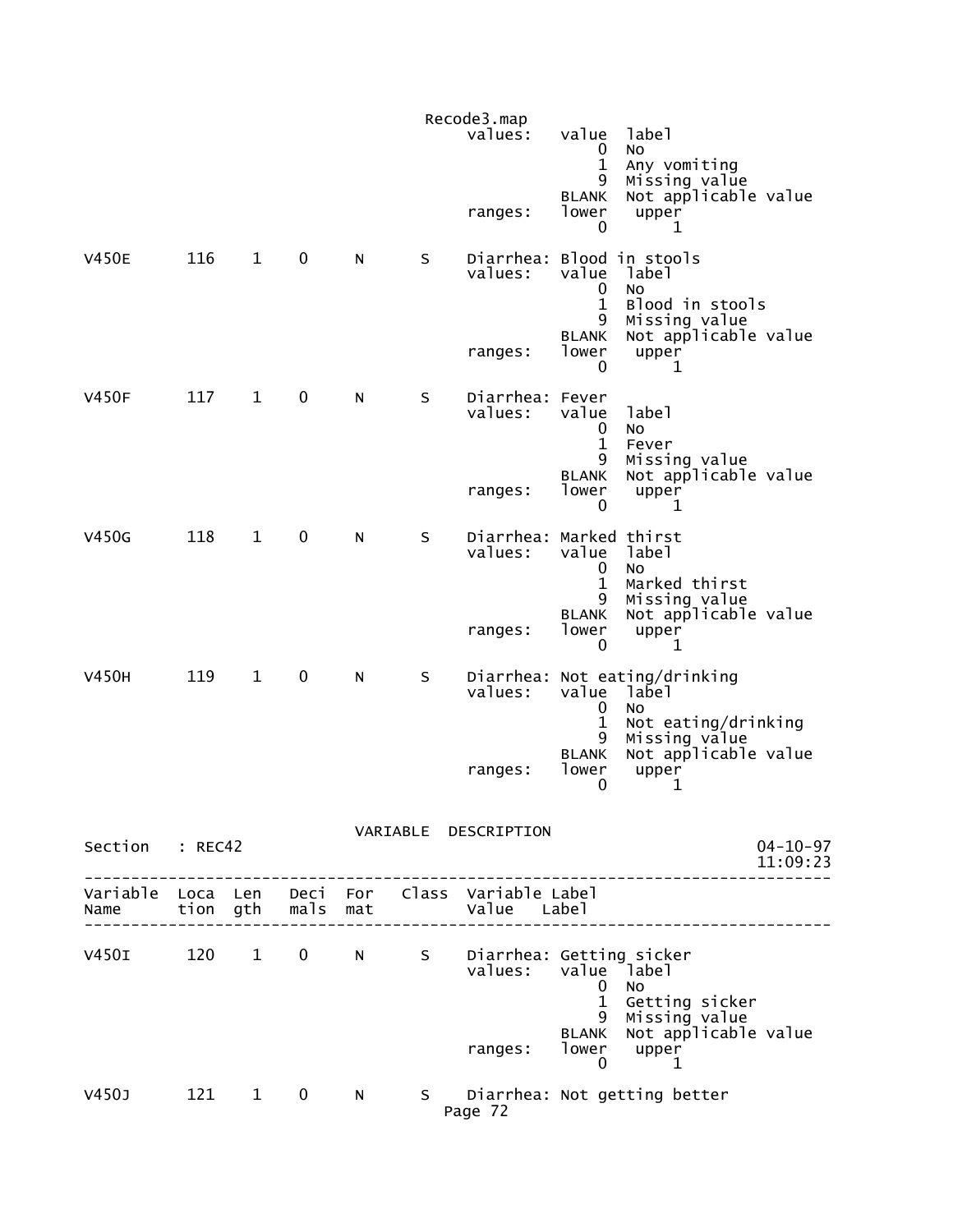```
                                          Recode3.map
                                              values:   value  label
                                                           0   No
                                                           1   Any vomiting
                                                           9   Missing value
                                                       BLANK   Not applicable value
                                              ranges:   lower   upper
                                                           0       1

V450E       116    1    0     N      S    Diarrhea: Blood in stools
                                              values:   value  label
                                                           0   No
                                                           1   Blood in stools
                                                           9   Missing value
                                                       BLANK   Not applicable value
                                              ranges:   lower   upper
                                                           0       1

V450F       117    1    0     N      S    Diarrhea: Fever
                                              values:   value  label
                                                           0   No
                                                           1   Fever
                                                           9   Missing value
                                                       BLANK   Not applicable value
                                              ranges:   lower   upper
                                                           0       1

V450G       118    1    0     N      S    Diarrhea: Marked thirst
                                              values:   value  label
                                                           0   No
                                                           1   Marked thirst
                                                           9   Missing value
                                                       BLANK   Not applicable value
                                              ranges:   lower   upper
                                                           0       1

V450H       119    1    0     N      S    Diarrhea: Not eating/drinking
                                              values:   value  label
                                                           0   No
                                                           1   Not eating/drinking
                                                           9   Missing value
                                                       BLANK   Not applicable value
                                              ranges:   lower   upper
                                                           0       1

                                VARIABLE  DESCRIPTION
Section   : REC42                                                          04-10-97
                                                                           11:09:23
-----------------------------------------------------------------------------------
Variable  Loca  Len   Deci  For   Class  Variable Label
Name      tion  gth   mals  mat          Value    Label
-----------------------------------------------------------------------------------

V450I       120    1    0     N      S    Diarrhea: Getting sicker
                                              values:   value  label
                                                           0   No
                                                           1   Getting sicker
                                                           9   Missing value
                                                       BLANK   Not applicable value
                                              ranges:   lower   upper
                                                           0       1

V450J       121    1    0     N      S    Diarrhea: Not getting better
```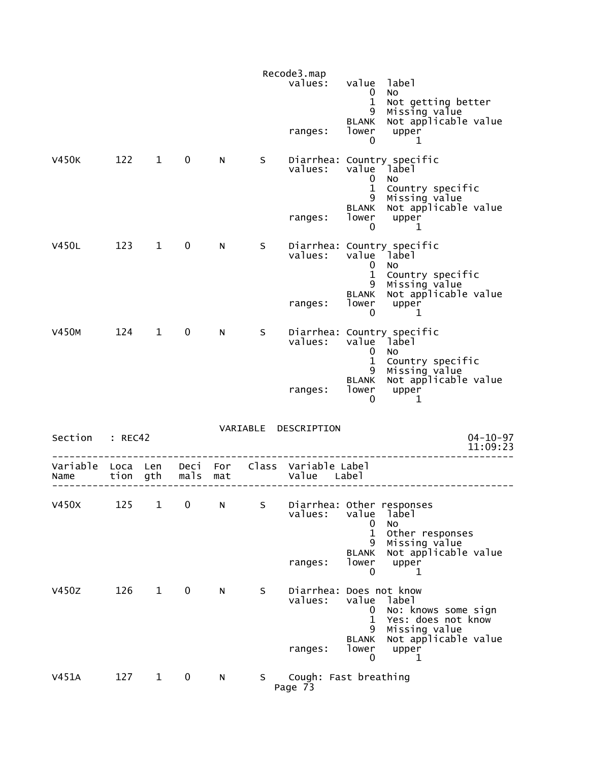```
                                                  values:   value  label
                                                                0  No
                                                                1  Not getting better
                                                                9  Missing value
                                                            BLANK  Not applicable value
                                                  ranges:   lower   upper
                                                                0       1

V450K        122    1    0     N      S    Diarrhea: Country specific
                                                  values:   value  label
                                                                0  No
                                                                1  Country specific
                                                                9  Missing value
                                                            BLANK  Not applicable value
                                                  ranges:   lower   upper
                                                                0       1

V450L        123    1    0     N      S    Diarrhea: Country specific
                                                  values:   value  label
                                                                0  No
                                                                1  Country specific
                                                                9  Missing value
                                                            BLANK  Not applicable value
                                                  ranges:   lower   upper
                                                                0       1

V450M        124    1    0     N      S    Diarrhea: Country specific
                                                  values:   value  label
                                                                0  No
                                                                1  Country specific
                                                                9  Missing value
                                                            BLANK  Not applicable value
                                                  ranges:   lower   upper
                                                                0       1
```

VARIABLE DESCRIPTION

```
Section   : REC42                                                           04-10-97
                                                                            11:09:23
------------------------------------------------------------------------------------
Variable  Loca  Len   Deci  For   Class  Variable Label
Name      tion  gth   mals  mat          Value    Label
------------------------------------------------------------------------------------

V450X        125    1    0     N      S    Diarrhea: Other responses
                                                  values:   value  label
                                                                0  No
                                                                1  Other responses
                                                                9  Missing value
                                                            BLANK  Not applicable value
                                                  ranges:   lower   upper
                                                                0       1

V450Z        126    1    0     N      S    Diarrhea: Does not know
                                                  values:   value  label
                                                                0  No: knows some sign
                                                                1  Yes: does not know
                                                                9  Missing value
                                                            BLANK  Not applicable value
                                                  ranges:   lower   upper
                                                                0       1

V451A        127    1    0     N      S    Cough: Fast breathing
```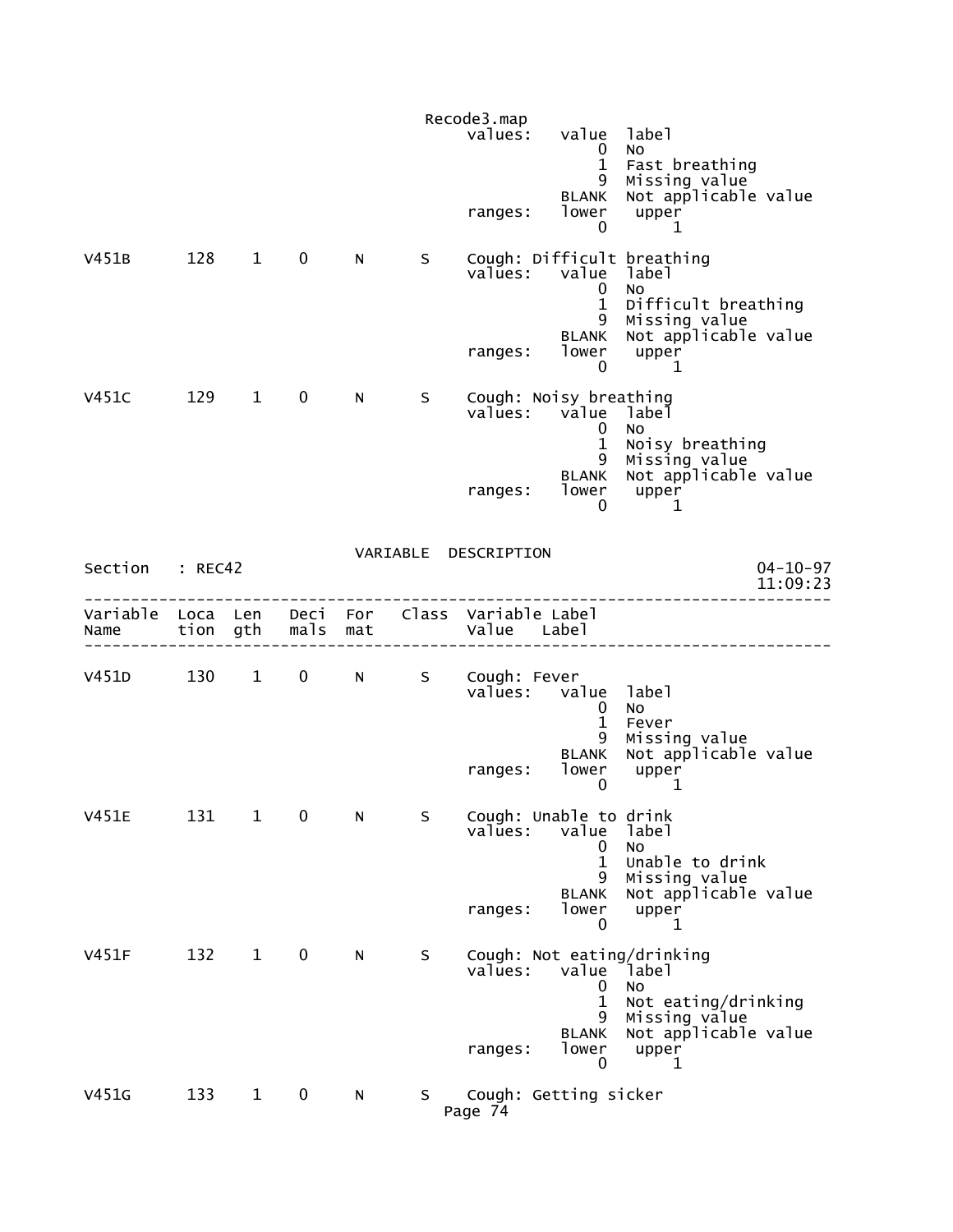Recode3.map

```
                                 values:   value  label
                                               0  No
                                               1  Fast breathing
                                               9  Missing value
                                           BLANK  Not applicable value
                                 ranges:   lower   upper
                                               0       1

V451B      128    1    0    N    S    Cough: Difficult breathing
                                 values:   value  label
                                               0  No
                                               1  Difficult breathing
                                               9  Missing value
                                           BLANK  Not applicable value
                                 ranges:   lower   upper
                                               0       1

V451C      129    1    0    N    S    Cough: Noisy breathing
                                 values:   value  label
                                               0  No
                                               1  Noisy breathing
                                               9  Missing value
                                           BLANK  Not applicable value
                                 ranges:   lower   upper
                                               0       1
```

VARIABLE DESCRIPTION

Section : REC42 — 04-10-97 11:09:23

```
--------------------------------------------------------------------------------
Variable  Loca  Len   Deci  For   Class  Variable Label
Name      tion  gth   mals  mat          Value    Label
--------------------------------------------------------------------------------

V451D      130    1    0    N    S    Cough: Fever
                                 values:   value  label
                                               0  No
                                               1  Fever
                                               9  Missing value
                                           BLANK  Not applicable value
                                 ranges:   lower   upper
                                               0       1

V451E      131    1    0    N    S    Cough: Unable to drink
                                 values:   value  label
                                               0  No
                                               1  Unable to drink
                                               9  Missing value
                                           BLANK  Not applicable value
                                 ranges:   lower   upper
                                               0       1

V451F      132    1    0    N    S    Cough: Not eating/drinking
                                 values:   value  label
                                               0  No
                                               1  Not eating/drinking
                                               9  Missing value
                                           BLANK  Not applicable value
                                 ranges:   lower   upper
                                               0       1

V451G      133    1    0    N    S    Cough: Getting sicker
```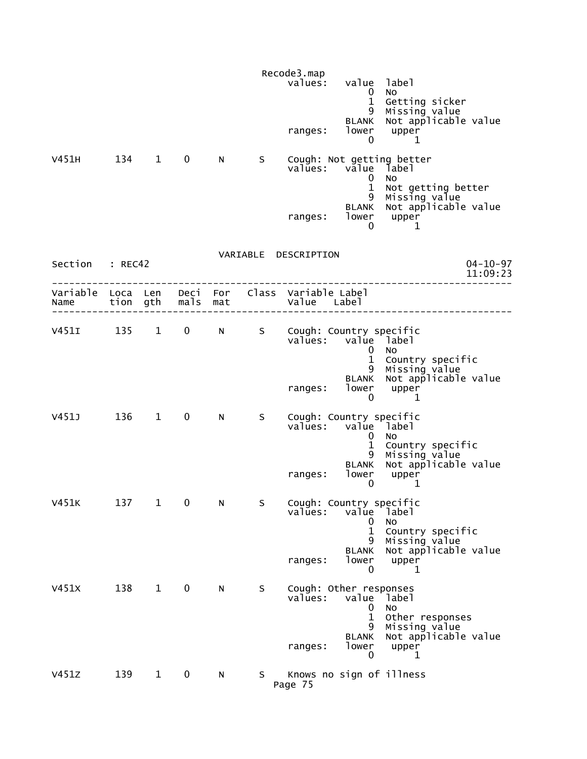```
                                            values:   value  label
                                                          0  No
                                                          1  Getting sicker
                                                          9  Missing value
                                                      BLANK  Not applicable value
                                            ranges:   lower   upper
                                                          0       1

V451H      134    1    0     N      S    Cough: Not getting better
                                            values:   value  label
                                                          0  No
                                                          1  Not getting better
                                                          9  Missing value
                                                      BLANK  Not applicable value
                                            ranges:   lower   upper
                                                          0       1
```

VARIABLE DESCRIPTION

Section : REC42 — 04-10-97 11:09:23

```
-----------------------------------------------------------------------------
Variable  Loca  Len   Deci  For   Class  Variable Label
Name      tion  gth   mals  mat          Value   Label
-----------------------------------------------------------------------------

V451I      135    1    0     N      S    Cough: Country specific
                                            values:   value  label
                                                          0  No
                                                          1  Country specific
                                                          9  Missing value
                                                      BLANK  Not applicable value
                                            ranges:   lower   upper
                                                          0       1

V451J      136    1    0     N      S    Cough: Country specific
                                            values:   value  label
                                                          0  No
                                                          1  Country specific
                                                          9  Missing value
                                                      BLANK  Not applicable value
                                            ranges:   lower   upper
                                                          0       1

V451K      137    1    0     N      S    Cough: Country specific
                                            values:   value  label
                                                          0  No
                                                          1  Country specific
                                                          9  Missing value
                                                      BLANK  Not applicable value
                                            ranges:   lower   upper
                                                          0       1

V451X      138    1    0     N      S    Cough: Other responses
                                            values:   value  label
                                                          0  No
                                                          1  Other responses
                                                          9  Missing value
                                                      BLANK  Not applicable value
                                            ranges:   lower   upper
                                                          0       1

V451Z      139    1    0     N      S    Knows no sign of illness
```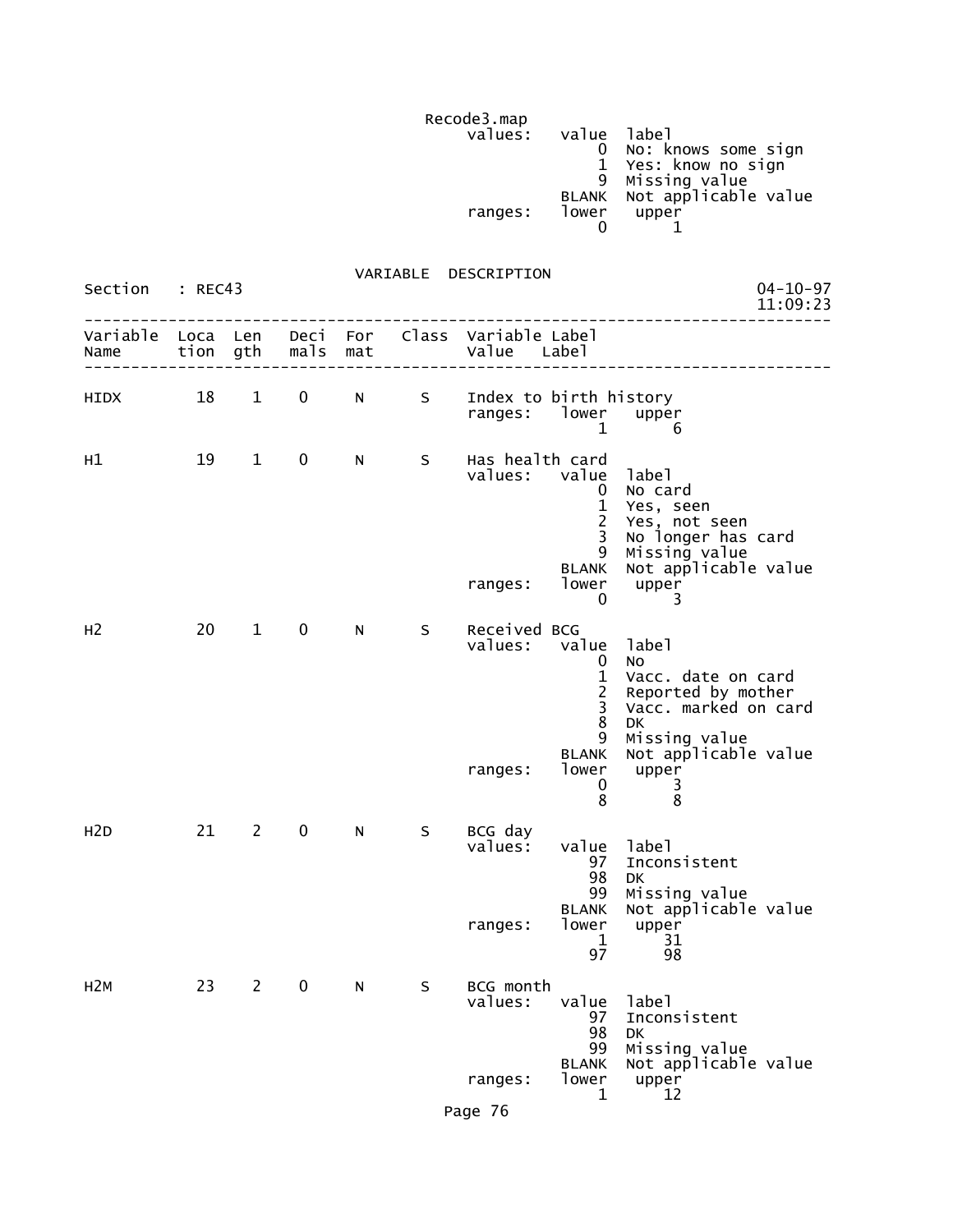Recode3.map

```
                                              values:   value  label
                                                            0  No: knows some sign
                                                            1  Yes: know no sign
                                                            9  Missing value
                                                        BLANK  Not applicable value
                                              ranges:   lower   upper
                                                            0       1
```

VARIABLE DESCRIPTION

Section : REC43    04-10-97 11:09:23

```
--------------------------------------------------------------------------------
Variable  Loca  Len   Deci  For    Class  Variable Label
Name      tion  gth   mals  mat           Value    Label
--------------------------------------------------------------------------------

HIDX        18    1    0     N      S     Index to birth history
                                          ranges:   lower   upper
                                                        1       6

H1          19    1    0     N      S     Has health card
                                          values:   value  label
                                                        0  No card
                                                        1  Yes, seen
                                                        2  Yes, not seen
                                                        3  No longer has card
                                                        9  Missing value
                                                    BLANK  Not applicable value
                                          ranges:   lower   upper
                                                        0       3

H2          20    1    0     N      S     Received BCG
                                          values:   value  label
                                                        0  No
                                                        1  Vacc. date on card
                                                        2  Reported by mother
                                                        3  Vacc. marked on card
                                                        8  DK
                                                        9  Missing value
                                                    BLANK  Not applicable value
                                          ranges:   lower   upper
                                                        0       3
                                                        8       8

H2D         21    2    0     N      S     BCG day
                                          values:   value  label
                                                       97  Inconsistent
                                                       98  DK
                                                       99  Missing value
                                                    BLANK  Not applicable value
                                          ranges:   lower   upper
                                                        1      31
                                                       97      98

H2M         23    2    0     N      S     BCG month
                                          values:   value  label
                                                       97  Inconsistent
                                                       98  DK
                                                       99  Missing value
                                                    BLANK  Not applicable value
                                          ranges:   lower   upper
                                                        1      12
```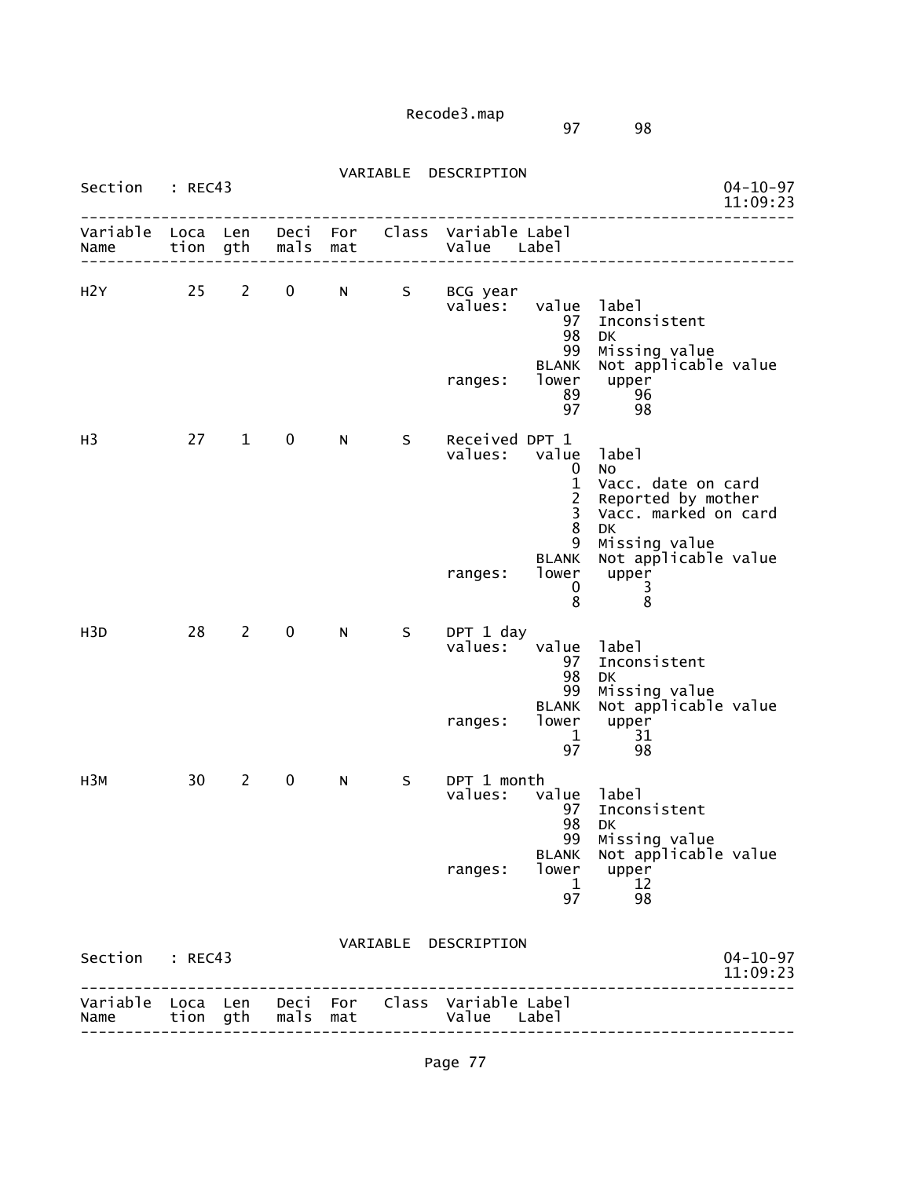97 98

VARIABLE DESCRIPTION

Section : REC43

| Variable Name | Location | Length | Decimals | Format | Class | Variable Label / Value | Label |
|---|---|---|---|---|---|---|---|
| H2Y | 25 | 2 | 0 | N | S | BCG year | |
| | | | | | | values: value | label |
| | | | | | | 97 | Inconsistent |
| | | | | | | 98 | DK |
| | | | | | | 99 | Missing value |
| | | | | | | BLANK | Not applicable value |
| | | | | | | ranges: lower | upper |
| | | | | | | 89 | 96 |
| | | | | | | 97 | 98 |
| H3 | 27 | 1 | 0 | N | S | Received DPT 1 | |
| | | | | | | values: value | label |
| | | | | | | 0 | No |
| | | | | | | 1 | Vacc. date on card |
| | | | | | | 2 | Reported by mother |
| | | | | | | 3 | Vacc. marked on card |
| | | | | | | 8 | DK |
| | | | | | | 9 | Missing value |
| | | | | | | BLANK | Not applicable value |
| | | | | | | ranges: lower | upper |
| | | | | | | 0 | 3 |
| | | | | | | 8 | 8 |
| H3D | 28 | 2 | 0 | N | S | DPT 1 day | |
| | | | | | | values: value | label |
| | | | | | | 97 | Inconsistent |
| | | | | | | 98 | DK |
| | | | | | | 99 | Missing value |
| | | | | | | BLANK | Not applicable value |
| | | | | | | ranges: lower | upper |
| | | | | | | 1 | 31 |
| | | | | | | 97 | 98 |
| H3M | 30 | 2 | 0 | N | S | DPT 1 month | |
| | | | | | | values: value | label |
| | | | | | | 97 | Inconsistent |
| | | | | | | 98 | DK |
| | | | | | | 99 | Missing value |
| | | | | | | BLANK | Not applicable value |
| | | | | | | ranges: lower | upper |
| | | | | | | 1 | 12 |
| | | | | | | 97 | 98 |

VARIABLE DESCRIPTION

Section : REC43

| Variable Name | Location | Length | Decimals | Format | Class | Variable Label / Value | Label |
|---|---|---|---|---|---|---|---|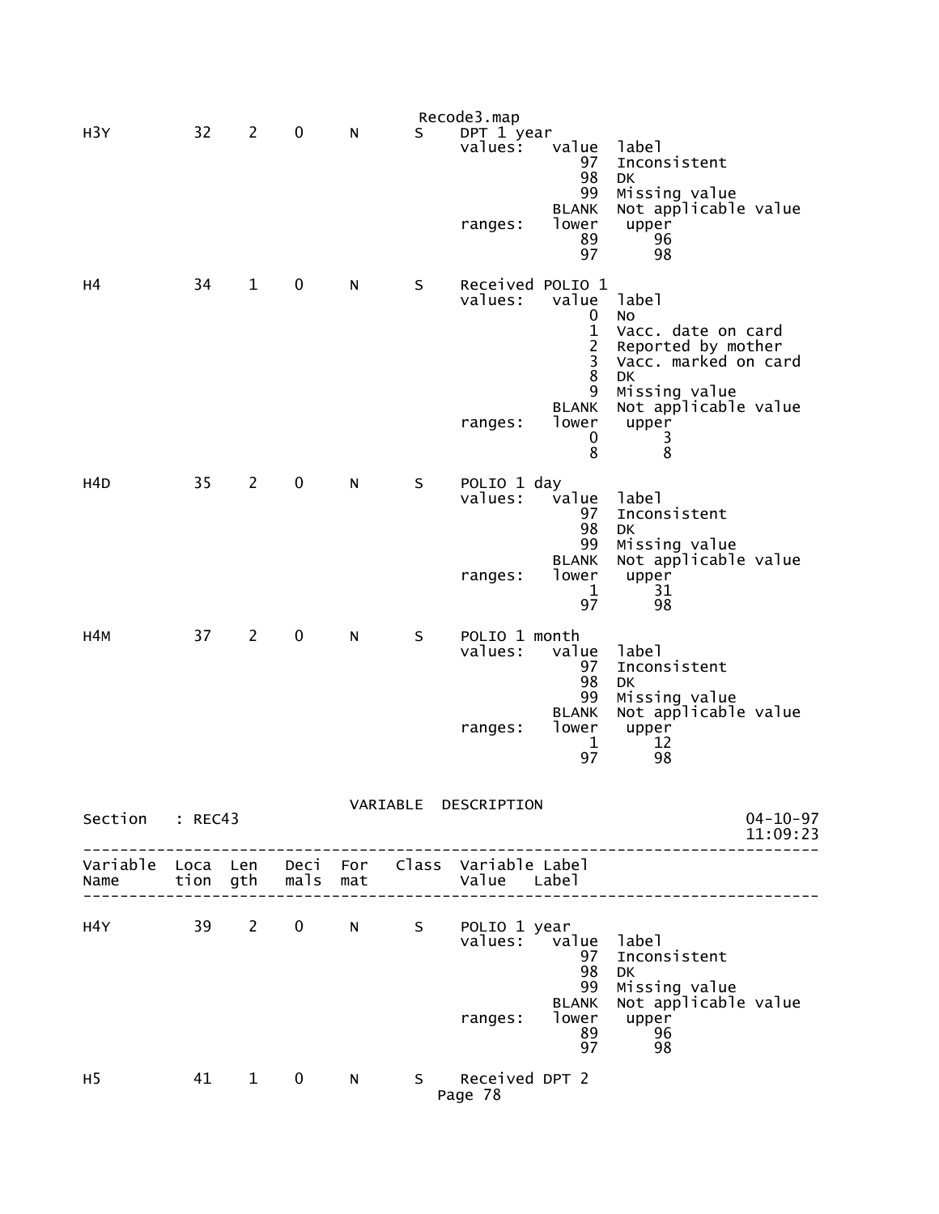```
H3Y          32    2    0     N       S     DPT 1 year
                                            values:   value  label
                                                         97  Inconsistent
                                                         98  DK
                                                         99  Missing value
                                                      BLANK  Not applicable value
                                            ranges:   lower   upper
                                                         89      96
                                                         97      98

H4           34    1    0     N       S     Received POLIO 1
                                            values:   value  label
                                                          0  No
                                                          1  Vacc. date on card
                                                          2  Reported by mother
                                                          3  Vacc. marked on card
                                                          8  DK
                                                          9  Missing value
                                                      BLANK  Not applicable value
                                            ranges:   lower   upper
                                                          0       3
                                                          8       8

H4D          35    2    0     N       S     POLIO 1 day
                                            values:   value  label
                                                         97  Inconsistent
                                                         98  DK
                                                         99  Missing value
                                                      BLANK  Not applicable value
                                            ranges:   lower   upper
                                                          1      31
                                                         97      98

H4M          37    2    0     N       S     POLIO 1 month
                                            values:   value  label
                                                         97  Inconsistent
                                                         98  DK
                                                         99  Missing value
                                                      BLANK  Not applicable value
                                            ranges:   lower   upper
                                                          1      12
                                                         97      98
```

VARIABLE DESCRIPTION

```
Section   : REC43                                                      04-10-97
                                                                       11:09:23
---------------------------------------------------------------------------------
Variable  Loca  Len   Deci  For   Class  Variable Label
Name      tion  gth   mals  mat          Value    Label
---------------------------------------------------------------------------------

H4Y          39    2    0     N       S     POLIO 1 year
                                            values:   value  label
                                                         97  Inconsistent
                                                         98  DK
                                                         99  Missing value
                                                      BLANK  Not applicable value
                                            ranges:   lower   upper
                                                         89      96
                                                         97      98

H5           41    1    0     N       S     Received DPT 2
```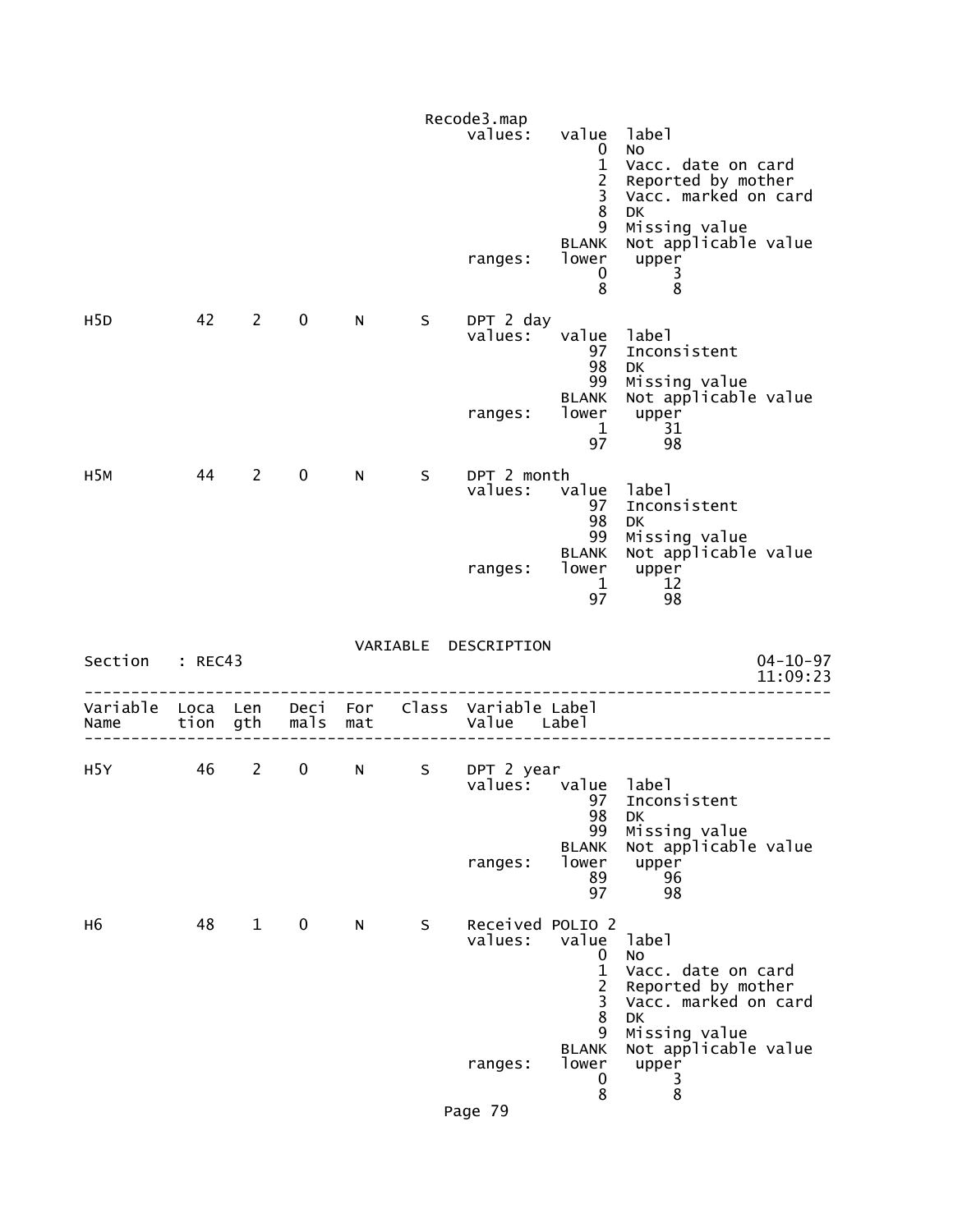```
                                      Recode3.map
                                        values:   value  label
                                                      0  No
                                                      1  Vacc. date on card
                                                      2  Reported by mother
                                                      3  Vacc. marked on card
                                                      8  DK
                                                      9  Missing value
                                                  BLANK  Not applicable value
                                        ranges:   lower   upper
                                                      0       3
                                                      8       8

H5D          42    2    0     N      S    DPT 2 day
                                        values:   value  label
                                                     97  Inconsistent
                                                     98  DK
                                                     99  Missing value
                                                  BLANK  Not applicable value
                                        ranges:   lower   upper
                                                      1      31
                                                     97      98

H5M          44    2    0     N      S    DPT 2 month
                                        values:   value  label
                                                     97  Inconsistent
                                                     98  DK
                                                     99  Missing value
                                                  BLANK  Not applicable value
                                        ranges:   lower   upper
                                                      1      12
                                                     97      98
```

VARIABLE DESCRIPTION

Section : REC43 — 04-10-97 11:09:23

```
----------------------------------------------------------------------------------
Variable  Loca  Len   Deci  For   Class  Variable Label
Name      tion  gth   mals  mat          Value    Label
----------------------------------------------------------------------------------

H5Y          46    2    0     N      S    DPT 2 year
                                        values:   value  label
                                                     97  Inconsistent
                                                     98  DK
                                                     99  Missing value
                                                  BLANK  Not applicable value
                                        ranges:   lower   upper
                                                     89      96
                                                     97      98

H6           48    1    0     N      S    Received POLIO 2
                                        values:   value  label
                                                      0  No
                                                      1  Vacc. date on card
                                                      2  Reported by mother
                                                      3  Vacc. marked on card
                                                      8  DK
                                                      9  Missing value
                                                  BLANK  Not applicable value
                                        ranges:   lower   upper
                                                      0       3
                                                      8       8
```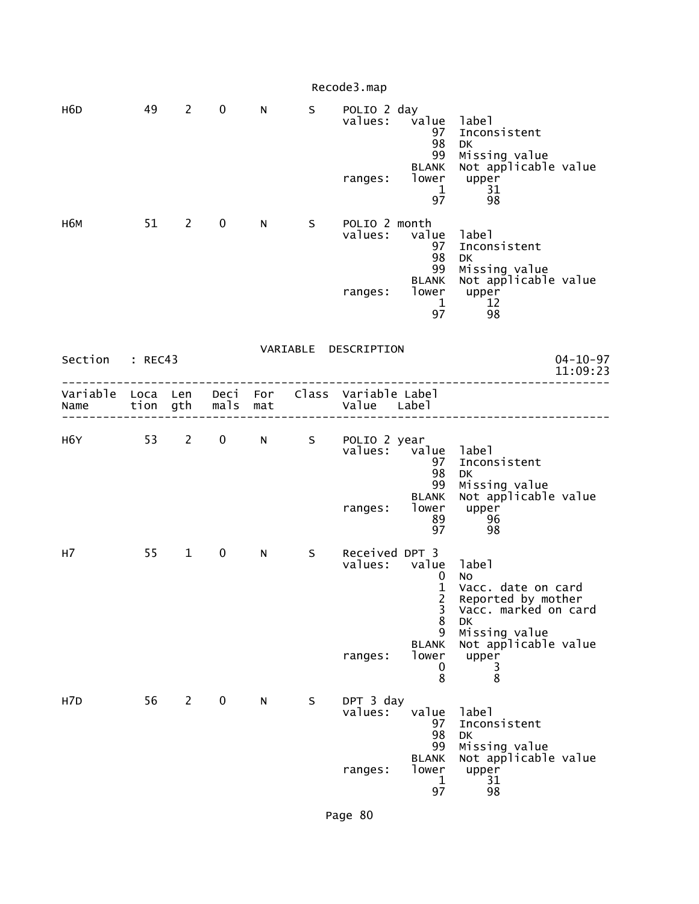```
H6D          49    2    0     N      S     POLIO 2 day
                                           values:   value  label
                                                        97  Inconsistent
                                                        98  DK
                                                        99  Missing value
                                                     BLANK  Not applicable value
                                           ranges:   lower   upper
                                                         1      31
                                                        97      98

H6M          51    2    0     N      S     POLIO 2 month
                                           values:   value  label
                                                        97  Inconsistent
                                                        98  DK
                                                        99  Missing value
                                                     BLANK  Not applicable value
                                           ranges:   lower   upper
                                                         1      12
                                                        97      98
```

VARIABLE DESCRIPTION

```
Section   : REC43                                                          04-10-97
                                                                           11:09:23
-----------------------------------------------------------------------------------
Variable  Loca  Len   Deci  For   Class  Variable Label
Name      tion  gth   mals  mat          Value    Label
-----------------------------------------------------------------------------------

H6Y          53    2    0     N      S     POLIO 2 year
                                           values:   value  label
                                                        97  Inconsistent
                                                        98  DK
                                                        99  Missing value
                                                     BLANK  Not applicable value
                                           ranges:   lower   upper
                                                        89      96
                                                        97      98

H7           55    1    0     N      S     Received DPT 3
                                           values:   value  label
                                                         0  No
                                                         1  Vacc. date on card
                                                         2  Reported by mother
                                                         3  Vacc. marked on card
                                                         8  DK
                                                         9  Missing value
                                                     BLANK  Not applicable value
                                           ranges:   lower   upper
                                                         0       3
                                                         8       8

H7D          56    2    0     N      S     DPT 3 day
                                           values:   value  label
                                                        97  Inconsistent
                                                        98  DK
                                                        99  Missing value
                                                     BLANK  Not applicable value
                                           ranges:   lower   upper
                                                         1      31
                                                        97      98
```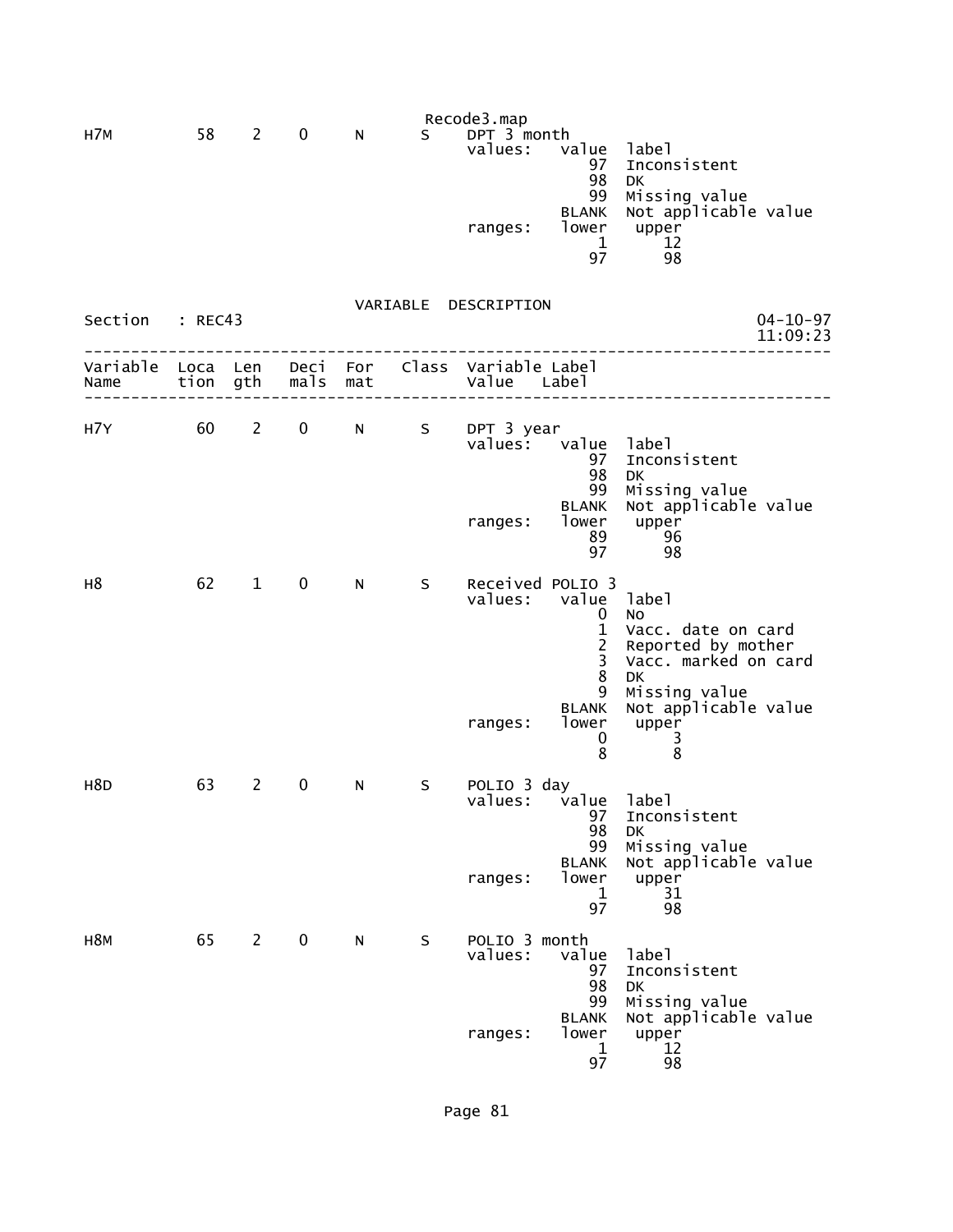Recode3.map

```
H7M          58    2    0     N      S    DPT 3 month
                                          values:    value  label
                                                        97  Inconsistent
                                                        98  DK
                                                        99  Missing value
                                                     BLANK  Not applicable value
                                          ranges:    lower   upper
                                                         1      12
                                                        97      98
```

VARIABLE DESCRIPTION

Section : REC43 04-10-97 11:09:23

```
--------------------------------------------------------------------------------
Variable  Loca  Len   Deci  For   Class  Variable Label
Name      tion  gth   mals  mat          Value    Label
--------------------------------------------------------------------------------

H7Y          60    2    0     N      S    DPT 3 year
                                          values:    value  label
                                                        97  Inconsistent
                                                        98  DK
                                                        99  Missing value
                                                     BLANK  Not applicable value
                                          ranges:    lower   upper
                                                        89      96
                                                        97      98

H8           62    1    0     N      S    Received POLIO 3
                                          values:    value  label
                                                         0  No
                                                         1  Vacc. date on card
                                                         2  Reported by mother
                                                         3  Vacc. marked on card
                                                         8  DK
                                                         9  Missing value
                                                     BLANK  Not applicable value
                                          ranges:    lower   upper
                                                         0       3
                                                         8       8

H8D          63    2    0     N      S    POLIO 3 day
                                          values:    value  label
                                                        97  Inconsistent
                                                        98  DK
                                                        99  Missing value
                                                     BLANK  Not applicable value
                                          ranges:    lower   upper
                                                         1      31
                                                        97      98

H8M          65    2    0     N      S    POLIO 3 month
                                          values:    value  label
                                                        97  Inconsistent
                                                        98  DK
                                                        99  Missing value
                                                     BLANK  Not applicable value
                                          ranges:    lower   upper
                                                         1      12
                                                        97      98
```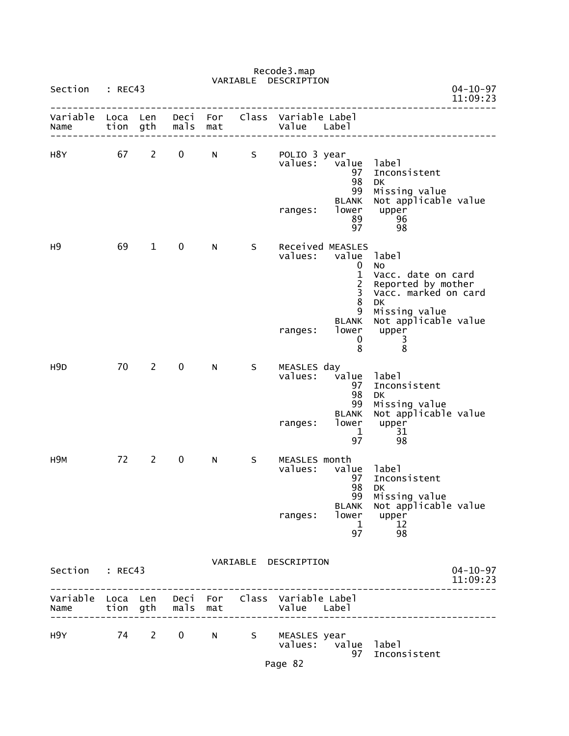Recode3.map

VARIABLE DESCRIPTION

Section : REC43 04-10-97 11:09:23

```
--------------------------------------------------------------------------------
Variable  Loca  Len   Deci  For   Class  Variable Label
Name      tion  gth   mals  mat          Value    Label
--------------------------------------------------------------------------------

H8Y         67    2     0    N      S    POLIO 3 year
                                          values:   value  label
                                                       97  Inconsistent
                                                       98  DK
                                                       99  Missing value
                                                    BLANK  Not applicable value
                                          ranges:   lower   upper
                                                       89      96
                                                       97      98

H9          69    1     0    N      S    Received MEASLES
                                          values:   value  label
                                                        0  No
                                                        1  Vacc. date on card
                                                        2  Reported by mother
                                                        3  Vacc. marked on card
                                                        8  DK
                                                        9  Missing value
                                                    BLANK  Not applicable value
                                          ranges:   lower   upper
                                                        0       3
                                                        8       8

H9D         70    2     0    N      S    MEASLES day
                                          values:   value  label
                                                       97  Inconsistent
                                                       98  DK
                                                       99  Missing value
                                                    BLANK  Not applicable value
                                          ranges:   lower   upper
                                                        1      31
                                                       97      98

H9M         72    2     0    N      S    MEASLES month
                                          values:   value  label
                                                       97  Inconsistent
                                                       98  DK
                                                       99  Missing value
                                                    BLANK  Not applicable value
                                          ranges:   lower   upper
                                                        1      12
                                                       97      98
```

VARIABLE DESCRIPTION

Section : REC43 04-10-97 11:09:23

```
--------------------------------------------------------------------------------
Variable  Loca  Len   Deci  For   Class  Variable Label
Name      tion  gth   mals  mat          Value    Label
--------------------------------------------------------------------------------

H9Y         74    2     0    N      S    MEASLES year
                                          values:   value  label
                                                       97  Inconsistent
```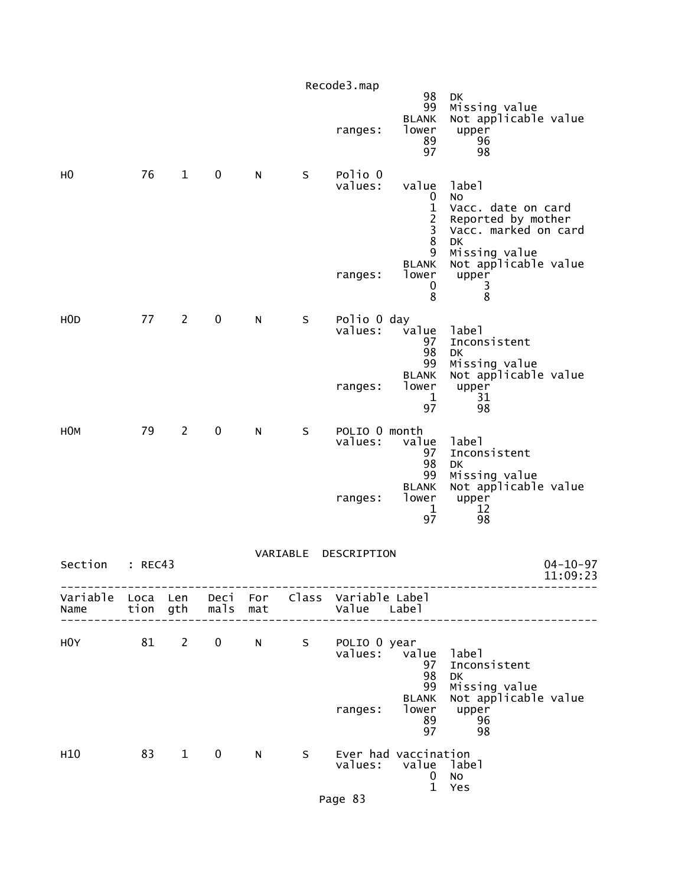```
                                          98  DK
                                          99  Missing value
                                       BLANK  Not applicable value
                              ranges:  lower   upper
                                          89      96
                                          97      98

H0          76   1    0     N     S    Polio 0
                              values:  value  label
                                           0  No
                                           1  Vacc. date on card
                                           2  Reported by mother
                                           3  Vacc. marked on card
                                           8  DK
                                           9  Missing value
                                       BLANK  Not applicable value
                              ranges:  lower   upper
                                           0       3
                                           8       8

H0D         77   2    0     N     S    Polio 0 day
                              values:  value  label
                                          97  Inconsistent
                                          98  DK
                                          99  Missing value
                                       BLANK  Not applicable value
                              ranges:  lower   upper
                                           1      31
                                          97      98

H0M         79   2    0     N     S    POLIO 0 month
                              values:  value  label
                                          97  Inconsistent
                                          98  DK
                                          99  Missing value
                                       BLANK  Not applicable value
                              ranges:  lower   upper
                                           1      12
                                          97      98
```

VARIABLE DESCRIPTION

```
Section    : REC43                                                      04-10-97
                                                                        11:09:23
--------------------------------------------------------------------------------
Variable  Loca  Len   Deci  For    Class  Variable Label
Name      tion  gth   mals  mat           Value   Label
--------------------------------------------------------------------------------

H0Y         81   2    0     N     S    POLIO 0 year
                              values:  value  label
                                          97  Inconsistent
                                          98  DK
                                          99  Missing value
                                       BLANK  Not applicable value
                              ranges:  lower   upper
                                          89      96
                                          97      98

H10         83   1    0     N     S    Ever had vaccination
                              values:  value  label
                                           0  No
                                           1  Yes
```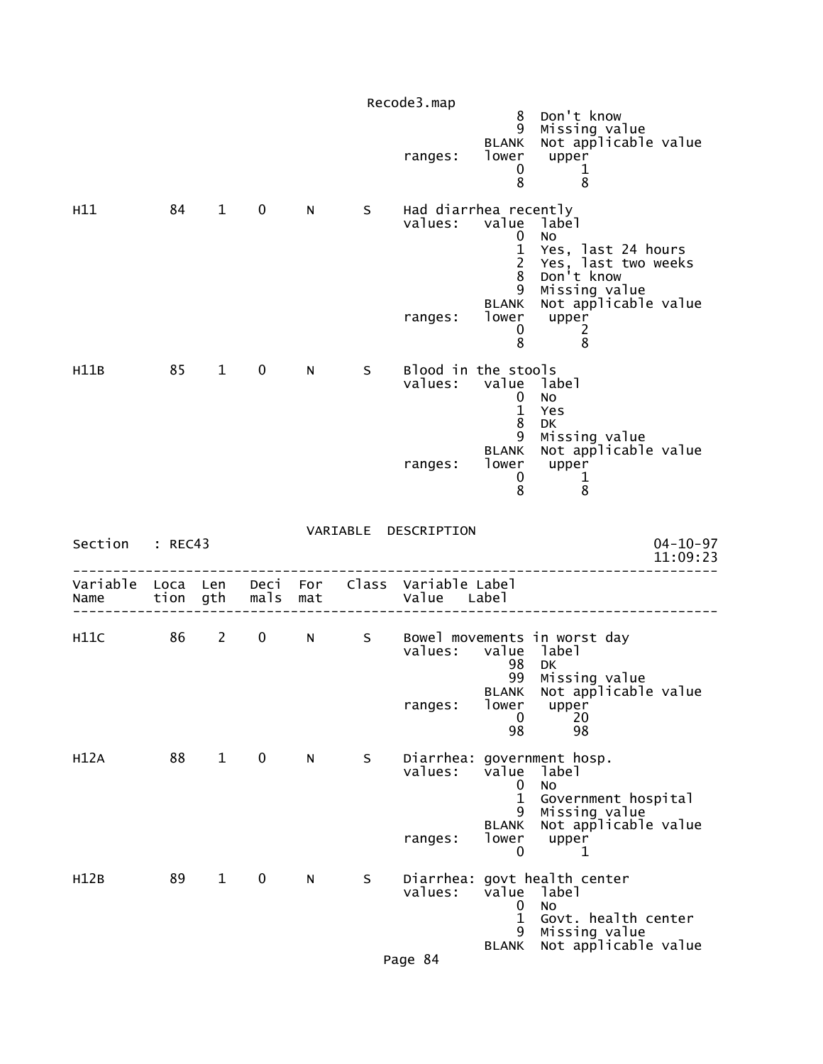```
                                                          8  Don't know
                                                          9  Missing value
                                                      BLANK  Not applicable value
                                          ranges:     lower   upper
                                                          0       1
                                                          8       8

H11          84    1    0     N      S    Had diarrhea recently
                                          values:     value  label
                                                          0  No
                                                          1  Yes, last 24 hours
                                                          2  Yes, last two weeks
                                                          8  Don't know
                                                          9  Missing value
                                                      BLANK  Not applicable value
                                          ranges:     lower   upper
                                                          0       2
                                                          8       8

H11B         85    1    0     N      S    Blood in the stools
                                          values:     value  label
                                                          0  No
                                                          1  Yes
                                                          8  DK
                                                          9  Missing value
                                                      BLANK  Not applicable value
                                          ranges:     lower   upper
                                                          0       1
                                                          8       8
```

VARIABLE DESCRIPTION

Section : REC43 — 04-10-97 11:09:23

```
--------------------------------------------------------------------------------
Variable  Loca  Len   Deci  For   Class  Variable Label
Name      tion  gth   mals  mat          Value    Label
--------------------------------------------------------------------------------

H11C         86    2    0     N      S    Bowel movements in worst day
                                          values:     value  label
                                                         98  DK
                                                         99  Missing value
                                                      BLANK  Not applicable value
                                          ranges:     lower   upper
                                                          0      20
                                                         98      98

H12A         88    1    0     N      S    Diarrhea: government hosp.
                                          values:     value  label
                                                          0  No
                                                          1  Government hospital
                                                          9  Missing value
                                                      BLANK  Not applicable value
                                          ranges:     lower   upper
                                                          0       1

H12B         89    1    0     N      S    Diarrhea: govt health center
                                          values:     value  label
                                                          0  No
                                                          1  Govt. health center
                                                          9  Missing value
                                                      BLANK  Not applicable value
```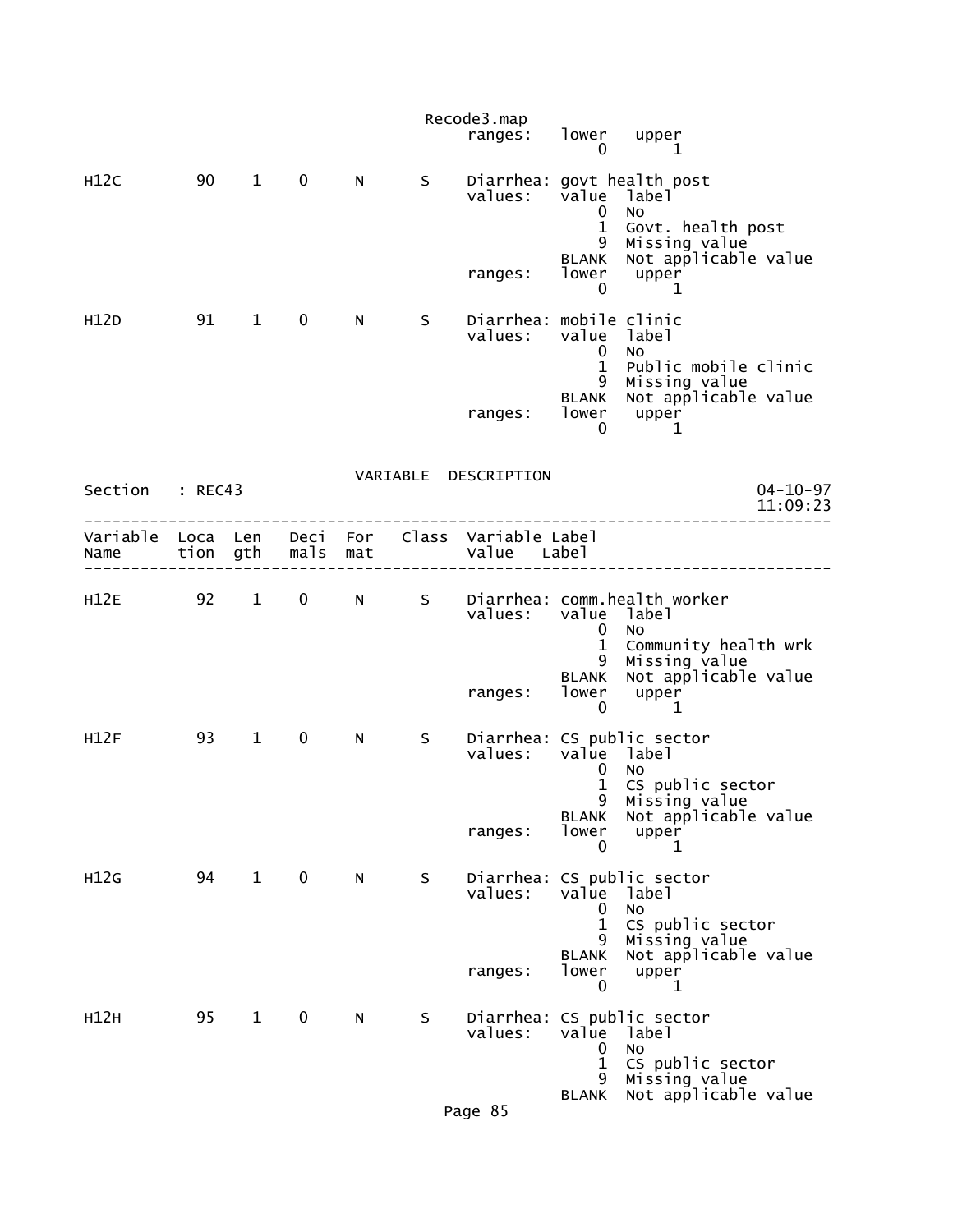```
                          ranges:   lower   upper
                                       0       1

H12C        90    1    0    N     S    Diarrhea: govt health post
                          values:   value  label
                                       0   No
                                       1   Govt. health post
                                       9   Missing value
                                   BLANK   Not applicable value
                          ranges:   lower   upper
                                       0       1

H12D        91    1    0    N     S    Diarrhea: mobile clinic
                          values:   value  label
                                       0   No
                                       1   Public mobile clinic
                                       9   Missing value
                                   BLANK   Not applicable value
                          ranges:   lower   upper
                                       0       1
```

VARIABLE DESCRIPTION

Section : REC43 &nbsp;&nbsp;&nbsp;&nbsp;&nbsp;&nbsp;&nbsp;&nbsp;&nbsp;&nbsp;&nbsp;&nbsp;&nbsp;&nbsp;&nbsp;&nbsp;&nbsp;&nbsp;&nbsp;&nbsp;&nbsp;&nbsp;&nbsp;&nbsp;&nbsp;&nbsp;&nbsp; 04-10-97 11:09:23

```
--------------------------------------------------------------------------------
Variable  Loca  Len   Deci  For   Class  Variable Label
Name      tion  gth   mals  mat          Value    Label
--------------------------------------------------------------------------------

H12E        92    1    0    N     S    Diarrhea: comm.health worker
                          values:   value  label
                                       0   No
                                       1   Community health wrk
                                       9   Missing value
                                   BLANK   Not applicable value
                          ranges:   lower   upper
                                       0       1

H12F        93    1    0    N     S    Diarrhea: CS public sector
                          values:   value  label
                                       0   No
                                       1   CS public sector
                                       9   Missing value
                                   BLANK   Not applicable value
                          ranges:   lower   upper
                                       0       1

H12G        94    1    0    N     S    Diarrhea: CS public sector
                          values:   value  label
                                       0   No
                                       1   CS public sector
                                       9   Missing value
                                   BLANK   Not applicable value
                          ranges:   lower   upper
                                       0       1

H12H        95    1    0    N     S    Diarrhea: CS public sector
                          values:   value  label
                                       0   No
                                       1   CS public sector
                                       9   Missing value
                                   BLANK   Not applicable value
```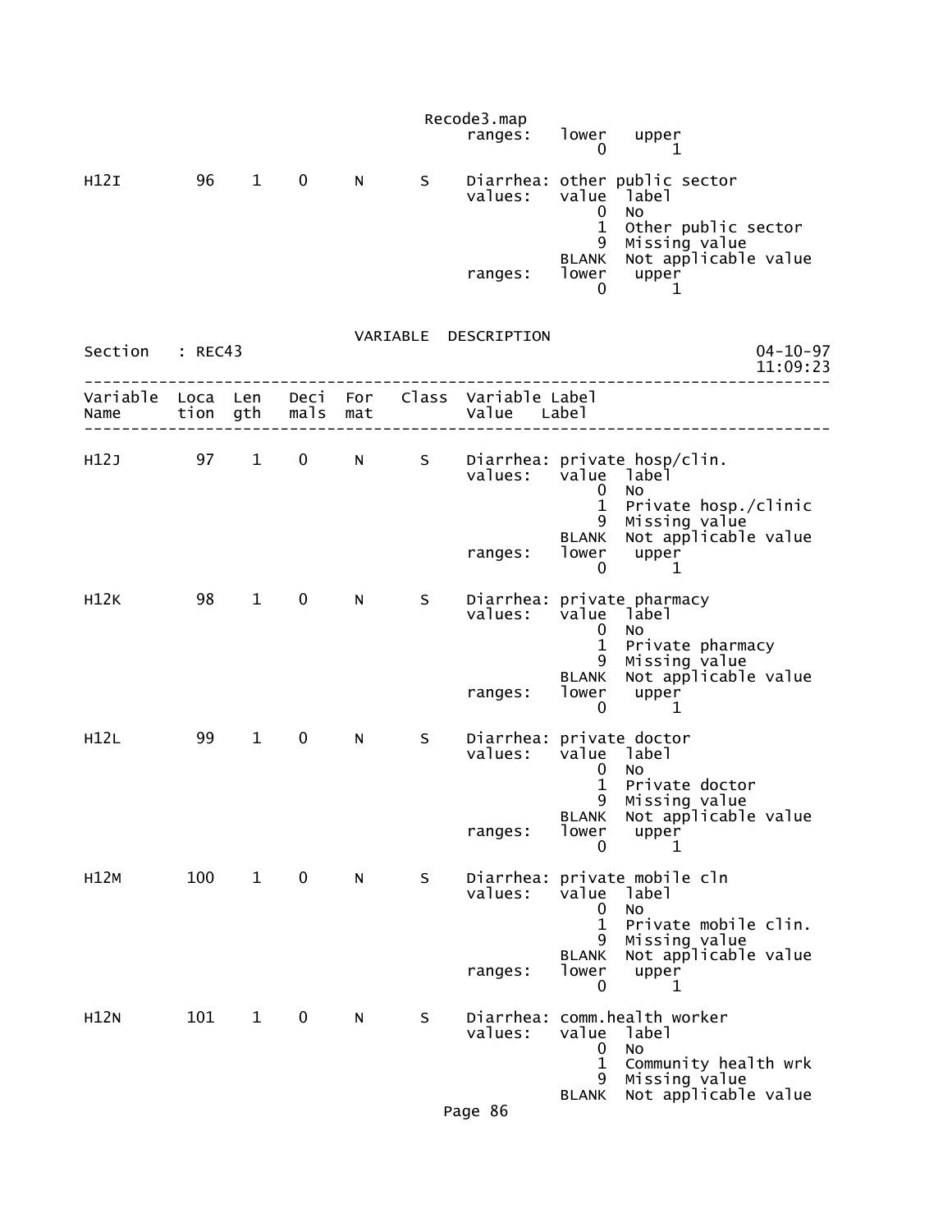```
                                             Recode3.map
                                                  ranges:   lower   upper
                                                                0       1

H12I          96    1    0     N      S     Diarrhea: other public sector
                                                  values:   value  label
                                                                0  No
                                                                1  Other public sector
                                                                9  Missing value
                                                            BLANK  Not applicable value
                                                  ranges:   lower   upper
                                                                0       1
```

VARIABLE DESCRIPTION

```
Section    : REC43                                                                04-10-97
                                                                                  11:09:23
-------------------------------------------------------------------------------------------
Variable  Loca  Len   Deci  For   Class  Variable Label
Name      tion  gth   mals  mat          Value    Label
-------------------------------------------------------------------------------------------

H12J          97    1    0     N      S     Diarrhea: private hosp/clin.
                                                  values:   value  label
                                                                0  No
                                                                1  Private hosp./clinic
                                                                9  Missing value
                                                            BLANK  Not applicable value
                                                  ranges:   lower   upper
                                                                0       1

H12K          98    1    0     N      S     Diarrhea: private pharmacy
                                                  values:   value  label
                                                                0  No
                                                                1  Private pharmacy
                                                                9  Missing value
                                                            BLANK  Not applicable value
                                                  ranges:   lower   upper
                                                                0       1

H12L          99    1    0     N      S     Diarrhea: private doctor
                                                  values:   value  label
                                                                0  No
                                                                1  Private doctor
                                                                9  Missing value
                                                            BLANK  Not applicable value
                                                  ranges:   lower   upper
                                                                0       1

H12M         100    1    0     N      S     Diarrhea: private mobile cln
                                                  values:   value  label
                                                                0  No
                                                                1  Private mobile clin.
                                                                9  Missing value
                                                            BLANK  Not applicable value
                                                  ranges:   lower   upper
                                                                0       1

H12N         101    1    0     N      S     Diarrhea: comm.health worker
                                                  values:   value  label
                                                                0  No
                                                                1  Community health wrk
                                                                9  Missing value
                                                            BLANK  Not applicable value
```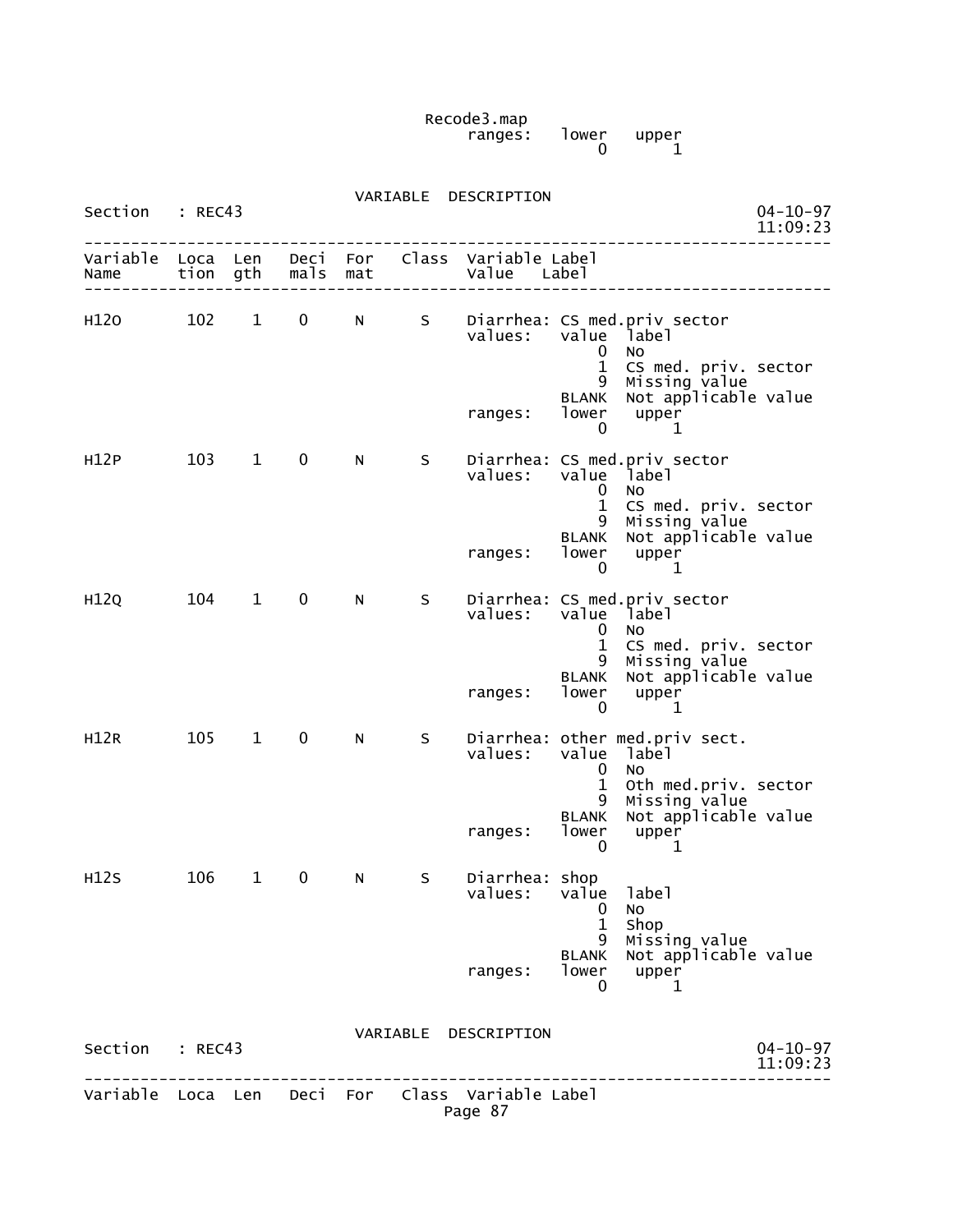Recode3.map
ranges: lower upper
0 1

VARIABLE DESCRIPTION

Section : REC43 04-10-97
11:09:23

```
------------------------------------------------------------------------------
Variable  Loca  Len   Deci  For   Class  Variable Label
Name      tion  gth   mals  mat          Value   Label
------------------------------------------------------------------------------

H12O       102    1    0     N      S     Diarrhea: CS med.priv sector
                                          values:   value  label
                                                        0  No
                                                        1  CS med. priv. sector
                                                        9  Missing value
                                                    BLANK  Not applicable value
                                          ranges:   lower   upper
                                                        0       1

H12P       103    1    0     N      S     Diarrhea: CS med.priv sector
                                          values:   value  label
                                                        0  No
                                                        1  CS med. priv. sector
                                                        9  Missing value
                                                    BLANK  Not applicable value
                                          ranges:   lower   upper
                                                        0       1

H12Q       104    1    0     N      S     Diarrhea: CS med.priv sector
                                          values:   value  label
                                                        0  No
                                                        1  CS med. priv. sector
                                                        9  Missing value
                                                    BLANK  Not applicable value
                                          ranges:   lower   upper
                                                        0       1

H12R       105    1    0     N      S     Diarrhea: other med.priv sect.
                                          values:   value  label
                                                        0  No
                                                        1  Oth med.priv. sector
                                                        9  Missing value
                                                    BLANK  Not applicable value
                                          ranges:   lower   upper
                                                        0       1

H12S       106    1    0     N      S     Diarrhea: shop
                                          values:   value  label
                                                        0  No
                                                        1  Shop
                                                        9  Missing value
                                                    BLANK  Not applicable value
                                          ranges:   lower   upper
                                                        0       1
```

VARIABLE DESCRIPTION

Section : REC43 04-10-97
11:09:23

```
------------------------------------------------------------------------------
Variable  Loca  Len   Deci  For   Class  Variable Label
```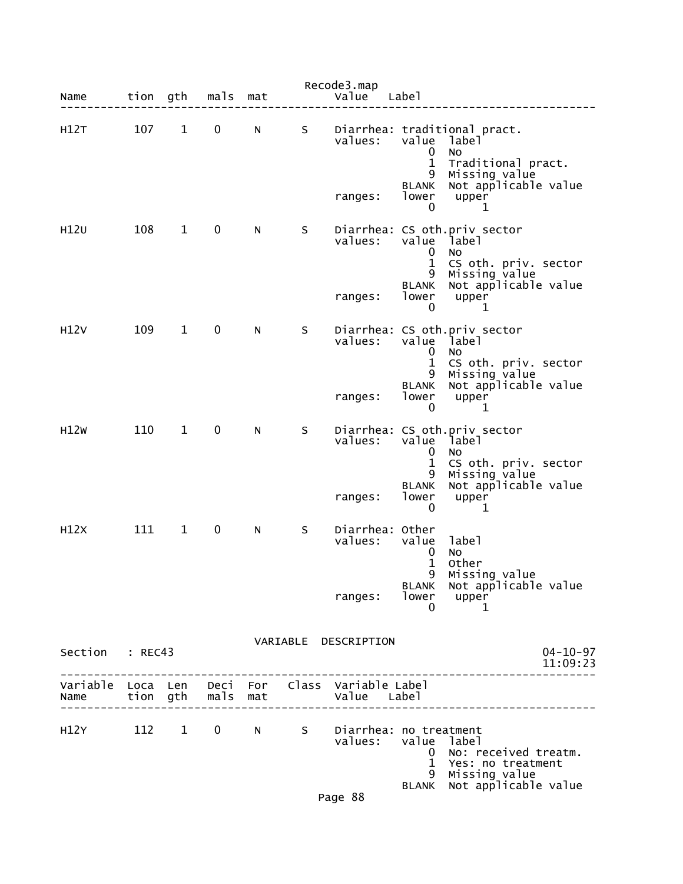| Name | tion | gth | mals | mat | | Value | Label |
|---|---|---|---|---|---|---|---|

```
H12T       107    1    0     N      S    Diarrhea: traditional pract.
                                         values:   value  label
                                                       0  No
                                                       1  Traditional pract.
                                                       9  Missing value
                                                   BLANK  Not applicable value
                                         ranges:   lower   upper
                                                       0       1

H12U       108    1    0     N      S    Diarrhea: CS oth.priv sector
                                         values:   value  label
                                                       0  No
                                                       1  CS oth. priv. sector
                                                       9  Missing value
                                                   BLANK  Not applicable value
                                         ranges:   lower   upper
                                                       0       1

H12V       109    1    0     N      S    Diarrhea: CS oth.priv sector
                                         values:   value  label
                                                       0  No
                                                       1  CS oth. priv. sector
                                                       9  Missing value
                                                   BLANK  Not applicable value
                                         ranges:   lower   upper
                                                       0       1

H12W       110    1    0     N      S    Diarrhea: CS oth.priv sector
                                         values:   value  label
                                                       0  No
                                                       1  CS oth. priv. sector
                                                       9  Missing value
                                                   BLANK  Not applicable value
                                         ranges:   lower   upper
                                                       0       1

H12X       111    1    0     N      S    Diarrhea: Other
                                         values:   value  label
                                                       0  No
                                                       1  Other
                                                       9  Missing value
                                                   BLANK  Not applicable value
                                         ranges:   lower   upper
                                                       0       1
```

VARIABLE DESCRIPTION

Section : REC43 — 04-10-97 11:09:23

| Variable Name | Loca tion | Len gth | Deci mals | For mat | Class | Variable Label Value | Label |
|---|---|---|---|---|---|---|---|

```
H12Y       112    1    0     N      S    Diarrhea: no treatment
                                         values:   value  label
                                                       0  No: received treatm.
                                                       1  Yes: no treatment
                                                       9  Missing value
                                                   BLANK  Not applicable value
```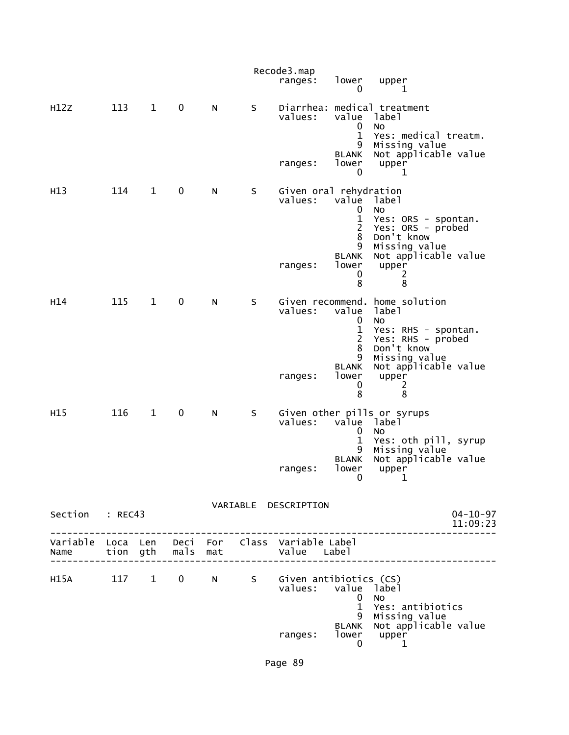```
                                            ranges:   lower   upper
                                                          0       1

H12Z        113    1    0     N      S     Diarrhea: medical treatment
                                            values:   value  label
                                                          0  No
                                                          1  Yes: medical treatm.
                                                          9  Missing value
                                                      BLANK  Not applicable value
                                            ranges:   lower   upper
                                                          0       1

H13         114    1    0     N      S     Given oral rehydration
                                            values:   value  label
                                                          0  No
                                                          1  Yes: ORS - spontan.
                                                          2  Yes: ORS - probed
                                                          8  Don't know
                                                          9  Missing value
                                                      BLANK  Not applicable value
                                            ranges:   lower   upper
                                                          0       2
                                                          8       8

H14         115    1    0     N      S     Given recommend. home solution
                                            values:   value  label
                                                          0  No
                                                          1  Yes: RHS - spontan.
                                                          2  Yes: RHS - probed
                                                          8  Don't know
                                                          9  Missing value
                                                      BLANK  Not applicable value
                                            ranges:   lower   upper
                                                          0       2
                                                          8       8

H15         116    1    0     N      S     Given other pills or syrups
                                            values:   value  label
                                                          0  No
                                                          1  Yes: oth pill, syrup
                                                          9  Missing value
                                                      BLANK  Not applicable value
                                            ranges:   lower   upper
                                                          0       1
```

VARIABLE DESCRIPTION

```
Section   : REC43                                                          04-10-97
                                                                           11:09:23
-------------------------------------------------------------------------------------
Variable  Loca  Len   Deci  For   Class  Variable Label
Name      tion  gth   mals  mat          Value    Label
-------------------------------------------------------------------------------------

H15A        117    1    0     N      S     Given antibiotics (CS)
                                            values:   value  label
                                                          0  No
                                                          1  Yes: antibiotics
                                                          9  Missing value
                                                      BLANK  Not applicable value
                                            ranges:   lower   upper
                                                          0       1
```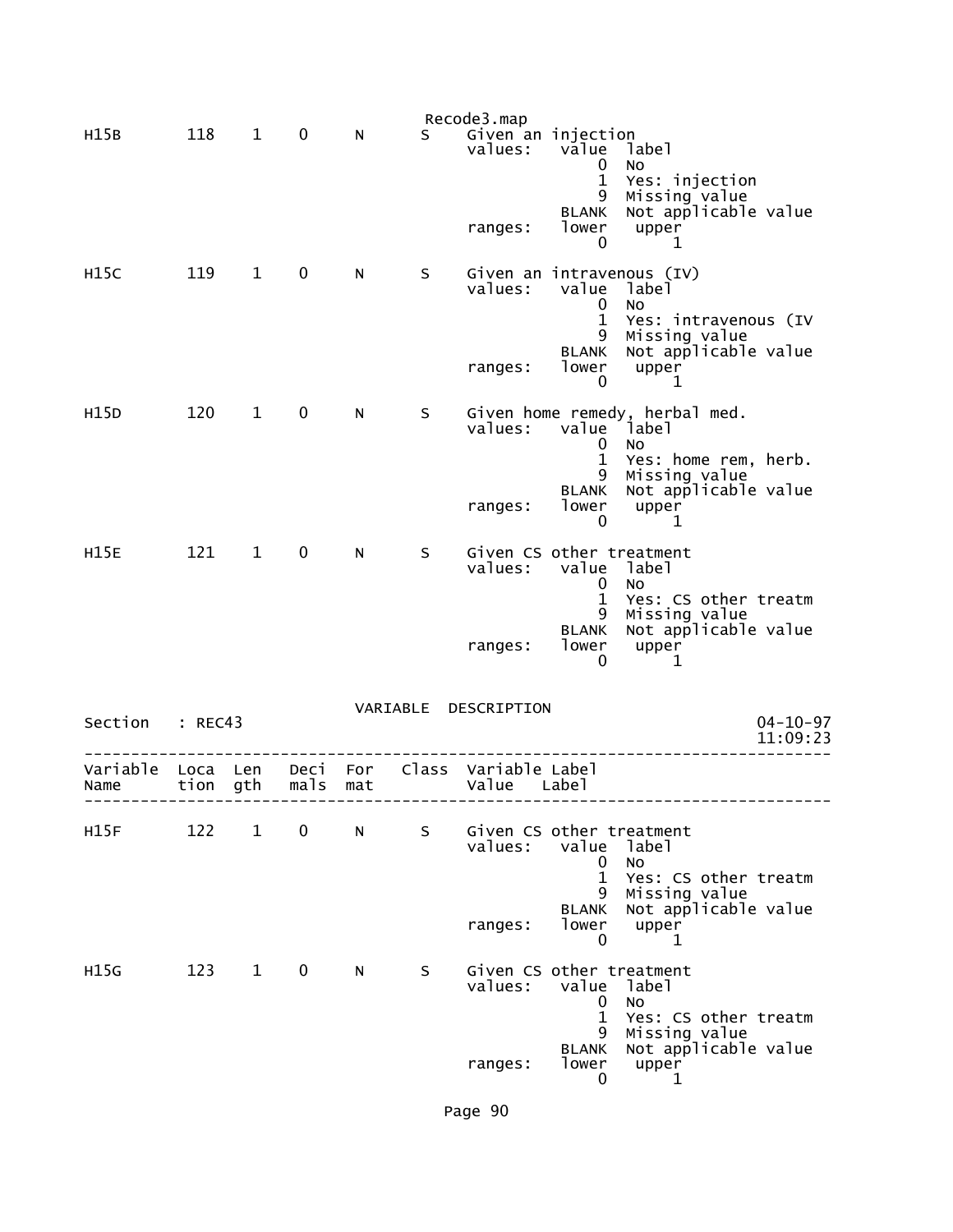Recode3.map

```
H15B       118    1    0     N      S    Given an injection
                                         values:   value  label
                                                       0  No
                                                       1  Yes: injection
                                                       9  Missing value
                                                   BLANK  Not applicable value
                                         ranges:   lower   upper
                                                       0       1

H15C       119    1    0     N      S    Given an intravenous (IV)
                                         values:   value  label
                                                       0  No
                                                       1  Yes: intravenous (IV
                                                       9  Missing value
                                                   BLANK  Not applicable value
                                         ranges:   lower   upper
                                                       0       1

H15D       120    1    0     N      S    Given home remedy, herbal med.
                                         values:   value  label
                                                       0  No
                                                       1  Yes: home rem, herb.
                                                       9  Missing value
                                                   BLANK  Not applicable value
                                         ranges:   lower   upper
                                                       0       1

H15E       121    1    0     N      S    Given CS other treatment
                                         values:   value  label
                                                       0  No
                                                       1  Yes: CS other treatm
                                                       9  Missing value
                                                   BLANK  Not applicable value
                                         ranges:   lower   upper
                                                       0       1
```

VARIABLE DESCRIPTION

Section : REC43 04-10-97 11:09:23

```
--------------------------------------------------------------------------------
Variable  Loca  Len   Deci  For   Class  Variable Label
Name      tion  gth   mals  mat          Value    Label
--------------------------------------------------------------------------------

H15F       122    1    0     N      S    Given CS other treatment
                                         values:   value  label
                                                       0  No
                                                       1  Yes: CS other treatm
                                                       9  Missing value
                                                   BLANK  Not applicable value
                                         ranges:   lower   upper
                                                       0       1

H15G       123    1    0     N      S    Given CS other treatment
                                         values:   value  label
                                                       0  No
                                                       1  Yes: CS other treatm
                                                       9  Missing value
                                                   BLANK  Not applicable value
                                         ranges:   lower   upper
                                                       0       1
```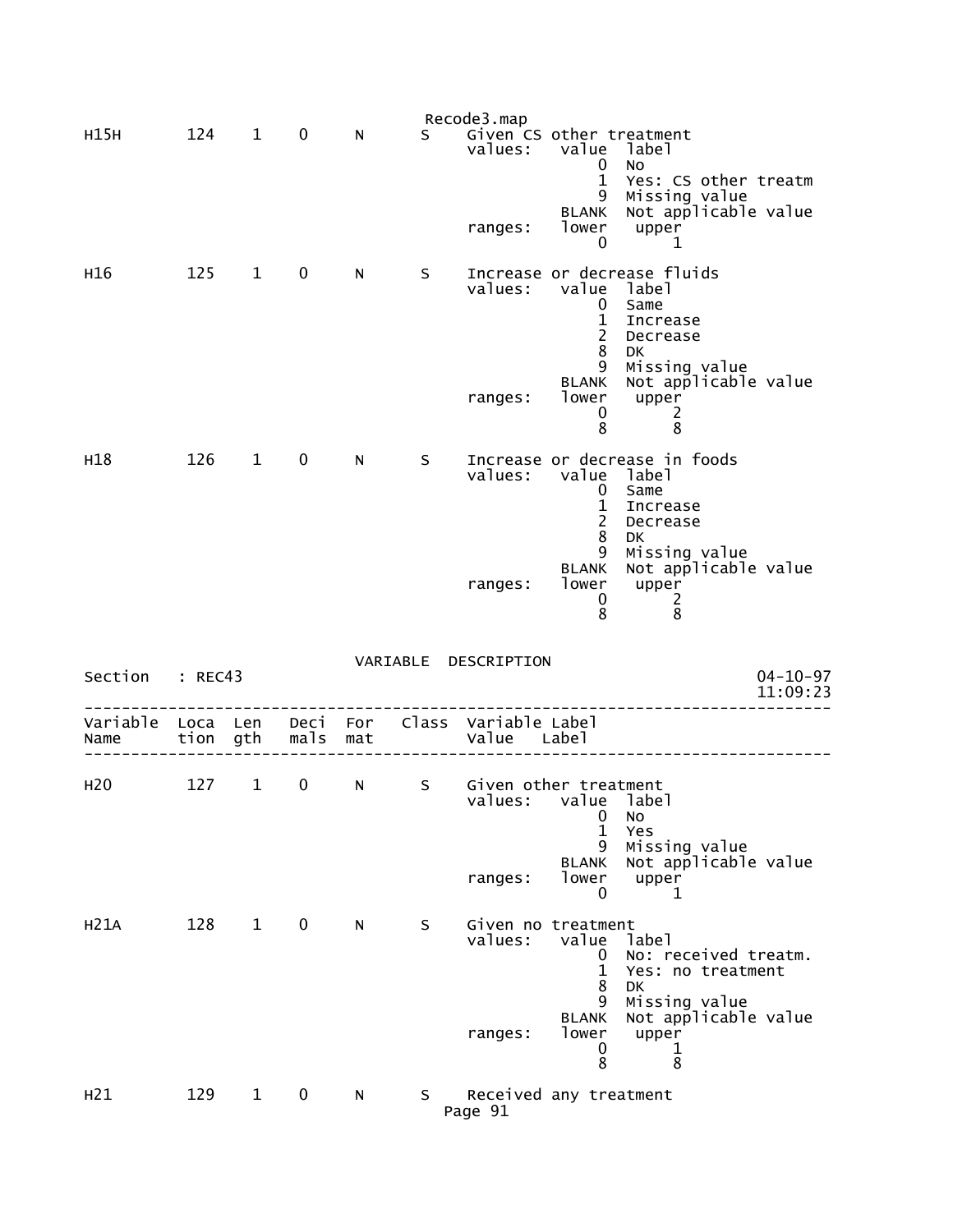| Variable Name | Location | Length | Decimals | Format | Class | Variable Label |
|---|---|---|---|---|---|---|
| H15H | 124 | 1 | 0 | N | S | Given CS other treatment |

values:

| value | label |
|---|---|
| 0 | No |
| 1 | Yes: CS other treatm |
| 9 | Missing value |
| BLANK | Not applicable value |

ranges:

| lower | upper |
|---|---|
| 0 | 1 |

| Variable Name | Location | Length | Decimals | Format | Class | Variable Label |
|---|---|---|---|---|---|---|
| H16 | 125 | 1 | 0 | N | S | Increase or decrease fluids |

values:

| value | label |
|---|---|
| 0 | Same |
| 1 | Increase |
| 2 | Decrease |
| 8 | DK |
| 9 | Missing value |
| BLANK | Not applicable value |

ranges:

| lower | upper |
|---|---|
| 0 | 2 |
| 8 | 8 |

| Variable Name | Location | Length | Decimals | Format | Class | Variable Label |
|---|---|---|---|---|---|---|
| H18 | 126 | 1 | 0 | N | S | Increase or decrease in foods |

values:

| value | label |
|---|---|
| 0 | Same |
| 1 | Increase |
| 2 | Decrease |
| 8 | DK |
| 9 | Missing value |
| BLANK | Not applicable value |

ranges:

| lower | upper |
|---|---|
| 0 | 2 |
| 8 | 8 |

VARIABLE DESCRIPTION

Section : REC43

04-10-97 11:09:23

| Variable Name | Location | Length | Decimals | Format | Class | Variable Label |
|---|---|---|---|---|---|---|
| H20 | 127 | 1 | 0 | N | S | Given other treatment |

values:

| value | label |
|---|---|
| 0 | No |
| 1 | Yes |
| 9 | Missing value |
| BLANK | Not applicable value |

ranges:

| lower | upper |
|---|---|
| 0 | 1 |

| Variable Name | Location | Length | Decimals | Format | Class | Variable Label |
|---|---|---|---|---|---|---|
| H21A | 128 | 1 | 0 | N | S | Given no treatment |

values:

| value | label |
|---|---|
| 0 | No: received treatm. |
| 1 | Yes: no treatment |
| 8 | DK |
| 9 | Missing value |
| BLANK | Not applicable value |

ranges:

| lower | upper |
|---|---|
| 0 | 1 |
| 8 | 8 |

| Variable Name | Location | Length | Decimals | Format | Class | Variable Label |
|---|---|---|---|---|---|---|
| H21 | 129 | 1 | 0 | N | S | Received any treatment |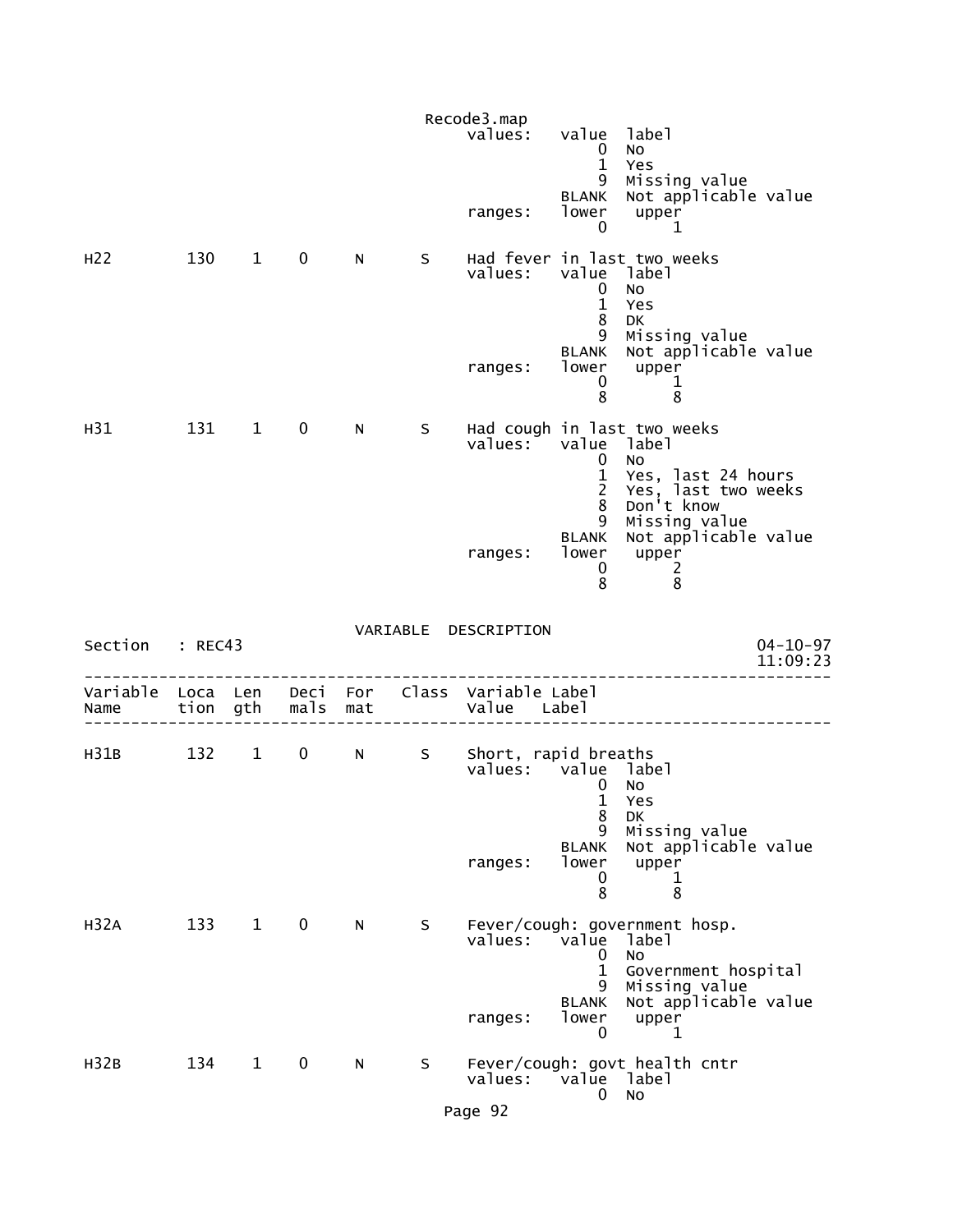```
                                             Recode3.map
                                                 values:   value  label
                                                               0  No
                                                               1  Yes
                                                               9  Missing value
                                                           BLANK  Not applicable value
                                                 ranges:   lower   upper
                                                               0       1

H22          130    1    0     N      S      Had fever in last two weeks
                                                 values:   value  label
                                                               0  No
                                                               1  Yes
                                                               8  DK
                                                               9  Missing value
                                                           BLANK  Not applicable value
                                                 ranges:   lower   upper
                                                               0       1
                                                               8       8

H31          131    1    0     N      S      Had cough in last two weeks
                                                 values:   value  label
                                                               0  No
                                                               1  Yes, last 24 hours
                                                               2  Yes, last two weeks
                                                               8  Don't know
                                                               9  Missing value
                                                           BLANK  Not applicable value
                                                 ranges:   lower   upper
                                                               0       2
                                                               8       8
```

VARIABLE DESCRIPTION

```
Section   : REC43                                                          04-10-97
                                                                           11:09:23
-----------------------------------------------------------------------------------
Variable  Loca  Len   Deci  For    Class  Variable Label
Name      tion  gth   mals  mat           Value    Label
-----------------------------------------------------------------------------------

H31B         132    1    0     N      S      Short, rapid breaths
                                                 values:   value  label
                                                               0  No
                                                               1  Yes
                                                               8  DK
                                                               9  Missing value
                                                           BLANK  Not applicable value
                                                 ranges:   lower   upper
                                                               0       1
                                                               8       8

H32A         133    1    0     N      S      Fever/cough: government hosp.
                                                 values:   value  label
                                                               0  No
                                                               1  Government hospital
                                                               9  Missing value
                                                           BLANK  Not applicable value
                                                 ranges:   lower   upper
                                                               0       1

H32B         134    1    0     N      S      Fever/cough: govt health cntr
                                                 values:   value  label
                                                               0  No
```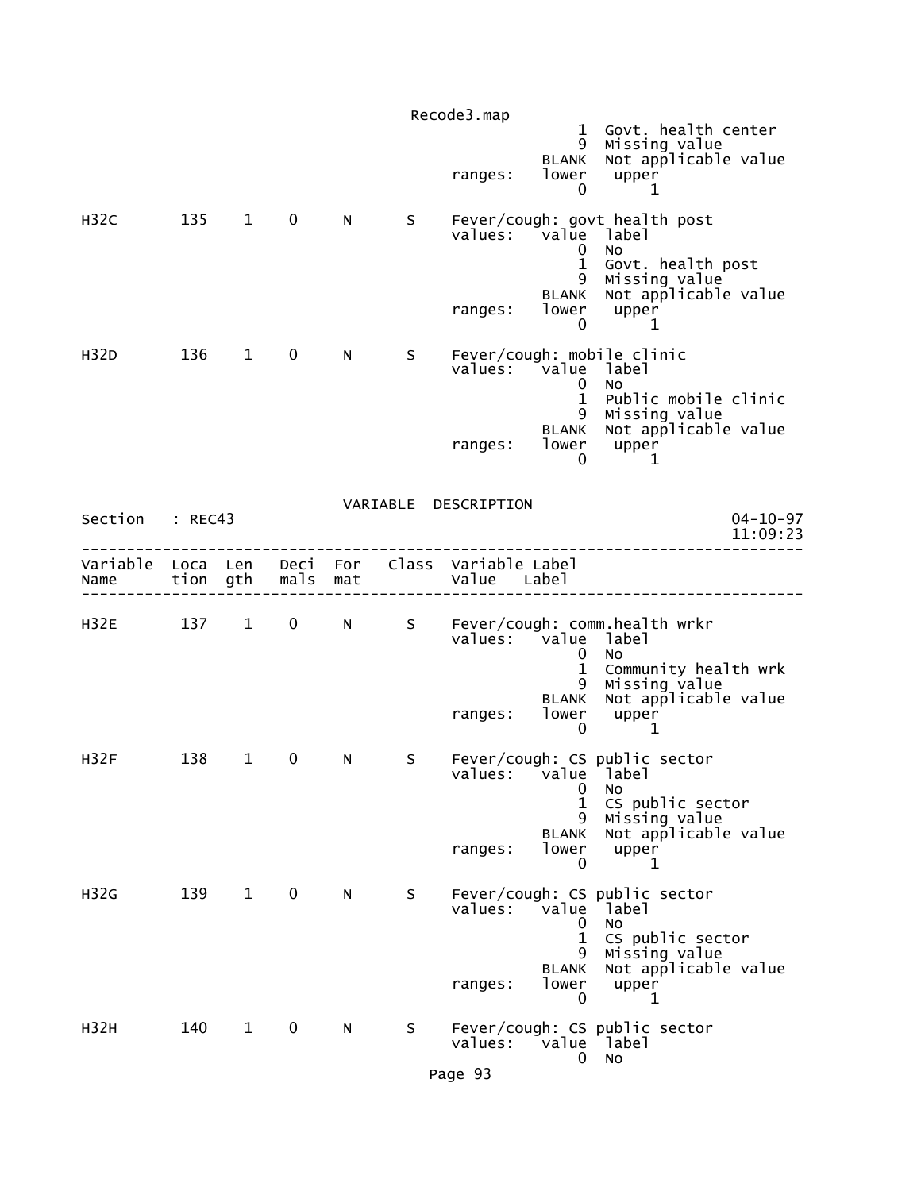```
                                                     1  Govt. health center
                                                     9  Missing value
                                                 BLANK  Not applicable value
                                       ranges:   lower   upper
                                                     0       1

H32C        135    1    0     N       S    Fever/cough: govt health post
                                       values:   value  label
                                                     0  No
                                                     1  Govt. health post
                                                     9  Missing value
                                                 BLANK  Not applicable value
                                       ranges:   lower   upper
                                                     0       1

H32D        136    1    0     N       S    Fever/cough: mobile clinic
                                       values:   value  label
                                                     0  No
                                                     1  Public mobile clinic
                                                     9  Missing value
                                                 BLANK  Not applicable value
                                       ranges:   lower   upper
                                                     0       1
```

VARIABLE DESCRIPTION

Section : REC43 — 04-10-97 11:09:23

```
--------------------------------------------------------------------------------
Variable  Loca  Len   Deci  For   Class  Variable Label
Name      tion  gth   mals  mat          Value    Label
--------------------------------------------------------------------------------

H32E        137    1    0     N       S    Fever/cough: comm.health wrkr
                                       values:   value  label
                                                     0  No
                                                     1  Community health wrk
                                                     9  Missing value
                                                 BLANK  Not applicable value
                                       ranges:   lower   upper
                                                     0       1

H32F        138    1    0     N       S    Fever/cough: CS public sector
                                       values:   value  label
                                                     0  No
                                                     1  CS public sector
                                                     9  Missing value
                                                 BLANK  Not applicable value
                                       ranges:   lower   upper
                                                     0       1

H32G        139    1    0     N       S    Fever/cough: CS public sector
                                       values:   value  label
                                                     0  No
                                                     1  CS public sector
                                                     9  Missing value
                                                 BLANK  Not applicable value
                                       ranges:   lower   upper
                                                     0       1

H32H        140    1    0     N       S    Fever/cough: CS public sector
                                       values:   value  label
                                                     0  No
```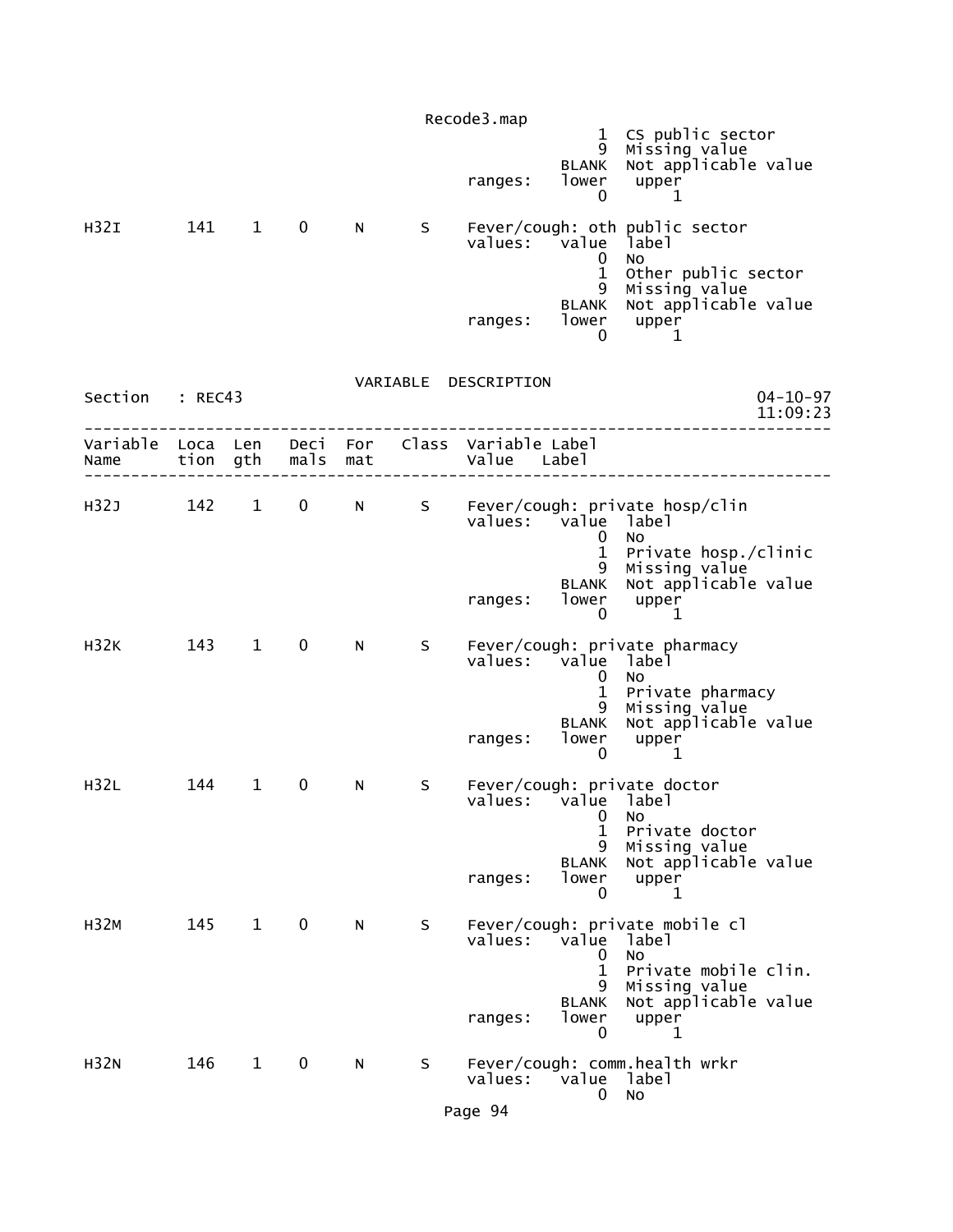```
                                        1  CS public sector
                                        9  Missing value
                                    BLANK  Not applicable value
                          ranges:   lower   upper
                                        0       1

H32I       141   1   0    N      S    Fever/cough: oth public sector
                                      values:   value  label
                                        0  No
                                        1  Other public sector
                                        9  Missing value
                                    BLANK  Not applicable value
                          ranges:   lower   upper
                                        0       1
```

VARIABLE DESCRIPTION

Section : REC43 04-10-97 11:09:23

```
--------------------------------------------------------------------------------
Variable  Loca  Len   Deci  For   Class  Variable Label
Name      tion  gth   mals  mat          Value   Label
--------------------------------------------------------------------------------

H32J       142   1   0    N      S    Fever/cough: private hosp/clin
                                      values:   value  label
                                        0  No
                                        1  Private hosp./clinic
                                        9  Missing value
                                    BLANK  Not applicable value
                          ranges:   lower   upper
                                        0       1

H32K       143   1   0    N      S    Fever/cough: private pharmacy
                                      values:   value  label
                                        0  No
                                        1  Private pharmacy
                                        9  Missing value
                                    BLANK  Not applicable value
                          ranges:   lower   upper
                                        0       1

H32L       144   1   0    N      S    Fever/cough: private doctor
                                      values:   value  label
                                        0  No
                                        1  Private doctor
                                        9  Missing value
                                    BLANK  Not applicable value
                          ranges:   lower   upper
                                        0       1

H32M       145   1   0    N      S    Fever/cough: private mobile cl
                                      values:   value  label
                                        0  No
                                        1  Private mobile clin.
                                        9  Missing value
                                    BLANK  Not applicable value
                          ranges:   lower   upper
                                        0       1

H32N       146   1   0    N      S    Fever/cough: comm.health wrkr
                                      values:   value  label
                                        0  No
```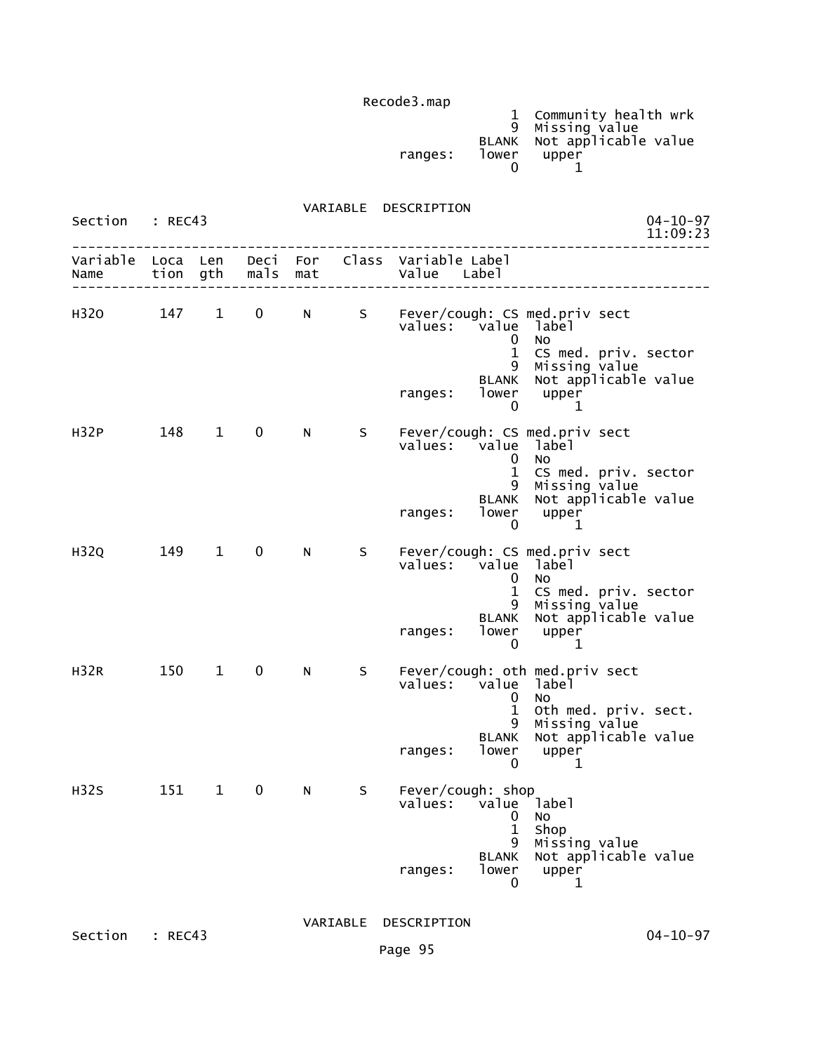```
                                                        1  Community health wrk
                                                        9  Missing value
                                                    BLANK  Not applicable value
                                          ranges:   lower   upper
                                                        0       1


                                VARIABLE  DESCRIPTION
Section    : REC43                                                          04-10-97
                                                                            11:09:23
-----------------------------------------------------------------------------------
Variable  Loca  Len   Deci  For   Class  Variable Label
Name      tion  gth   mals  mat          Value    Label
-----------------------------------------------------------------------------------

H32O       147    1    0    N      S     Fever/cough: CS med.priv sect
                                         values:   value  label
                                                       0  No
                                                       1  CS med. priv. sector
                                                       9  Missing value
                                                   BLANK  Not applicable value
                                         ranges:   lower   upper
                                                       0       1

H32P       148    1    0    N      S     Fever/cough: CS med.priv sect
                                         values:   value  label
                                                       0  No
                                                       1  CS med. priv. sector
                                                       9  Missing value
                                                   BLANK  Not applicable value
                                         ranges:   lower   upper
                                                       0       1

H32Q       149    1    0    N      S     Fever/cough: CS med.priv sect
                                         values:   value  label
                                                       0  No
                                                       1  CS med. priv. sector
                                                       9  Missing value
                                                   BLANK  Not applicable value
                                         ranges:   lower   upper
                                                       0       1

H32R       150    1    0    N      S     Fever/cough: oth med.priv sect
                                         values:   value  label
                                                       0  No
                                                       1  Oth med. priv. sect.
                                                       9  Missing value
                                                   BLANK  Not applicable value
                                         ranges:   lower   upper
                                                       0       1

H32S       151    1    0    N      S     Fever/cough: shop
                                         values:   value  label
                                                       0  No
                                                       1  Shop
                                                       9  Missing value
                                                   BLANK  Not applicable value
                                         ranges:   lower   upper
                                                       0       1


                                VARIABLE  DESCRIPTION
Section    : REC43                                                          04-10-97
```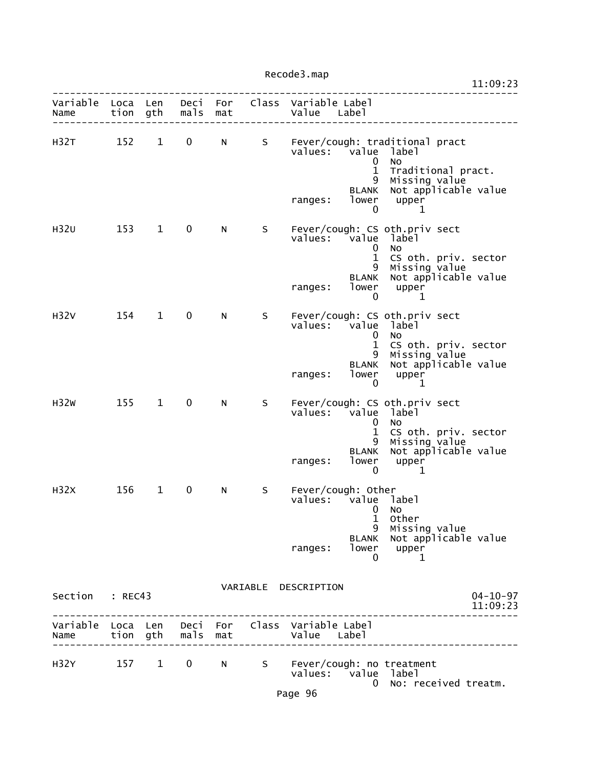| Variable Name | Location | Length | Decimals | Format | Class | Variable Label |
|---|---|---|---|---|---|---|
| H32T | 152 | 1 | 0 | N | S | Fever/cough: traditional pract |

values:

| value | label |
|---|---|
| 0 | No |
| 1 | Traditional pract. |
| 9 | Missing value |
| BLANK | Not applicable value |

ranges:

| lower | upper |
|---|---|
| 0 | 1 |

| Variable Name | Location | Length | Decimals | Format | Class | Variable Label |
|---|---|---|---|---|---|---|
| H32U | 153 | 1 | 0 | N | S | Fever/cough: CS oth.priv sect |

values:

| value | label |
|---|---|
| 0 | No |
| 1 | CS oth. priv. sector |
| 9 | Missing value |
| BLANK | Not applicable value |

ranges:

| lower | upper |
|---|---|
| 0 | 1 |

| Variable Name | Location | Length | Decimals | Format | Class | Variable Label |
|---|---|---|---|---|---|---|
| H32V | 154 | 1 | 0 | N | S | Fever/cough: CS oth.priv sect |

values:

| value | label |
|---|---|
| 0 | No |
| 1 | CS oth. priv. sector |
| 9 | Missing value |
| BLANK | Not applicable value |

ranges:

| lower | upper |
|---|---|
| 0 | 1 |

| Variable Name | Location | Length | Decimals | Format | Class | Variable Label |
|---|---|---|---|---|---|---|
| H32W | 155 | 1 | 0 | N | S | Fever/cough: CS oth.priv sect |

values:

| value | label |
|---|---|
| 0 | No |
| 1 | CS oth. priv. sector |
| 9 | Missing value |
| BLANK | Not applicable value |

ranges:

| lower | upper |
|---|---|
| 0 | 1 |

| Variable Name | Location | Length | Decimals | Format | Class | Variable Label |
|---|---|---|---|---|---|---|
| H32X | 156 | 1 | 0 | N | S | Fever/cough: Other |

values:

| value | label |
|---|---|
| 0 | No |
| 1 | Other |
| 9 | Missing value |
| BLANK | Not applicable value |

ranges:

| lower | upper |
|---|---|
| 0 | 1 |

## VARIABLE DESCRIPTION

Section : REC43 — 04-10-97 11:09:23

| Variable Name | Location | Length | Decimals | Format | Class | Variable Label |
|---|---|---|---|---|---|---|
| H32Y | 157 | 1 | 0 | N | S | Fever/cough: no treatment |

values:

| value | label |
|---|---|
| 0 | No: received treatm. |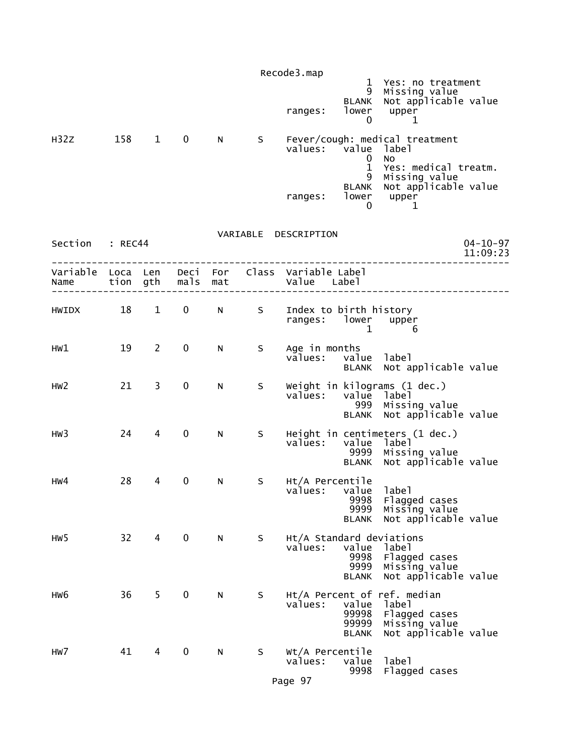```
                                                     1  Yes: no treatment
                                                     9  Missing value
                                                 BLANK  Not applicable value
                                       ranges:   lower   upper
                                                     0       1

H32Z       158    1    0     N      S    Fever/cough: medical treatment
                                         values:   value  label
                                                       0  No
                                                       1  Yes: medical treatm.
                                                       9  Missing value
                                                   BLANK  Not applicable value
                                         ranges:   lower   upper
                                                       0       1
```

VARIABLE DESCRIPTION

```
Section   : REC44                                                        04-10-97
                                                                         11:09:23
----------------------------------------------------------------------------------
Variable  Loca  Len   Deci  For   Class  Variable Label
Name      tion  gth   mals  mat          Value   Label
----------------------------------------------------------------------------------

HWIDX       18    1    0     N      S    Index to birth history
                                         ranges:   lower   upper
                                                       1       6

HW1         19    2    0     N      S    Age in months
                                         values:   value  label
                                                   BLANK  Not applicable value

HW2         21    3    0     N      S    Weight in kilograms (1 dec.)
                                         values:   value  label
                                                     999  Missing value
                                                   BLANK  Not applicable value

HW3         24    4    0     N      S    Height in centimeters (1 dec.)
                                         values:   value  label
                                                    9999  Missing value
                                                   BLANK  Not applicable value

HW4         28    4    0     N      S    Ht/A Percentile
                                         values:   value  label
                                                    9998  Flagged cases
                                                    9999  Missing value
                                                   BLANK  Not applicable value

HW5         32    4    0     N      S    Ht/A Standard deviations
                                         values:   value  label
                                                    9998  Flagged cases
                                                    9999  Missing value
                                                   BLANK  Not applicable value

HW6         36    5    0     N      S    Ht/A Percent of ref. median
                                         values:   value  label
                                                   99998  Flagged cases
                                                   99999  Missing value
                                                   BLANK  Not applicable value

HW7         41    4    0     N      S    Wt/A Percentile
                                         values:   value  label
                                                    9998  Flagged cases
```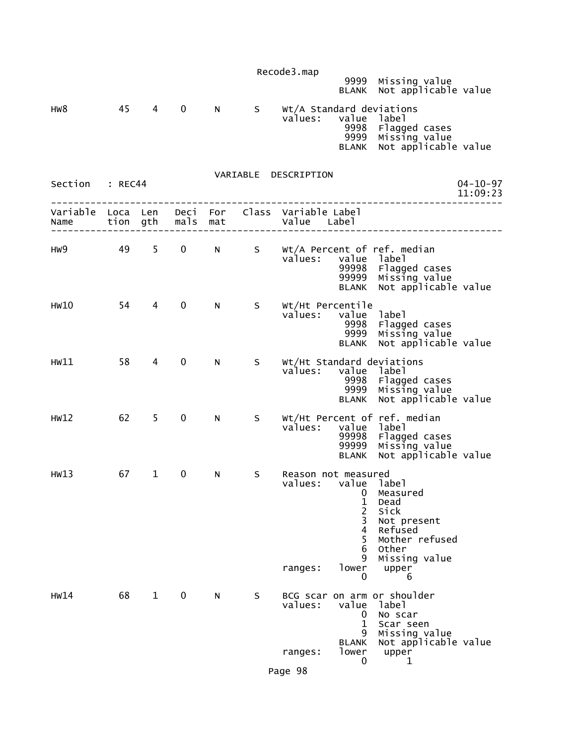```
                                   9999  Missing value
                                  BLANK  Not applicable value

HW8         45    4    0     N      S    Wt/A Standard deviations
                                         values:   value  label
                                                    9998  Flagged cases
                                                    9999  Missing value
                                                   BLANK  Not applicable value
```

VARIABLE DESCRIPTION

```
Section   : REC44                                                        04-10-97
                                                                         11:09:23
---------------------------------------------------------------------------------
Variable  Loca  Len   Deci  For   Class  Variable Label
Name      tion  gth   mals  mat          Value   Label
---------------------------------------------------------------------------------

HW9         49    5    0     N      S    Wt/A Percent of ref. median
                                         values:   value  label
                                                   99998  Flagged cases
                                                   99999  Missing value
                                                   BLANK  Not applicable value

HW10        54    4    0     N      S    Wt/Ht Percentile
                                         values:   value  label
                                                    9998  Flagged cases
                                                    9999  Missing value
                                                   BLANK  Not applicable value

HW11        58    4    0     N      S    Wt/Ht Standard deviations
                                         values:   value  label
                                                    9998  Flagged cases
                                                    9999  Missing value
                                                   BLANK  Not applicable value

HW12        62    5    0     N      S    Wt/Ht Percent of ref. median
                                         values:   value  label
                                                   99998  Flagged cases
                                                   99999  Missing value
                                                   BLANK  Not applicable value

HW13        67    1    0     N      S    Reason not measured
                                         values:   value  label
                                                       0  Measured
                                                       1  Dead
                                                       2  Sick
                                                       3  Not present
                                                       4  Refused
                                                       5  Mother refused
                                                       6  Other
                                                       9  Missing value
                                         ranges:   lower   upper
                                                       0       6

HW14        68    1    0     N      S    BCG scar on arm or shoulder
                                         values:   value  label
                                                       0  No scar
                                                       1  Scar seen
                                                       9  Missing value
                                                   BLANK  Not applicable value
                                         ranges:   lower   upper
                                                       0       1
```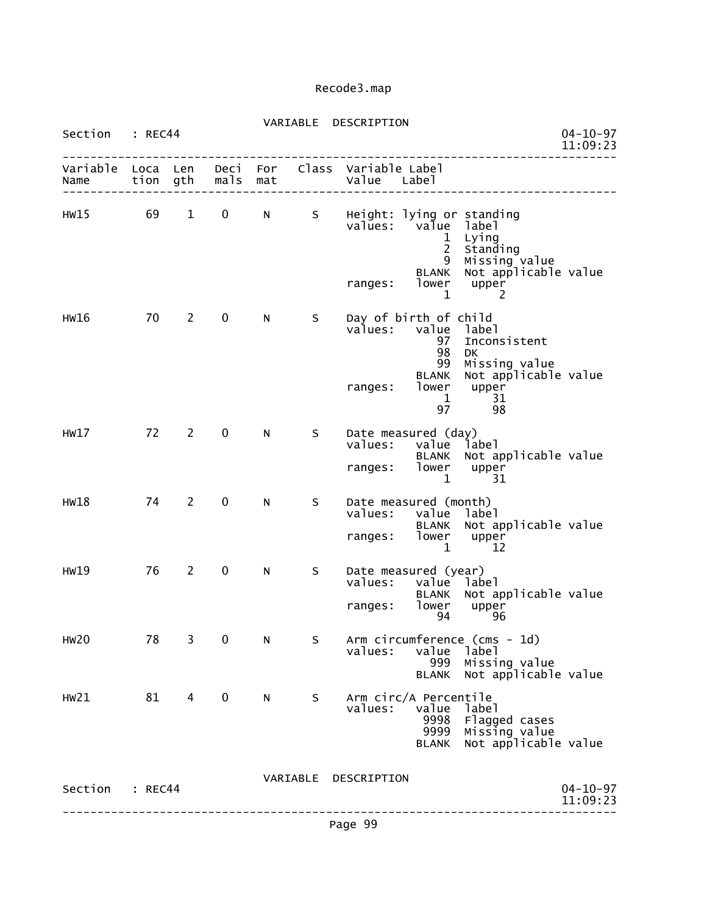Recode3.map

VARIABLE DESCRIPTION

Section : REC44 04-10-97 11:09:23

| Variable Name | Location | Length | Decimals | Format | Class | Variable Label / Value Label |
|---|---|---|---|---|---|---|
| HW15 | 69 | 1 | 0 | N | S | Height: lying or standing |
| | | | | | | values: value label |
| | | | | | | 1 Lying |
| | | | | | | 2 Standing |
| | | | | | | 9 Missing value |
| | | | | | | BLANK Not applicable value |
| | | | | | | ranges: lower upper |
| | | | | | | 1 2 |
| HW16 | 70 | 2 | 0 | N | S | Day of birth of child |
| | | | | | | values: value label |
| | | | | | | 97 Inconsistent |
| | | | | | | 98 DK |
| | | | | | | 99 Missing value |
| | | | | | | BLANK Not applicable value |
| | | | | | | ranges: lower upper |
| | | | | | | 1 31 |
| | | | | | | 97 98 |
| HW17 | 72 | 2 | 0 | N | S | Date measured (day) |
| | | | | | | values: value label |
| | | | | | | BLANK Not applicable value |
| | | | | | | ranges: lower upper |
| | | | | | | 1 31 |
| HW18 | 74 | 2 | 0 | N | S | Date measured (month) |
| | | | | | | values: value label |
| | | | | | | BLANK Not applicable value |
| | | | | | | ranges: lower upper |
| | | | | | | 1 12 |
| HW19 | 76 | 2 | 0 | N | S | Date measured (year) |
| | | | | | | values: value label |
| | | | | | | BLANK Not applicable value |
| | | | | | | ranges: lower upper |
| | | | | | | 94 96 |
| HW20 | 78 | 3 | 0 | N | S | Arm circumference (cms - 1d) |
| | | | | | | values: value label |
| | | | | | | 999 Missing value |
| | | | | | | BLANK Not applicable value |
| HW21 | 81 | 4 | 0 | N | S | Arm circ/A Percentile |
| | | | | | | values: value label |
| | | | | | | 9998 Flagged cases |
| | | | | | | 9999 Missing value |
| | | | | | | BLANK Not applicable value |

VARIABLE DESCRIPTION

Section : REC44 04-10-97 11:09:23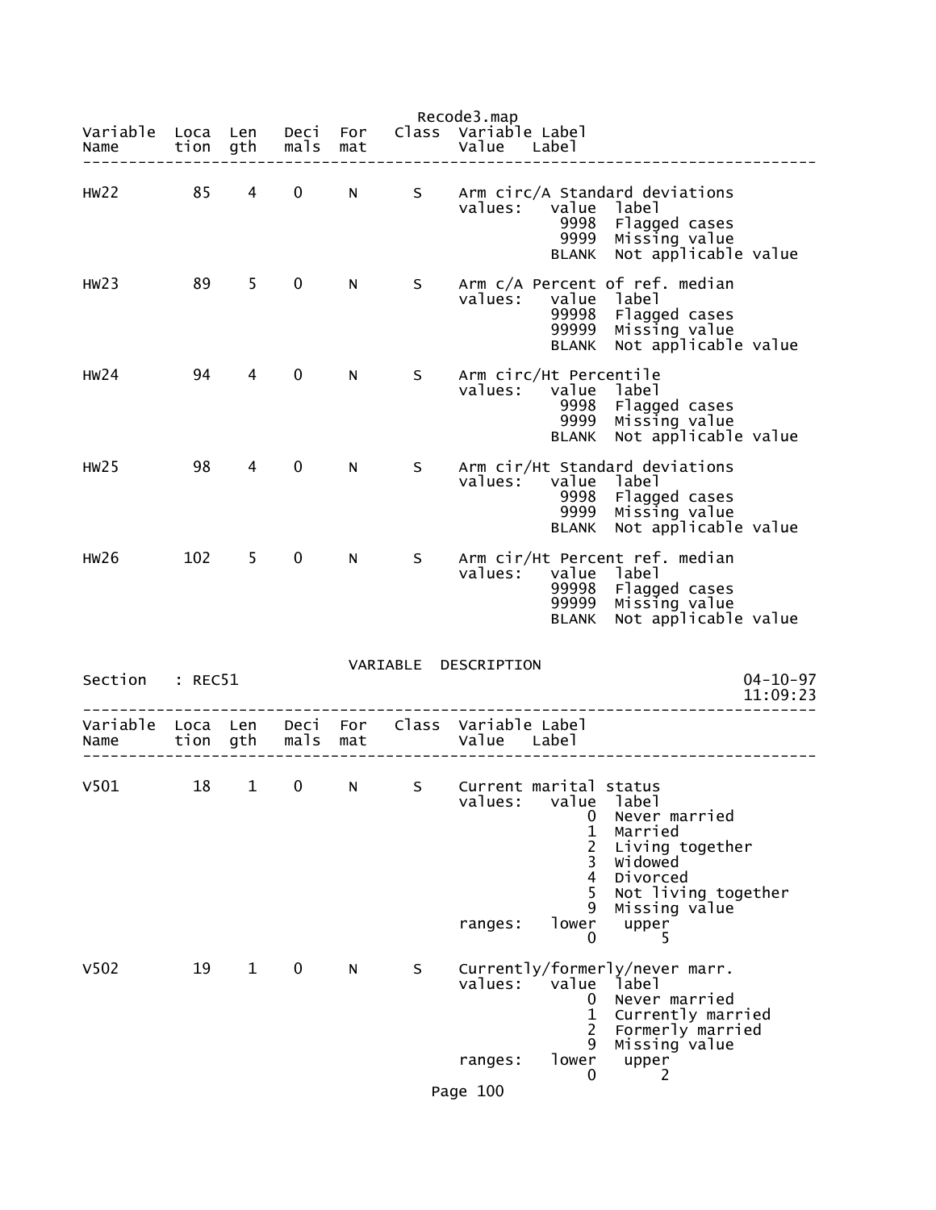Recode3.map

| Variable Name | Location | Length | Decimals | Format | Class | Variable Label / Value Label |
|---|---|---|---|---|---|---|

```
HW22        85    4    0     N      S    Arm circ/A Standard deviations
                                         values:   value  label
                                                    9998  Flagged cases
                                                    9999  Missing value
                                                   BLANK  Not applicable value

HW23        89    5    0     N      S    Arm c/A Percent of ref. median
                                         values:   value  label
                                                   99998  Flagged cases
                                                   99999  Missing value
                                                   BLANK  Not applicable value

HW24        94    4    0     N      S    Arm circ/Ht Percentile
                                         values:   value  label
                                                    9998  Flagged cases
                                                    9999  Missing value
                                                   BLANK  Not applicable value

HW25        98    4    0     N      S    Arm cir/Ht Standard deviations
                                         values:   value  label
                                                    9998  Flagged cases
                                                    9999  Missing value
                                                   BLANK  Not applicable value

HW26       102    5    0     N      S    Arm cir/Ht Percent ref. median
                                         values:   value  label
                                                   99998  Flagged cases
                                                   99999  Missing value
                                                   BLANK  Not applicable value
```

## VARIABLE DESCRIPTION

Section : REC51 — 04-10-97 11:09:23

```
Variable  Loca  Len   Deci  For   Class  Variable Label
Name      tion  gth   mals  mat          Value   Label
---------------------------------------------------------------------------

V501        18    1    0     N      S    Current marital status
                                         values:   value  label
                                                       0  Never married
                                                       1  Married
                                                       2  Living together
                                                       3  Widowed
                                                       4  Divorced
                                                       5  Not living together
                                                       9  Missing value
                                         ranges:   lower   upper
                                                       0       5

V502        19    1    0     N      S    Currently/formerly/never marr.
                                         values:   value  label
                                                       0  Never married
                                                       1  Currently married
                                                       2  Formerly married
                                                       9  Missing value
                                         ranges:   lower   upper
                                                       0       2
```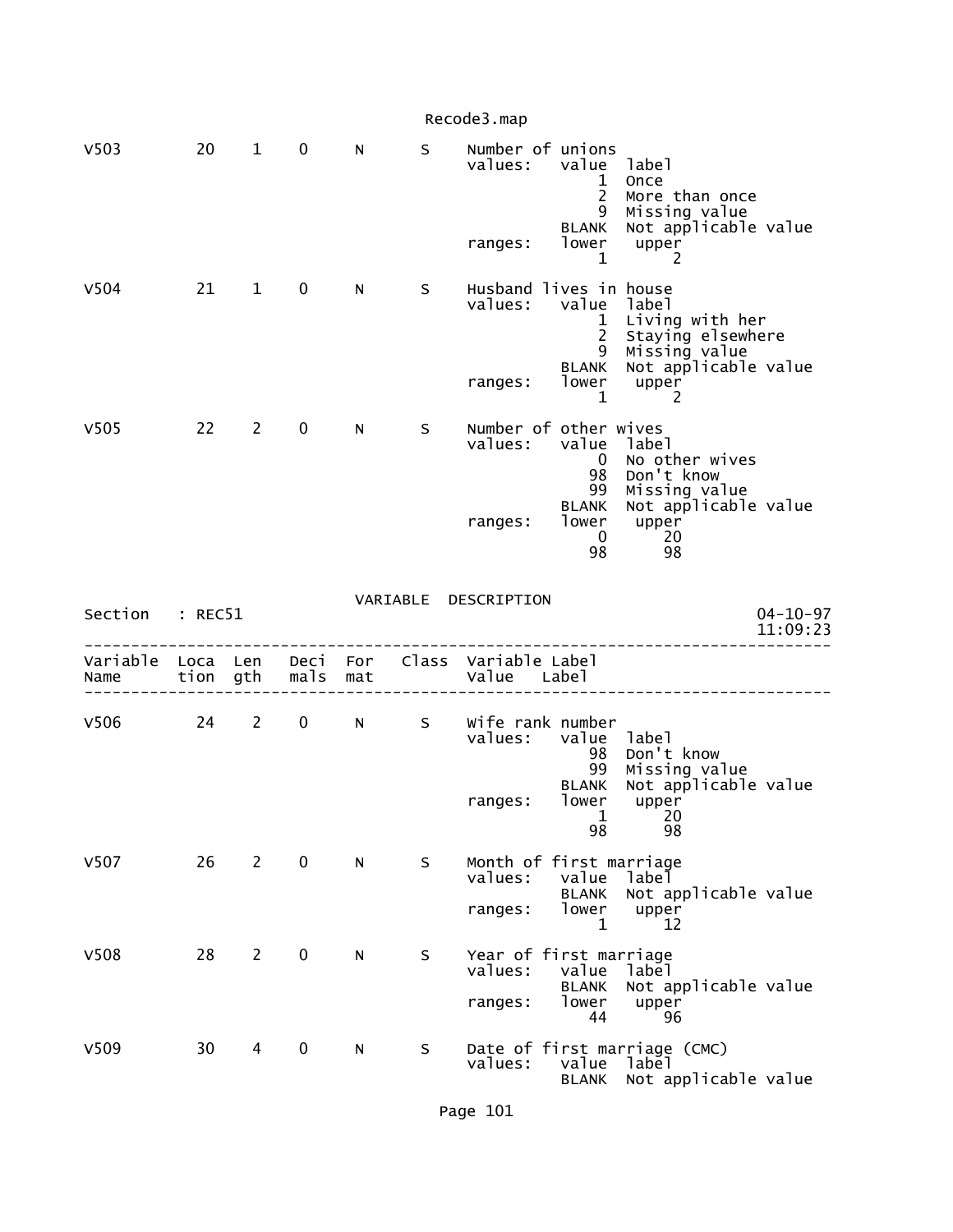```
V503        20    1    0     N      S     Number of unions
                                          values:   value  label
                                                        1  Once
                                                        2  More than once
                                                        9  Missing value
                                                    BLANK  Not applicable value
                                          ranges:   lower   upper
                                                        1       2

V504        21    1    0     N      S     Husband lives in house
                                          values:   value  label
                                                        1  Living with her
                                                        2  Staying elsewhere
                                                        9  Missing value
                                                    BLANK  Not applicable value
                                          ranges:   lower   upper
                                                        1       2

V505        22    2    0     N      S     Number of other wives
                                          values:   value  label
                                                        0  No other wives
                                                       98  Don't know
                                                       99  Missing value
                                                    BLANK  Not applicable value
                                          ranges:   lower   upper
                                                        0      20
                                                       98      98
```

VARIABLE DESCRIPTION

Section : REC51 — 04-10-97 11:09:23

```
--------------------------------------------------------------------------------
Variable  Loca  Len   Deci  For   Class  Variable Label
Name      tion  gth   mals  mat          Value   Label
--------------------------------------------------------------------------------

V506        24    2    0     N      S     Wife rank number
                                          values:   value  label
                                                       98  Don't know
                                                       99  Missing value
                                                    BLANK  Not applicable value
                                          ranges:   lower   upper
                                                        1      20
                                                       98      98

V507        26    2    0     N      S     Month of first marriage
                                          values:   value  label
                                                    BLANK  Not applicable value
                                          ranges:   lower   upper
                                                        1      12

V508        28    2    0     N      S     Year of first marriage
                                          values:   value  label
                                                    BLANK  Not applicable value
                                          ranges:   lower   upper
                                                       44      96

V509        30    4    0     N      S     Date of first marriage (CMC)
                                          values:   value  label
                                                    BLANK  Not applicable value
```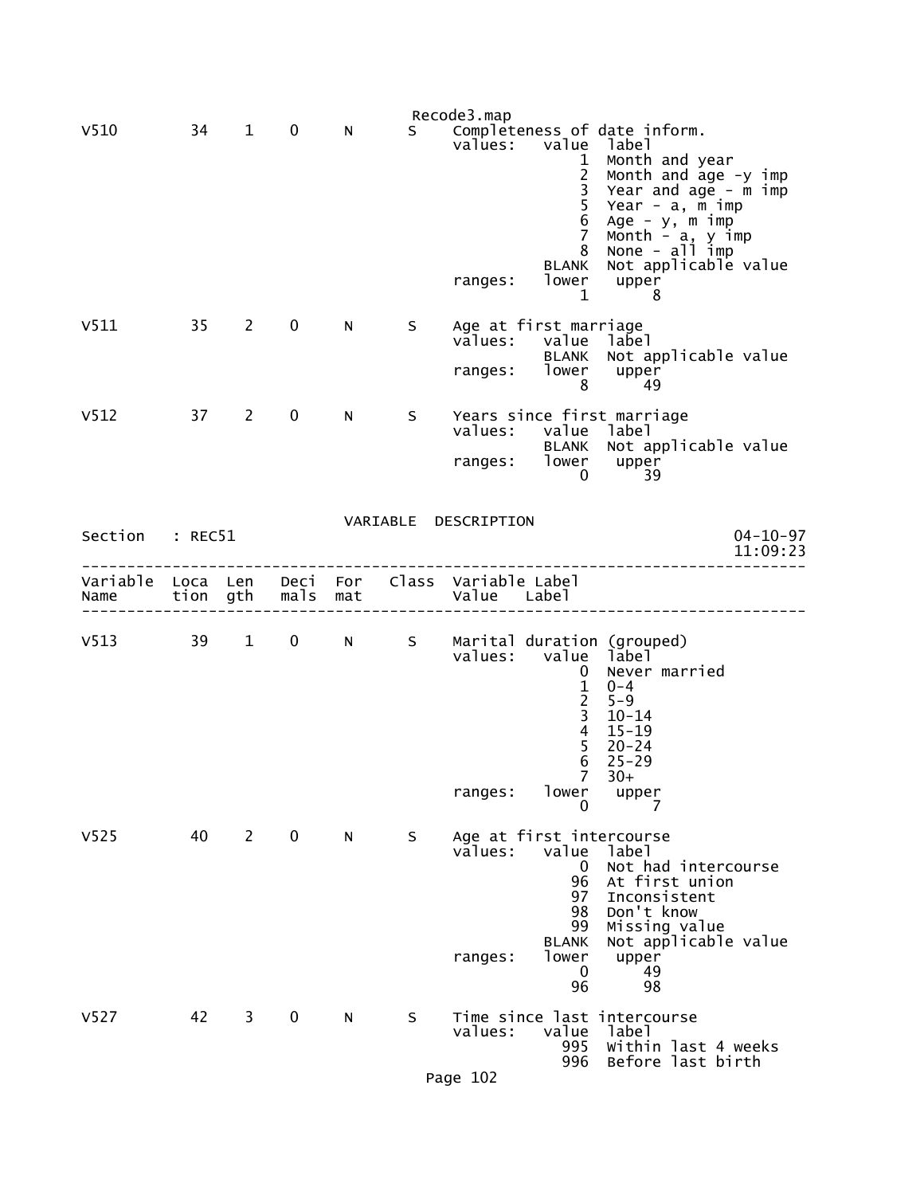```
V510        34    1    0     N      S     Completeness of date inform.
                                          values:    value  label
                                                         1  Month and year
                                                         2  Month and age -y imp
                                                         3  Year and age - m imp
                                                         5  Year - a, m imp
                                                         6  Age - y, m imp
                                                         7  Month - a, y imp
                                                         8  None - all imp
                                                     BLANK  Not applicable value
                                          ranges:    lower   upper
                                                         1       8

V511        35    2    0     N      S     Age at first marriage
                                          values:    value  label
                                                     BLANK  Not applicable value
                                          ranges:    lower   upper
                                                         8      49

V512        37    2    0     N      S     Years since first marriage
                                          values:    value  label
                                                     BLANK  Not applicable value
                                          ranges:    lower   upper
                                                         0      39
```

VARIABLE DESCRIPTION

```
Section   : REC51                                                          04-10-97
                                                                           11:09:23
-------------------------------------------------------------------------------------
Variable  Loca  Len   Deci  For   Class  Variable Label
Name      tion  gth   mals  mat          Value    Label
-------------------------------------------------------------------------------------

V513        39    1    0     N      S     Marital duration (grouped)
                                          values:    value  label
                                                         0  Never married
                                                         1  0-4
                                                         2  5-9
                                                         3  10-14
                                                         4  15-19
                                                         5  20-24
                                                         6  25-29
                                                         7  30+
                                          ranges:    lower   upper
                                                         0       7

V525        40    2    0     N      S     Age at first intercourse
                                          values:    value  label
                                                         0  Not had intercourse
                                                        96  At first union
                                                        97  Inconsistent
                                                        98  Don't know
                                                        99  Missing value
                                                     BLANK  Not applicable value
                                          ranges:    lower   upper
                                                         0      49
                                                        96      98

V527        42    3    0     N      S     Time since last intercourse
                                          values:    value  label
                                                       995  Within last 4 weeks
                                                       996  Before last birth
```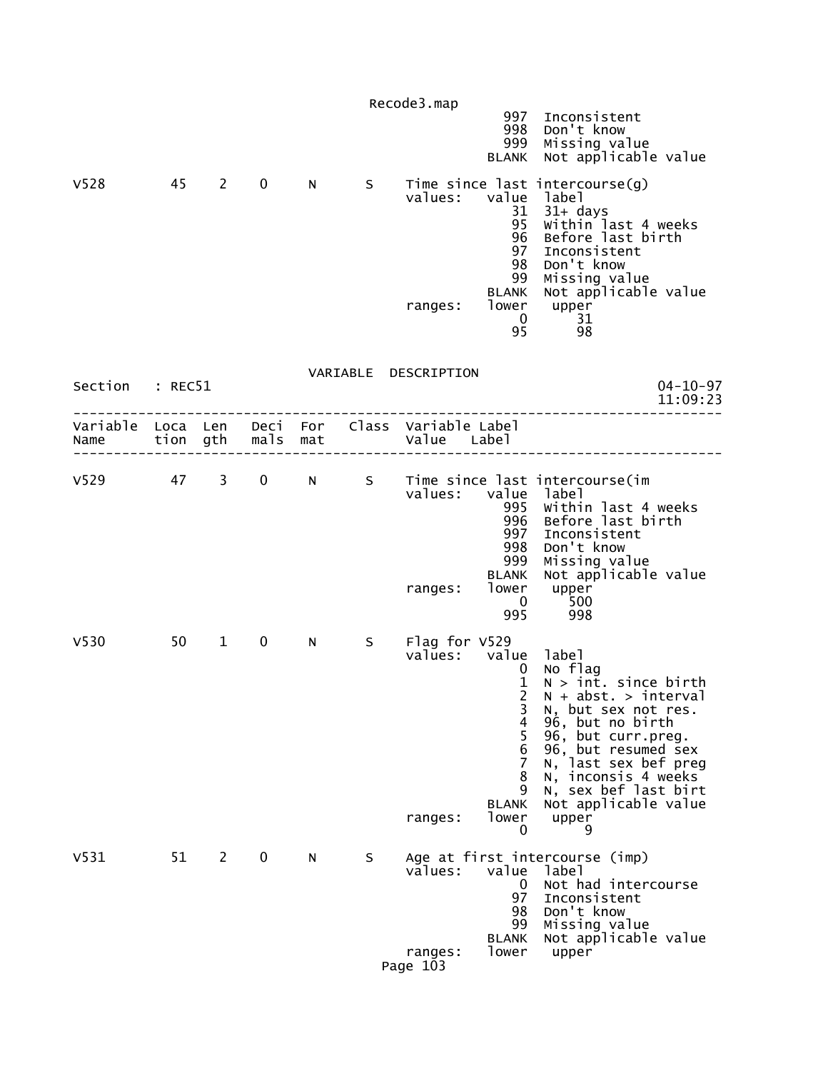```
                                                  997  Inconsistent
                                                  998  Don't know
                                                  999  Missing value
                                                BLANK  Not applicable value

V528        45    2    0    N      S    Time since last intercourse(g)
                                        values:   value  label
                                                   31  31+ days
                                                   95  Within last 4 weeks
                                                   96  Before last birth
                                                   97  Inconsistent
                                                   98  Don't know
                                                   99  Missing value
                                                BLANK  Not applicable value
                                        ranges:   lower   upper
                                                    0      31
                                                   95      98
```

VARIABLE DESCRIPTION

```
Section   : REC51                                                    04-10-97
                                                                     11:09:23
-----------------------------------------------------------------------------
Variable  Loca  Len   Deci  For   Class  Variable Label
Name      tion  gth   mals  mat          Value   Label
-----------------------------------------------------------------------------

V529        47    3    0    N      S    Time since last intercourse(im
                                        values:   value  label
                                                  995  Within last 4 weeks
                                                  996  Before last birth
                                                  997  Inconsistent
                                                  998  Don't know
                                                  999  Missing value
                                                BLANK  Not applicable value
                                        ranges:   lower   upper
                                                    0     500
                                                  995     998

V530        50    1    0    N      S    Flag for V529
                                        values:   value  label
                                                    0  No flag
                                                    1  N > int. since birth
                                                    2  N + abst. > interval
                                                    3  N, but sex not res.
                                                    4  96, but no birth
                                                    5  96, but curr.preg.
                                                    6  96, but resumed sex
                                                    7  N, last sex bef preg
                                                    8  N, inconsis 4 weeks
                                                    9  N, sex bef last birt
                                                BLANK  Not applicable value
                                        ranges:   lower   upper
                                                    0       9

V531        51    2    0    N      S    Age at first intercourse (imp)
                                        values:   value  label
                                                    0  Not had intercourse
                                                   97  Inconsistent
                                                   98  Don't know
                                                   99  Missing value
                                                BLANK  Not applicable value
                                        ranges:   lower   upper
```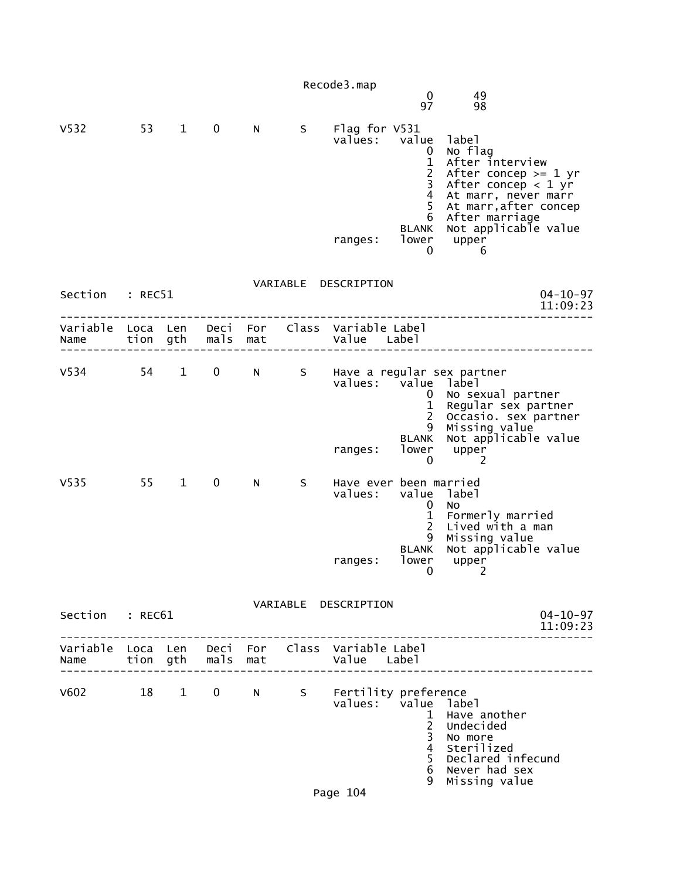```
                                                    0      49
                                                   97      98

V532        53    1    0     N      S    Flag for V531
                                         values:   value  label
                                                       0  No flag
                                                       1  After interview
                                                       2  After concep >= 1 yr
                                                       3  After concep < 1 yr
                                                       4  At marr, never marr
                                                       5  At marr,after concep
                                                       6  After marriage
                                                   BLANK  Not applicable value
                                         ranges:   lower   upper
                                                       0       6
```

VARIABLE DESCRIPTION

```
Section   : REC51                                                     04-10-97
                                                                      11:09:23
------------------------------------------------------------------------------
Variable  Loca  Len   Deci  For   Class  Variable Label
Name      tion  gth   mals  mat          Value   Label
------------------------------------------------------------------------------

V534        54    1    0     N      S    Have a regular sex partner
                                         values:   value  label
                                                       0  No sexual partner
                                                       1  Regular sex partner
                                                       2  Occasio. sex partner
                                                       9  Missing value
                                                   BLANK  Not applicable value
                                         ranges:   lower   upper
                                                       0       2

V535        55    1    0     N      S    Have ever been married
                                         values:   value  label
                                                       0  No
                                                       1  Formerly married
                                                       2  Lived with a man
                                                       9  Missing value
                                                   BLANK  Not applicable value
                                         ranges:   lower   upper
                                                       0       2
```

VARIABLE DESCRIPTION

```
Section   : REC61                                                     04-10-97
                                                                      11:09:23
------------------------------------------------------------------------------
Variable  Loca  Len   Deci  For   Class  Variable Label
Name      tion  gth   mals  mat          Value   Label
------------------------------------------------------------------------------

V602        18    1    0     N      S    Fertility preference
                                         values:   value  label
                                                       1  Have another
                                                       2  Undecided
                                                       3  No more
                                                       4  Sterilized
                                                       5  Declared infecund
                                                       6  Never had sex
                                                       9  Missing value
```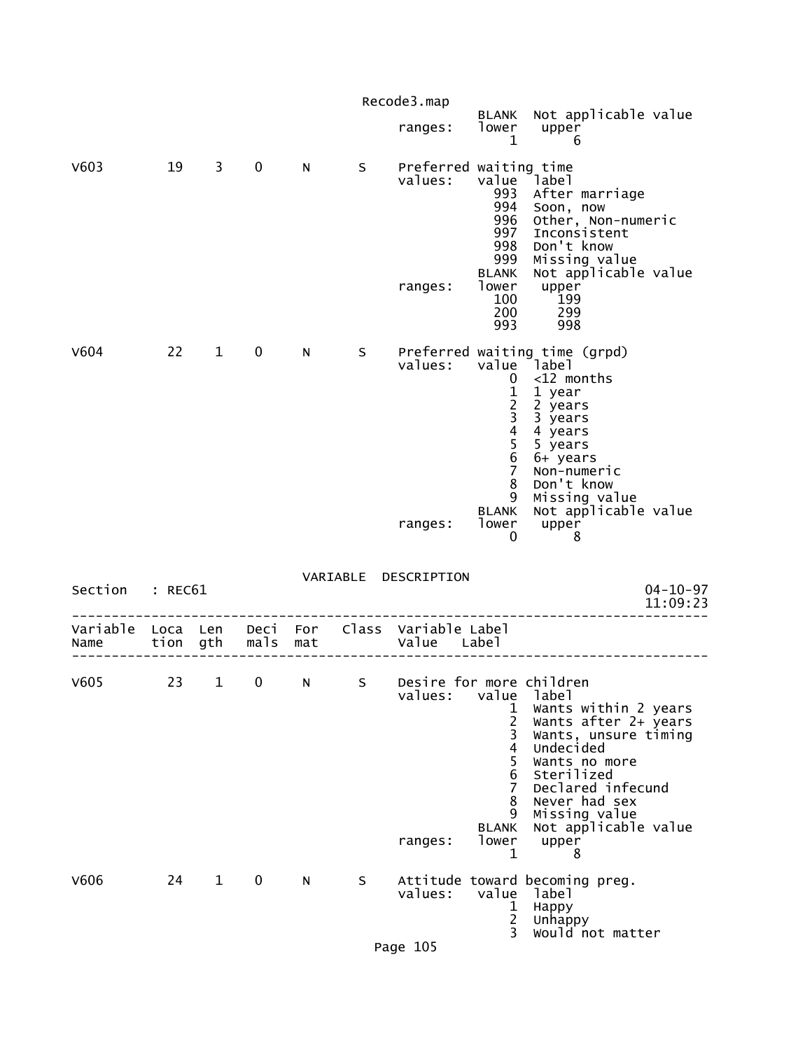```
                                                BLANK  Not applicable value
                                      ranges:   lower   upper
                                                    1       6

V603        19    3    0     N      S    Preferred waiting time
                                      values:   value  label
                                                  993  After marriage
                                                  994  Soon, now
                                                  996  Other, Non-numeric
                                                  997  Inconsistent
                                                  998  Don't know
                                                  999  Missing value
                                                BLANK  Not applicable value
                                      ranges:   lower   upper
                                                  100     199
                                                  200     299
                                                  993     998

V604        22    1    0     N      S    Preferred waiting time (grpd)
                                      values:   value  label
                                                    0  <12 months
                                                    1  1 year
                                                    2  2 years
                                                    3  3 years
                                                    4  4 years
                                                    5  5 years
                                                    6  6+ years
                                                    7  Non-numeric
                                                    8  Don't know
                                                    9  Missing value
                                                BLANK  Not applicable value
                                      ranges:   lower   upper
                                                    0       8
```

VARIABLE DESCRIPTION

```
Section   : REC61                                                    04-10-97
                                                                     11:09:23
-------------------------------------------------------------------------------
Variable  Loca  Len   Deci  For   Class  Variable Label
Name      tion  gth   mals  mat          Value   Label
-------------------------------------------------------------------------------

V605        23    1    0     N      S    Desire for more children
                                      values:   value  label
                                                    1  Wants within 2 years
                                                    2  Wants after 2+ years
                                                    3  Wants, unsure timing
                                                    4  Undecided
                                                    5  Wants no more
                                                    6  Sterilized
                                                    7  Declared infecund
                                                    8  Never had sex
                                                    9  Missing value
                                                BLANK  Not applicable value
                                      ranges:   lower   upper
                                                    1       8

V606        24    1    0     N      S    Attitude toward becoming preg.
                                      values:   value  label
                                                    1  Happy
                                                    2  Unhappy
                                                    3  Would not matter
```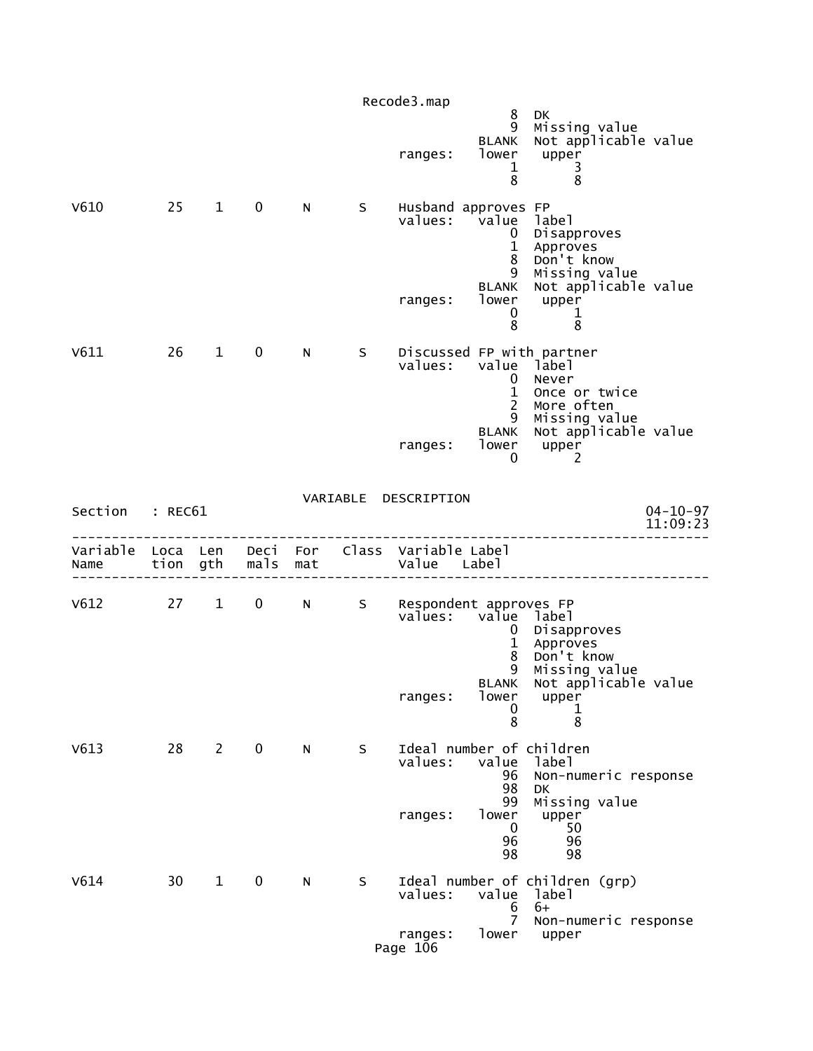```
                                                         8   DK
                                                         9   Missing value
                                                     BLANK   Not applicable value
                                          ranges:    lower    upper
                                                         1        3
                                                         8        8

V610        25    1    0     N      S     Husband approves FP
                                          values:    value   label
                                                         0   Disapproves
                                                         1   Approves
                                                         8   Don't know
                                                         9   Missing value
                                                     BLANK   Not applicable value
                                          ranges:    lower    upper
                                                         0        1
                                                         8        8

V611        26    1    0     N      S     Discussed FP with partner
                                          values:    value   label
                                                         0   Never
                                                         1   Once or twice
                                                         2   More often
                                                         9   Missing value
                                                     BLANK   Not applicable value
                                          ranges:    lower    upper
                                                         0        2
```

VARIABLE DESCRIPTION

```
Section   : REC61                                                          04-10-97
                                                                           11:09:23
-----------------------------------------------------------------------------------
Variable  Loca  Len   Deci  For   Class  Variable Label
Name      tion  gth   mals  mat          Value    Label
-----------------------------------------------------------------------------------

V612        27    1    0     N      S     Respondent approves FP
                                          values:    value   label
                                                         0   Disapproves
                                                         1   Approves
                                                         8   Don't know
                                                         9   Missing value
                                                     BLANK   Not applicable value
                                          ranges:    lower    upper
                                                         0        1
                                                         8        8

V613        28    2    0     N      S     Ideal number of children
                                          values:    value   label
                                                        96   Non-numeric response
                                                        98   DK
                                                        99   Missing value
                                          ranges:    lower    upper
                                                         0       50
                                                        96       96
                                                        98       98

V614        30    1    0     N      S     Ideal number of children (grp)
                                          values:    value   label
                                                         6   6+
                                                         7   Non-numeric response
                                          ranges:    lower    upper
```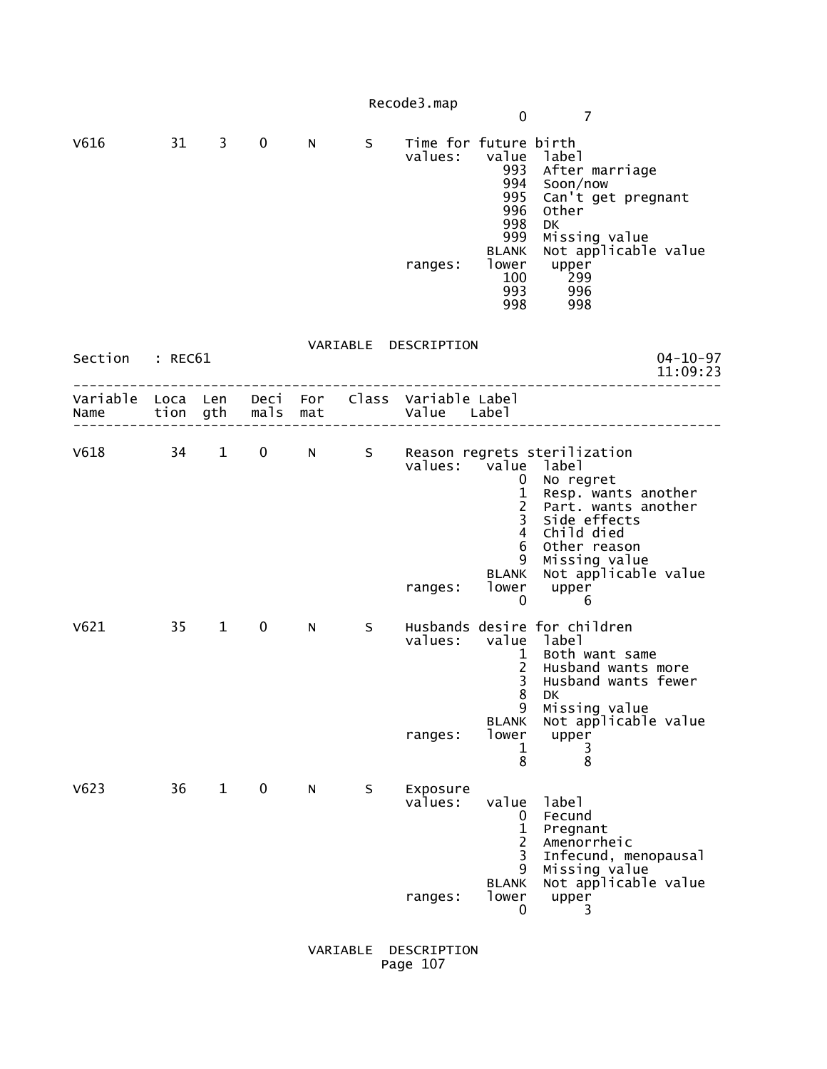```
                                            0       7

V616        31    3    0     N      S    Time for future birth
                                         values:   value  label
                                                     993  After marriage
                                                     994  Soon/now
                                                     995  Can't get pregnant
                                                     996  Other
                                                     998  DK
                                                     999  Missing value
                                                   BLANK  Not applicable value
                                         ranges:   lower   upper
                                                     100     299
                                                     993     996
                                                     998     998
```

VARIABLE DESCRIPTION

```
Section   : REC61                                                          04-10-97
                                                                           11:09:23
-----------------------------------------------------------------------------------
Variable  Loca  Len   Deci  For   Class  Variable Label
Name      tion  gth   mals  mat          Value    Label
-----------------------------------------------------------------------------------

V618        34    1    0     N      S    Reason regrets sterilization
                                         values:   value  label
                                                       0  No regret
                                                       1  Resp. wants another
                                                       2  Part. wants another
                                                       3  Side effects
                                                       4  Child died
                                                       6  Other reason
                                                       9  Missing value
                                                   BLANK  Not applicable value
                                         ranges:   lower   upper
                                                       0       6

V621        35    1    0     N      S    Husbands desire for children
                                         values:   value  label
                                                       1  Both want same
                                                       2  Husband wants more
                                                       3  Husband wants fewer
                                                       8  DK
                                                       9  Missing value
                                                   BLANK  Not applicable value
                                         ranges:   lower   upper
                                                       1       3
                                                       8       8

V623        36    1    0     N      S    Exposure
                                         values:   value  label
                                                       0  Fecund
                                                       1  Pregnant
                                                       2  Amenorrheic
                                                       3  Infecund, menopausal
                                                       9  Missing value
                                                   BLANK  Not applicable value
                                         ranges:   lower   upper
                                                       0       3
```

VARIABLE DESCRIPTION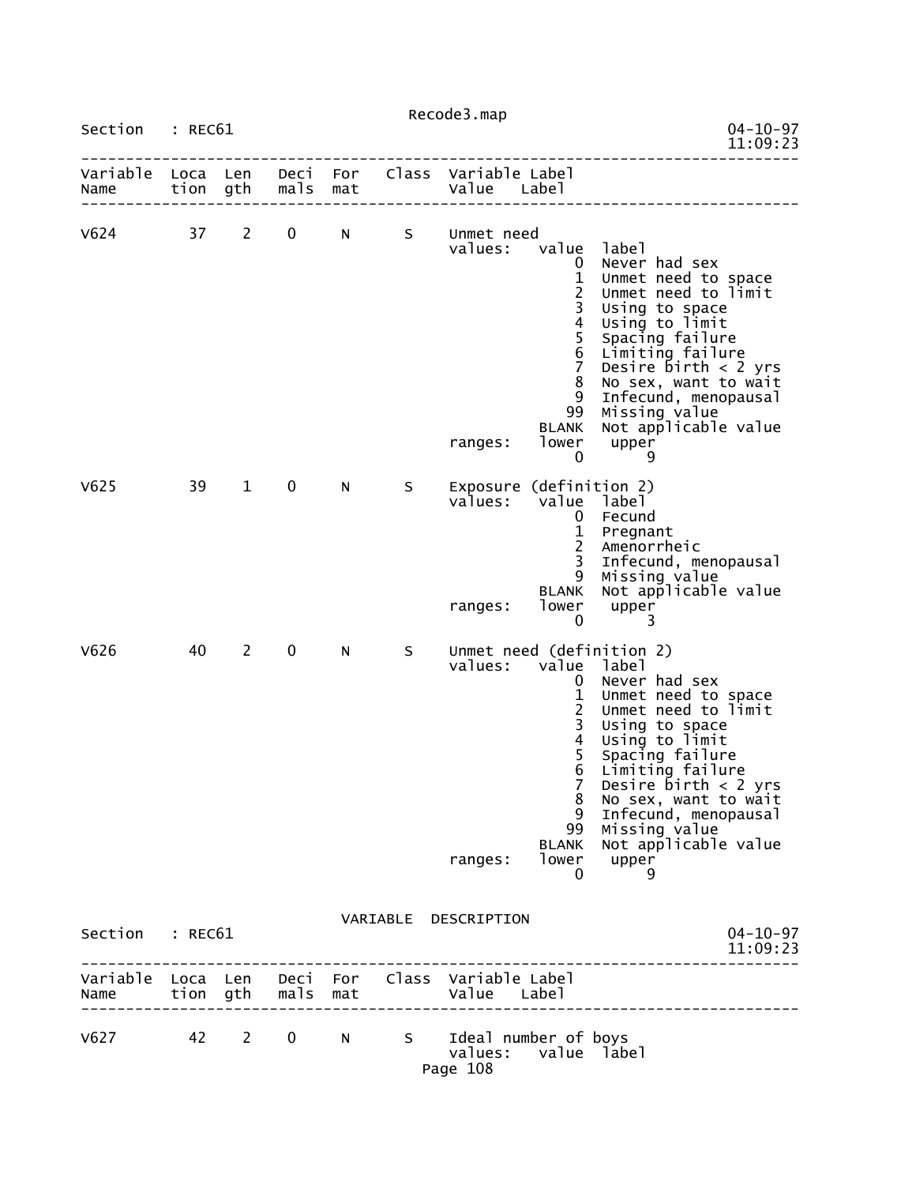Section : REC61

| Variable Name | Location | Length | Decimals | Format | Class | Variable Label |
|---|---|---|---|---|---|---|
| V624 | 37 | 2 | 0 | N | S | Unmet need |

values:

| value | label |
|---|---|
| 0 | Never had sex |
| 1 | Unmet need to space |
| 2 | Unmet need to limit |
| 3 | Using to space |
| 4 | Using to limit |
| 5 | Spacing failure |
| 6 | Limiting failure |
| 7 | Desire birth < 2 yrs |
| 8 | No sex, want to wait |
| 9 | Infecund, menopausal |
| 99 | Missing value |
| BLANK | Not applicable value |

ranges:

| lower | upper |
|---|---|
| 0 | 9 |

| Variable Name | Location | Length | Decimals | Format | Class | Variable Label |
|---|---|---|---|---|---|---|
| V625 | 39 | 1 | 0 | N | S | Exposure (definition 2) |

values:

| value | label |
|---|---|
| 0 | Fecund |
| 1 | Pregnant |
| 2 | Amenorrheic |
| 3 | Infecund, menopausal |
| 9 | Missing value |
| BLANK | Not applicable value |

ranges:

| lower | upper |
|---|---|
| 0 | 3 |

| Variable Name | Location | Length | Decimals | Format | Class | Variable Label |
|---|---|---|---|---|---|---|
| V626 | 40 | 2 | 0 | N | S | Unmet need (definition 2) |

values:

| value | label |
|---|---|
| 0 | Never had sex |
| 1 | Unmet need to space |
| 2 | Unmet need to limit |
| 3 | Using to space |
| 4 | Using to limit |
| 5 | Spacing failure |
| 6 | Limiting failure |
| 7 | Desire birth < 2 yrs |
| 8 | No sex, want to wait |
| 9 | Infecund, menopausal |
| 99 | Missing value |
| BLANK | Not applicable value |

ranges:

| lower | upper |
|---|---|
| 0 | 9 |

VARIABLE DESCRIPTION

Section : REC61

| Variable Name | Location | Length | Decimals | Format | Class | Variable Label |
|---|---|---|---|---|---|---|
| V627 | 42 | 2 | 0 | N | S | Ideal number of boys |

values: value label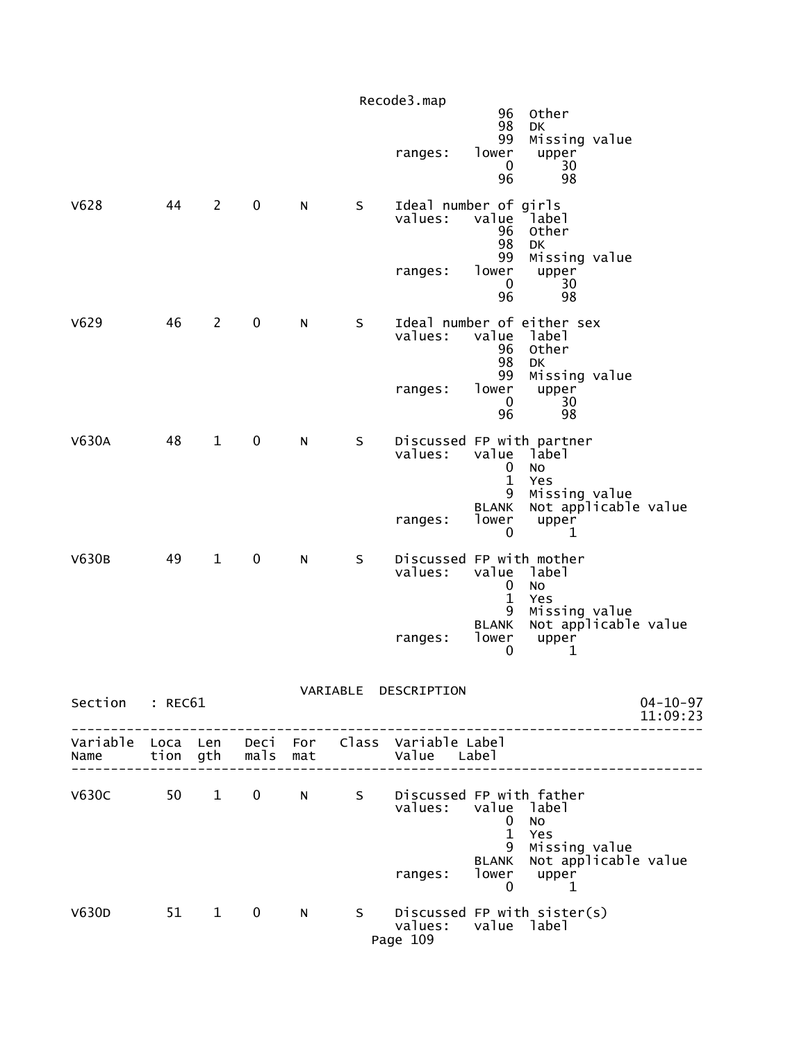```
                                              96  Other
                                              98  DK
                                              99  Missing value
                              ranges:   lower   upper
                                           0      30
                                          96      98

V628         44   2    0     N     S    Ideal number of girls
                              values:   value  label
                                          96  Other
                                          98  DK
                                          99  Missing value
                              ranges:   lower   upper
                                           0      30
                                          96      98

V629         46   2    0     N     S    Ideal number of either sex
                              values:   value  label
                                          96  Other
                                          98  DK
                                          99  Missing value
                              ranges:   lower   upper
                                           0      30
                                          96      98

V630A        48   1    0     N     S    Discussed FP with partner
                              values:   value  label
                                           0  No
                                           1  Yes
                                           9  Missing value
                                       BLANK  Not applicable value
                              ranges:   lower   upper
                                           0       1

V630B        49   1    0     N     S    Discussed FP with mother
                              values:   value  label
                                           0  No
                                           1  Yes
                                           9  Missing value
                                       BLANK  Not applicable value
                              ranges:   lower   upper
                                           0       1
```

VARIABLE DESCRIPTION

Section : REC61 04-10-97 11:09:23

```
--------------------------------------------------------------------------------
Variable  Loca  Len   Deci  For   Class  Variable Label
Name      tion  gth   mals  mat          Value   Label
--------------------------------------------------------------------------------

V630C        50   1    0     N     S    Discussed FP with father
                              values:   value  label
                                           0  No
                                           1  Yes
                                           9  Missing value
                                       BLANK  Not applicable value
                              ranges:   lower   upper
                                           0       1

V630D        51   1    0     N     S    Discussed FP with sister(s)
                              values:   value  label
```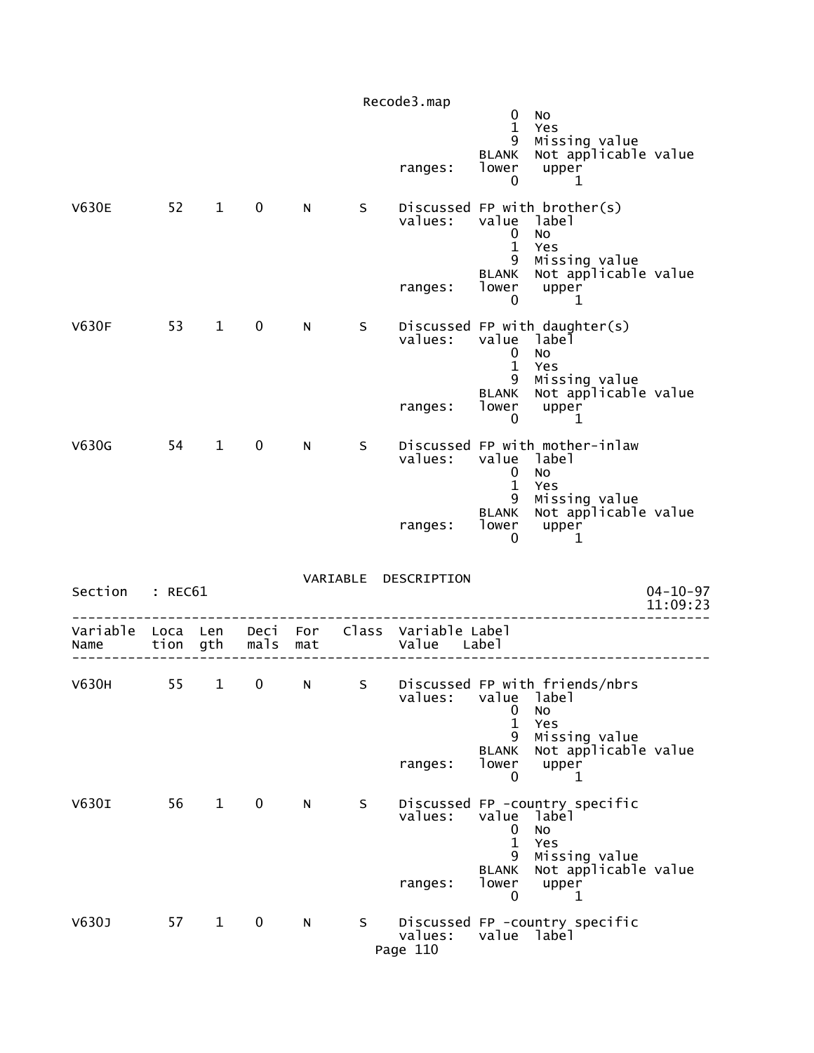```
                                                                   0   No
                                                                   1   Yes
                                                                   9   Missing value
                                                               BLANK   Not applicable value
                                                  ranges:      lower    upper
                                                                   0        1

V630E        52    1    0     N      S    Discussed FP with brother(s)
                                          values:     value  label
                                                          0   No
                                                          1   Yes
                                                          9   Missing value
                                                      BLANK   Not applicable value
                                          ranges:     lower    upper
                                                          0        1

V630F        53    1    0     N      S    Discussed FP with daughter(s)
                                          values:     value  label
                                                          0   No
                                                          1   Yes
                                                          9   Missing value
                                                      BLANK   Not applicable value
                                          ranges:     lower    upper
                                                          0        1

V630G        54    1    0     N      S    Discussed FP with mother-inlaw
                                          values:     value  label
                                                          0   No
                                                          1   Yes
                                                          9   Missing value
                                                      BLANK   Not applicable value
                                          ranges:     lower    upper
                                                          0        1
```

VARIABLE DESCRIPTION

```
Section    : REC61                                                          04-10-97
                                                                            11:09:23
--------------------------------------------------------------------------------------
Variable  Loca  Len   Deci  For    Class  Variable Label
Name      tion  gth   mals  mat           Value    Label
--------------------------------------------------------------------------------------

V630H        55    1    0     N      S    Discussed FP with friends/nbrs
                                          values:     value  label
                                                          0   No
                                                          1   Yes
                                                          9   Missing value
                                                      BLANK   Not applicable value
                                          ranges:     lower    upper
                                                          0        1

V630I        56    1    0     N      S    Discussed FP -country specific
                                          values:     value  label
                                                          0   No
                                                          1   Yes
                                                          9   Missing value
                                                      BLANK   Not applicable value
                                          ranges:     lower    upper
                                                          0        1

V630J        57    1    0     N      S    Discussed FP -country specific
                                          values:     value  label
```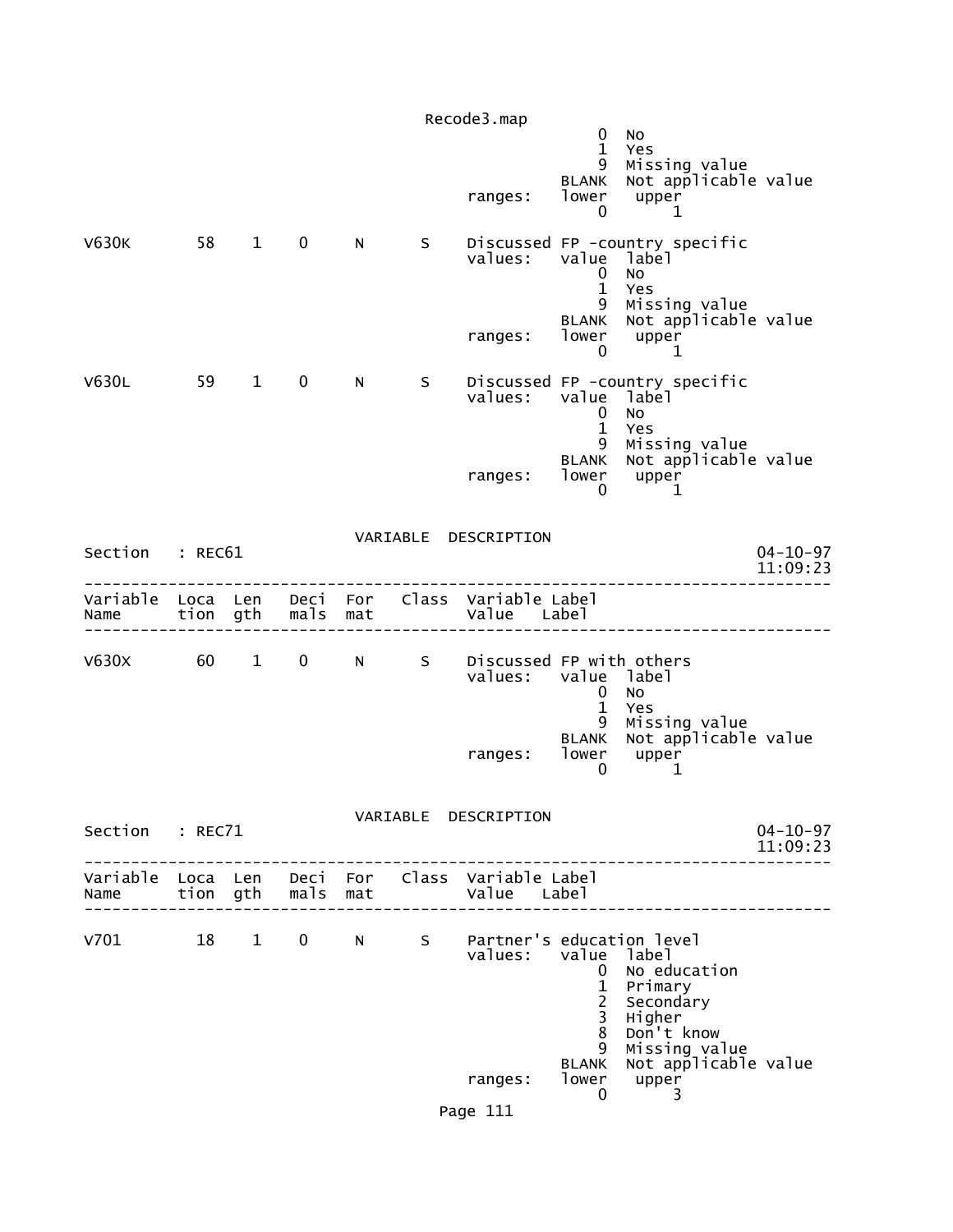```
                                                         0  No
                                                         1  Yes
                                                         9  Missing value
                                                     BLANK  Not applicable value
                                          ranges:    lower   upper
                                                         0       1

V630K        58    1    0     N      S    Discussed FP -country specific
                                          values:    value  label
                                                         0  No
                                                         1  Yes
                                                         9  Missing value
                                                     BLANK  Not applicable value
                                          ranges:    lower   upper
                                                         0       1

V630L        59    1    0     N      S    Discussed FP -country specific
                                          values:    value  label
                                                         0  No
                                                         1  Yes
                                                         9  Missing value
                                                     BLANK  Not applicable value
                                          ranges:    lower   upper
                                                         0       1
```

VARIABLE DESCRIPTION

```
Section   : REC61                                                          04-10-97
                                                                           11:09:23
-----------------------------------------------------------------------------------
Variable  Loca  Len   Deci  For   Class  Variable Label
Name      tion  gth   mals  mat          Value    Label
-----------------------------------------------------------------------------------

V630X        60    1    0     N      S    Discussed FP with others
                                          values:    value  label
                                                         0  No
                                                         1  Yes
                                                         9  Missing value
                                                     BLANK  Not applicable value
                                          ranges:    lower   upper
                                                         0       1
```

VARIABLE DESCRIPTION

```
Section   : REC71                                                          04-10-97
                                                                           11:09:23
-----------------------------------------------------------------------------------
Variable  Loca  Len   Deci  For   Class  Variable Label
Name      tion  gth   mals  mat          Value    Label
-----------------------------------------------------------------------------------

V701         18    1    0     N      S    Partner's education level
                                          values:    value  label
                                                         0  No education
                                                         1  Primary
                                                         2  Secondary
                                                         3  Higher
                                                         8  Don't know
                                                         9  Missing value
                                                     BLANK  Not applicable value
                                          ranges:    lower   upper
                                                         0       3
```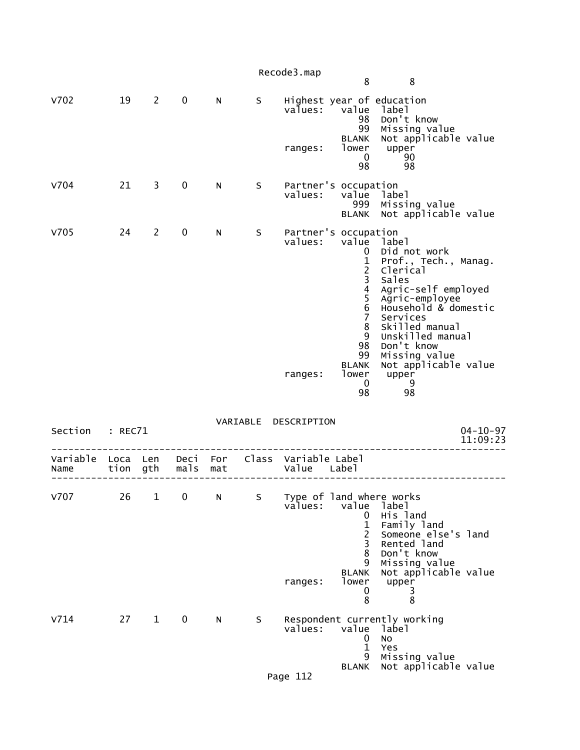```
                                                          8        8

V702         19    2    0     N      S     Highest year of education
                                           values:   value  label
                                                        98  Don't know
                                                        99  Missing value
                                                     BLANK  Not applicable value
                                           ranges:   lower   upper
                                                         0      90
                                                        98      98

V704         21    3    0     N      S     Partner's occupation
                                           values:   value  label
                                                       999  Missing value
                                                     BLANK  Not applicable value

V705         24    2    0     N      S     Partner's occupation
                                           values:   value  label
                                                         0  Did not work
                                                         1  Prof., Tech., Manag.
                                                         2  Clerical
                                                         3  Sales
                                                         4  Agric-self employed
                                                         5  Agric-employee
                                                         6  Household & domestic
                                                         7  Services
                                                         8  Skilled manual
                                                         9  Unskilled manual
                                                        98  Don't know
                                                        99  Missing value
                                                     BLANK  Not applicable value
                                           ranges:   lower   upper
                                                         0       9
                                                        98      98
```

VARIABLE DESCRIPTION

```
Section   : REC71                                                        04-10-97
                                                                         11:09:23
----------------------------------------------------------------------------------
Variable  Loca  Len   Deci  For    Class  Variable Label
Name      tion  gth   mals  mat           Value   Label
----------------------------------------------------------------------------------

V707         26    1    0     N      S     Type of land where works
                                           values:   value  label
                                                         0  His land
                                                         1  Family land
                                                         2  Someone else's land
                                                         3  Rented land
                                                         8  Don't know
                                                         9  Missing value
                                                     BLANK  Not applicable value
                                           ranges:   lower   upper
                                                         0       3
                                                         8       8

V714         27    1    0     N      S     Respondent currently working
                                           values:   value  label
                                                         0  No
                                                         1  Yes
                                                         9  Missing value
                                                     BLANK  Not applicable value
```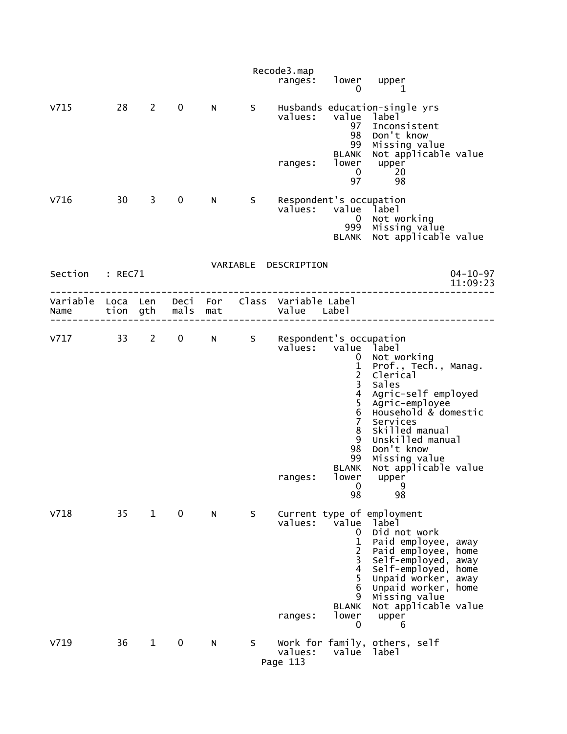```
                                            Recode3.map
                                                 ranges:   lower   upper
                                                               0       1

V715          28    2    0     N      S    Husbands education-single yrs
                                                 values:   value  label
                                                              97  Inconsistent
                                                              98  Don't know
                                                              99  Missing value
                                                           BLANK  Not applicable value
                                                 ranges:   lower   upper
                                                               0      20
                                                              97      98

V716          30    3    0     N      S    Respondent's occupation
                                                 values:   value  label
                                                               0  Not working
                                                             999  Missing value
                                                           BLANK  Not applicable value
```

VARIABLE DESCRIPTION

```
Section   : REC71                                                          04-10-97
                                                                           11:09:23
-------------------------------------------------------------------------------------
Variable  Loca  Len   Deci  For   Class  Variable Label
Name      tion  gth   mals  mat          Value    Label
-------------------------------------------------------------------------------------

V717          33    2    0     N      S    Respondent's occupation
                                                 values:   value  label
                                                               0  Not working
                                                               1  Prof., Tech., Manag.
                                                               2  Clerical
                                                               3  Sales
                                                               4  Agric-self employed
                                                               5  Agric-employee
                                                               6  Household & domestic
                                                               7  Services
                                                               8  Skilled manual
                                                               9  Unskilled manual
                                                              98  Don't know
                                                              99  Missing value
                                                           BLANK  Not applicable value
                                                 ranges:   lower   upper
                                                               0       9
                                                              98      98

V718          35    1    0     N      S    Current type of employment
                                                 values:   value  label
                                                               0  Did not work
                                                               1  Paid employee, away
                                                               2  Paid employee, home
                                                               3  Self-employed, away
                                                               4  Self-employed, home
                                                               5  Unpaid worker, away
                                                               6  Unpaid worker, home
                                                               9  Missing value
                                                           BLANK  Not applicable value
                                                 ranges:   lower   upper
                                                               0       6

V719          36    1    0     N      S    Work for family, others, self
                                                 values:   value  label
```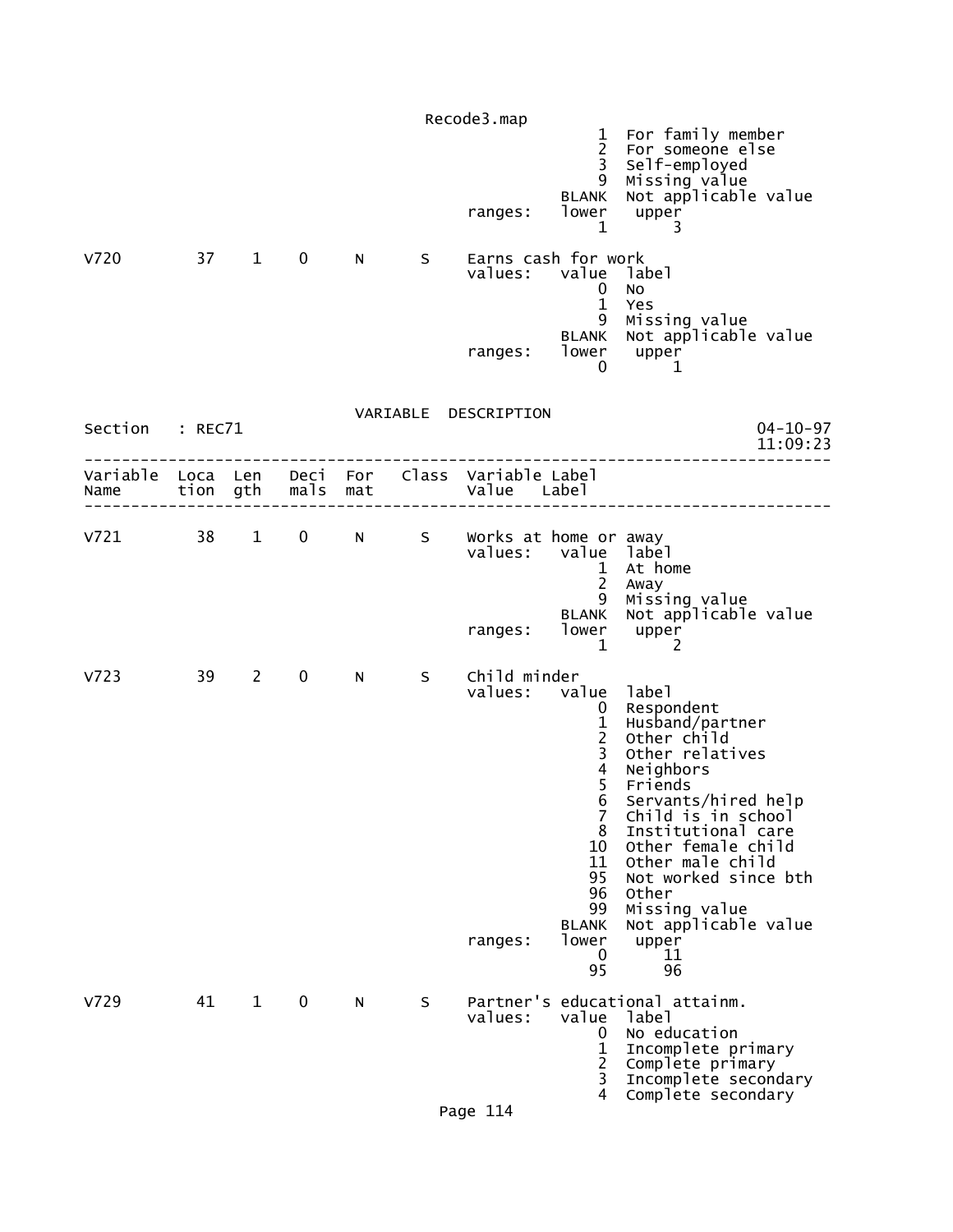```
                                          1  For family member
                                          2  For someone else
                                          3  Self-employed
                                          9  Missing value
                                      BLANK  Not applicable value
                              ranges:   lower   upper
                                          1       3

V720        37    1    0    N     S    Earns cash for work
                                       values:   value  label
                                          0  No
                                          1  Yes
                                          9  Missing value
                                      BLANK  Not applicable value
                              ranges:   lower   upper
                                          0       1
```

VARIABLE DESCRIPTION

```
Section   : REC71                                                        04-10-97
                                                                         11:09:23
------------------------------------------------------------------------------------
Variable  Loca  Len   Deci  For   Class  Variable Label
Name      tion  gth   mals  mat          Value    Label
------------------------------------------------------------------------------------

V721        38    1    0    N     S    Works at home or away
                                       values:   value  label
                                          1  At home
                                          2  Away
                                          9  Missing value
                                      BLANK  Not applicable value
                              ranges:   lower   upper
                                          1       2

V723        39    2    0    N     S    Child minder
                                       values:   value  label
                                          0  Respondent
                                          1  Husband/partner
                                          2  Other child
                                          3  Other relatives
                                          4  Neighbors
                                          5  Friends
                                          6  Servants/hired help
                                          7  Child is in school
                                          8  Institutional care
                                         10  Other female child
                                         11  Other male child
                                         95  Not worked since bth
                                         96  Other
                                         99  Missing value
                                      BLANK  Not applicable value
                              ranges:   lower   upper
                                          0      11
                                         95      96

V729        41    1    0    N     S    Partner's educational attainm.
                                       values:   value  label
                                          0  No education
                                          1  Incomplete primary
                                          2  Complete primary
                                          3  Incomplete secondary
                                          4  Complete secondary
```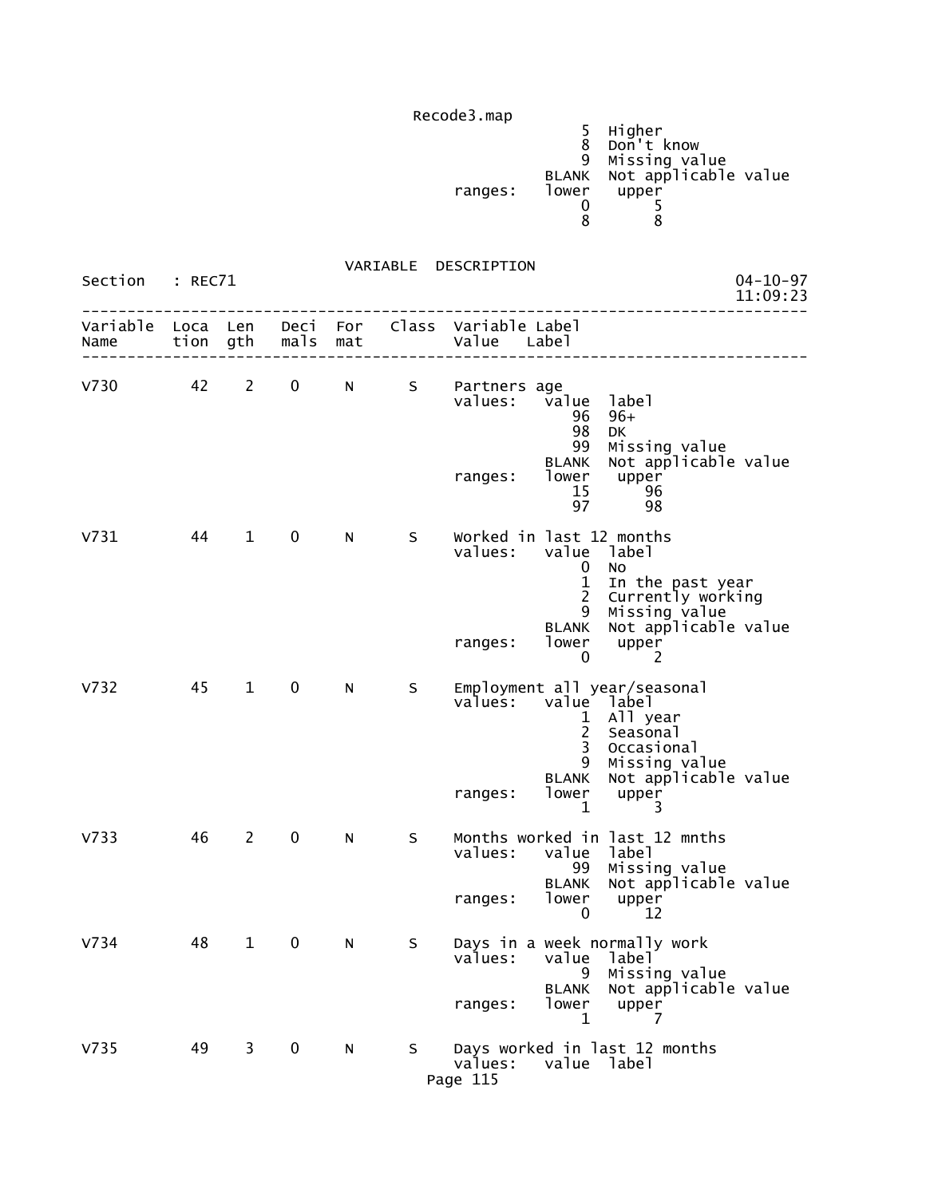```
                                          5  Higher
                                          8  Don't know
                                          9  Missing value
                                      BLANK  Not applicable value
                             ranges:  lower   upper
                                          0       5
                                          8       8
```

VARIABLE DESCRIPTION

Section : REC71

```
-------------------------------------------------------------------------------
Variable  Loca  Len   Deci  For   Class  Variable Label
Name      tion  gth   mals  mat          Value   Label
-------------------------------------------------------------------------------

V730        42    2    0     N      S    Partners age
                                         values:   value  label
                                                      96  96+
                                                      98  DK
                                                      99  Missing value
                                                   BLANK  Not applicable value
                                         ranges:   lower   upper
                                                      15      96
                                                      97      98

V731        44    1    0     N      S    Worked in last 12 months
                                         values:   value  label
                                                       0  No
                                                       1  In the past year
                                                       2  Currently working
                                                       9  Missing value
                                                   BLANK  Not applicable value
                                         ranges:   lower   upper
                                                       0       2

V732        45    1    0     N      S    Employment all year/seasonal
                                         values:   value  label
                                                       1  All year
                                                       2  Seasonal
                                                       3  Occasional
                                                       9  Missing value
                                                   BLANK  Not applicable value
                                         ranges:   lower   upper
                                                       1       3

V733        46    2    0     N      S    Months worked in last 12 mnths
                                         values:   value  label
                                                      99  Missing value
                                                   BLANK  Not applicable value
                                         ranges:   lower   upper
                                                       0      12

V734        48    1    0     N      S    Days in a week normally work
                                         values:   value  label
                                                       9  Missing value
                                                   BLANK  Not applicable value
                                         ranges:   lower   upper
                                                       1       7

V735        49    3    0     N      S    Days worked in last 12 months
                                         values:   value  label
```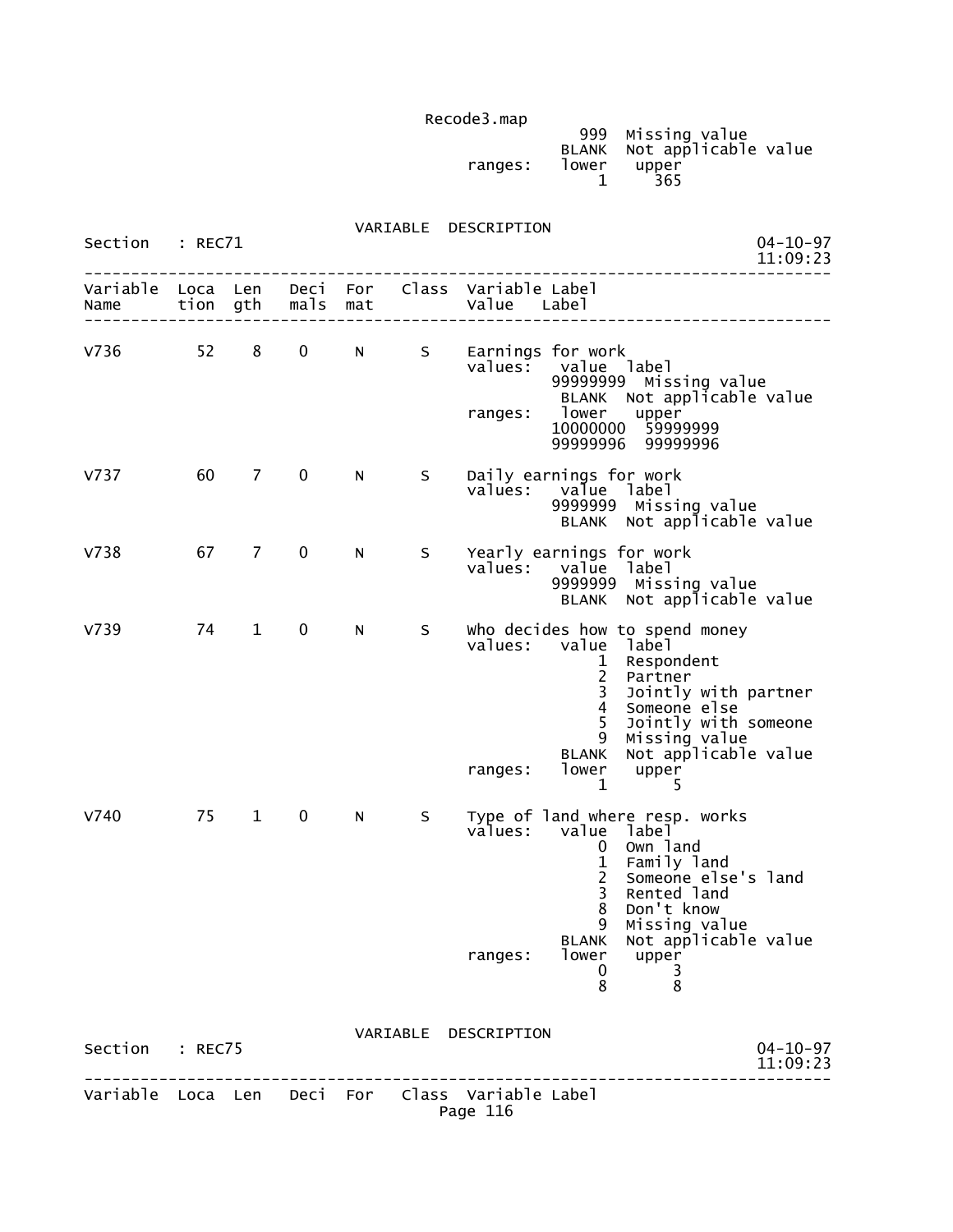```
                                                 999  Missing value
                                               BLANK  Not applicable value
                                     ranges:   lower   upper
                                                   1     365
```

VARIABLE DESCRIPTION

```
Section   : REC71                                                    04-10-97
                                                                     11:09:23
--------------------------------------------------------------------------------
Variable  Loca  Len   Deci  For   Class  Variable Label
Name      tion  gth   mals  mat          Value   Label
--------------------------------------------------------------------------------

V736        52    8    0     N      S    Earnings for work
                                         values:   value  label
                                                99999999  Missing value
                                                   BLANK  Not applicable value
                                         ranges:   lower   upper
                                                10000000  59999999
                                                99999996  99999996

V737        60    7    0     N      S    Daily earnings for work
                                         values:   value  label
                                                 9999999  Missing value
                                                   BLANK  Not applicable value

V738        67    7    0     N      S    Yearly earnings for work
                                         values:   value  label
                                                 9999999  Missing value
                                                   BLANK  Not applicable value

V739        74    1    0     N      S    Who decides how to spend money
                                         values:   value  label
                                                       1  Respondent
                                                       2  Partner
                                                       3  Jointly with partner
                                                       4  Someone else
                                                       5  Jointly with someone
                                                       9  Missing value
                                                   BLANK  Not applicable value
                                         ranges:   lower   upper
                                                       1       5

V740        75    1    0     N      S    Type of land where resp. works
                                         values:   value  label
                                                       0  Own land
                                                       1  Family land
                                                       2  Someone else's land
                                                       3  Rented land
                                                       8  Don't know
                                                       9  Missing value
                                                   BLANK  Not applicable value
                                         ranges:   lower   upper
                                                       0       3
                                                       8       8
```

VARIABLE DESCRIPTION

```
Section   : REC75                                                    04-10-97
                                                                     11:09:23
--------------------------------------------------------------------------------
Variable  Loca  Len   Deci  For   Class  Variable Label
```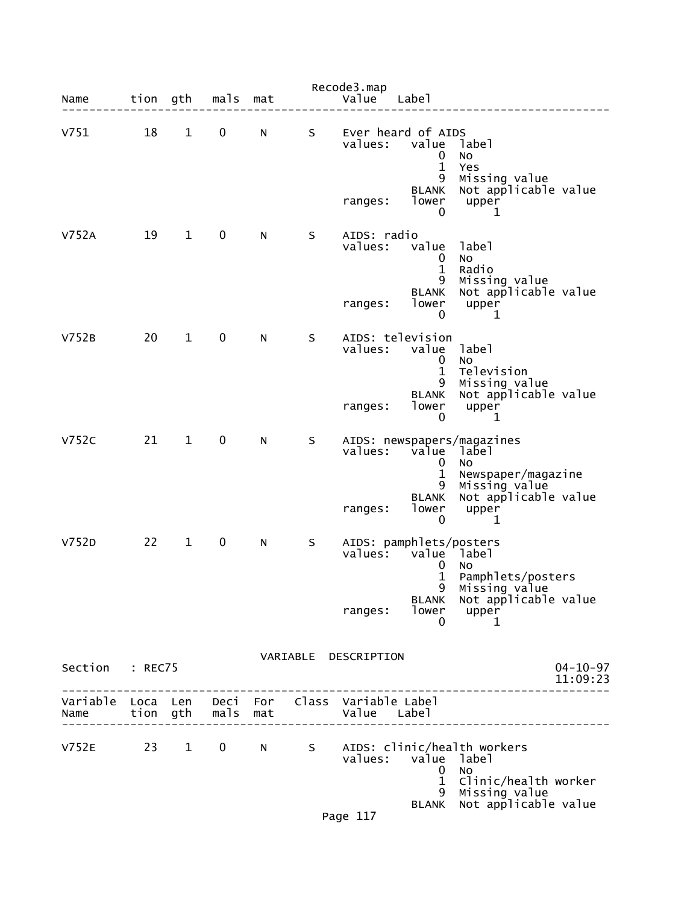Recode3.map

```
Name       tion  gth   mals  mat          Value   Label
--------------------------------------------------------------------------------

V751         18    1    0     N      S    Ever heard of AIDS
                                          values:   value  label
                                                        0  No
                                                        1  Yes
                                                        9  Missing value
                                                    BLANK  Not applicable value
                                          ranges:   lower   upper
                                                        0       1

V752A        19    1    0     N      S    AIDS: radio
                                          values:   value  label
                                                        0  No
                                                        1  Radio
                                                        9  Missing value
                                                    BLANK  Not applicable value
                                          ranges:   lower   upper
                                                        0       1

V752B        20    1    0     N      S    AIDS: television
                                          values:   value  label
                                                        0  No
                                                        1  Television
                                                        9  Missing value
                                                    BLANK  Not applicable value
                                          ranges:   lower   upper
                                                        0       1

V752C        21    1    0     N      S    AIDS: newspapers/magazines
                                          values:   value  label
                                                        0  No
                                                        1  Newspaper/magazine
                                                        9  Missing value
                                                    BLANK  Not applicable value
                                          ranges:   lower   upper
                                                        0       1

V752D        22    1    0     N      S    AIDS: pamphlets/posters
                                          values:   value  label
                                                        0  No
                                                        1  Pamphlets/posters
                                                        9  Missing value
                                                    BLANK  Not applicable value
                                          ranges:   lower   upper
                                                        0       1
```

VARIABLE DESCRIPTION

```
Section   : REC75                                                      04-10-97
                                                                       11:09:23
--------------------------------------------------------------------------------
Variable  Loca  Len   Deci  For   Class  Variable Label
Name      tion  gth   mals  mat          Value   Label
--------------------------------------------------------------------------------

V752E        23    1    0     N      S    AIDS: clinic/health workers
                                          values:   value  label
                                                        0  No
                                                        1  Clinic/health worker
                                                        9  Missing value
                                                    BLANK  Not applicable value
```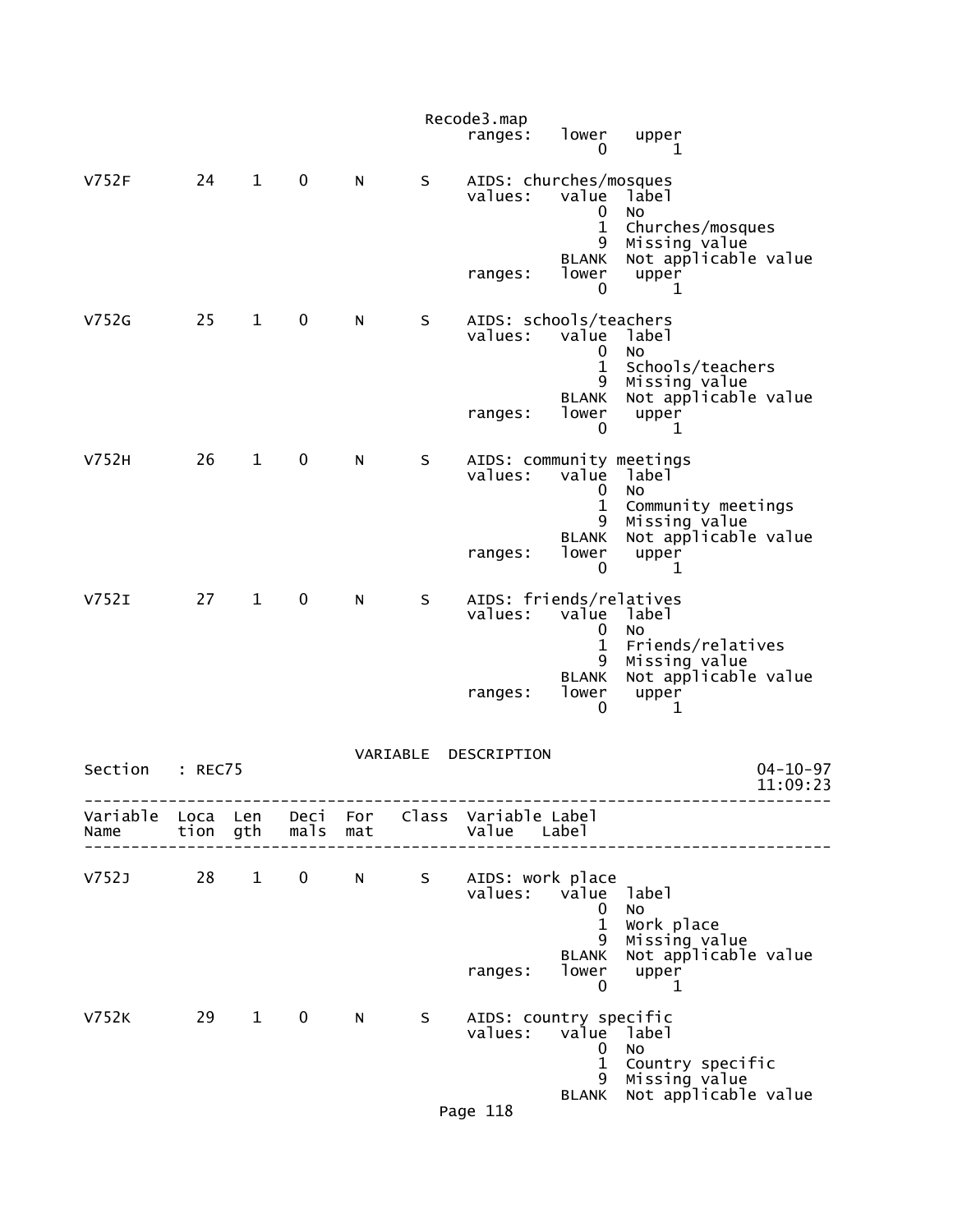```
                                              Recode3.map
                                                   ranges:   lower   upper
                                                                 0       1

V752F        24    1    0     N       S    AIDS: churches/mosques
                                           values:   value  label
                                                         0  No
                                                         1  Churches/mosques
                                                         9  Missing value
                                                     BLANK  Not applicable value
                                           ranges:   lower   upper
                                                         0       1

V752G        25    1    0     N       S    AIDS: schools/teachers
                                           values:   value  label
                                                         0  No
                                                         1  Schools/teachers
                                                         9  Missing value
                                                     BLANK  Not applicable value
                                           ranges:   lower   upper
                                                         0       1

V752H        26    1    0     N       S    AIDS: community meetings
                                           values:   value  label
                                                         0  No
                                                         1  Community meetings
                                                         9  Missing value
                                                     BLANK  Not applicable value
                                           ranges:   lower   upper
                                                         0       1

V752I        27    1    0     N       S    AIDS: friends/relatives
                                           values:   value  label
                                                         0  No
                                                         1  Friends/relatives
                                                         9  Missing value
                                                     BLANK  Not applicable value
                                           ranges:   lower   upper
                                                         0       1

                                     VARIABLE  DESCRIPTION
Section   : REC75                                                              04-10-97
                                                                               11:09:23
-----------------------------------------------------------------------------------------
Variable  Loca  Len   Deci  For   Class  Variable Label
Name      tion  gth   mals  mat          Value    Label
-----------------------------------------------------------------------------------------

V752J        28    1    0     N       S    AIDS: work place
                                           values:   value  label
                                                         0  No
                                                         1  Work place
                                                         9  Missing value
                                                     BLANK  Not applicable value
                                           ranges:   lower   upper
                                                         0       1

V752K        29    1    0     N       S    AIDS: country specific
                                           values:   value  label
                                                         0  No
                                                         1  Country specific
                                                         9  Missing value
                                                     BLANK  Not applicable value
```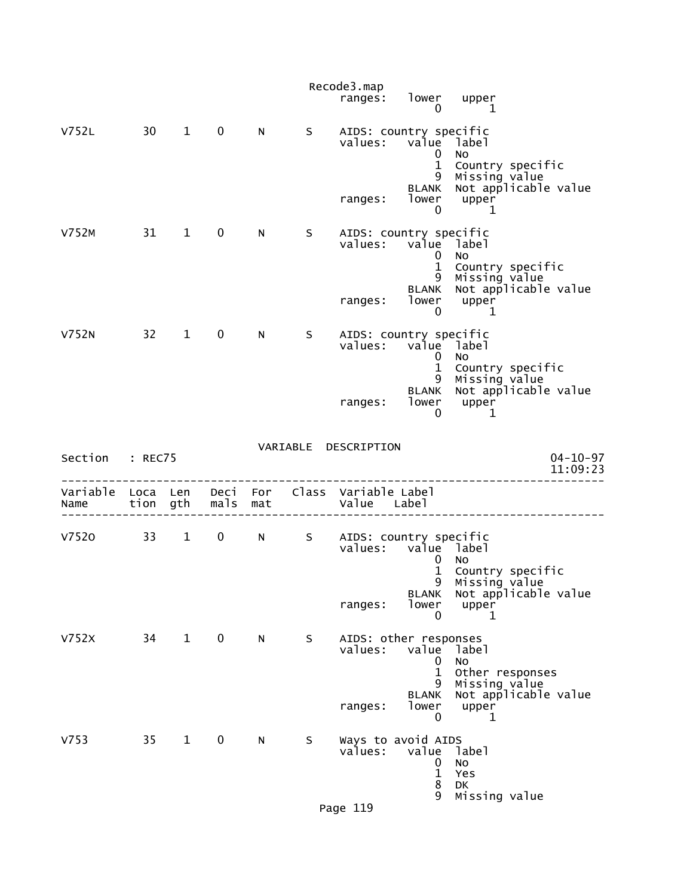```
                 ranges:   lower   upper
                               0       1

V752L       30    1    0     N     S    AIDS: country specific
                                        values:   value  label
                                                      0  No
                                                      1  Country specific
                                                      9  Missing value
                                                  BLANK  Not applicable value
                                        ranges:   lower   upper
                                                      0       1

V752M       31    1    0     N     S    AIDS: country specific
                                        values:   value  label
                                                      0  No
                                                      1  Country specific
                                                      9  Missing value
                                                  BLANK  Not applicable value
                                        ranges:   lower   upper
                                                      0       1

V752N       32    1    0     N     S    AIDS: country specific
                                        values:   value  label
                                                      0  No
                                                      1  Country specific
                                                      9  Missing value
                                                  BLANK  Not applicable value
                                        ranges:   lower   upper
                                                      0       1
```

VARIABLE DESCRIPTION

Section : REC75 04-10-97 11:09:23

```
-------------------------------------------------------------------------------
Variable  Loca  Len   Deci  For   Class  Variable Label
Name      tion  gth   mals  mat          Value    Label
-------------------------------------------------------------------------------

V752O       33    1    0     N     S    AIDS: country specific
                                        values:   value  label
                                                      0  No
                                                      1  Country specific
                                                      9  Missing value
                                                  BLANK  Not applicable value
                                        ranges:   lower   upper
                                                      0       1

V752X       34    1    0     N     S    AIDS: other responses
                                        values:   value  label
                                                      0  No
                                                      1  Other responses
                                                      9  Missing value
                                                  BLANK  Not applicable value
                                        ranges:   lower   upper
                                                      0       1

V753        35    1    0     N     S    Ways to avoid AIDS
                                        values:   value  label
                                                      0  No
                                                      1  Yes
                                                      8  DK
                                                      9  Missing value
```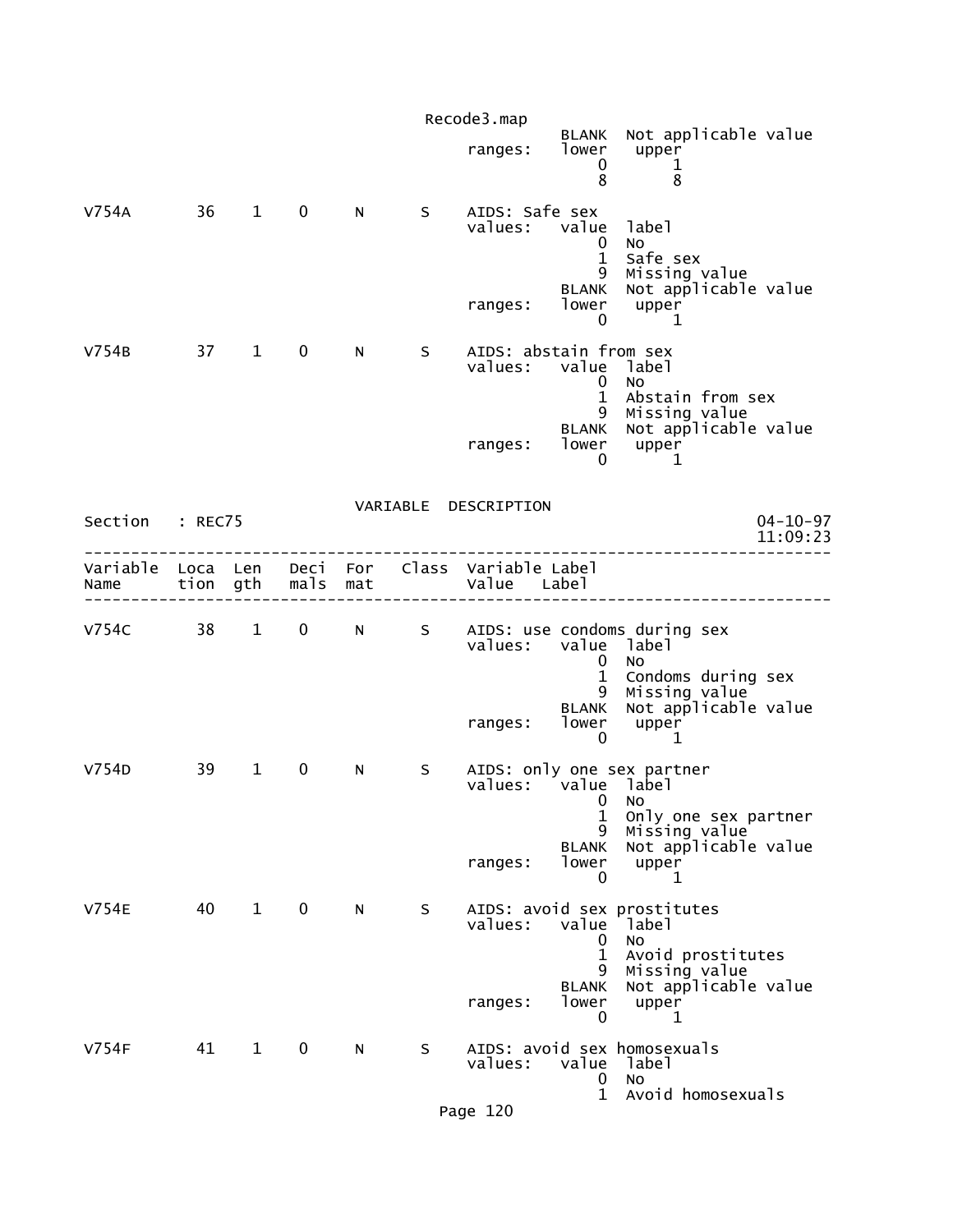```
                                              BLANK  Not applicable value
                                    ranges:   lower   upper
                                                0       1
                                                8       8

V754A       36   1   0    N     S    AIDS: Safe sex
                                     values:   value  label
                                                0     No
                                                1     Safe sex
                                                9     Missing value
                                              BLANK   Not applicable value
                                     ranges:   lower   upper
                                                0       1

V754B       37   1   0    N     S    AIDS: abstain from sex
                                     values:   value  label
                                                0     No
                                                1     Abstain from sex
                                                9     Missing value
                                              BLANK   Not applicable value
                                     ranges:   lower   upper
                                                0       1
```

VARIABLE DESCRIPTION

Section : REC75 — 04-10-97 11:09:23

```
--------------------------------------------------------------------------------
Variable  Loca  Len   Deci  For   Class  Variable Label
Name      tion  gth   mals  mat          Value   Label
--------------------------------------------------------------------------------

V754C       38   1   0    N     S    AIDS: use condoms during sex
                                     values:   value  label
                                                0     No
                                                1     Condoms during sex
                                                9     Missing value
                                              BLANK   Not applicable value
                                     ranges:   lower   upper
                                                0       1

V754D       39   1   0    N     S    AIDS: only one sex partner
                                     values:   value  label
                                                0     No
                                                1     Only one sex partner
                                                9     Missing value
                                              BLANK   Not applicable value
                                     ranges:   lower   upper
                                                0       1

V754E       40   1   0    N     S    AIDS: avoid sex prostitutes
                                     values:   value  label
                                                0     No
                                                1     Avoid prostitutes
                                                9     Missing value
                                              BLANK   Not applicable value
                                     ranges:   lower   upper
                                                0       1

V754F       41   1   0    N     S    AIDS: avoid sex homosexuals
                                     values:   value  label
                                                0     No
                                                1     Avoid homosexuals
```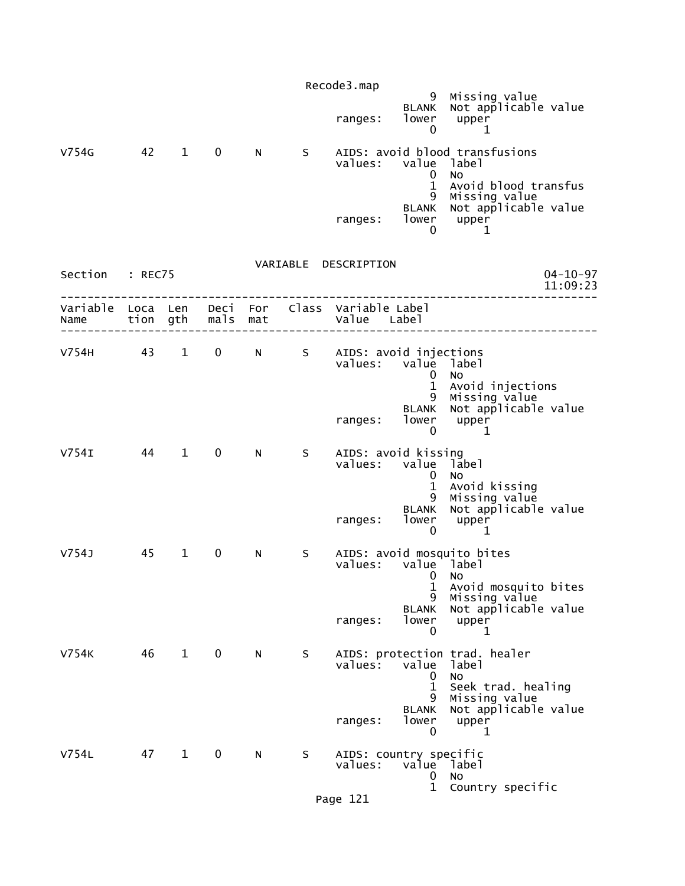```
                                                            9  Missing value
                                                        BLANK  Not applicable value
                                             ranges:    lower   upper
                                                            0       1

V754G        42    1    0     N      S    AIDS: avoid blood transfusions
                                          values:   value  label
                                                        0  No
                                                        1  Avoid blood transfus
                                                        9  Missing value
                                                    BLANK  Not applicable value
                                          ranges:   lower   upper
                                                        0       1


                              VARIABLE  DESCRIPTION
Section   : REC75                                                          04-10-97
                                                                           11:09:23
--------------------------------------------------------------------------------
Variable  Loca  Len   Deci  For   Class  Variable Label
Name      tion  gth   mals  mat          Value   Label
--------------------------------------------------------------------------------

V754H        43    1    0     N      S    AIDS: avoid injections
                                          values:   value  label
                                                        0  No
                                                        1  Avoid injections
                                                        9  Missing value
                                                    BLANK  Not applicable value
                                          ranges:   lower   upper
                                                        0       1

V754I        44    1    0     N      S    AIDS: avoid kissing
                                          values:   value  label
                                                        0  No
                                                        1  Avoid kissing
                                                        9  Missing value
                                                    BLANK  Not applicable value
                                          ranges:   lower   upper
                                                        0       1

V754J        45    1    0     N      S    AIDS: avoid mosquito bites
                                          values:   value  label
                                                        0  No
                                                        1  Avoid mosquito bites
                                                        9  Missing value
                                                    BLANK  Not applicable value
                                          ranges:   lower   upper
                                                        0       1

V754K        46    1    0     N      S    AIDS: protection trad. healer
                                          values:   value  label
                                                        0  No
                                                        1  Seek trad. healing
                                                        9  Missing value
                                                    BLANK  Not applicable value
                                          ranges:   lower   upper
                                                        0       1

V754L        47    1    0     N      S    AIDS: country specific
                                          values:   value  label
                                                        0  No
                                                        1  Country specific
```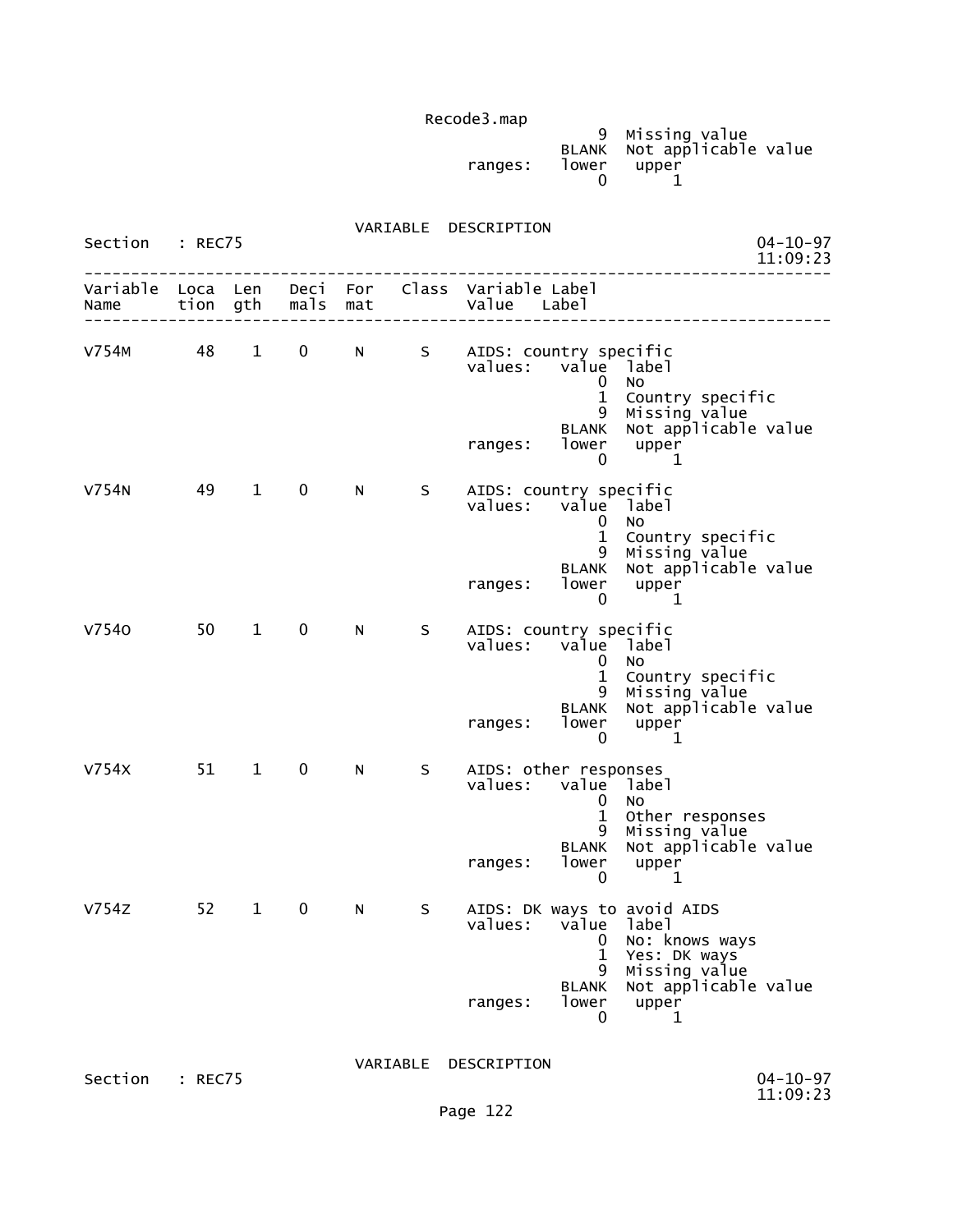```
                                              9  Missing value
                                          BLANK  Not applicable value
                               ranges:    lower   upper
                                              0       1
```

VARIABLE DESCRIPTION

Section : REC75

```
--------------------------------------------------------------------------------
Variable  Loca  Len   Deci  For   Class  Variable Label
Name      tion  gth   mals  mat          Value   Label
--------------------------------------------------------------------------------

V754M       48    1    0     N      S    AIDS: country specific
                                         values:   value  label
                                                       0  No
                                                       1  Country specific
                                                       9  Missing value
                                                   BLANK  Not applicable value
                                         ranges:   lower   upper
                                                       0       1

V754N       49    1    0     N      S    AIDS: country specific
                                         values:   value  label
                                                       0  No
                                                       1  Country specific
                                                       9  Missing value
                                                   BLANK  Not applicable value
                                         ranges:   lower   upper
                                                       0       1

V754O       50    1    0     N      S    AIDS: country specific
                                         values:   value  label
                                                       0  No
                                                       1  Country specific
                                                       9  Missing value
                                                   BLANK  Not applicable value
                                         ranges:   lower   upper
                                                       0       1

V754X       51    1    0     N      S    AIDS: other responses
                                         values:   value  label
                                                       0  No
                                                       1  Other responses
                                                       9  Missing value
                                                   BLANK  Not applicable value
                                         ranges:   lower   upper
                                                       0       1

V754Z       52    1    0     N      S    AIDS: DK ways to avoid AIDS
                                         values:   value  label
                                                       0  No: knows ways
                                                       1  Yes: DK ways
                                                       9  Missing value
                                                   BLANK  Not applicable value
                                         ranges:   lower   upper
                                                       0       1
```

VARIABLE DESCRIPTION

Section : REC75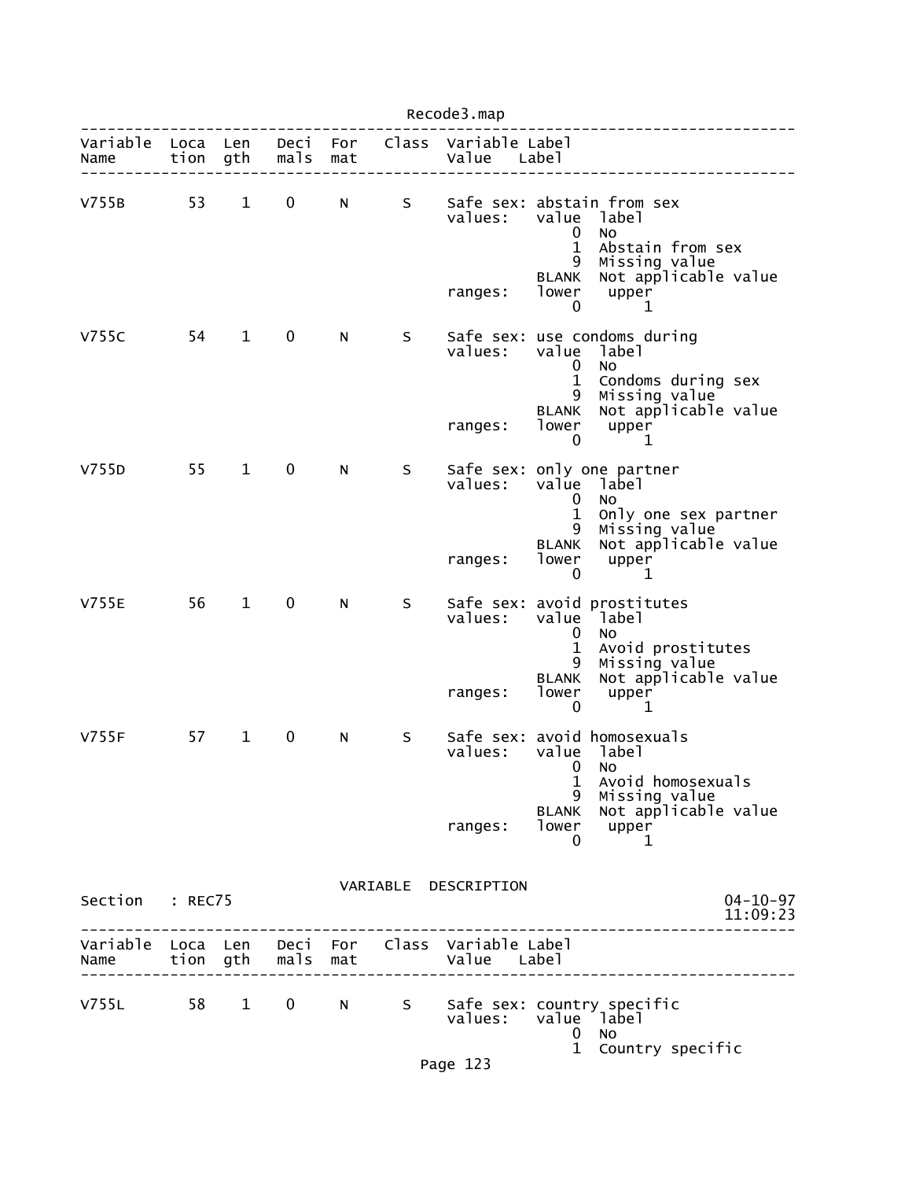| Variable Name | Location | Length | Decimals | Format | Class | Variable Label / Value Label |
|---|---|---|---|---|---|---|
| V755B | 53 | 1 | 0 | N | S | Safe sex: abstain from sex |

```
values:   value  label
              0  No
              1  Abstain from sex
              9  Missing value
          BLANK  Not applicable value
ranges:   lower   upper
              0       1
```

| Variable Name | Location | Length | Decimals | Format | Class | Variable Label / Value Label |
|---|---|---|---|---|---|---|
| V755C | 54 | 1 | 0 | N | S | Safe sex: use condoms during |

```
values:   value  label
              0  No
              1  Condoms during sex
              9  Missing value
          BLANK  Not applicable value
ranges:   lower   upper
              0       1
```

| Variable Name | Location | Length | Decimals | Format | Class | Variable Label / Value Label |
|---|---|---|---|---|---|---|
| V755D | 55 | 1 | 0 | N | S | Safe sex: only one partner |

```
values:   value  label
              0  No
              1  Only one sex partner
              9  Missing value
          BLANK  Not applicable value
ranges:   lower   upper
              0       1
```

| Variable Name | Location | Length | Decimals | Format | Class | Variable Label / Value Label |
|---|---|---|---|---|---|---|
| V755E | 56 | 1 | 0 | N | S | Safe sex: avoid prostitutes |

```
values:   value  label
              0  No
              1  Avoid prostitutes
              9  Missing value
          BLANK  Not applicable value
ranges:   lower   upper
              0       1
```

| Variable Name | Location | Length | Decimals | Format | Class | Variable Label / Value Label |
|---|---|---|---|---|---|---|
| V755F | 57 | 1 | 0 | N | S | Safe sex: avoid homosexuals |

```
values:   value  label
              0  No
              1  Avoid homosexuals
              9  Missing value
          BLANK  Not applicable value
ranges:   lower   upper
              0       1
```

## VARIABLE DESCRIPTION

Section : REC75 — 04-10-97 11:09:23

| Variable Name | Location | Length | Decimals | Format | Class | Variable Label / Value Label |
|---|---|---|---|---|---|---|
| V755L | 58 | 1 | 0 | N | S | Safe sex: country specific |

```
values:   value  label
              0  No
              1  Country specific
```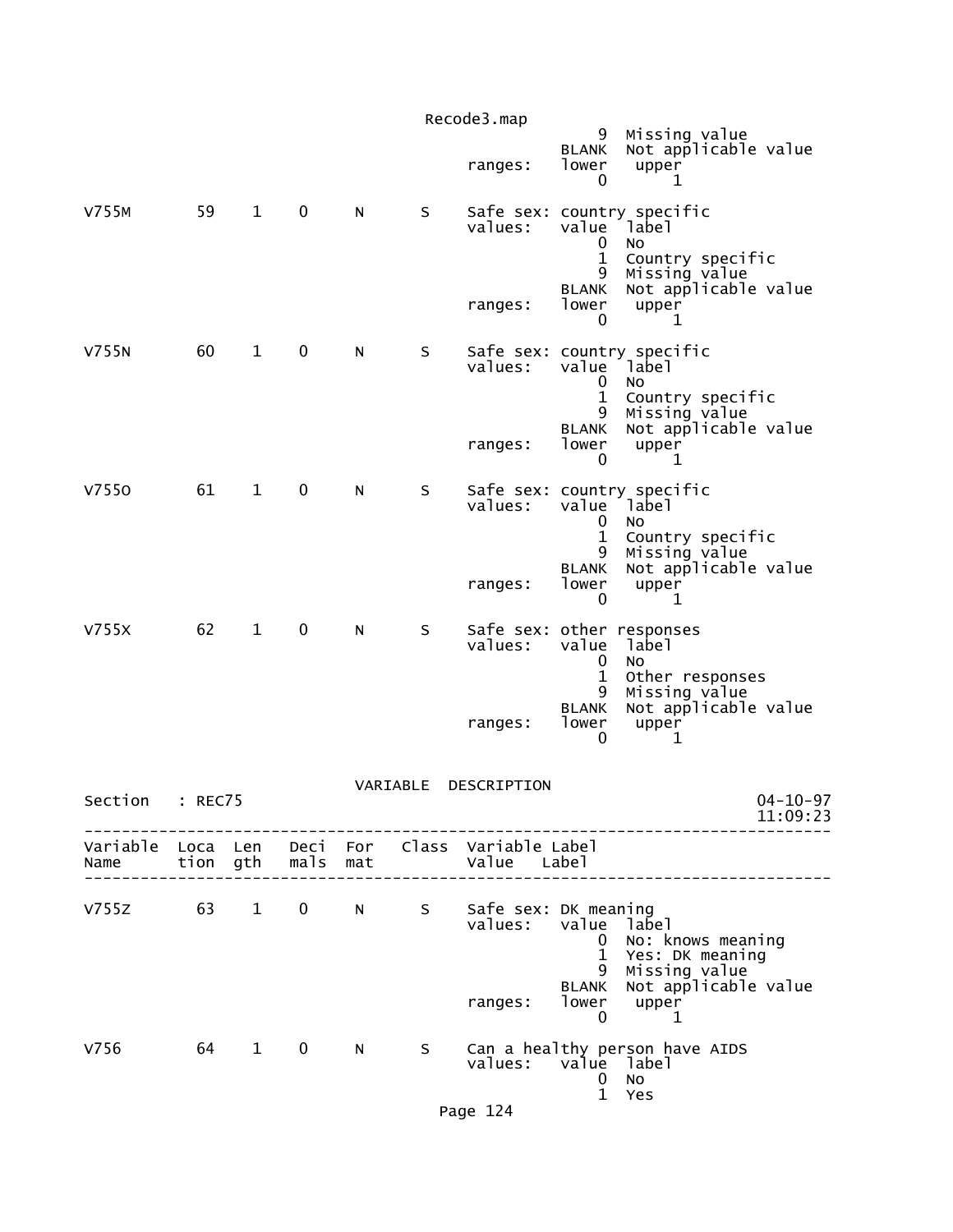```
                                                       9  Missing value
                                                   BLANK  Not applicable value
                                         ranges:   lower   upper
                                                       0       1

V755M        59    1    0     N      S    Safe sex: country specific
                                         values:   value  label
                                                       0  No
                                                       1  Country specific
                                                       9  Missing value
                                                   BLANK  Not applicable value
                                         ranges:   lower   upper
                                                       0       1

V755N        60    1    0     N      S    Safe sex: country specific
                                         values:   value  label
                                                       0  No
                                                       1  Country specific
                                                       9  Missing value
                                                   BLANK  Not applicable value
                                         ranges:   lower   upper
                                                       0       1

V755O        61    1    0     N      S    Safe sex: country specific
                                         values:   value  label
                                                       0  No
                                                       1  Country specific
                                                       9  Missing value
                                                   BLANK  Not applicable value
                                         ranges:   lower   upper
                                                       0       1

V755X        62    1    0     N      S    Safe sex: other responses
                                         values:   value  label
                                                       0  No
                                                       1  Other responses
                                                       9  Missing value
                                                   BLANK  Not applicable value
                                         ranges:   lower   upper
                                                       0       1


                                  VARIABLE  DESCRIPTION
Section   : REC75                                                          04-10-97
                                                                           11:09:23
-------------------------------------------------------------------------------------
Variable  Loca  Len   Deci  For   Class  Variable Label
Name      tion  gth   mals  mat          Value   Label
-------------------------------------------------------------------------------------

V755Z        63    1    0     N      S    Safe sex: DK meaning
                                         values:   value  label
                                                       0  No: knows meaning
                                                       1  Yes: DK meaning
                                                       9  Missing value
                                                   BLANK  Not applicable value
                                         ranges:   lower   upper
                                                       0       1

V756         64    1    0     N      S    Can a healthy person have AIDS
                                         values:   value  label
                                                       0  No
                                                       1  Yes
```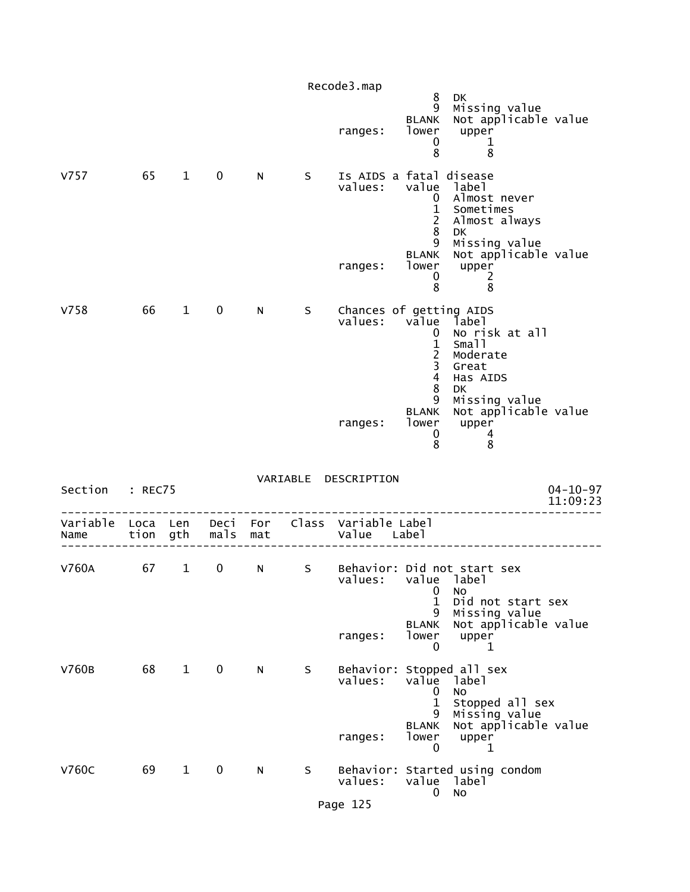```
                                                       8   DK
                                                       9   Missing value
                                                   BLANK   Not applicable value
                                       ranges:     lower    upper
                                                       0        1
                                                       8        8

V757         65    1    0     N      S    Is AIDS a fatal disease
                                          values:    value  label
                                                       0   Almost never
                                                       1   Sometimes
                                                       2   Almost always
                                                       8   DK
                                                       9   Missing value
                                                   BLANK   Not applicable value
                                       ranges:     lower    upper
                                                       0        2
                                                       8        8

V758         66    1    0     N      S    Chances of getting AIDS
                                          values:    value  label
                                                       0   No risk at all
                                                       1   Small
                                                       2   Moderate
                                                       3   Great
                                                       4   Has AIDS
                                                       8   DK
                                                       9   Missing value
                                                   BLANK   Not applicable value
                                       ranges:     lower    upper
                                                       0        4
                                                       8        8
```

VARIABLE DESCRIPTION

Section : REC75 04-10-97 11:09:23

```
---------------------------------------------------------------------------------
Variable  Loca  Len   Deci  For   Class  Variable Label
Name      tion  gth   mals  mat          Value     Label
---------------------------------------------------------------------------------

V760A        67    1    0     N      S    Behavior: Did not start sex
                                          values:    value  label
                                                       0   No
                                                       1   Did not start sex
                                                       9   Missing value
                                                   BLANK   Not applicable value
                                       ranges:     lower    upper
                                                       0        1

V760B        68    1    0     N      S    Behavior: Stopped all sex
                                          values:    value  label
                                                       0   No
                                                       1   Stopped all sex
                                                       9   Missing value
                                                   BLANK   Not applicable value
                                       ranges:     lower    upper
                                                       0        1

V760C        69    1    0     N      S    Behavior: Started using condom
                                          values:    value  label
                                                       0   No
```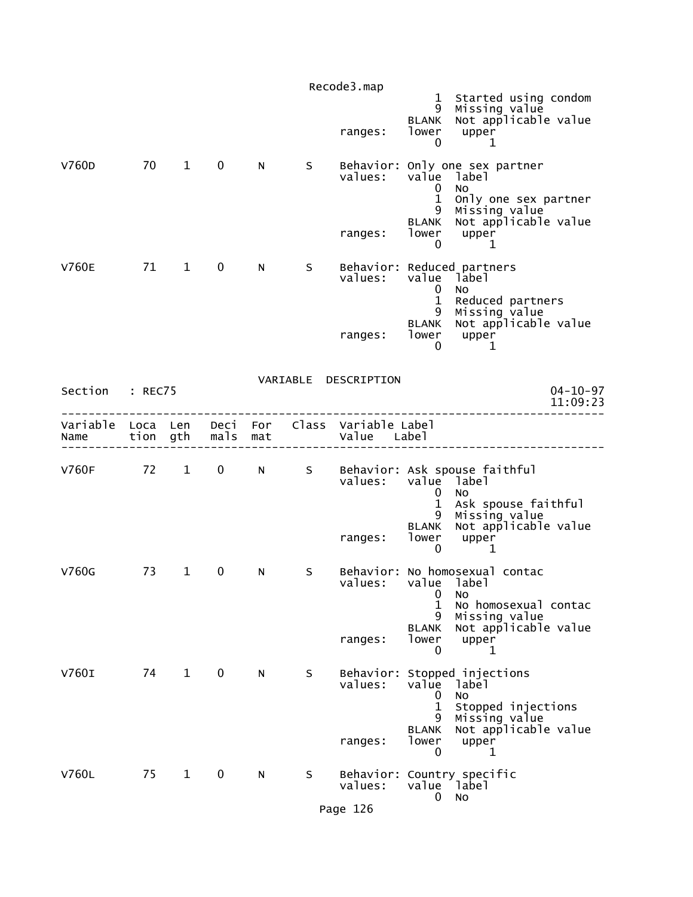```
                                                        1  Started using condom
                                                        9  Missing value
                                                    BLANK  Not applicable value
                                           ranges:  lower   upper
                                                        0       1

V760D        70    1    0     N      S    Behavior: Only one sex partner
                                           values:   value  label
                                                        0  No
                                                        1  Only one sex partner
                                                        9  Missing value
                                                    BLANK  Not applicable value
                                           ranges:  lower   upper
                                                        0       1

V760E        71    1    0     N      S    Behavior: Reduced partners
                                           values:   value  label
                                                        0  No
                                                        1  Reduced partners
                                                        9  Missing value
                                                    BLANK  Not applicable value
                                           ranges:  lower   upper
                                                        0       1
```

VARIABLE DESCRIPTION

```
Section   : REC75                                                        04-10-97
                                                                         11:09:23
---------------------------------------------------------------------------------
Variable  Loca  Len   Deci  For   Class  Variable Label
Name      tion  gth   mals  mat          Value    Label
---------------------------------------------------------------------------------

V760F        72    1    0     N      S    Behavior: Ask spouse faithful
                                           values:   value  label
                                                        0  No
                                                        1  Ask spouse faithful
                                                        9  Missing value
                                                    BLANK  Not applicable value
                                           ranges:  lower   upper
                                                        0       1

V760G        73    1    0     N      S    Behavior: No homosexual contac
                                           values:   value  label
                                                        0  No
                                                        1  No homosexual contac
                                                        9  Missing value
                                                    BLANK  Not applicable value
                                           ranges:  lower   upper
                                                        0       1

V760I        74    1    0     N      S    Behavior: Stopped injections
                                           values:   value  label
                                                        0  No
                                                        1  Stopped injections
                                                        9  Missing value
                                                    BLANK  Not applicable value
                                           ranges:  lower   upper
                                                        0       1

V760L        75    1    0     N      S    Behavior: Country specific
                                           values:   value  label
                                                        0  No
```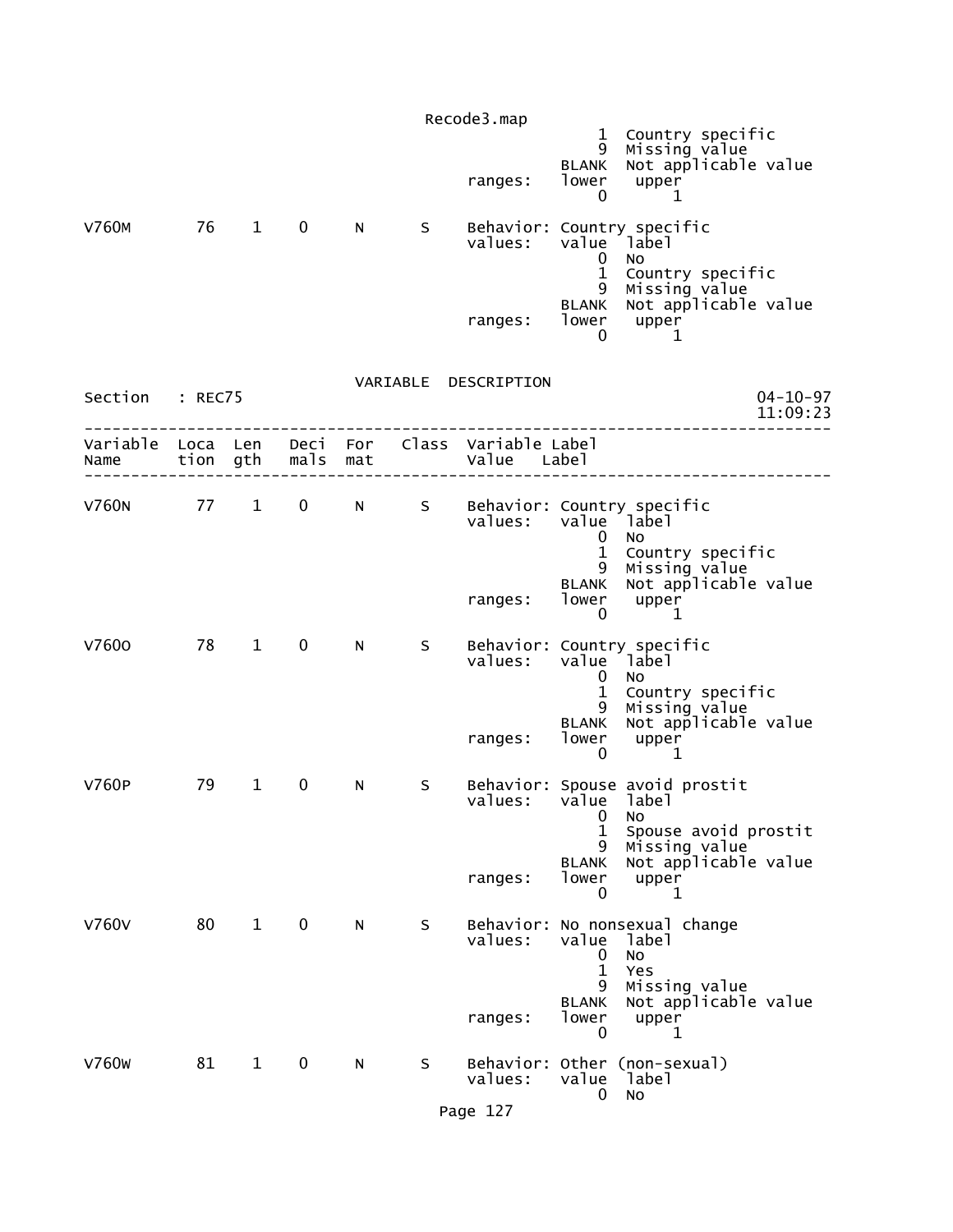```
                                                  1  Country specific
                                                  9  Missing value
                                              BLANK  Not applicable value
                                   ranges:    lower   upper
                                                  0       1

V760M       76   1    0    N      S    Behavior: Country specific
                                   values:    value  label
                                                  0  No
                                                  1  Country specific
                                                  9  Missing value
                                              BLANK  Not applicable value
                                   ranges:    lower   upper
                                                  0       1
```

VARIABLE DESCRIPTION

```
Section   : REC75                                                    04-10-97
                                                                     11:09:23
------------------------------------------------------------------------------
Variable  Loca  Len   Deci  For   Class  Variable Label
Name      tion  gth   mals  mat          Value    Label
------------------------------------------------------------------------------

V760N       77   1    0    N      S    Behavior: Country specific
                                   values:    value  label
                                                  0  No
                                                  1  Country specific
                                                  9  Missing value
                                              BLANK  Not applicable value
                                   ranges:    lower   upper
                                                  0       1

V760O       78   1    0    N      S    Behavior: Country specific
                                   values:    value  label
                                                  0  No
                                                  1  Country specific
                                                  9  Missing value
                                              BLANK  Not applicable value
                                   ranges:    lower   upper
                                                  0       1

V760P       79   1    0    N      S    Behavior: Spouse avoid prostit
                                   values:    value  label
                                                  0  No
                                                  1  Spouse avoid prostit
                                                  9  Missing value
                                              BLANK  Not applicable value
                                   ranges:    lower   upper
                                                  0       1

V760V       80   1    0    N      S    Behavior: No nonsexual change
                                   values:    value  label
                                                  0  No
                                                  1  Yes
                                                  9  Missing value
                                              BLANK  Not applicable value
                                   ranges:    lower   upper
                                                  0       1

V760W       81   1    0    N      S    Behavior: Other (non-sexual)
                                   values:    value  label
                                                  0  No
```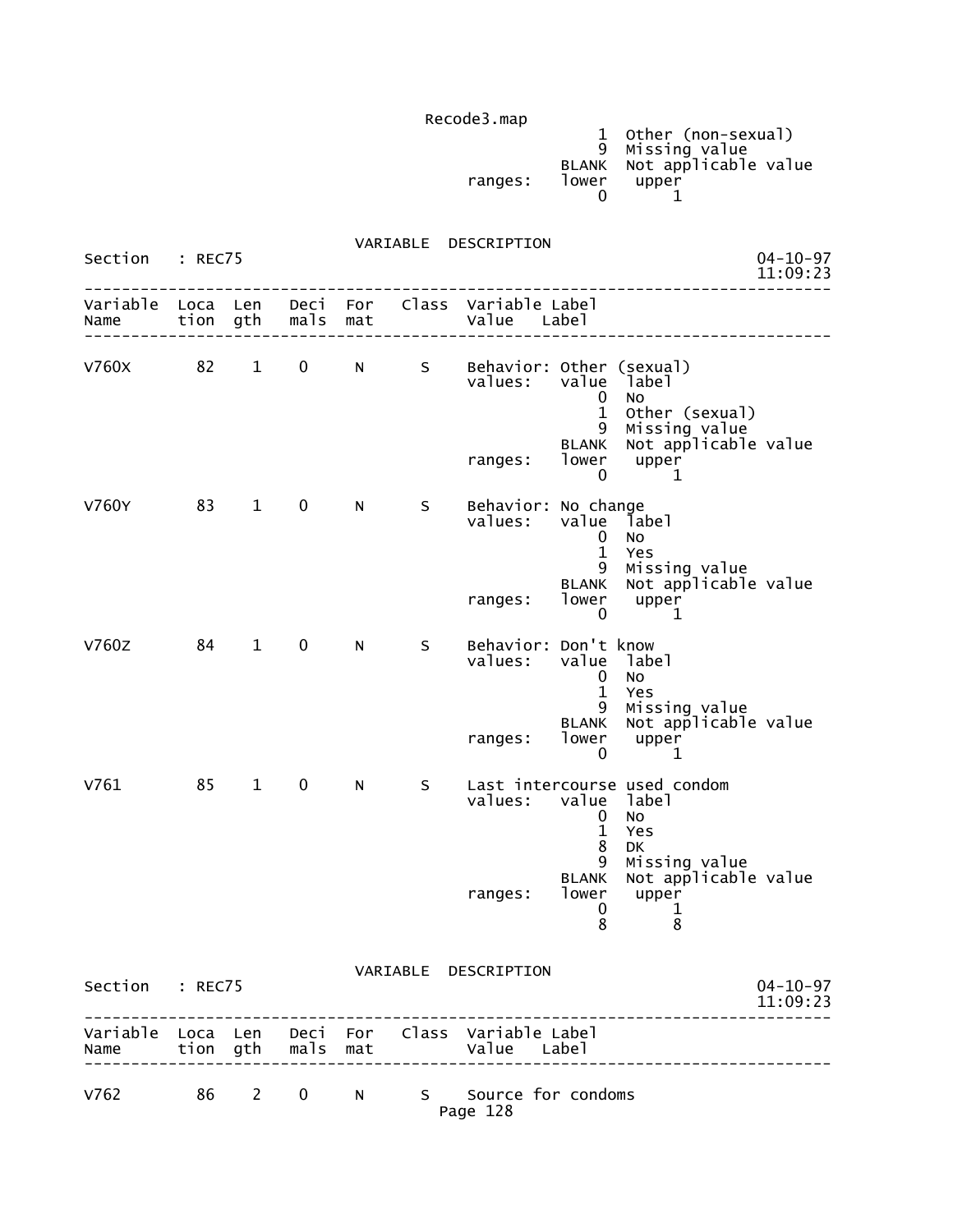```
                                                  1  Other (non-sexual)
                                                  9  Missing value
                                              BLANK  Not applicable value
                                    ranges:   lower   upper
                                                  0       1
```

VARIABLE DESCRIPTION

```
Section   : REC75                                                        04-10-97
                                                                         11:09:23
---------------------------------------------------------------------------------
Variable  Loca  Len   Deci  For   Class  Variable Label
Name      tion  gth   mals  mat          Value    Label
---------------------------------------------------------------------------------

V760X       82    1    0     N      S    Behavior: Other (sexual)
                                         values:   value  label
                                                      0   No
                                                      1   Other (sexual)
                                                      9   Missing value
                                                  BLANK   Not applicable value
                                         ranges:   lower   upper
                                                      0       1

V760Y       83    1    0     N      S    Behavior: No change
                                         values:   value  label
                                                      0   No
                                                      1   Yes
                                                      9   Missing value
                                                  BLANK   Not applicable value
                                         ranges:   lower   upper
                                                      0       1

V760Z       84    1    0     N      S    Behavior: Don't know
                                         values:   value  label
                                                      0   No
                                                      1   Yes
                                                      9   Missing value
                                                  BLANK   Not applicable value
                                         ranges:   lower   upper
                                                      0       1

V761        85    1    0     N      S    Last intercourse used condom
                                         values:   value  label
                                                      0   No
                                                      1   Yes
                                                      8   DK
                                                      9   Missing value
                                                  BLANK   Not applicable value
                                         ranges:   lower   upper
                                                      0       1
                                                      8       8
```

VARIABLE DESCRIPTION

```
Section   : REC75                                                        04-10-97
                                                                         11:09:23
---------------------------------------------------------------------------------
Variable  Loca  Len   Deci  For   Class  Variable Label
Name      tion  gth   mals  mat          Value    Label
---------------------------------------------------------------------------------

V762        86    2    0     N      S    Source for condoms
```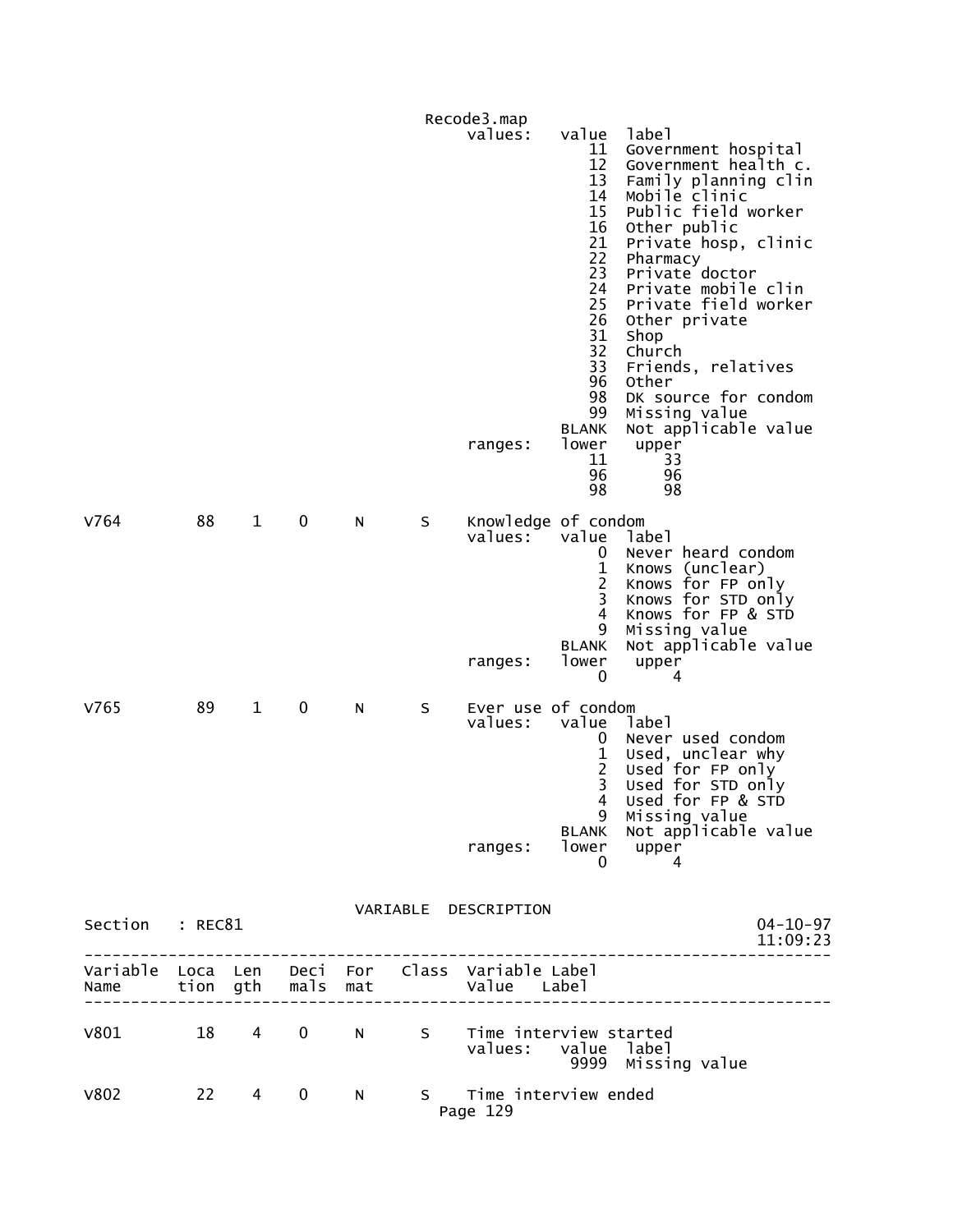```
                                            Recode3.map
                                                values:   value  label
                                                             11  Government hospital
                                                             12  Government health c.
                                                             13  Family planning clin
                                                             14  Mobile clinic
                                                             15  Public field worker
                                                             16  Other public
                                                             21  Private hosp, clinic
                                                             22  Pharmacy
                                                             23  Private doctor
                                                             24  Private mobile clin
                                                             25  Private field worker
                                                             26  Other private
                                                             31  Shop
                                                             32  Church
                                                             33  Friends, relatives
                                                             96  Other
                                                             98  DK source for condom
                                                             99  Missing value
                                                          BLANK  Not applicable value
                                                ranges:   lower   upper
                                                             11      33
                                                             96      96
                                                             98      98

V764         88    1    0     N      S    Knowledge of condom
                                                values:   value  label
                                                              0  Never heard condom
                                                              1  Knows (unclear)
                                                              2  Knows for FP only
                                                              3  Knows for STD only
                                                              4  Knows for FP & STD
                                                              9  Missing value
                                                          BLANK  Not applicable value
                                                ranges:   lower   upper
                                                              0       4

V765         89    1    0     N      S    Ever use of condom
                                                values:   value  label
                                                              0  Never used condom
                                                              1  Used, unclear why
                                                              2  Used for FP only
                                                              3  Used for STD only
                                                              4  Used for FP & STD
                                                              9  Missing value
                                                          BLANK  Not applicable value
                                                ranges:   lower   upper
                                                              0       4


                                  VARIABLE  DESCRIPTION
Section    : REC81                                                          04-10-97
                                                                            11:09:23
------------------------------------------------------------------------------------
Variable  Loca  Len   Deci  For    Class  Variable Label
Name      tion  gth   mals  mat           Value   Label
------------------------------------------------------------------------------------

V801         18    4    0     N      S    Time interview started
                                                values:   value  label
                                                           9999  Missing value

V802         22    4    0     N      S    Time interview ended
```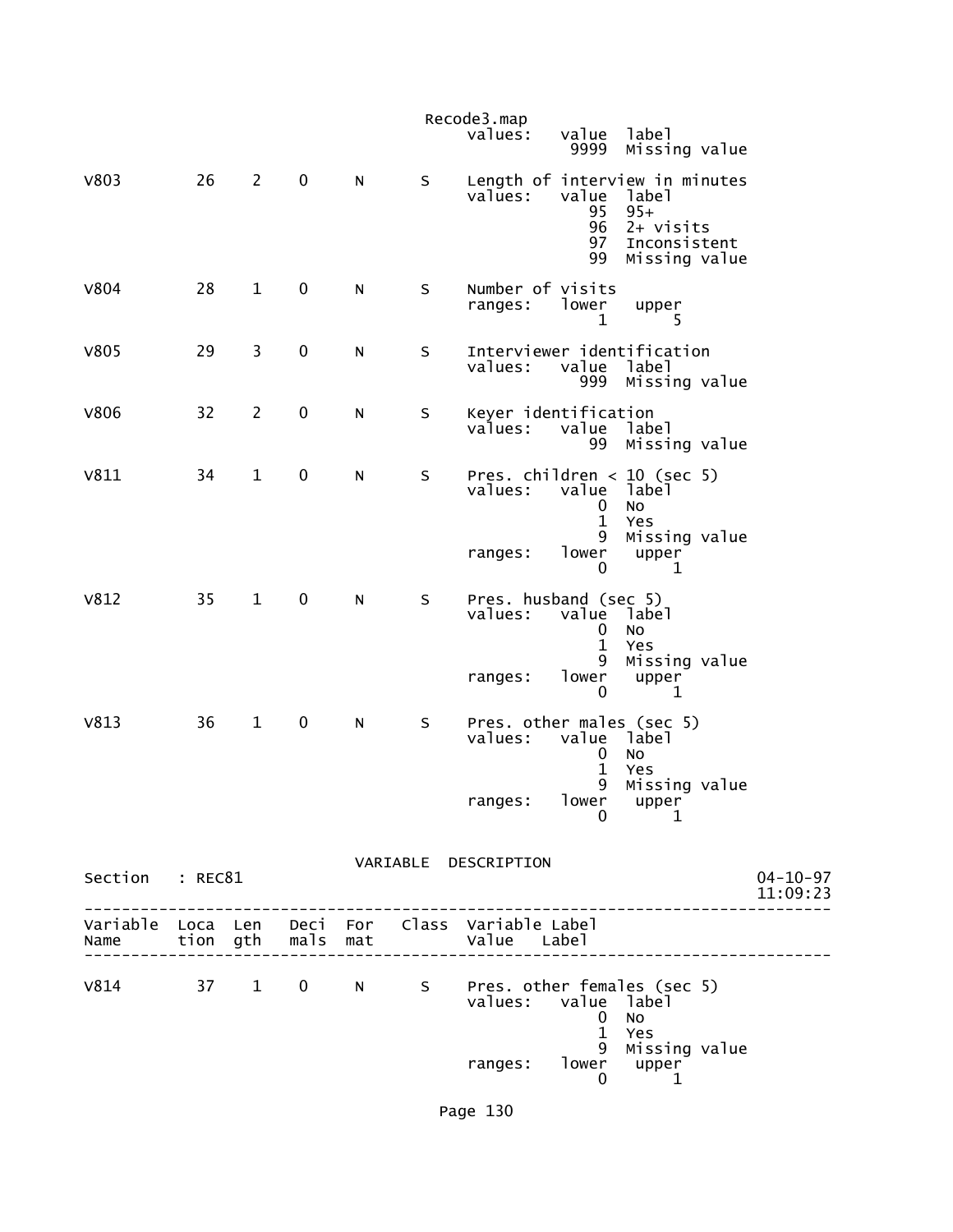```
                                              values:   value  label
                                                         9999  Missing value

V803        26    2    0     N      S     Length of interview in minutes
                                          values:   value  label
                                                       95  95+
                                                       96  2+ visits
                                                       97  Inconsistent
                                                       99  Missing value

V804        28    1    0     N      S     Number of visits
                                          ranges:   lower   upper
                                                        1       5

V805        29    3    0     N      S     Interviewer identification
                                          values:   value  label
                                                      999  Missing value

V806        32    2    0     N      S     Keyer identification
                                          values:   value  label
                                                       99  Missing value

V811        34    1    0     N      S     Pres. children < 10 (sec 5)
                                          values:   value  label
                                                        0  No
                                                        1  Yes
                                                        9  Missing value
                                          ranges:   lower   upper
                                                        0       1

V812        35    1    0     N      S     Pres. husband (sec 5)
                                          values:   value  label
                                                        0  No
                                                        1  Yes
                                                        9  Missing value
                                          ranges:   lower   upper
                                                        0       1

V813        36    1    0     N      S     Pres. other males (sec 5)
                                          values:   value  label
                                                        0  No
                                                        1  Yes
                                                        9  Missing value
                                          ranges:   lower   upper
                                                        0       1
```

VARIABLE DESCRIPTION

```
Section   : REC81                                                      04-10-97
                                                                       11:09:23
--------------------------------------------------------------------------------
Variable  Loca  Len   Deci  For   Class  Variable Label
Name      tion  gth   mals  mat          Value   Label
--------------------------------------------------------------------------------

V814        37    1    0     N      S     Pres. other females (sec 5)
                                          values:   value  label
                                                        0  No
                                                        1  Yes
                                                        9  Missing value
                                          ranges:   lower   upper
                                                        0       1
```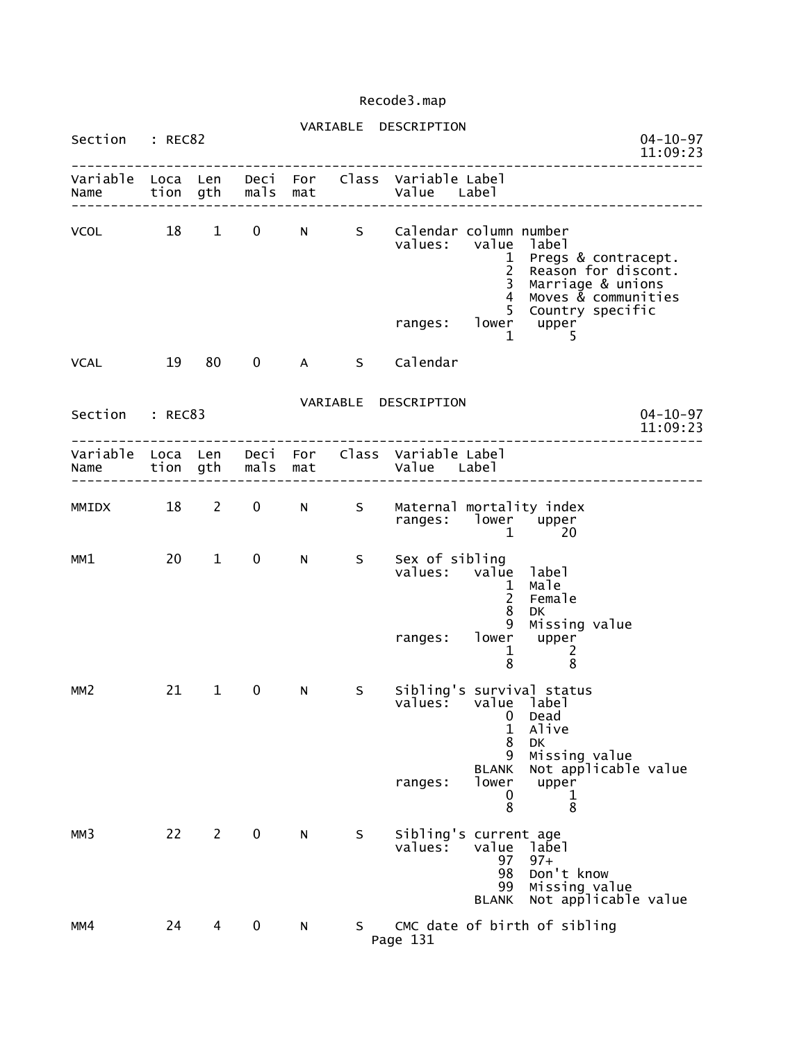Recode3.map

VARIABLE DESCRIPTION

Section : REC82 04-10-97 11:09:23

```
--------------------------------------------------------------------------------
Variable  Loca  Len   Deci  For   Class  Variable Label
Name      tion  gth   mals  mat          Value    Label
--------------------------------------------------------------------------------

VCOL        18    1    0     N      S    Calendar column number
                                         values:   value  label
                                                       1  Pregs & contracept.
                                                       2  Reason for discont.
                                                       3  Marriage & unions
                                                       4  Moves & communities
                                                       5  Country specific
                                         ranges:   lower   upper
                                                       1       5

VCAL        19   80    0     A      S    Calendar
```

VARIABLE DESCRIPTION

Section : REC83 04-10-97 11:09:23

```
--------------------------------------------------------------------------------
Variable  Loca  Len   Deci  For   Class  Variable Label
Name      tion  gth   mals  mat          Value    Label
--------------------------------------------------------------------------------

MMIDX       18    2    0     N      S    Maternal mortality index
                                         ranges:   lower   upper
                                                       1      20

MM1         20    1    0     N      S    Sex of sibling
                                         values:   value  label
                                                       1  Male
                                                       2  Female
                                                       8  DK
                                                       9  Missing value
                                         ranges:   lower   upper
                                                       1       2
                                                       8       8

MM2         21    1    0     N      S    Sibling's survival status
                                         values:   value  label
                                                       0  Dead
                                                       1  Alive
                                                       8  DK
                                                       9  Missing value
                                                   BLANK  Not applicable value
                                         ranges:   lower   upper
                                                       0       1
                                                       8       8

MM3         22    2    0     N      S    Sibling's current age
                                         values:   value  label
                                                      97  97+
                                                      98  Don't know
                                                      99  Missing value
                                                   BLANK  Not applicable value

MM4         24    4    0     N      S    CMC date of birth of sibling
```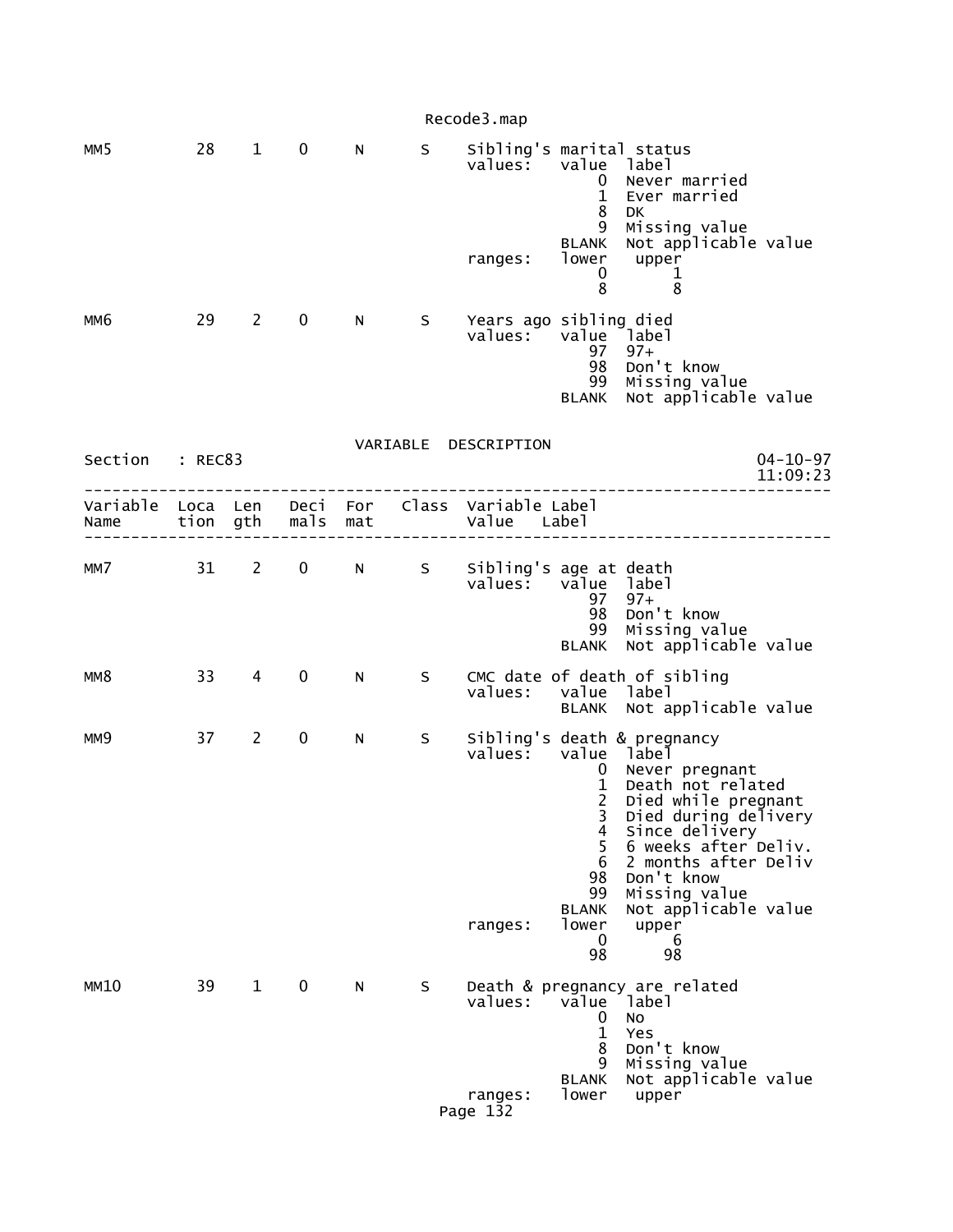```
MM5          28    1    0     N      S    Sibling's marital status
                                          values:    value  label
                                                         0  Never married
                                                         1  Ever married
                                                         8  DK
                                                         9  Missing value
                                                     BLANK  Not applicable value
                                          ranges:    lower   upper
                                                         0       1
                                                         8       8

MM6          29    2    0     N      S    Years ago sibling died
                                          values:    value  label
                                                        97  97+
                                                        98  Don't know
                                                        99  Missing value
                                                     BLANK  Not applicable value
```

VARIABLE DESCRIPTION

```
Section   : REC83                                                              04-10-97
                                                                               11:09:23
---------------------------------------------------------------------------------------
Variable  Loca  Len   Deci  For   Class  Variable Label
Name      tion  gth   mals  mat          Value    Label
---------------------------------------------------------------------------------------

MM7          31    2    0     N      S    Sibling's age at death
                                          values:    value  label
                                                        97  97+
                                                        98  Don't know
                                                        99  Missing value
                                                     BLANK  Not applicable value

MM8          33    4    0     N      S    CMC date of death of sibling
                                          values:    value  label
                                                     BLANK  Not applicable value

MM9          37    2    0     N      S    Sibling's death & pregnancy
                                          values:    value  label
                                                         0  Never pregnant
                                                         1  Death not related
                                                         2  Died while pregnant
                                                         3  Died during delivery
                                                         4  Since delivery
                                                         5  6 weeks after Deliv.
                                                         6  2 months after Deliv
                                                        98  Don't know
                                                        99  Missing value
                                                     BLANK  Not applicable value
                                          ranges:    lower   upper
                                                         0       6
                                                        98      98

MM10         39    1    0     N      S    Death & pregnancy are related
                                          values:    value  label
                                                         0  No
                                                         1  Yes
                                                         8  Don't know
                                                         9  Missing value
                                                     BLANK  Not applicable value
                                          ranges:    lower   upper
```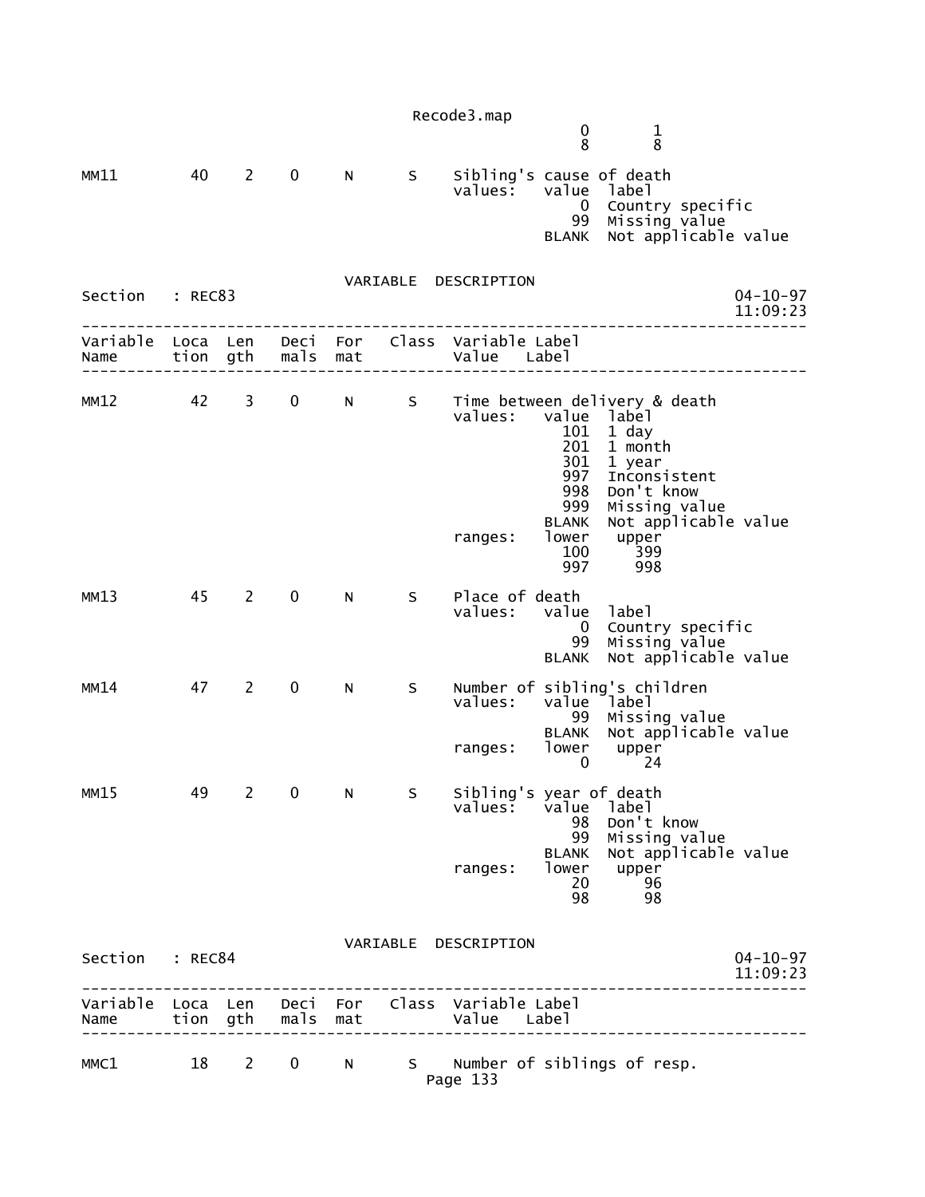```
                                                  0        1
                                                  8        8

MM11        40    2    0     N      S    Sibling's cause of death
                                         values:   value  label
                                                       0  Country specific
                                                      99  Missing value
                                                   BLANK  Not applicable value
```

VARIABLE DESCRIPTION

```
Section   : REC83                                                        04-10-97
                                                                         11:09:23
----------------------------------------------------------------------------------
Variable  Loca  Len   Deci  For   Class  Variable Label
Name      tion  gth   mals  mat          Value   Label
----------------------------------------------------------------------------------

MM12        42    3    0     N      S    Time between delivery & death
                                         values:   value  label
                                                     101  1 day
                                                     201  1 month
                                                     301  1 year
                                                     997  Inconsistent
                                                     998  Don't know
                                                     999  Missing value
                                                   BLANK  Not applicable value
                                         ranges:   lower   upper
                                                     100     399
                                                     997     998

MM13        45    2    0     N      S    Place of death
                                         values:   value  label
                                                       0  Country specific
                                                      99  Missing value
                                                   BLANK  Not applicable value

MM14        47    2    0     N      S    Number of sibling's children
                                         values:   value  label
                                                      99  Missing value
                                                   BLANK  Not applicable value
                                         ranges:   lower   upper
                                                       0      24

MM15        49    2    0     N      S    Sibling's year of death
                                         values:   value  label
                                                      98  Don't know
                                                      99  Missing value
                                                   BLANK  Not applicable value
                                         ranges:   lower   upper
                                                      20      96
                                                      98      98
```

VARIABLE DESCRIPTION

```
Section   : REC84                                                        04-10-97
                                                                         11:09:23
----------------------------------------------------------------------------------
Variable  Loca  Len   Deci  For   Class  Variable Label
Name      tion  gth   mals  mat          Value   Label
----------------------------------------------------------------------------------

MMC1        18    2    0     N      S    Number of siblings of resp.
```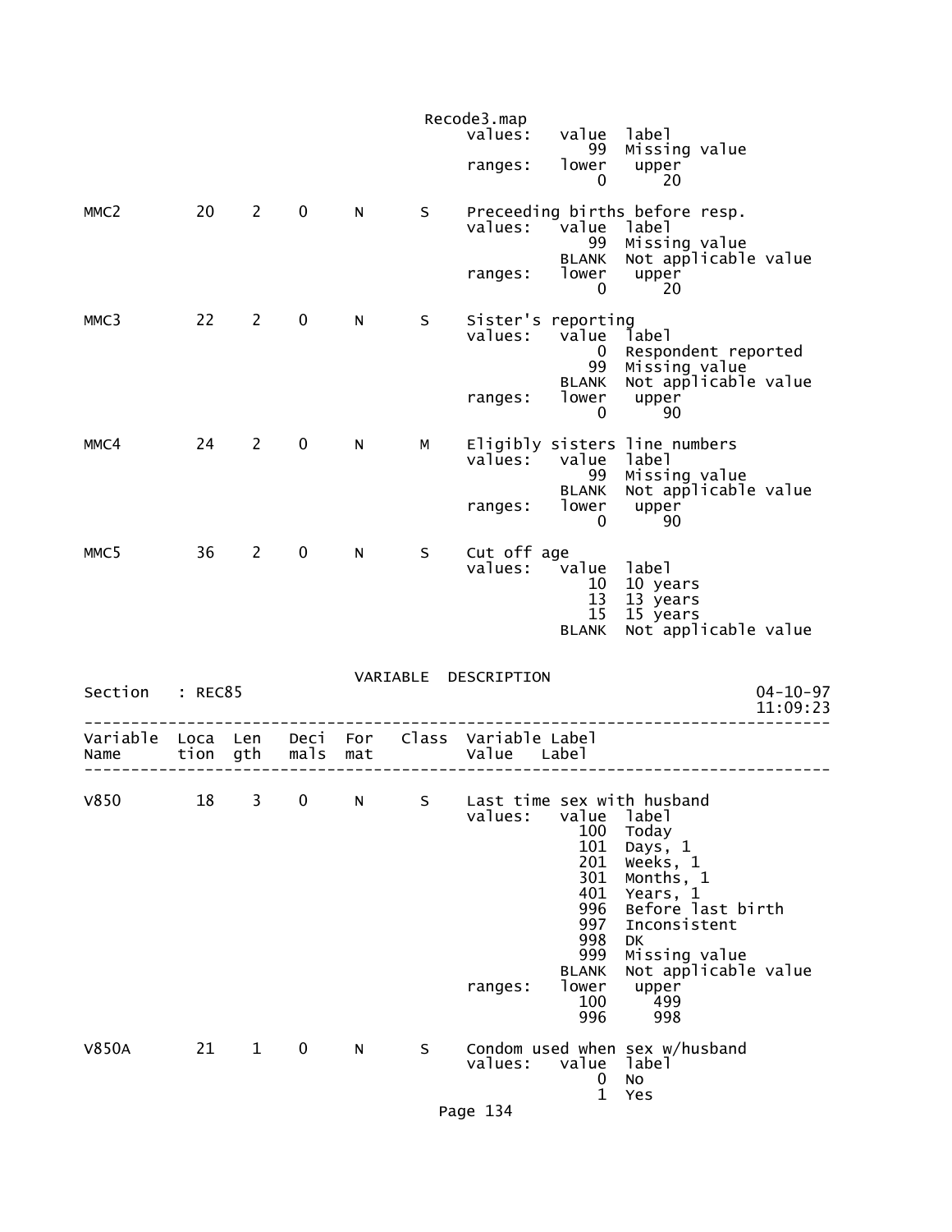```
                                                Recode3.map
                                                values:   value  label
                                                             99  Missing value
                                                ranges:   lower   upper
                                                              0      20

MMC2          20    2    0     N      S     Preceeding births before resp.
                                                values:   value  label
                                                             99  Missing value
                                                          BLANK  Not applicable value
                                                ranges:   lower   upper
                                                              0      20

MMC3          22    2    0     N      S     Sister's reporting
                                                values:   value  label
                                                              0  Respondent reported
                                                             99  Missing value
                                                          BLANK  Not applicable value
                                                ranges:   lower   upper
                                                              0      90

MMC4          24    2    0     N      M     Eligibly sisters line numbers
                                                values:   value  label
                                                             99  Missing value
                                                          BLANK  Not applicable value
                                                ranges:   lower   upper
                                                              0      90

MMC5          36    2    0     N      S     Cut off age
                                                values:   value  label
                                                             10  10 years
                                                             13  13 years
                                                             15  15 years
                                                          BLANK  Not applicable value
```

VARIABLE DESCRIPTION

```
Section   : REC85                                                            04-10-97
                                                                             11:09:23
----------------------------------------------------------------------------------
Variable  Loca  Len   Deci  For   Class  Variable Label
Name      tion  gth   mals  mat          Value    Label
----------------------------------------------------------------------------------

V850          18    3    0     N      S     Last time sex with husband
                                                values:   value  label
                                                            100  Today
                                                            101  Days, 1
                                                            201  Weeks, 1
                                                            301  Months, 1
                                                            401  Years, 1
                                                            996  Before last birth
                                                            997  Inconsistent
                                                            998  DK
                                                            999  Missing value
                                                          BLANK  Not applicable value
                                                ranges:   lower   upper
                                                            100     499
                                                            996     998

V850A         21    1    0     N      S     Condom used when sex w/husband
                                                values:   value  label
                                                              0  No
                                                              1  Yes
```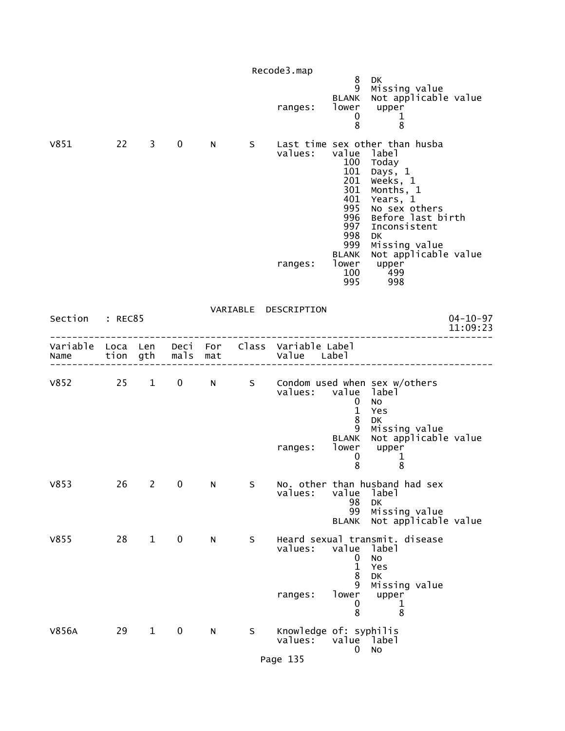```
                                                          8   DK
                                                          9   Missing value
                                                      BLANK   Not applicable value
                                          ranges:     lower    upper
                                                          0        1
                                                          8        8

V851         22    3    0     N      S    Last time sex other than husba
                                          values:     value   label
                                                        100   Today
                                                        101   Days, 1
                                                        201   Weeks, 1
                                                        301   Months, 1
                                                        401   Years, 1
                                                        995   No sex others
                                                        996   Before last birth
                                                        997   Inconsistent
                                                        998   DK
                                                        999   Missing value
                                                      BLANK   Not applicable value
                                          ranges:     lower    upper
                                                        100      499
                                                        995      998
```

VARIABLE DESCRIPTION

Section : REC85 — 04-10-97 11:09:23

```
--------------------------------------------------------------------------------
Variable  Loca  Len   Deci  For    Class  Variable Label
Name      tion  gth   mals  mat           Value    Label
--------------------------------------------------------------------------------

V852         25    1    0     N      S    Condom used when sex w/others
                                          values:     value   label
                                                          0   No
                                                          1   Yes
                                                          8   DK
                                                          9   Missing value
                                                      BLANK   Not applicable value
                                          ranges:     lower    upper
                                                          0        1
                                                          8        8

V853         26    2    0     N      S    No. other than husband had sex
                                          values:     value   label
                                                         98   DK
                                                         99   Missing value
                                                      BLANK   Not applicable value

V855         28    1    0     N      S    Heard sexual transmit. disease
                                          values:     value   label
                                                          0   No
                                                          1   Yes
                                                          8   DK
                                                          9   Missing value
                                          ranges:     lower    upper
                                                          0        1
                                                          8        8

V856A        29    1    0     N      S    Knowledge of: syphilis
                                          values:     value   label
                                                          0   No
```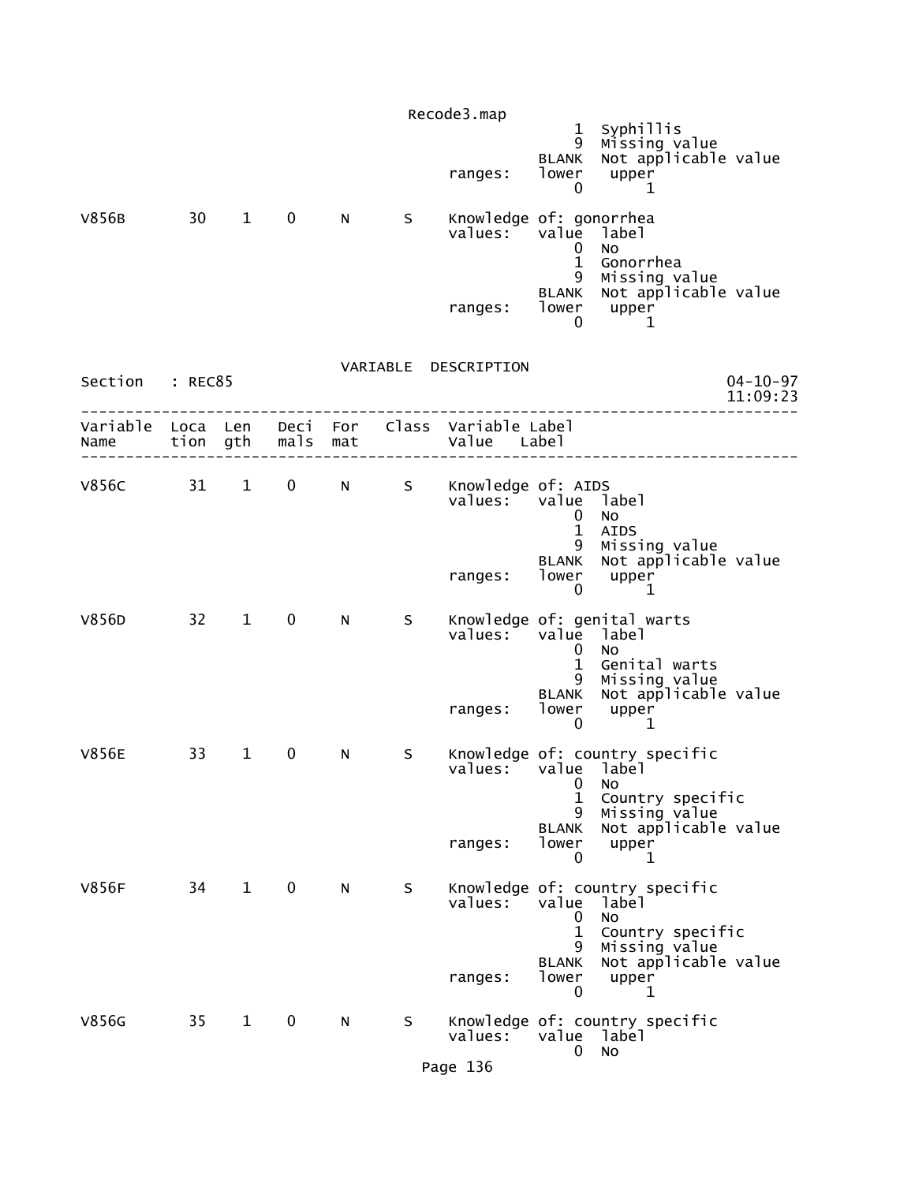```
                                                  1  Syphillis
                                                  9  Missing value
                                              BLANK  Not applicable value
                                   ranges:    lower   upper
                                                  0       1

V856B       30    1    0     N      S     Knowledge of: gonorrhea
                                          values:   value  label
                                                  0  No
                                                  1  Gonorrhea
                                                  9  Missing value
                                              BLANK  Not applicable value
                                   ranges:    lower   upper
                                                  0       1
```

VARIABLE DESCRIPTION

Section : REC85 — 04-10-97 11:09:23

```
--------------------------------------------------------------------------------
Variable  Loca  Len   Deci  For   Class  Variable Label
Name      tion  gth   mals  mat          Value    Label
--------------------------------------------------------------------------------

V856C       31    1    0     N      S     Knowledge of: AIDS
                                          values:   value  label
                                                  0  No
                                                  1  AIDS
                                                  9  Missing value
                                              BLANK  Not applicable value
                                   ranges:    lower   upper
                                                  0       1

V856D       32    1    0     N      S     Knowledge of: genital warts
                                          values:   value  label
                                                  0  No
                                                  1  Genital warts
                                                  9  Missing value
                                              BLANK  Not applicable value
                                   ranges:    lower   upper
                                                  0       1

V856E       33    1    0     N      S     Knowledge of: country specific
                                          values:   value  label
                                                  0  No
                                                  1  Country specific
                                                  9  Missing value
                                              BLANK  Not applicable value
                                   ranges:    lower   upper
                                                  0       1

V856F       34    1    0     N      S     Knowledge of: country specific
                                          values:   value  label
                                                  0  No
                                                  1  Country specific
                                                  9  Missing value
                                              BLANK  Not applicable value
                                   ranges:    lower   upper
                                                  0       1

V856G       35    1    0     N      S     Knowledge of: country specific
                                          values:   value  label
                                                  0  No
```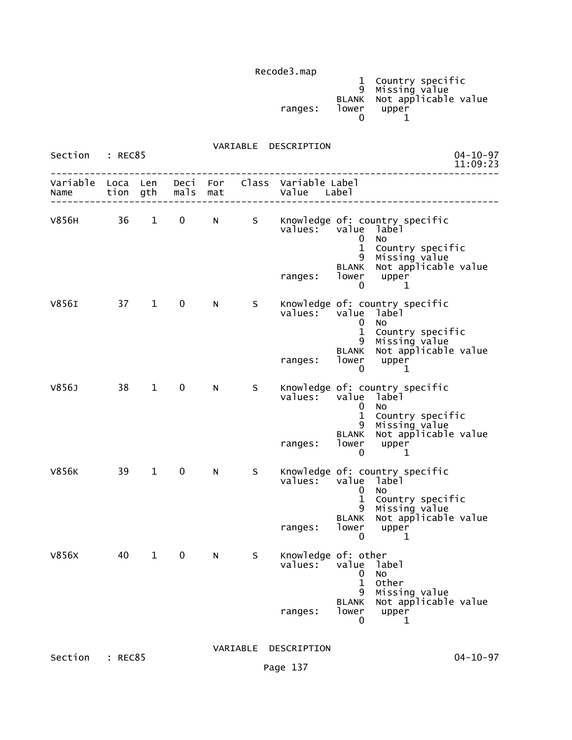```
                                                 1  Country specific
                                                 9  Missing value
                                             BLANK  Not applicable value
                                   ranges:   lower   upper
                                                 0       1
```

VARIABLE DESCRIPTION

Section : REC85

```
--------------------------------------------------------------------------------
Variable  Loca  Len   Deci  For   Class  Variable Label
Name      tion  gth   mals  mat          Value    Label
--------------------------------------------------------------------------------

V856H       36    1    0     N      S    Knowledge of: country specific
                                         values:   value  label
                                                       0  No
                                                       1  Country specific
                                                       9  Missing value
                                                   BLANK  Not applicable value
                                         ranges:   lower   upper
                                                       0       1

V856I       37    1    0     N      S    Knowledge of: country specific
                                         values:   value  label
                                                       0  No
                                                       1  Country specific
                                                       9  Missing value
                                                   BLANK  Not applicable value
                                         ranges:   lower   upper
                                                       0       1

V856J       38    1    0     N      S    Knowledge of: country specific
                                         values:   value  label
                                                       0  No
                                                       1  Country specific
                                                       9  Missing value
                                                   BLANK  Not applicable value
                                         ranges:   lower   upper
                                                       0       1

V856K       39    1    0     N      S    Knowledge of: country specific
                                         values:   value  label
                                                       0  No
                                                       1  Country specific
                                                       9  Missing value
                                                   BLANK  Not applicable value
                                         ranges:   lower   upper
                                                       0       1

V856X       40    1    0     N      S    Knowledge of: other
                                         values:   value  label
                                                       0  No
                                                       1  Other
                                                       9  Missing value
                                                   BLANK  Not applicable value
                                         ranges:   lower   upper
                                                       0       1
```

VARIABLE DESCRIPTION

Section : REC85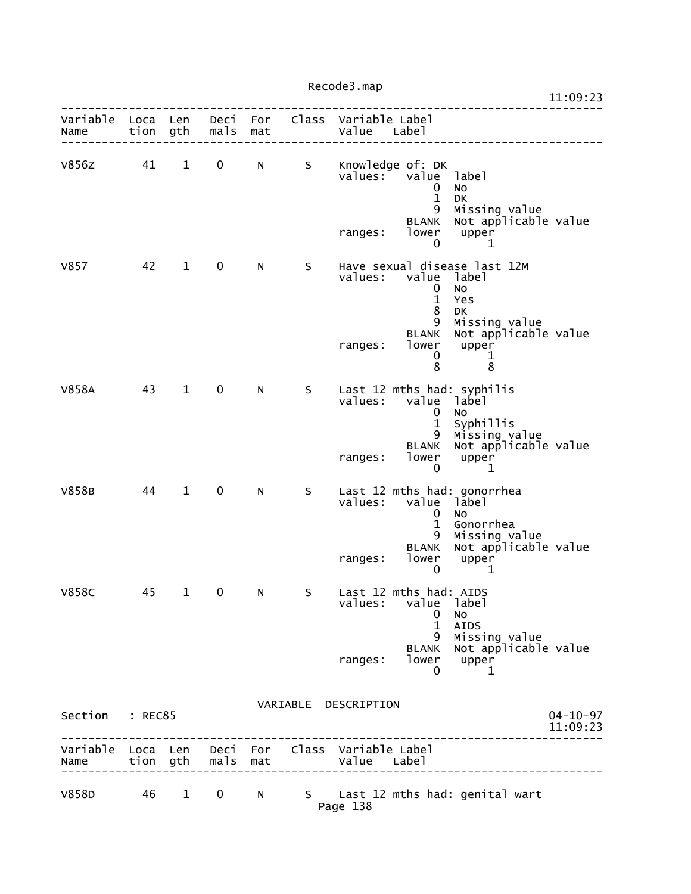| Variable Name | Location | Length | Decimals | Format | Class | Variable Label / Value Label |
|---|---|---|---|---|---|---|
| V856Z | 41 | 1 | 0 | N | S | Knowledge of: DK |

```
values:   value  label
              0  No
              1  DK
              9  Missing value
          BLANK  Not applicable value
ranges:   lower   upper
              0       1
```

| Variable Name | Location | Length | Decimals | Format | Class | Variable Label / Value Label |
|---|---|---|---|---|---|---|
| V857 | 42 | 1 | 0 | N | S | Have sexual disease last 12M |

```
values:   value  label
              0  No
              1  Yes
              8  DK
              9  Missing value
          BLANK  Not applicable value
ranges:   lower   upper
              0       1
              8       8
```

| Variable Name | Location | Length | Decimals | Format | Class | Variable Label / Value Label |
|---|---|---|---|---|---|---|
| V858A | 43 | 1 | 0 | N | S | Last 12 mths had: syphilis |

```
values:   value  label
              0  No
              1  Syphillis
              9  Missing value
          BLANK  Not applicable value
ranges:   lower   upper
              0       1
```

| Variable Name | Location | Length | Decimals | Format | Class | Variable Label / Value Label |
|---|---|---|---|---|---|---|
| V858B | 44 | 1 | 0 | N | S | Last 12 mths had: gonorrhea |

```
values:   value  label
              0  No
              1  Gonorrhea
              9  Missing value
          BLANK  Not applicable value
ranges:   lower   upper
              0       1
```

| Variable Name | Location | Length | Decimals | Format | Class | Variable Label / Value Label |
|---|---|---|---|---|---|---|
| V858C | 45 | 1 | 0 | N | S | Last 12 mths had: AIDS |

```
values:   value  label
              0  No
              1  AIDS
              9  Missing value
          BLANK  Not applicable value
ranges:   lower   upper
              0       1
```

VARIABLE DESCRIPTION

Section : REC85

| Variable Name | Location | Length | Decimals | Format | Class | Variable Label / Value Label |
|---|---|---|---|---|---|---|
| V858D | 46 | 1 | 0 | N | S | Last 12 mths had: genital wart |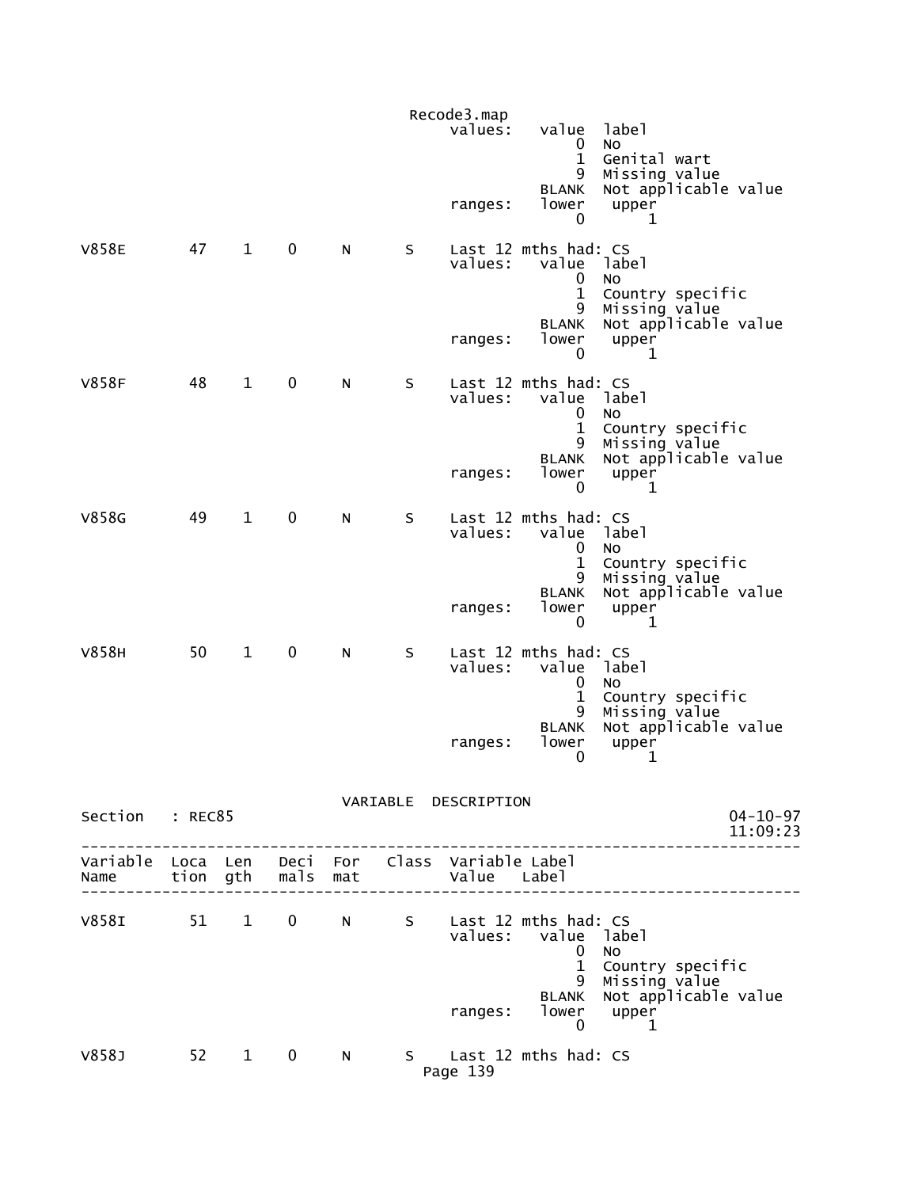Recode3.map

```
                                        values:   value  label
                                                      0  No
                                                      1  Genital wart
                                                      9  Missing value
                                                  BLANK  Not applicable value
                                        ranges:   lower   upper
                                                      0       1

V858E       47    1    0     N      S    Last 12 mths had: CS
                                        values:   value  label
                                                      0  No
                                                      1  Country specific
                                                      9  Missing value
                                                  BLANK  Not applicable value
                                        ranges:   lower   upper
                                                      0       1

V858F       48    1    0     N      S    Last 12 mths had: CS
                                        values:   value  label
                                                      0  No
                                                      1  Country specific
                                                      9  Missing value
                                                  BLANK  Not applicable value
                                        ranges:   lower   upper
                                                      0       1

V858G       49    1    0     N      S    Last 12 mths had: CS
                                        values:   value  label
                                                      0  No
                                                      1  Country specific
                                                      9  Missing value
                                                  BLANK  Not applicable value
                                        ranges:   lower   upper
                                                      0       1

V858H       50    1    0     N      S    Last 12 mths had: CS
                                        values:   value  label
                                                      0  No
                                                      1  Country specific
                                                      9  Missing value
                                                  BLANK  Not applicable value
                                        ranges:   lower   upper
                                                      0       1
```

VARIABLE DESCRIPTION

Section : REC85 — 04-10-97 11:09:23

```
--------------------------------------------------------------------------------
Variable  Loca  Len   Deci  For   Class  Variable Label
Name      tion  gth   mals  mat          Value   Label
--------------------------------------------------------------------------------

V858I       51    1    0     N      S    Last 12 mths had: CS
                                        values:   value  label
                                                      0  No
                                                      1  Country specific
                                                      9  Missing value
                                                  BLANK  Not applicable value
                                        ranges:   lower   upper
                                                      0       1

V858J       52    1    0     N      S    Last 12 mths had: CS
```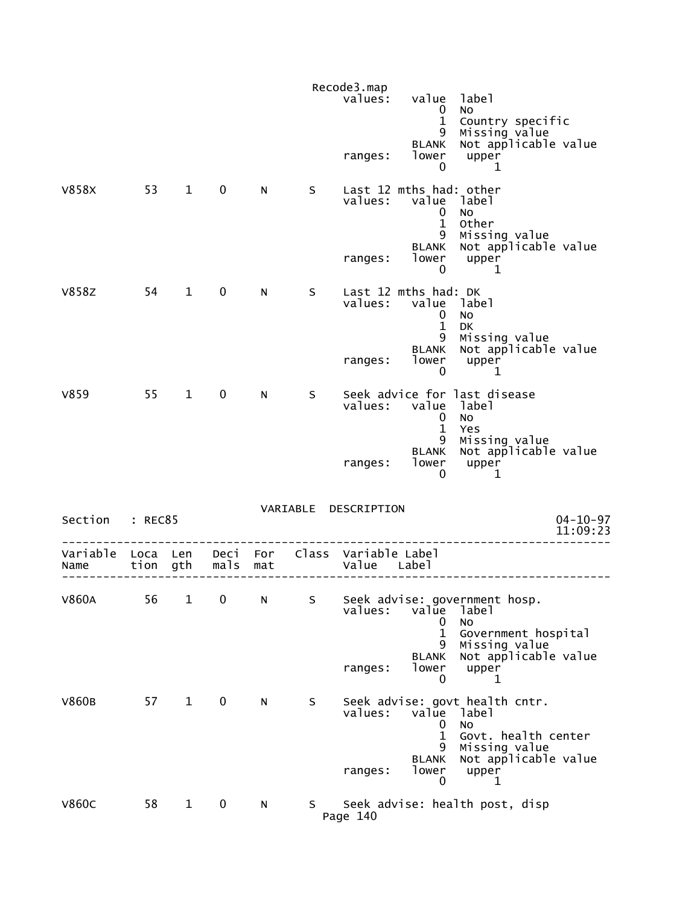Recode3.map

```
                                           values:   value  label
                                                         0  No
                                                         1  Country specific
                                                         9  Missing value
                                                     BLANK  Not applicable value
                                           ranges:   lower   upper
                                                         0       1

V858X         53    1    0    N     S    Last 12 mths had: other
                                           values:   value  label
                                                         0  No
                                                         1  Other
                                                         9  Missing value
                                                     BLANK  Not applicable value
                                           ranges:   lower   upper
                                                         0       1

V858Z         54    1    0    N     S    Last 12 mths had: DK
                                           values:   value  label
                                                         0  No
                                                         1  DK
                                                         9  Missing value
                                                     BLANK  Not applicable value
                                           ranges:   lower   upper
                                                         0       1

V859          55    1    0    N     S    Seek advice for last disease
                                           values:   value  label
                                                         0  No
                                                         1  Yes
                                                         9  Missing value
                                                     BLANK  Not applicable value
                                           ranges:   lower   upper
                                                         0       1
```

VARIABLE DESCRIPTION

Section : REC85 — 04-10-97 11:09:23

```
--------------------------------------------------------------------------------
Variable  Loca  Len   Deci  For   Class  Variable Label
Name      tion  gth   mals  mat          Value    Label
--------------------------------------------------------------------------------

V860A         56    1    0    N     S    Seek advise: government hosp.
                                           values:   value  label
                                                         0  No
                                                         1  Government hospital
                                                         9  Missing value
                                                     BLANK  Not applicable value
                                           ranges:   lower   upper
                                                         0       1

V860B         57    1    0    N     S    Seek advise: govt health cntr.
                                           values:   value  label
                                                         0  No
                                                         1  Govt. health center
                                                         9  Missing value
                                                     BLANK  Not applicable value
                                           ranges:   lower   upper
                                                         0       1

V860C         58    1    0    N     S    Seek advise: health post, disp
```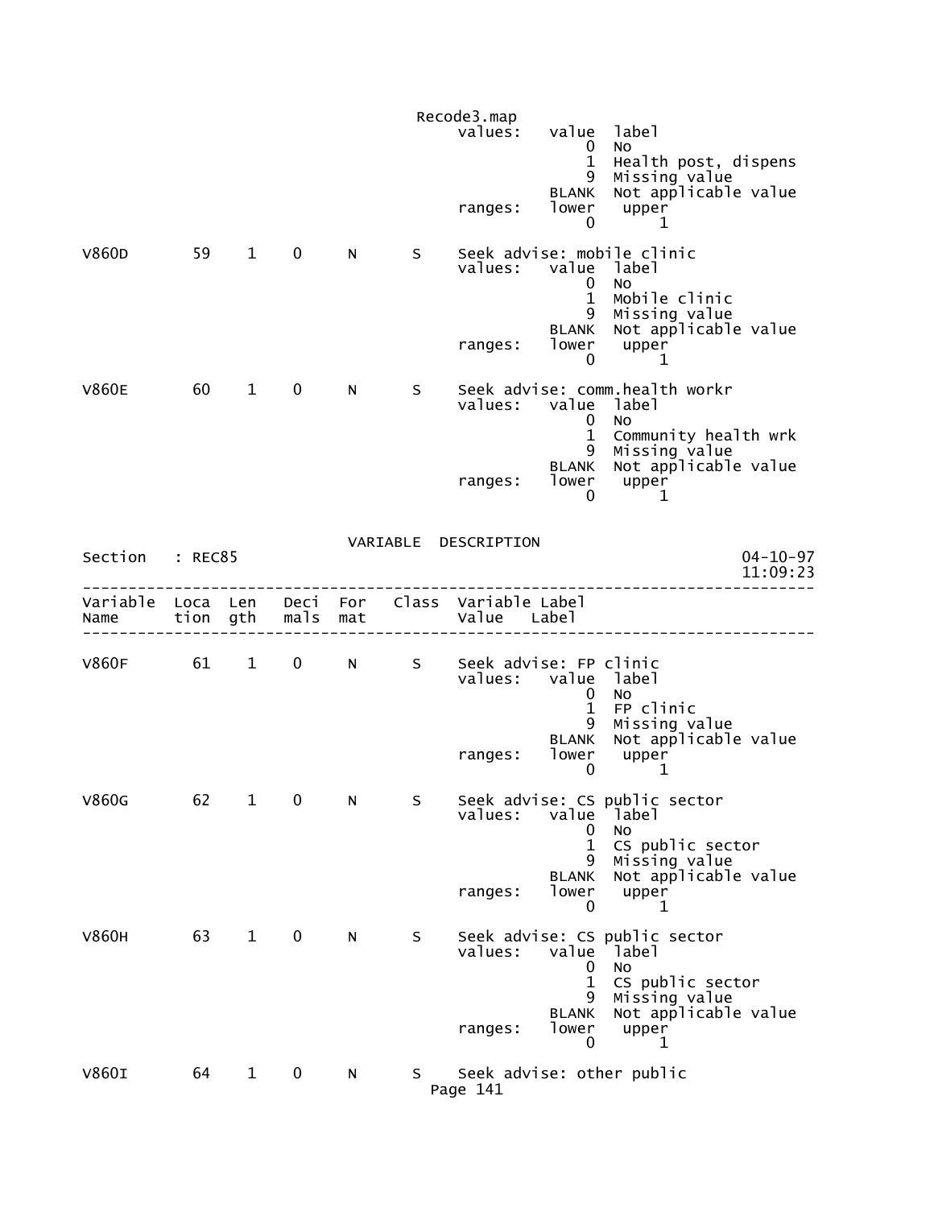```
                                   values:   value  label
                                                 0  No
                                                 1  Health post, dispens
                                                 9  Missing value
                                             BLANK  Not applicable value
                                   ranges:   lower   upper
                                                 0       1

V860D       59    1    0    N      S    Seek advise: mobile clinic
                                   values:   value  label
                                                 0  No
                                                 1  Mobile clinic
                                                 9  Missing value
                                             BLANK  Not applicable value
                                   ranges:   lower   upper
                                                 0       1

V860E       60    1    0    N      S    Seek advise: comm.health workr
                                   values:   value  label
                                                 0  No
                                                 1  Community health wrk
                                                 9  Missing value
                                             BLANK  Not applicable value
                                   ranges:   lower   upper
                                                 0       1
```

VARIABLE DESCRIPTION

Section : REC85 04-10-97 11:09:23

```
-------------------------------------------------------------------------------
Variable  Loca  Len   Deci  For   Class  Variable Label
Name      tion  gth   mals  mat          Value   Label
-------------------------------------------------------------------------------

V860F       61    1    0    N      S    Seek advise: FP clinic
                                   values:   value  label
                                                 0  No
                                                 1  FP clinic
                                                 9  Missing value
                                             BLANK  Not applicable value
                                   ranges:   lower   upper
                                                 0       1

V860G       62    1    0    N      S    Seek advise: CS public sector
                                   values:   value  label
                                                 0  No
                                                 1  CS public sector
                                                 9  Missing value
                                             BLANK  Not applicable value
                                   ranges:   lower   upper
                                                 0       1

V860H       63    1    0    N      S    Seek advise: CS public sector
                                   values:   value  label
                                                 0  No
                                                 1  CS public sector
                                                 9  Missing value
                                             BLANK  Not applicable value
                                   ranges:   lower   upper
                                                 0       1

V860I       64    1    0    N      S    Seek advise: other public
```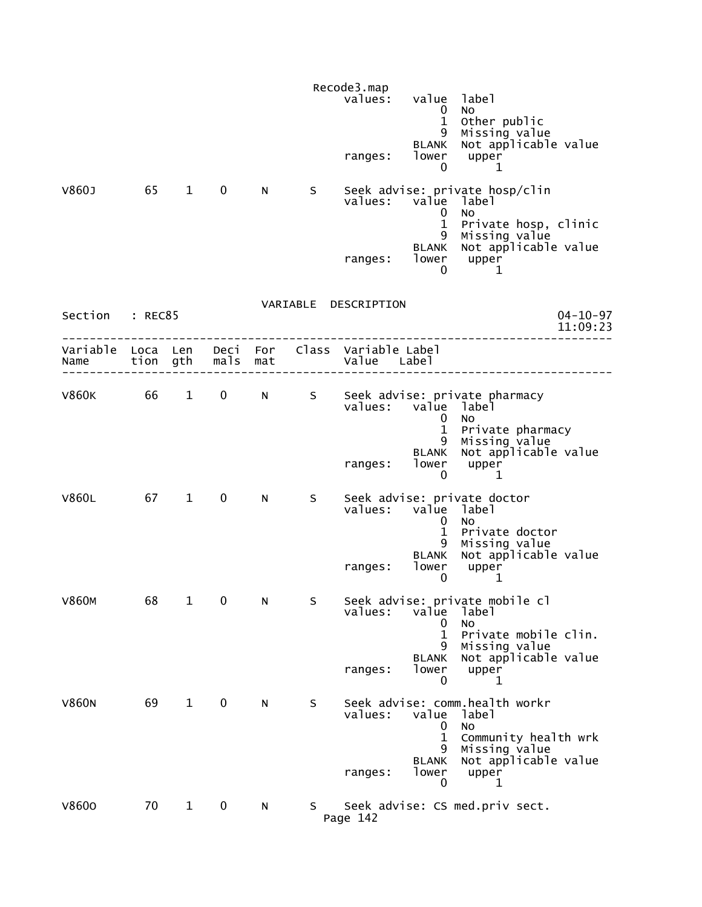```
                                                Recode3.map
                                                     values:   value  label
                                                                   0  No
                                                                   1  Other public
                                                                   9  Missing value
                                                               BLANK  Not applicable value
                                                     ranges:   lower   upper
                                                                   0       1

V860J         65    1    0     N      S    Seek advise: private hosp/clin
                                                     values:   value  label
                                                                   0  No
                                                                   1  Private hosp, clinic
                                                                   9  Missing value
                                                               BLANK  Not applicable value
                                                     ranges:   lower   upper
                                                                   0       1
```

VARIABLE DESCRIPTION

```
Section   : REC85                                                          04-10-97
                                                                           11:09:23
--------------------------------------------------------------------------------
Variable  Loca  Len   Deci  For   Class  Variable Label
Name      tion  gth   mals  mat          Value    Label
--------------------------------------------------------------------------------

V860K         66    1    0     N      S    Seek advise: private pharmacy
                                                     values:   value  label
                                                                   0  No
                                                                   1  Private pharmacy
                                                                   9  Missing value
                                                               BLANK  Not applicable value
                                                     ranges:   lower   upper
                                                                   0       1

V860L         67    1    0     N      S    Seek advise: private doctor
                                                     values:   value  label
                                                                   0  No
                                                                   1  Private doctor
                                                                   9  Missing value
                                                               BLANK  Not applicable value
                                                     ranges:   lower   upper
                                                                   0       1

V860M         68    1    0     N      S    Seek advise: private mobile cl
                                                     values:   value  label
                                                                   0  No
                                                                   1  Private mobile clin.
                                                                   9  Missing value
                                                               BLANK  Not applicable value
                                                     ranges:   lower   upper
                                                                   0       1

V860N         69    1    0     N      S    Seek advise: comm.health workr
                                                     values:   value  label
                                                                   0  No
                                                                   1  Community health wrk
                                                                   9  Missing value
                                                               BLANK  Not applicable value
                                                     ranges:   lower   upper
                                                                   0       1

V860O         70    1    0     N      S    Seek advise: CS med.priv sect.
```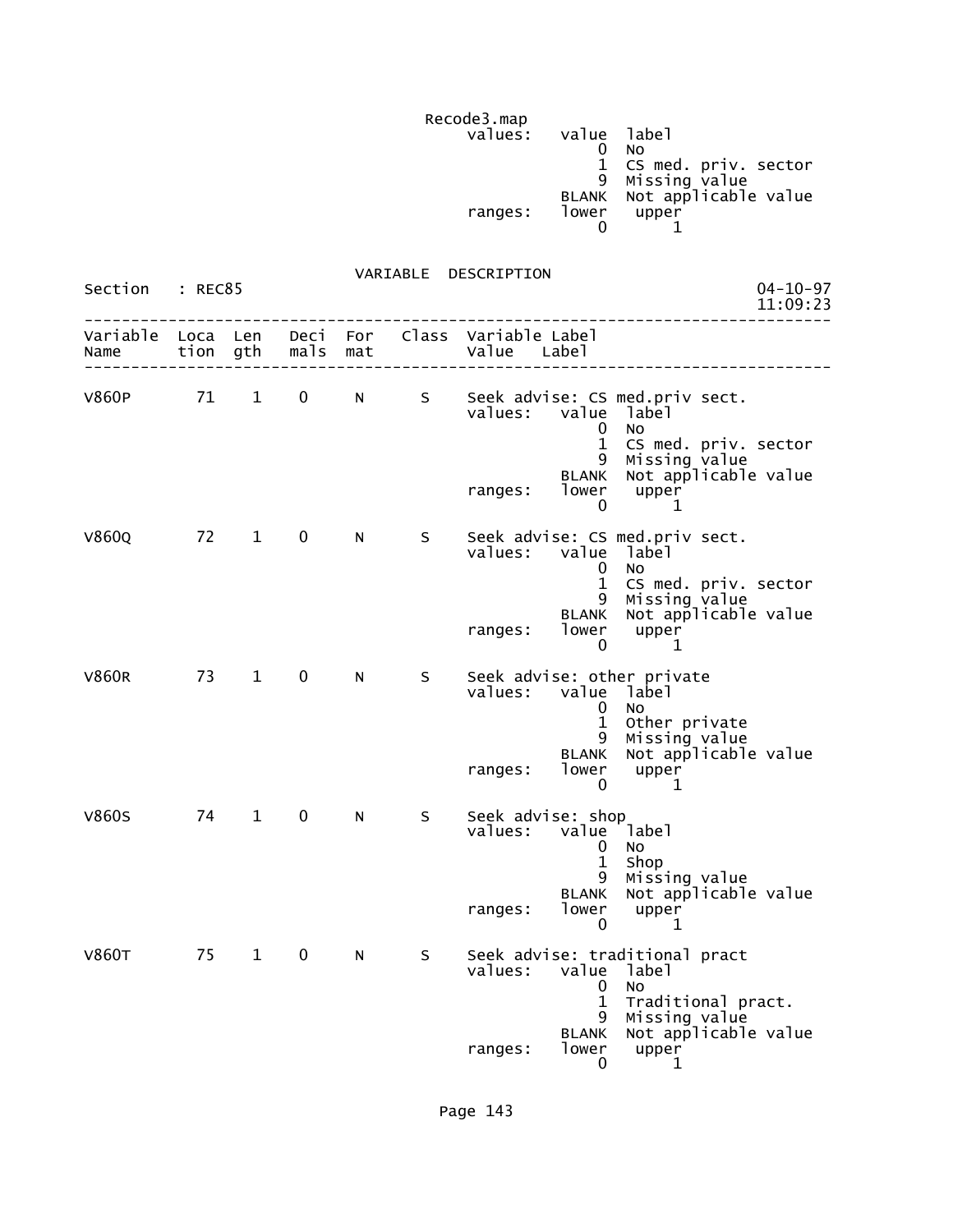```
                                             Recode3.map
                                                 values:   value  label
                                                               0  No
                                                               1  CS med. priv. sector
                                                               9  Missing value
                                                           BLANK  Not applicable value
                                                 ranges:   lower   upper
                                                               0       1
```

VARIABLE DESCRIPTION

```
Section   : REC85                                                           04-10-97
                                                                            11:09:23
--------------------------------------------------------------------------------
Variable  Loca  Len   Deci  For   Class  Variable Label
Name      tion  gth   mals  mat          Value   Label
--------------------------------------------------------------------------------

V860P       71    1    0     N      S    Seek advise: CS med.priv sect.
                                         values:   value  label
                                                       0  No
                                                       1  CS med. priv. sector
                                                       9  Missing value
                                                   BLANK  Not applicable value
                                         ranges:   lower   upper
                                                       0       1

V860Q       72    1    0     N      S    Seek advise: CS med.priv sect.
                                         values:   value  label
                                                       0  No
                                                       1  CS med. priv. sector
                                                       9  Missing value
                                                   BLANK  Not applicable value
                                         ranges:   lower   upper
                                                       0       1

V860R       73    1    0     N      S    Seek advise: other private
                                         values:   value  label
                                                       0  No
                                                       1  Other private
                                                       9  Missing value
                                                   BLANK  Not applicable value
                                         ranges:   lower   upper
                                                       0       1

V860S       74    1    0     N      S    Seek advise: shop
                                         values:   value  label
                                                       0  No
                                                       1  Shop
                                                       9  Missing value
                                                   BLANK  Not applicable value
                                         ranges:   lower   upper
                                                       0       1

V860T       75    1    0     N      S    Seek advise: traditional pract
                                         values:   value  label
                                                       0  No
                                                       1  Traditional pract.
                                                       9  Missing value
                                                   BLANK  Not applicable value
                                         ranges:   lower   upper
                                                       0       1
```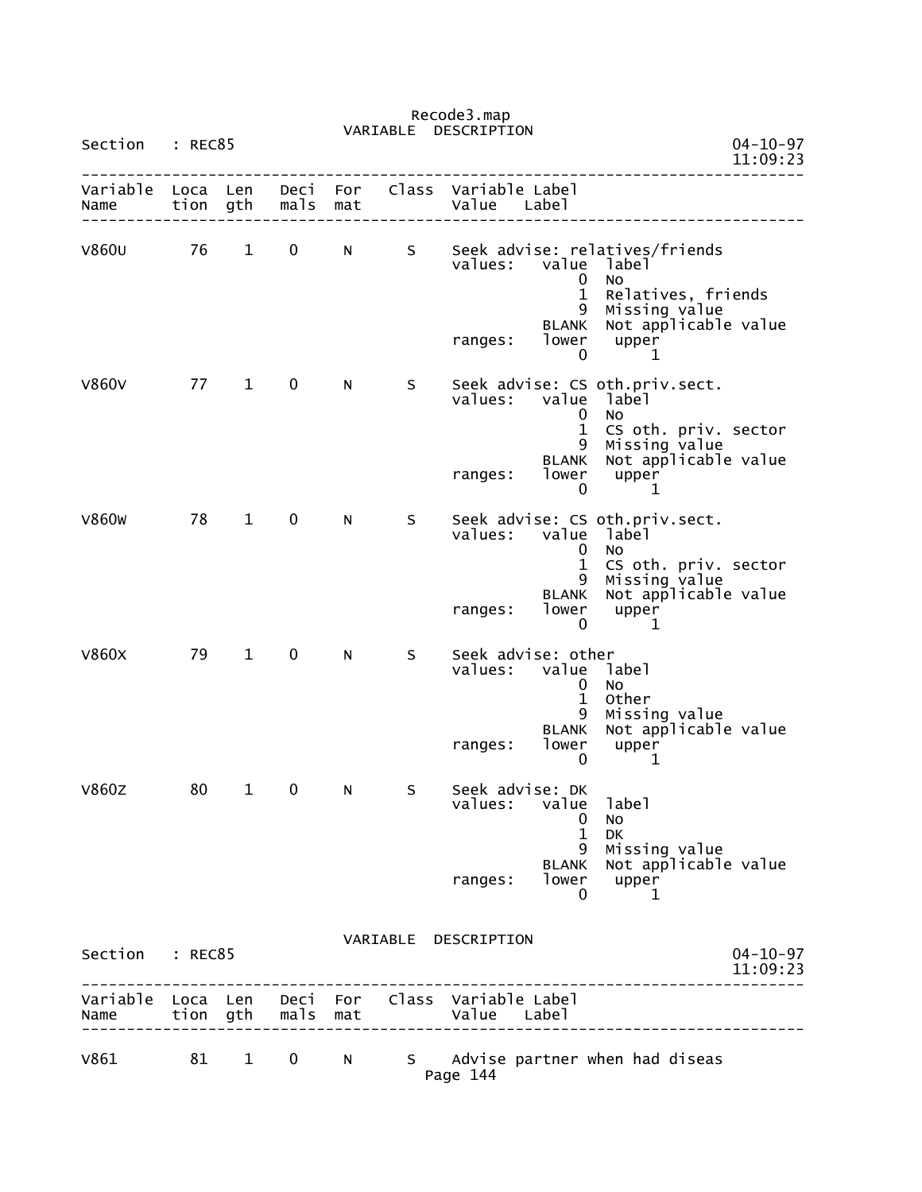Recode3.map
VARIABLE DESCRIPTION

Section : REC85 04-10-97 11:09:23

| Variable Name | Location | Length | Decimals | Format | Class | Variable Label / Value Label |
|---|---|---|---|---|---|---|
| V860U | 76 | 1 | 0 | N | S | Seek advise: relatives/friends |

```
values:   value  label
              0  No
              1  Relatives, friends
              9  Missing value
          BLANK  Not applicable value
ranges:   lower   upper
              0       1
```

| Variable Name | Location | Length | Decimals | Format | Class | Variable Label / Value Label |
|---|---|---|---|---|---|---|
| V860V | 77 | 1 | 0 | N | S | Seek advise: CS oth.priv.sect. |

```
values:   value  label
              0  No
              1  CS oth. priv. sector
              9  Missing value
          BLANK  Not applicable value
ranges:   lower   upper
              0       1
```

| Variable Name | Location | Length | Decimals | Format | Class | Variable Label / Value Label |
|---|---|---|---|---|---|---|
| V860W | 78 | 1 | 0 | N | S | Seek advise: CS oth.priv.sect. |

```
values:   value  label
              0  No
              1  CS oth. priv. sector
              9  Missing value
          BLANK  Not applicable value
ranges:   lower   upper
              0       1
```

| Variable Name | Location | Length | Decimals | Format | Class | Variable Label / Value Label |
|---|---|---|---|---|---|---|
| V860X | 79 | 1 | 0 | N | S | Seek advise: other |

```
values:   value  label
              0  No
              1  Other
              9  Missing value
          BLANK  Not applicable value
ranges:   lower   upper
              0       1
```

| Variable Name | Location | Length | Decimals | Format | Class | Variable Label / Value Label |
|---|---|---|---|---|---|---|
| V860Z | 80 | 1 | 0 | N | S | Seek advise: DK |

```
values:   value  label
              0  No
              1  DK
              9  Missing value
          BLANK  Not applicable value
ranges:   lower   upper
              0       1
```

VARIABLE DESCRIPTION

Section : REC85 04-10-97 11:09:23

| Variable Name | Location | Length | Decimals | Format | Class | Variable Label / Value Label |
|---|---|---|---|---|---|---|
| V861 | 81 | 1 | 0 | N | S | Advise partner when had diseas |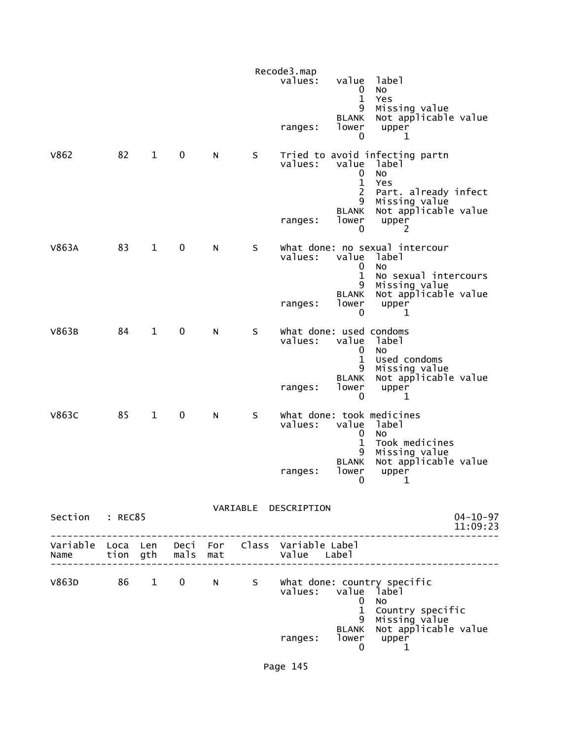```
                                                 values:   value  label
                                                               0  No
                                                               1  Yes
                                                               9  Missing value
                                                           BLANK  Not applicable value
                                                 ranges:   lower   upper
                                                               0       1

V862          82    1    0     N      S    Tried to avoid infecting partn
                                                 values:   value  label
                                                               0  No
                                                               1  Yes
                                                               2  Part. already infect
                                                               9  Missing value
                                                           BLANK  Not applicable value
                                                 ranges:   lower   upper
                                                               0       2

V863A         83    1    0     N      S    What done: no sexual intercour
                                                 values:   value  label
                                                               0  No
                                                               1  No sexual intercours
                                                               9  Missing value
                                                           BLANK  Not applicable value
                                                 ranges:   lower   upper
                                                               0       1

V863B         84    1    0     N      S    What done: used condoms
                                                 values:   value  label
                                                               0  No
                                                               1  Used condoms
                                                               9  Missing value
                                                           BLANK  Not applicable value
                                                 ranges:   lower   upper
                                                               0       1

V863C         85    1    0     N      S    What done: took medicines
                                                 values:   value  label
                                                               0  No
                                                               1  Took medicines
                                                               9  Missing value
                                                           BLANK  Not applicable value
                                                 ranges:   lower   upper
                                                               0       1
```

VARIABLE DESCRIPTION

Section : REC85  04-10-97 11:09:23

```
--------------------------------------------------------------------------------
Variable  Loca  Len   Deci  For   Class  Variable Label
Name      tion  gth   mals  mat          Value    Label
--------------------------------------------------------------------------------

V863D         86    1    0     N      S    What done: country specific
                                                 values:   value  label
                                                               0  No
                                                               1  Country specific
                                                               9  Missing value
                                                           BLANK  Not applicable value
                                                 ranges:   lower   upper
                                                               0       1
```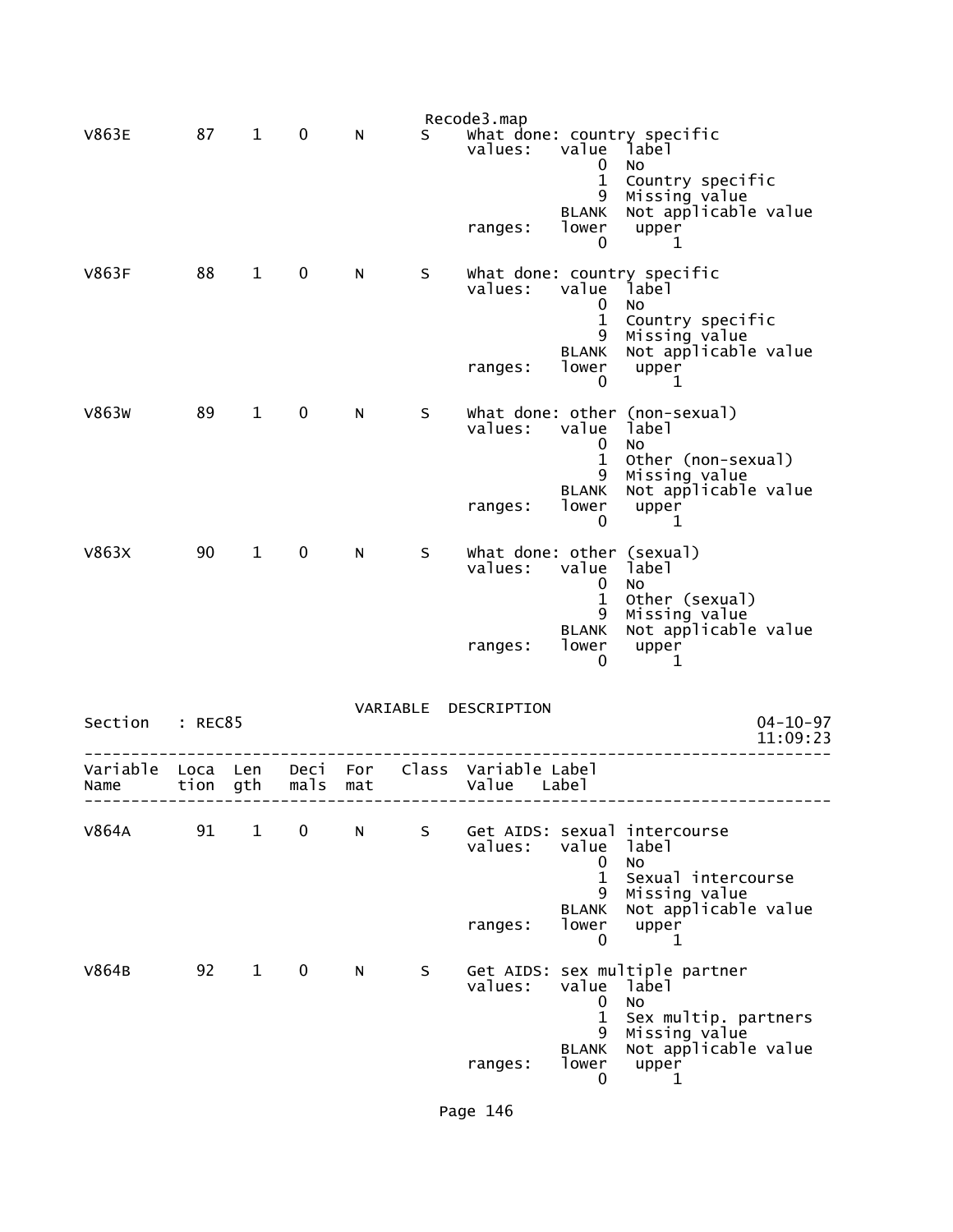| Variable Name | Location | Length | Decimals | Format | Class | Variable Label / Value Label |
|---|---|---|---|---|---|---|
| V863E | 87 | 1 | 0 | N | S | What done: country specific |

values:

| value | label |
|---|---|
| 0 | No |
| 1 | Country specific |
| 9 | Missing value |
| BLANK | Not applicable value |

ranges:

| lower | upper |
|---|---|
| 0 | 1 |

| Variable Name | Location | Length | Decimals | Format | Class | Variable Label / Value Label |
|---|---|---|---|---|---|---|
| V863F | 88 | 1 | 0 | N | S | What done: country specific |

values:

| value | label |
|---|---|
| 0 | No |
| 1 | Country specific |
| 9 | Missing value |
| BLANK | Not applicable value |

ranges:

| lower | upper |
|---|---|
| 0 | 1 |

| Variable Name | Location | Length | Decimals | Format | Class | Variable Label / Value Label |
|---|---|---|---|---|---|---|
| V863W | 89 | 1 | 0 | N | S | What done: other (non-sexual) |

values:

| value | label |
|---|---|
| 0 | No |
| 1 | Other (non-sexual) |
| 9 | Missing value |
| BLANK | Not applicable value |

ranges:

| lower | upper |
|---|---|
| 0 | 1 |

| Variable Name | Location | Length | Decimals | Format | Class | Variable Label / Value Label |
|---|---|---|---|---|---|---|
| V863X | 90 | 1 | 0 | N | S | What done: other (sexual) |

values:

| value | label |
|---|---|
| 0 | No |
| 1 | Other (sexual) |
| 9 | Missing value |
| BLANK | Not applicable value |

ranges:

| lower | upper |
|---|---|
| 0 | 1 |

## VARIABLE DESCRIPTION

Section : REC85

04-10-97 11:09:23

| Variable Name | Location | Length | Decimals | Format | Class | Variable Label / Value Label |
|---|---|---|---|---|---|---|
| V864A | 91 | 1 | 0 | N | S | Get AIDS: sexual intercourse |

values:

| value | label |
|---|---|
| 0 | No |
| 1 | Sexual intercourse |
| 9 | Missing value |
| BLANK | Not applicable value |

ranges:

| lower | upper |
|---|---|
| 0 | 1 |

| Variable Name | Location | Length | Decimals | Format | Class | Variable Label / Value Label |
|---|---|---|---|---|---|---|
| V864B | 92 | 1 | 0 | N | S | Get AIDS: sex multiple partner |

values:

| value | label |
|---|---|
| 0 | No |
| 1 | Sex multip. partners |
| 9 | Missing value |
| BLANK | Not applicable value |

ranges:

| lower | upper |
|---|---|
| 0 | 1 |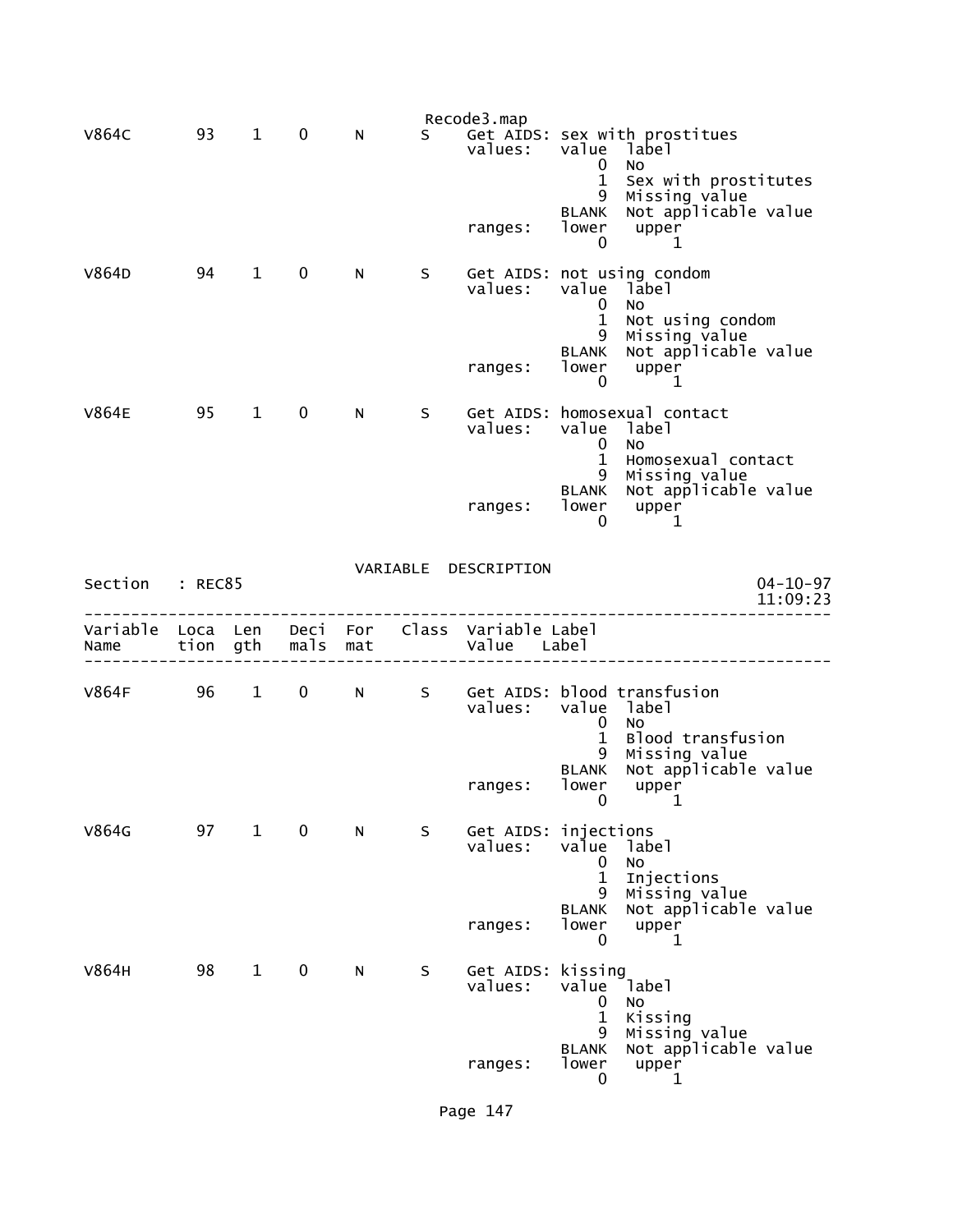Recode3.map

```
V864C        93    1    0      N      S    Get AIDS: sex with prostitues
                                           values:   value  label
                                                         0  No
                                                         1  Sex with prostitutes
                                                         9  Missing value
                                                     BLANK  Not applicable value
                                           ranges:   lower   upper
                                                         0       1

V864D        94    1    0      N      S    Get AIDS: not using condom
                                           values:   value  label
                                                         0  No
                                                         1  Not using condom
                                                         9  Missing value
                                                     BLANK  Not applicable value
                                           ranges:   lower   upper
                                                         0       1

V864E        95    1    0      N      S    Get AIDS: homosexual contact
                                           values:   value  label
                                                         0  No
                                                         1  Homosexual contact
                                                         9  Missing value
                                                     BLANK  Not applicable value
                                           ranges:   lower   upper
                                                         0       1
```

VARIABLE DESCRIPTION

Section : REC85 — 04-10-97 11:09:23

```
--------------------------------------------------------------------------------
Variable  Loca  Len   Deci  For    Class  Variable Label
Name      tion  gth   mals  mat           Value    Label
--------------------------------------------------------------------------------

V864F        96    1    0      N      S    Get AIDS: blood transfusion
                                           values:   value  label
                                                         0  No
                                                         1  Blood transfusion
                                                         9  Missing value
                                                     BLANK  Not applicable value
                                           ranges:   lower   upper
                                                         0       1

V864G        97    1    0      N      S    Get AIDS: injections
                                           values:   value  label
                                                         0  No
                                                         1  Injections
                                                         9  Missing value
                                                     BLANK  Not applicable value
                                           ranges:   lower   upper
                                                         0       1

V864H        98    1    0      N      S    Get AIDS: kissing
                                           values:   value  label
                                                         0  No
                                                         1  Kissing
                                                         9  Missing value
                                                     BLANK  Not applicable value
                                           ranges:   lower   upper
                                                         0       1
```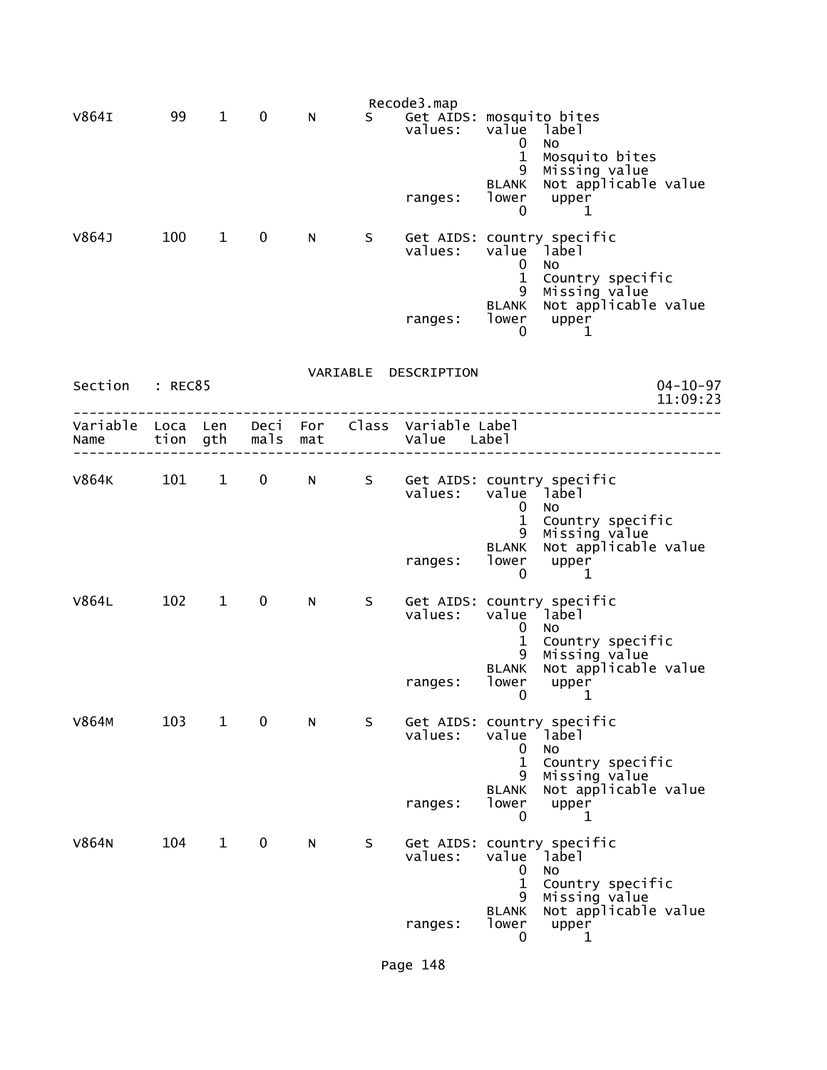Recode3.map

```
V864I       99    1    0     N       S     Get AIDS: mosquito bites
                                           values:   value  label
                                                         0  No
                                                         1  Mosquito bites
                                                         9  Missing value
                                                     BLANK  Not applicable value
                                           ranges:   lower   upper
                                                         0       1

V864J      100    1    0     N       S     Get AIDS: country specific
                                           values:   value  label
                                                         0  No
                                                         1  Country specific
                                                         9  Missing value
                                                     BLANK  Not applicable value
                                           ranges:   lower   upper
                                                         0       1
```

VARIABLE DESCRIPTION

Section : REC85 04-10-97 11:09:23

```
--------------------------------------------------------------------------------
Variable  Loca  Len   Deci  For   Class  Variable Label
Name      tion  gth   mals  mat          Value   Label
--------------------------------------------------------------------------------

V864K      101    1    0     N       S     Get AIDS: country specific
                                           values:   value  label
                                                         0  No
                                                         1  Country specific
                                                         9  Missing value
                                                     BLANK  Not applicable value
                                           ranges:   lower   upper
                                                         0       1

V864L      102    1    0     N       S     Get AIDS: country specific
                                           values:   value  label
                                                         0  No
                                                         1  Country specific
                                                         9  Missing value
                                                     BLANK  Not applicable value
                                           ranges:   lower   upper
                                                         0       1

V864M      103    1    0     N       S     Get AIDS: country specific
                                           values:   value  label
                                                         0  No
                                                         1  Country specific
                                                         9  Missing value
                                                     BLANK  Not applicable value
                                           ranges:   lower   upper
                                                         0       1

V864N      104    1    0     N       S     Get AIDS: country specific
                                           values:   value  label
                                                         0  No
                                                         1  Country specific
                                                         9  Missing value
                                                     BLANK  Not applicable value
                                           ranges:   lower   upper
                                                         0       1
```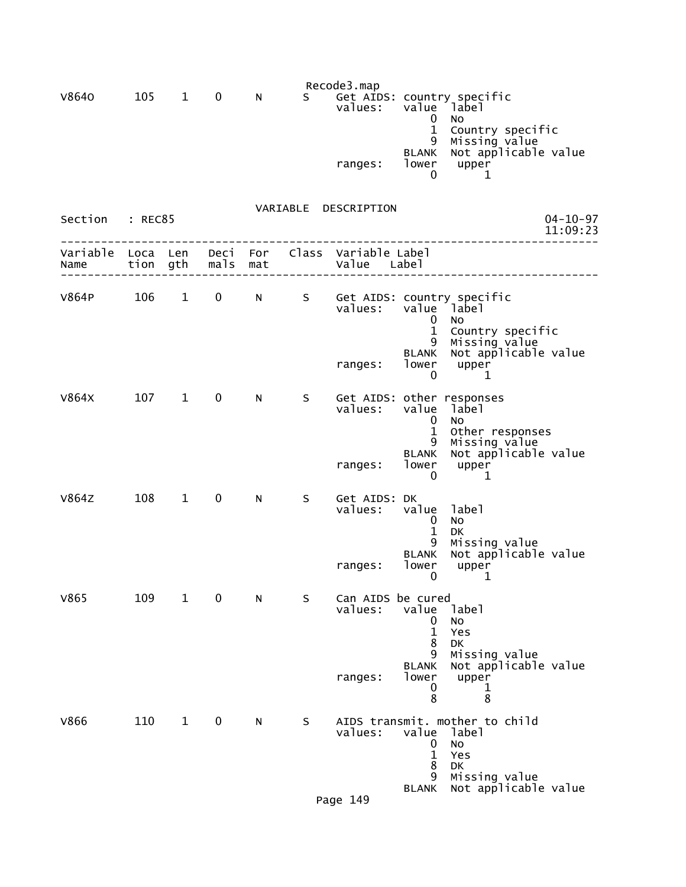| V864O | 105 | 1 | 0 | N | S | Get AIDS: country specific |
|---|---|---|---|---|---|---|

```
V864O      105    1    0     N      S     Get AIDS: country specific
                                          values:    value  label
                                                         0  No
                                                         1  Country specific
                                                         9  Missing value
                                                     BLANK  Not applicable value
                                          ranges:    lower   upper
                                                         0       1
```

VARIABLE DESCRIPTION

Section : REC85 04-10-97 11:09:23

```
Variable  Loca  Len   Deci  For   Class  Variable Label
Name      tion  gth   mals  mat          Value   Label

V864P      106    1    0     N      S     Get AIDS: country specific
                                          values:    value  label
                                                         0  No
                                                         1  Country specific
                                                         9  Missing value
                                                     BLANK  Not applicable value
                                          ranges:    lower   upper
                                                         0       1

V864X      107    1    0     N      S     Get AIDS: other responses
                                          values:    value  label
                                                         0  No
                                                         1  Other responses
                                                         9  Missing value
                                                     BLANK  Not applicable value
                                          ranges:    lower   upper
                                                         0       1

V864Z      108    1    0     N      S     Get AIDS: DK
                                          values:    value  label
                                                         0  No
                                                         1  DK
                                                         9  Missing value
                                                     BLANK  Not applicable value
                                          ranges:    lower   upper
                                                         0       1

V865       109    1    0     N      S     Can AIDS be cured
                                          values:    value  label
                                                         0  No
                                                         1  Yes
                                                         8  DK
                                                         9  Missing value
                                                     BLANK  Not applicable value
                                          ranges:    lower   upper
                                                         0       1
                                                         8       8

V866       110    1    0     N      S     AIDS transmit. mother to child
                                          values:    value  label
                                                         0  No
                                                         1  Yes
                                                         8  DK
                                                         9  Missing value
                                                     BLANK  Not applicable value
```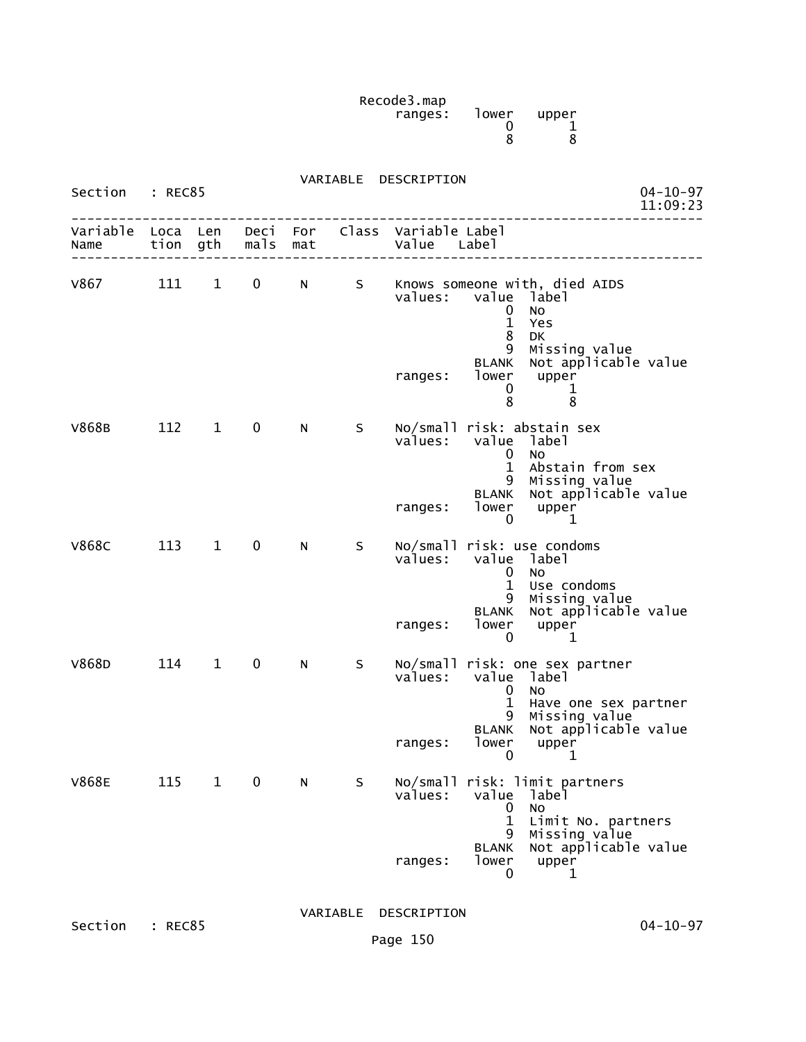Recode3.map

```
ranges:   lower   upper
              0       1
              8       8
```

VARIABLE DESCRIPTION

Section : REC85 04-10-97 11:09:23

```
-------------------------------------------------------------------------------
Variable  Loca  Len   Deci  For   Class  Variable Label
Name      tion  gth   mals  mat          Value    Label
-------------------------------------------------------------------------------

V867       111    1    0     N      S    Knows someone with, died AIDS
                                         values:   value  label
                                                       0  No
                                                       1  Yes
                                                       8  DK
                                                       9  Missing value
                                                   BLANK  Not applicable value
                                         ranges:   lower   upper
                                                       0       1
                                                       8       8

V868B      112    1    0     N      S    No/small risk: abstain sex
                                         values:   value  label
                                                       0  No
                                                       1  Abstain from sex
                                                       9  Missing value
                                                   BLANK  Not applicable value
                                         ranges:   lower   upper
                                                       0       1

V868C      113    1    0     N      S    No/small risk: use condoms
                                         values:   value  label
                                                       0  No
                                                       1  Use condoms
                                                       9  Missing value
                                                   BLANK  Not applicable value
                                         ranges:   lower   upper
                                                       0       1

V868D      114    1    0     N      S    No/small risk: one sex partner
                                         values:   value  label
                                                       0  No
                                                       1  Have one sex partner
                                                       9  Missing value
                                                   BLANK  Not applicable value
                                         ranges:   lower   upper
                                                       0       1

V868E      115    1    0     N      S    No/small risk: limit partners
                                         values:   value  label
                                                       0  No
                                                       1  Limit No. partners
                                                       9  Missing value
                                                   BLANK  Not applicable value
                                         ranges:   lower   upper
                                                       0       1
```

VARIABLE DESCRIPTION

Section : REC85 04-10-97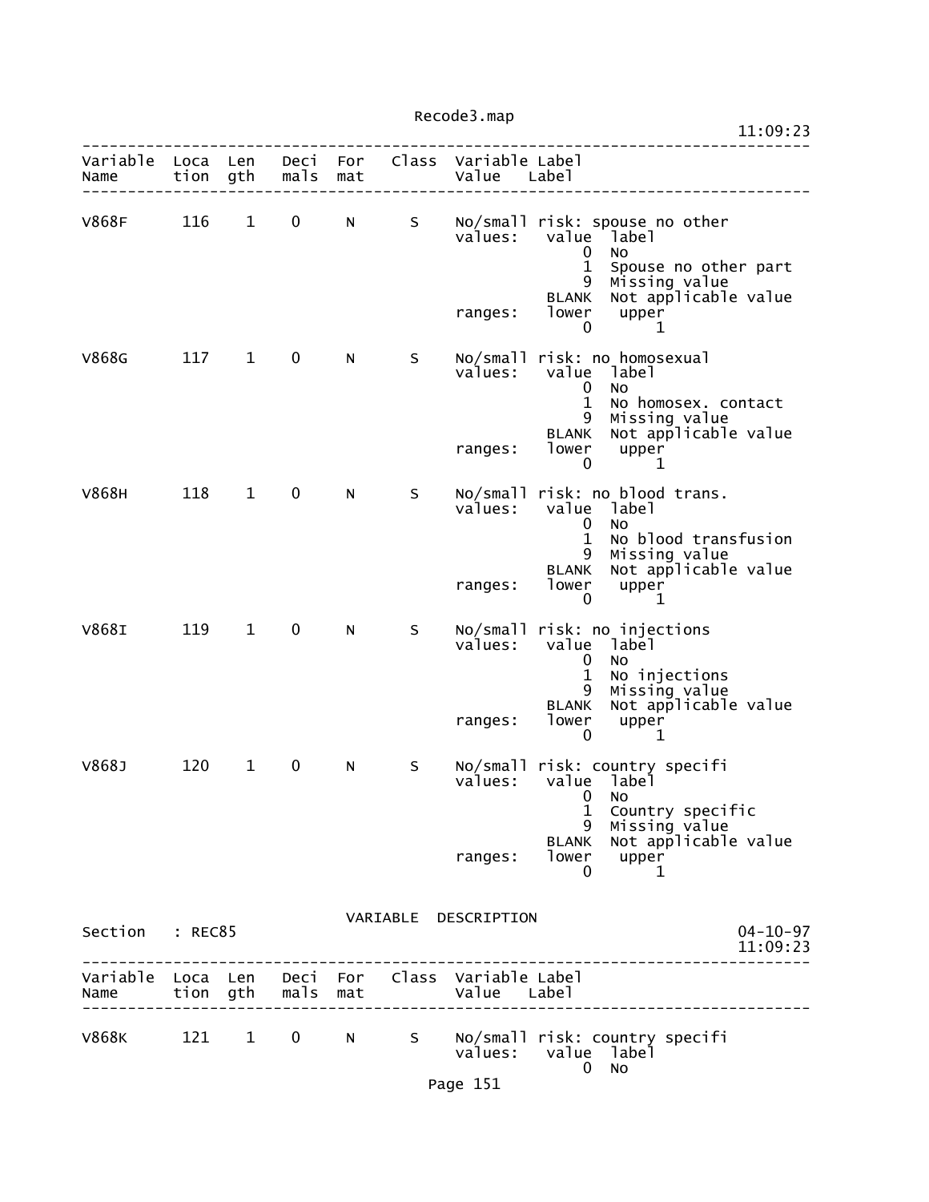| Variable Name | Location | Length | Decimals | Format | Class | Variable Label / Value Label |
|---|---|---|---|---|---|---|
| V868F | 116 | 1 | 0 | N | S | No/small risk: spouse no other |

values:

| value | label |
|---|---|
| 0 | No |
| 1 | Spouse no other part |
| 9 | Missing value |
| BLANK | Not applicable value |

ranges:

| lower | upper |
|---|---|
| 0 | 1 |

| Variable Name | Location | Length | Decimals | Format | Class | Variable Label / Value Label |
|---|---|---|---|---|---|---|
| V868G | 117 | 1 | 0 | N | S | No/small risk: no homosexual |

values:

| value | label |
|---|---|
| 0 | No |
| 1 | No homosex. contact |
| 9 | Missing value |
| BLANK | Not applicable value |

ranges:

| lower | upper |
|---|---|
| 0 | 1 |

| Variable Name | Location | Length | Decimals | Format | Class | Variable Label / Value Label |
|---|---|---|---|---|---|---|
| V868H | 118 | 1 | 0 | N | S | No/small risk: no blood trans. |

values:

| value | label |
|---|---|
| 0 | No |
| 1 | No blood transfusion |
| 9 | Missing value |
| BLANK | Not applicable value |

ranges:

| lower | upper |
|---|---|
| 0 | 1 |

| Variable Name | Location | Length | Decimals | Format | Class | Variable Label / Value Label |
|---|---|---|---|---|---|---|
| V868I | 119 | 1 | 0 | N | S | No/small risk: no injections |

values:

| value | label |
|---|---|
| 0 | No |
| 1 | No injections |
| 9 | Missing value |
| BLANK | Not applicable value |

ranges:

| lower | upper |
|---|---|
| 0 | 1 |

| Variable Name | Location | Length | Decimals | Format | Class | Variable Label / Value Label |
|---|---|---|---|---|---|---|
| V868J | 120 | 1 | 0 | N | S | No/small risk: country specifi |

values:

| value | label |
|---|---|
| 0 | No |
| 1 | Country specific |
| 9 | Missing value |
| BLANK | Not applicable value |

ranges:

| lower | upper |
|---|---|
| 0 | 1 |

## VARIABLE DESCRIPTION

Section : REC85 — 04-10-97 11:09:23

| Variable Name | Location | Length | Decimals | Format | Class | Variable Label / Value Label |
|---|---|---|---|---|---|---|
| V868K | 121 | 1 | 0 | N | S | No/small risk: country specifi |

values:

| value | label |
|---|---|
| 0 | No |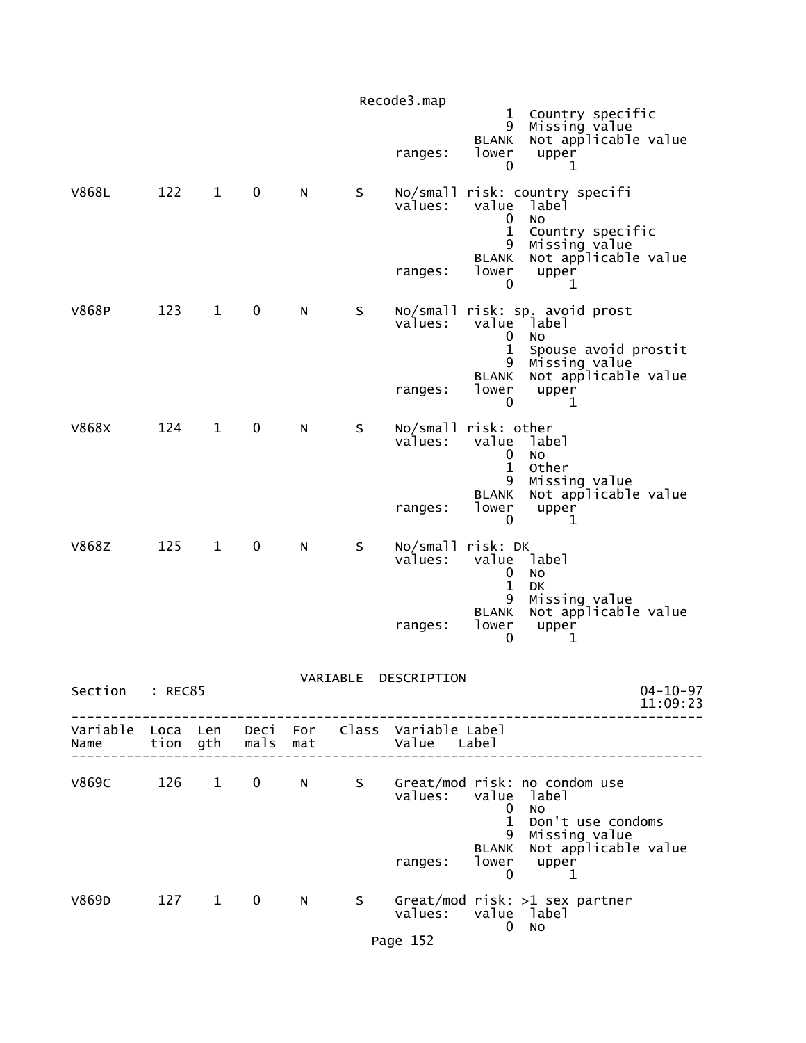```
                                                1  Country specific
                                                9  Missing value
                                            BLANK  Not applicable value
                                 ranges:    lower   upper
                                                0       1

V868L      122    1    0     N      S     No/small risk: country specifi
                                 values:    value  label
                                                0  No
                                                1  Country specific
                                                9  Missing value
                                            BLANK  Not applicable value
                                 ranges:    lower   upper
                                                0       1

V868P      123    1    0     N      S     No/small risk: sp. avoid prost
                                 values:    value  label
                                                0  No
                                                1  Spouse avoid prostit
                                                9  Missing value
                                            BLANK  Not applicable value
                                 ranges:    lower   upper
                                                0       1

V868X      124    1    0     N      S     No/small risk: other
                                 values:    value  label
                                                0  No
                                                1  Other
                                                9  Missing value
                                            BLANK  Not applicable value
                                 ranges:    lower   upper
                                                0       1

V868Z      125    1    0     N      S     No/small risk: DK
                                 values:    value  label
                                                0  No
                                                1  DK
                                                9  Missing value
                                            BLANK  Not applicable value
                                 ranges:    lower   upper
                                                0       1

                          VARIABLE  DESCRIPTION
Section   : REC85                                                     04-10-97
                                                                      11:09:23
------------------------------------------------------------------------------
Variable  Loca  Len   Deci  For   Class  Variable Label
Name      tion  gth   mals  mat          Value    Label
------------------------------------------------------------------------------

V869C      126    1    0     N      S     Great/mod risk: no condom use
                                 values:    value  label
                                                0  No
                                                1  Don't use condoms
                                                9  Missing value
                                            BLANK  Not applicable value
                                 ranges:    lower   upper
                                                0       1

V869D      127    1    0     N      S     Great/mod risk: >1 sex partner
                                 values:    value  label
                                                0  No
```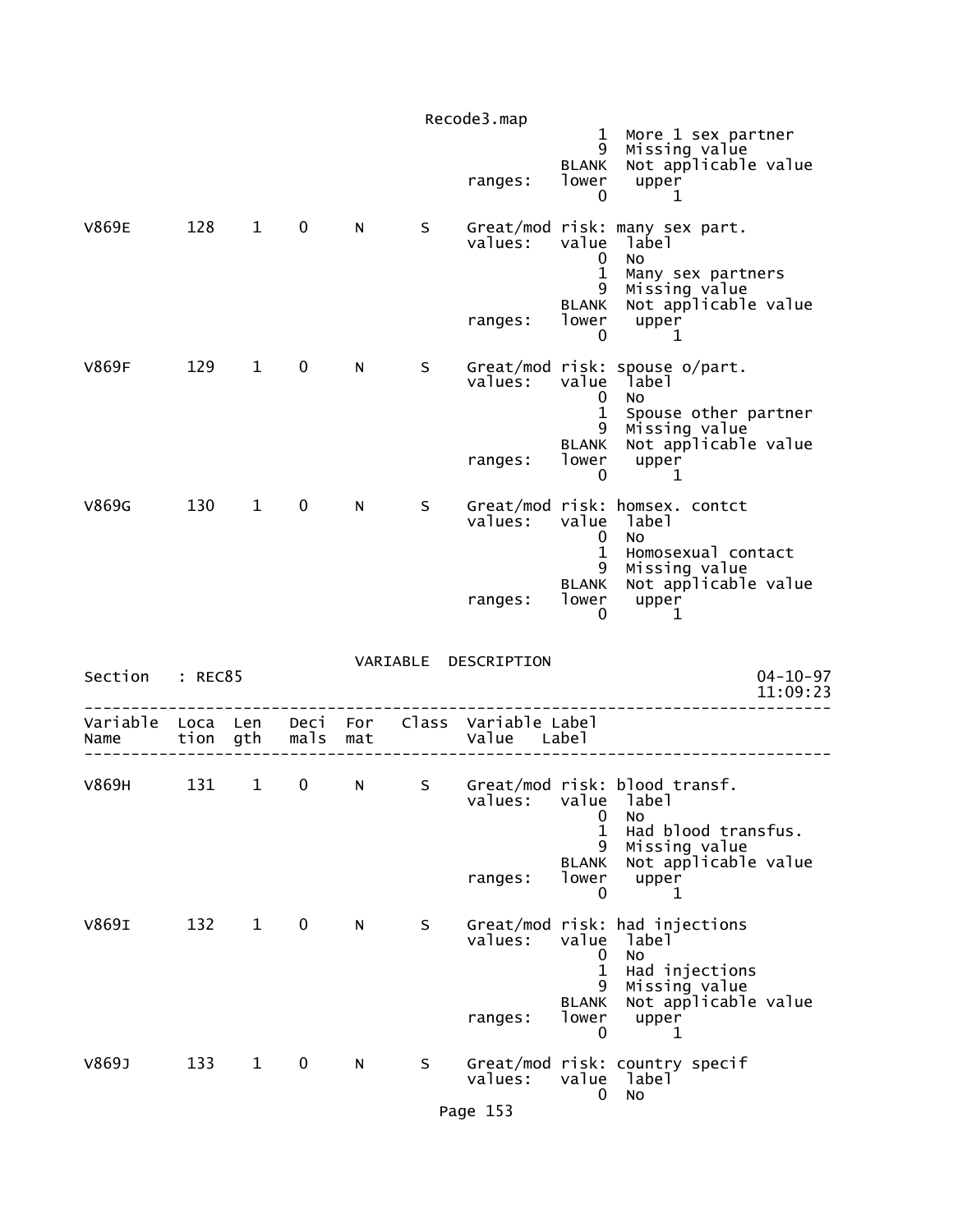```
                                                  1  More 1 sex partner
                                                  9  Missing value
                                              BLANK  Not applicable value
                                    ranges:   lower   upper
                                                  0       1

V869E       128    1    0     N      S     Great/mod risk: many sex part.
                                    values:   value  label
                                                  0  No
                                                  1  Many sex partners
                                                  9  Missing value
                                              BLANK  Not applicable value
                                    ranges:   lower   upper
                                                  0       1

V869F       129    1    0     N      S     Great/mod risk: spouse o/part.
                                    values:   value  label
                                                  0  No
                                                  1  Spouse other partner
                                                  9  Missing value
                                              BLANK  Not applicable value
                                    ranges:   lower   upper
                                                  0       1

V869G       130    1    0     N      S     Great/mod risk: homsex. contct
                                    values:   value  label
                                                  0  No
                                                  1  Homosexual contact
                                                  9  Missing value
                                              BLANK  Not applicable value
                                    ranges:   lower   upper
                                                  0       1

                              VARIABLE  DESCRIPTION
Section   : REC85                                                      04-10-97
                                                                       11:09:23
--------------------------------------------------------------------------------
Variable  Loca  Len   Deci  For   Class  Variable Label
Name      tion  gth   mals  mat          Value   Label
--------------------------------------------------------------------------------

V869H       131    1    0     N      S     Great/mod risk: blood transf.
                                    values:   value  label
                                                  0  No
                                                  1  Had blood transfus.
                                                  9  Missing value
                                              BLANK  Not applicable value
                                    ranges:   lower   upper
                                                  0       1

V869I       132    1    0     N      S     Great/mod risk: had injections
                                    values:   value  label
                                                  0  No
                                                  1  Had injections
                                                  9  Missing value
                                              BLANK  Not applicable value
                                    ranges:   lower   upper
                                                  0       1

V869J       133    1    0     N      S     Great/mod risk: country specif
                                    values:   value  label
                                                  0  No
```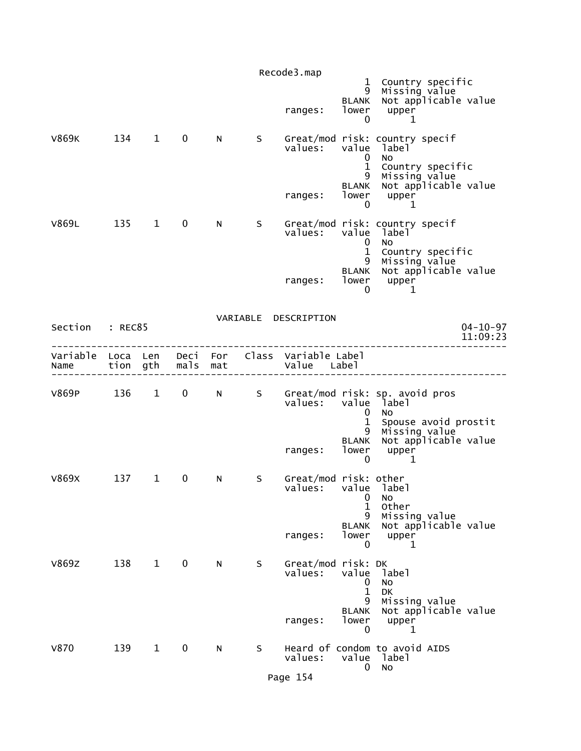```
                                                      1  Country specific
                                                      9  Missing value
                                                  BLANK  Not applicable value
                                        ranges:   lower   upper
                                                      0       1

V869K      134    1    0     N      S    Great/mod risk: country specif
                                        values:   value  label
                                                      0  No
                                                      1  Country specific
                                                      9  Missing value
                                                  BLANK  Not applicable value
                                        ranges:   lower   upper
                                                      0       1

V869L      135    1    0     N      S    Great/mod risk: country specif
                                        values:   value  label
                                                      0  No
                                                      1  Country specific
                                                      9  Missing value
                                                  BLANK  Not applicable value
                                        ranges:   lower   upper
                                                      0       1
```

VARIABLE DESCRIPTION

Section : REC85 — 04-10-97 11:09:23

```
--------------------------------------------------------------------------------
Variable  Loca  Len   Deci  For   Class  Variable Label
Name      tion  gth   mals  mat          Value    Label
--------------------------------------------------------------------------------

V869P      136    1    0     N      S    Great/mod risk: sp. avoid pros
                                        values:   value  label
                                                      0  No
                                                      1  Spouse avoid prostit
                                                      9  Missing value
                                                  BLANK  Not applicable value
                                        ranges:   lower   upper
                                                      0       1

V869X      137    1    0     N      S    Great/mod risk: other
                                        values:   value  label
                                                      0  No
                                                      1  Other
                                                      9  Missing value
                                                  BLANK  Not applicable value
                                        ranges:   lower   upper
                                                      0       1

V869Z      138    1    0     N      S    Great/mod risk: DK
                                        values:   value  label
                                                      0  No
                                                      1  DK
                                                      9  Missing value
                                                  BLANK  Not applicable value
                                        ranges:   lower   upper
                                                      0       1

V870       139    1    0     N      S    Heard of condom to avoid AIDS
                                        values:   value  label
                                                      0  No
```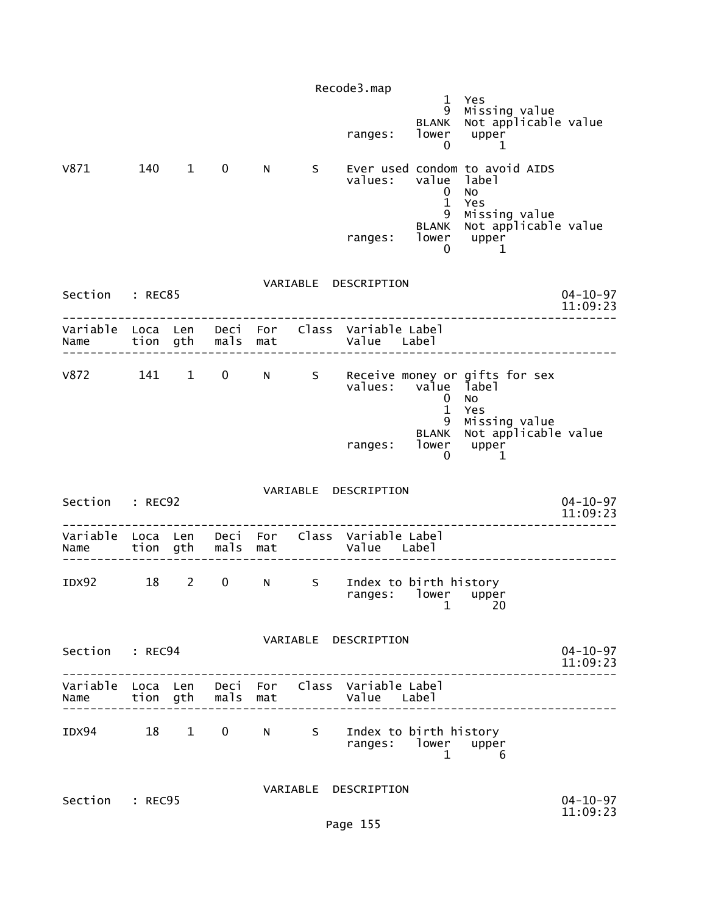```
                                              1  Yes
                                              9  Missing value
                                          BLANK  Not applicable value
                                 ranges:  lower   upper
                                              0       1

V871       140    1    0     N      S    Ever used condom to avoid AIDS
                                 values:   value  label
                                              0  No
                                              1  Yes
                                              9  Missing value
                                          BLANK  Not applicable value
                                 ranges:  lower   upper
                                              0       1
```

VARIABLE DESCRIPTION

```
Section   : REC85                                                          04-10-97
                                                                           11:09:23
-----------------------------------------------------------------------------------
Variable  Loca  Len   Deci  For   Class  Variable Label
Name      tion  gth   mals  mat          Value   Label
-----------------------------------------------------------------------------------

V872       141    1    0     N      S    Receive money or gifts for sex
                                 values:   value  label
                                              0  No
                                              1  Yes
                                              9  Missing value
                                          BLANK  Not applicable value
                                 ranges:  lower   upper
                                              0       1
```

VARIABLE DESCRIPTION

```
Section   : REC92                                                          04-10-97
                                                                           11:09:23
-----------------------------------------------------------------------------------
Variable  Loca  Len   Deci  For   Class  Variable Label
Name      tion  gth   mals  mat          Value   Label
-----------------------------------------------------------------------------------

IDX92       18    2    0     N      S    Index to birth history
                                 ranges:  lower   upper
                                              1      20
```

VARIABLE DESCRIPTION

```
Section   : REC94                                                          04-10-97
                                                                           11:09:23
-----------------------------------------------------------------------------------
Variable  Loca  Len   Deci  For   Class  Variable Label
Name      tion  gth   mals  mat          Value   Label
-----------------------------------------------------------------------------------

IDX94       18    1    0     N      S    Index to birth history
                                 ranges:  lower   upper
                                              1       6
```

VARIABLE DESCRIPTION

```
Section   : REC95                                                          04-10-97
                                                                           11:09:23
```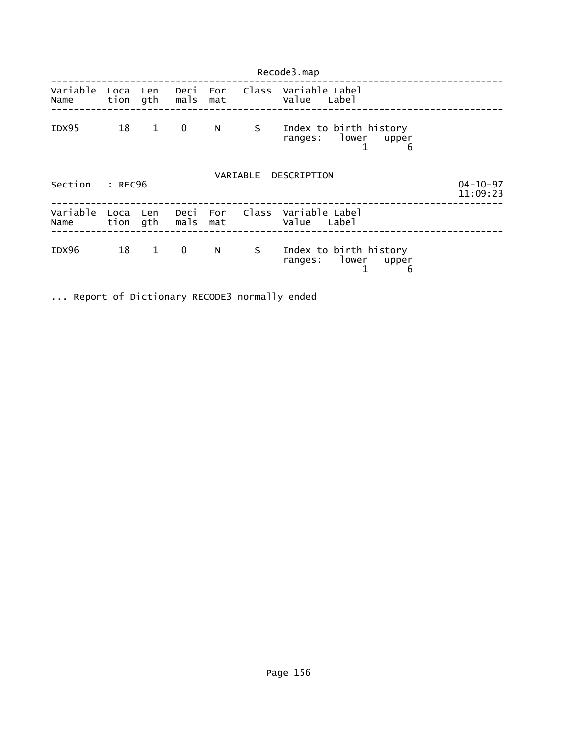Recode3.map

| Variable Name | Location | Length | Decimals | Format | Class | Variable Label / Value Label |
|---|---|---|---|---|---|---|
| IDX95 | 18 | 1 | 0 | N | S | Index to birth history |
| | | | | | | ranges: lower 1 upper 6 |

VARIABLE DESCRIPTION

Section : REC96

04-10-97
11:09:23

| Variable Name | Location | Length | Decimals | Format | Class | Variable Label / Value Label |
|---|---|---|---|---|---|---|
| IDX96 | 18 | 1 | 0 | N | S | Index to birth history |
| | | | | | | ranges: lower 1 upper 6 |

... Report of Dictionary RECODE3 normally ended